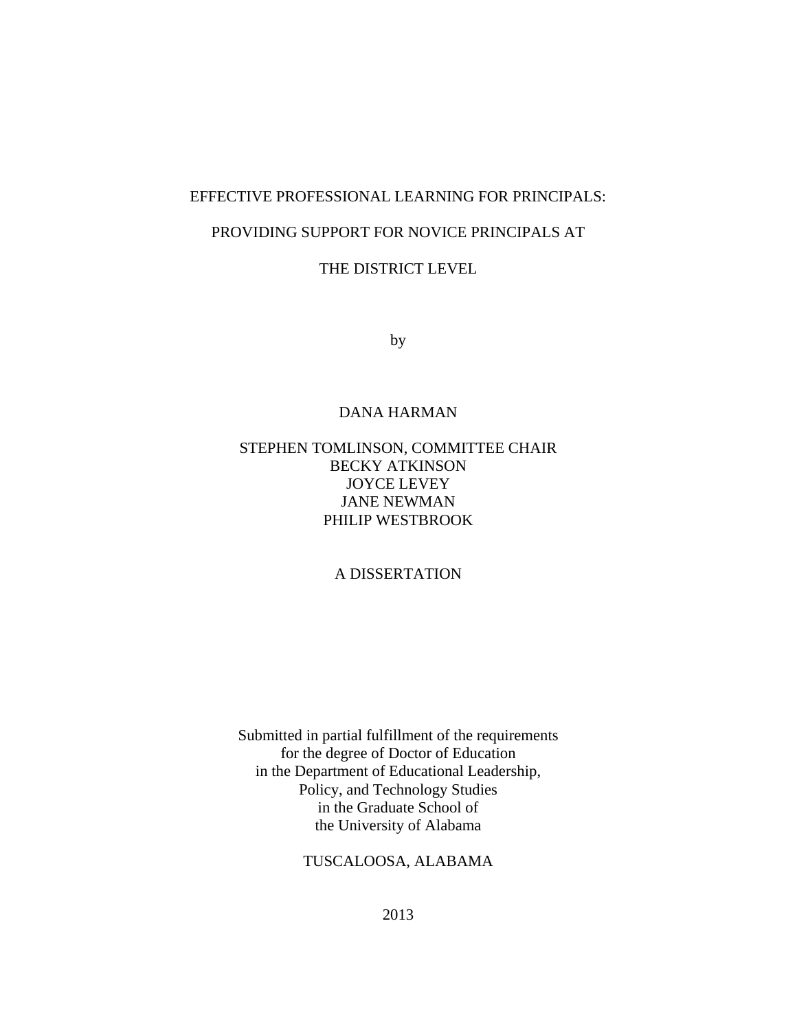# EFFECTIVE PROFESSIONAL LEARNING FOR PRINCIPALS:

# PROVIDING SUPPORT FOR NOVICE PRINCIPALS AT

# THE DISTRICT LEVEL

by

DANA HARMAN

STEPHEN TOMLINSON, COMMITTEE CHAIR
BECKY ATKINSON
JOYCE LEVEY
JANE NEWMAN
PHILIP WESTBROOK

A DISSERTATION

Submitted in partial fulfillment of the requirements
for the degree of Doctor of Education
in the Department of Educational Leadership,
Policy, and Technology Studies
in the Graduate School of
the University of Alabama

TUSCALOOSA, ALABAMA

2013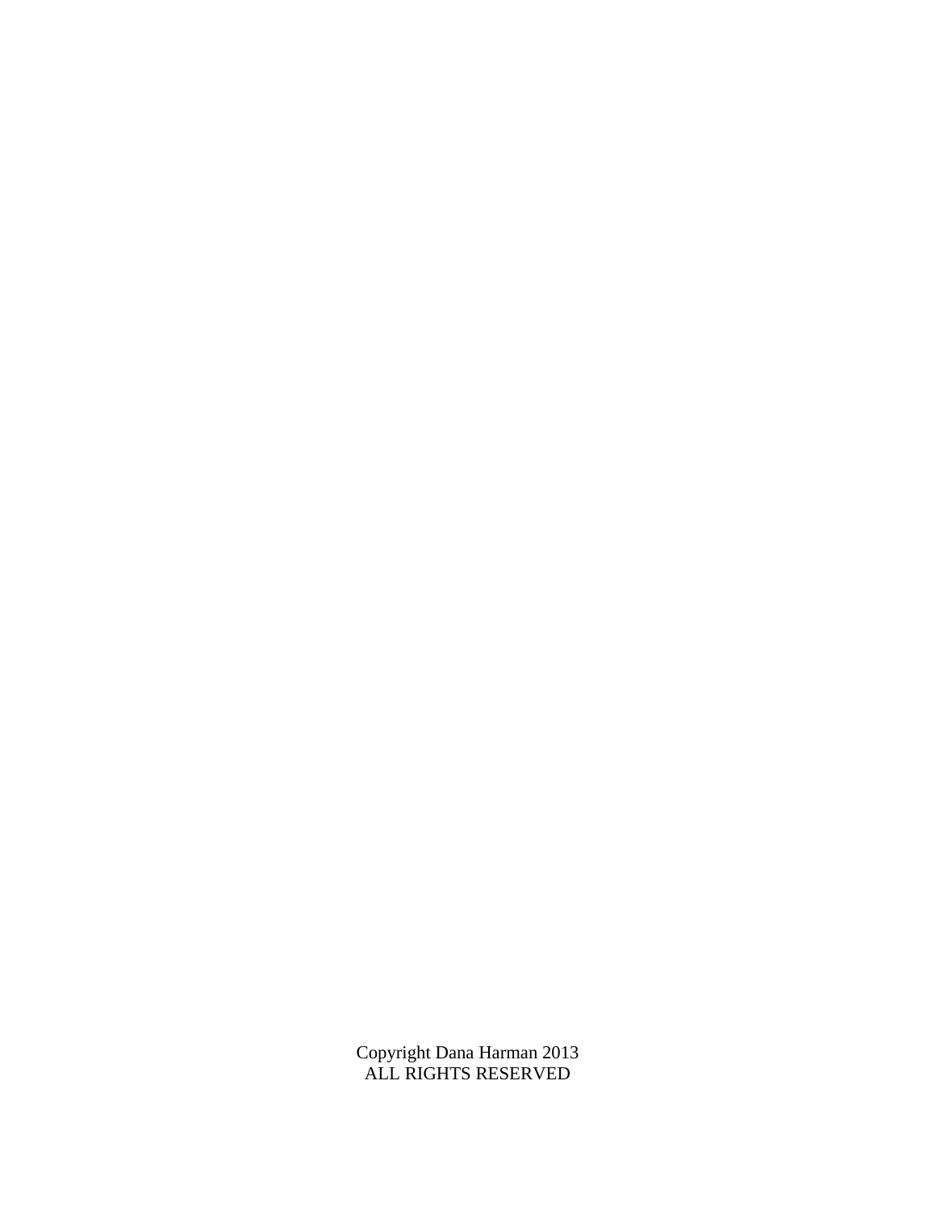Copyright Dana Harman 2013
ALL RIGHTS RESERVED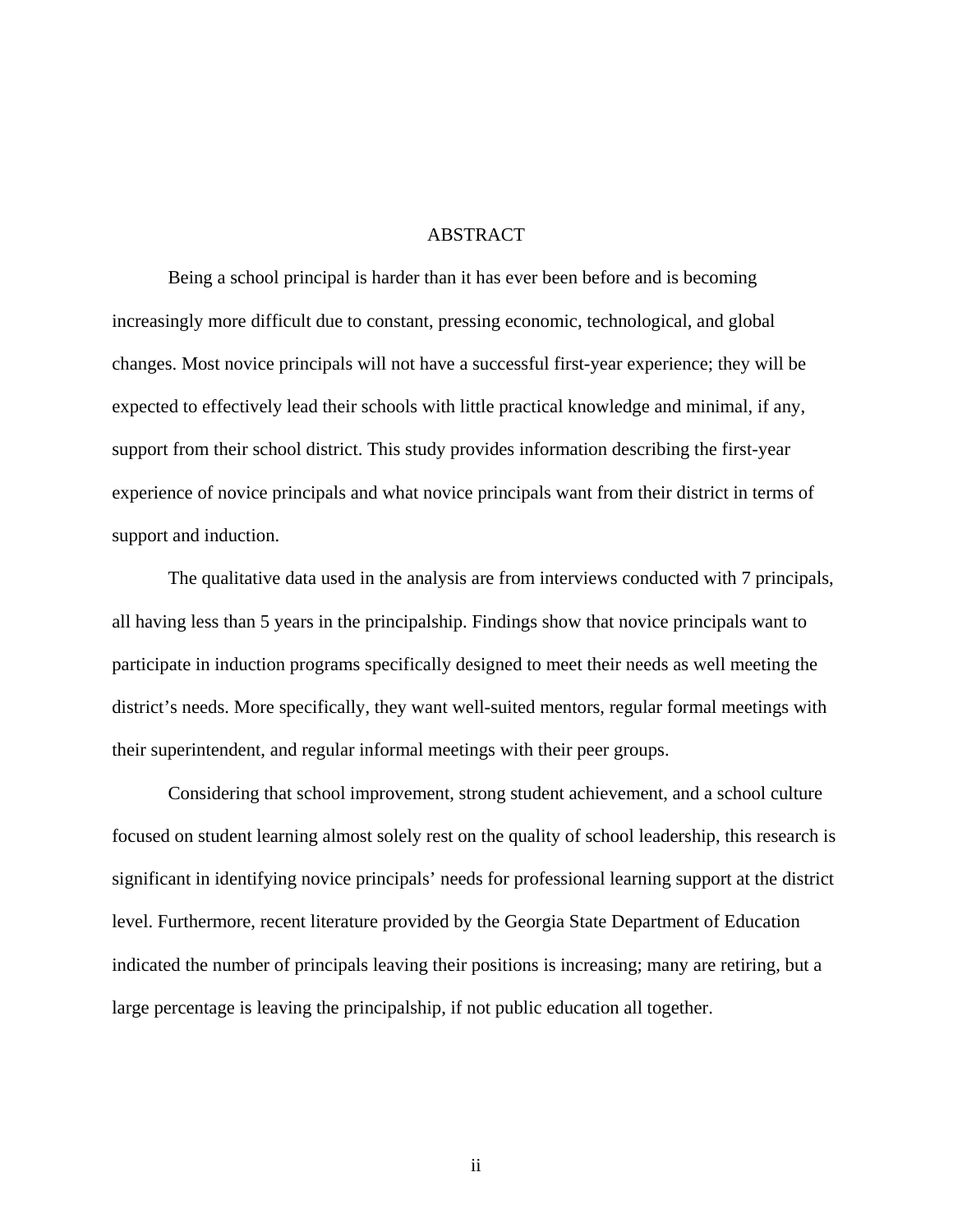# ABSTRACT

Being a school principal is harder than it has ever been before and is becoming increasingly more difficult due to constant, pressing economic, technological, and global changes. Most novice principals will not have a successful first-year experience; they will be expected to effectively lead their schools with little practical knowledge and minimal, if any, support from their school district. This study provides information describing the first-year experience of novice principals and what novice principals want from their district in terms of support and induction.

The qualitative data used in the analysis are from interviews conducted with 7 principals, all having less than 5 years in the principalship. Findings show that novice principals want to participate in induction programs specifically designed to meet their needs as well meeting the district's needs. More specifically, they want well-suited mentors, regular formal meetings with their superintendent, and regular informal meetings with their peer groups.

Considering that school improvement, strong student achievement, and a school culture focused on student learning almost solely rest on the quality of school leadership, this research is significant in identifying novice principals' needs for professional learning support at the district level. Furthermore, recent literature provided by the Georgia State Department of Education indicated the number of principals leaving their positions is increasing; many are retiring, but a large percentage is leaving the principalship, if not public education all together.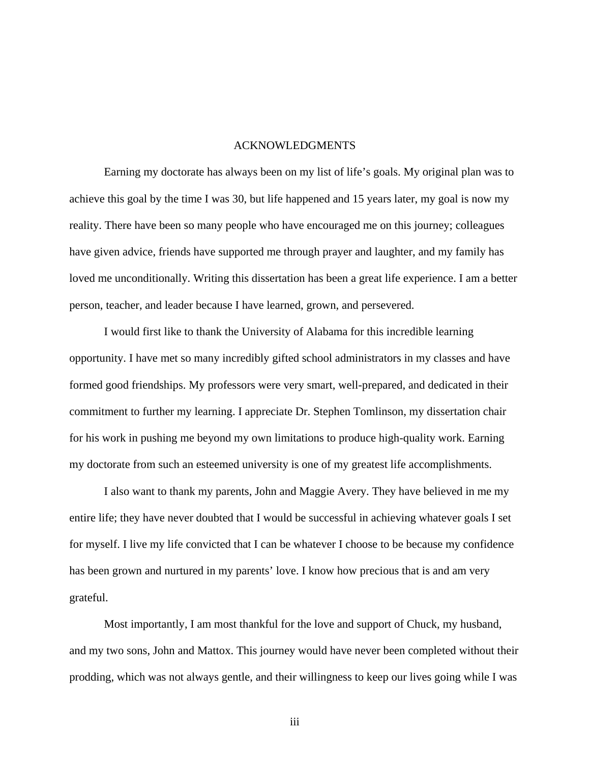# ACKNOWLEDGMENTS

Earning my doctorate has always been on my list of life's goals. My original plan was to achieve this goal by the time I was 30, but life happened and 15 years later, my goal is now my reality. There have been so many people who have encouraged me on this journey; colleagues have given advice, friends have supported me through prayer and laughter, and my family has loved me unconditionally. Writing this dissertation has been a great life experience. I am a better person, teacher, and leader because I have learned, grown, and persevered.

I would first like to thank the University of Alabama for this incredible learning opportunity. I have met so many incredibly gifted school administrators in my classes and have formed good friendships. My professors were very smart, well-prepared, and dedicated in their commitment to further my learning. I appreciate Dr. Stephen Tomlinson, my dissertation chair for his work in pushing me beyond my own limitations to produce high-quality work. Earning my doctorate from such an esteemed university is one of my greatest life accomplishments.

I also want to thank my parents, John and Maggie Avery. They have believed in me my entire life; they have never doubted that I would be successful in achieving whatever goals I set for myself. I live my life convicted that I can be whatever I choose to be because my confidence has been grown and nurtured in my parents' love. I know how precious that is and am very grateful.

Most importantly, I am most thankful for the love and support of Chuck, my husband, and my two sons, John and Mattox. This journey would have never been completed without their prodding, which was not always gentle, and their willingness to keep our lives going while I was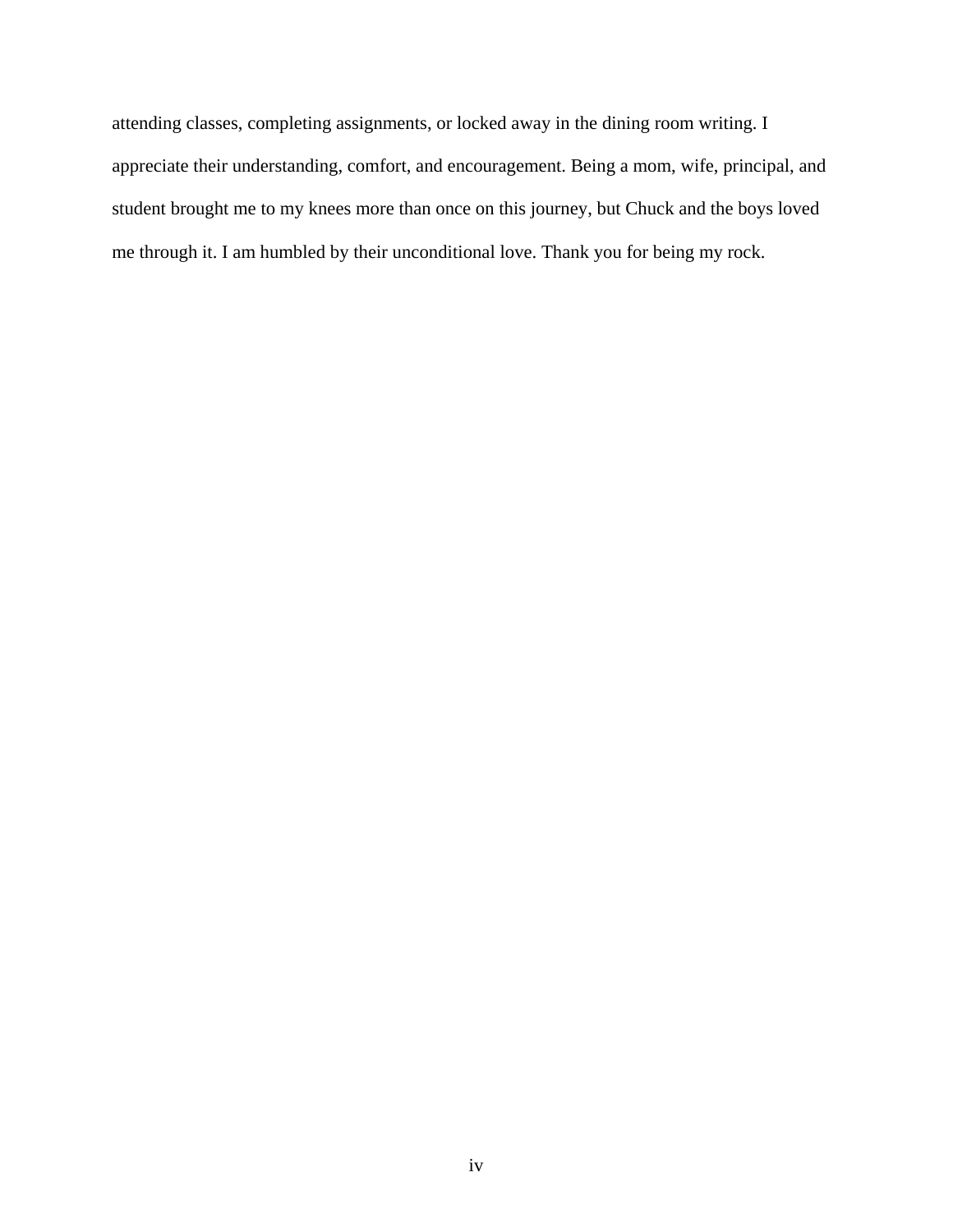attending classes, completing assignments, or locked away in the dining room writing. I appreciate their understanding, comfort, and encouragement. Being a mom, wife, principal, and student brought me to my knees more than once on this journey, but Chuck and the boys loved me through it. I am humbled by their unconditional love. Thank you for being my rock.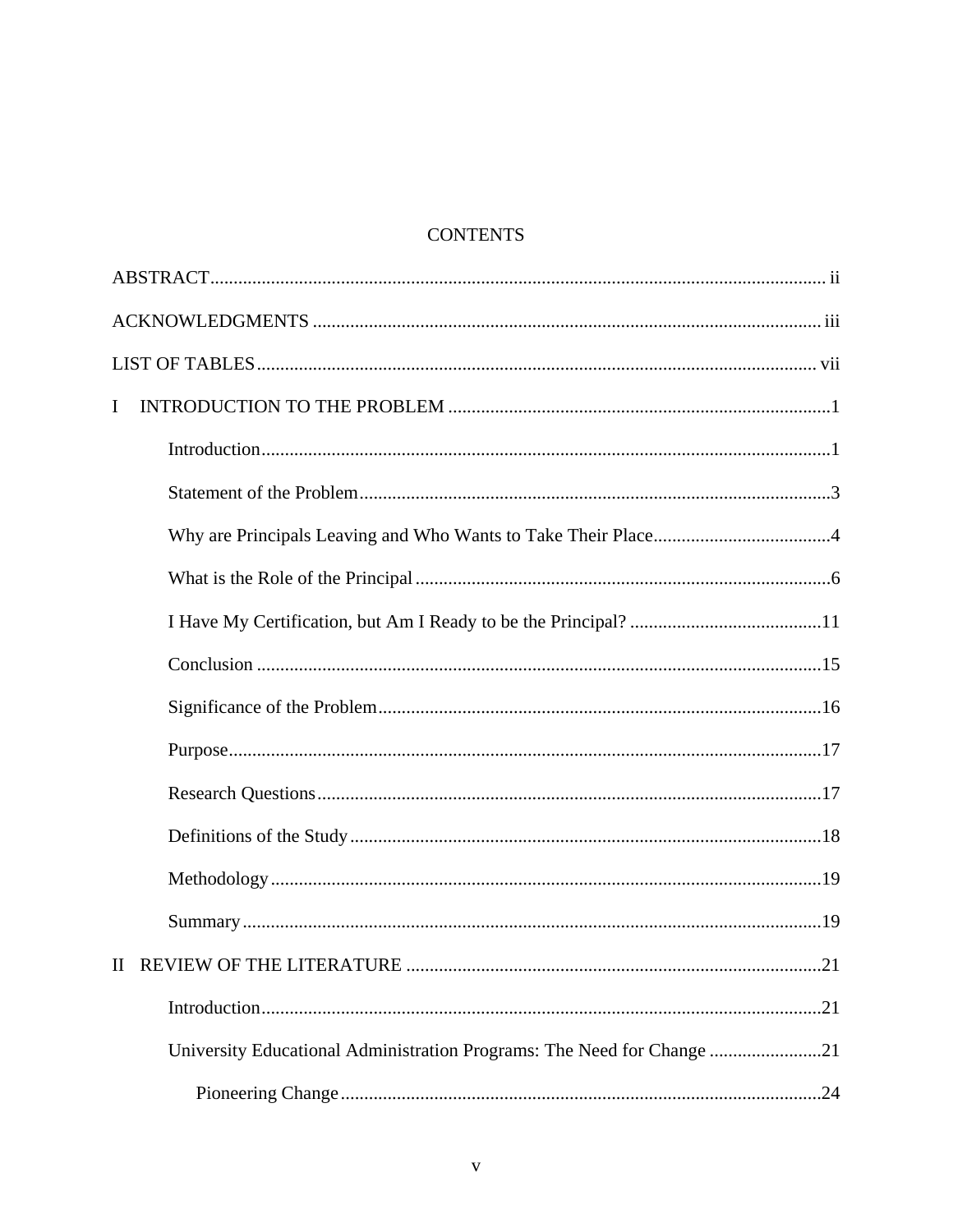# CONTENTS

ABSTRACT ..... ii

ACKNOWLEDGMENTS ..... iii

LIST OF TABLES ..... vii

I INTRODUCTION TO THE PROBLEM ..... 1

- Introduction ..... 1
- Statement of the Problem ..... 3
- Why are Principals Leaving and Who Wants to Take Their Place ..... 4
- What is the Role of the Principal ..... 6
- I Have My Certification, but Am I Ready to be the Principal? ..... 11
- Conclusion ..... 15
- Significance of the Problem ..... 16
- Purpose ..... 17
- Research Questions ..... 17
- Definitions of the Study ..... 18
- Methodology ..... 19
- Summary ..... 19

II REVIEW OF THE LITERATURE ..... 21

- Introduction ..... 21
- University Educational Administration Programs: The Need for Change ..... 21
  - Pioneering Change ..... 24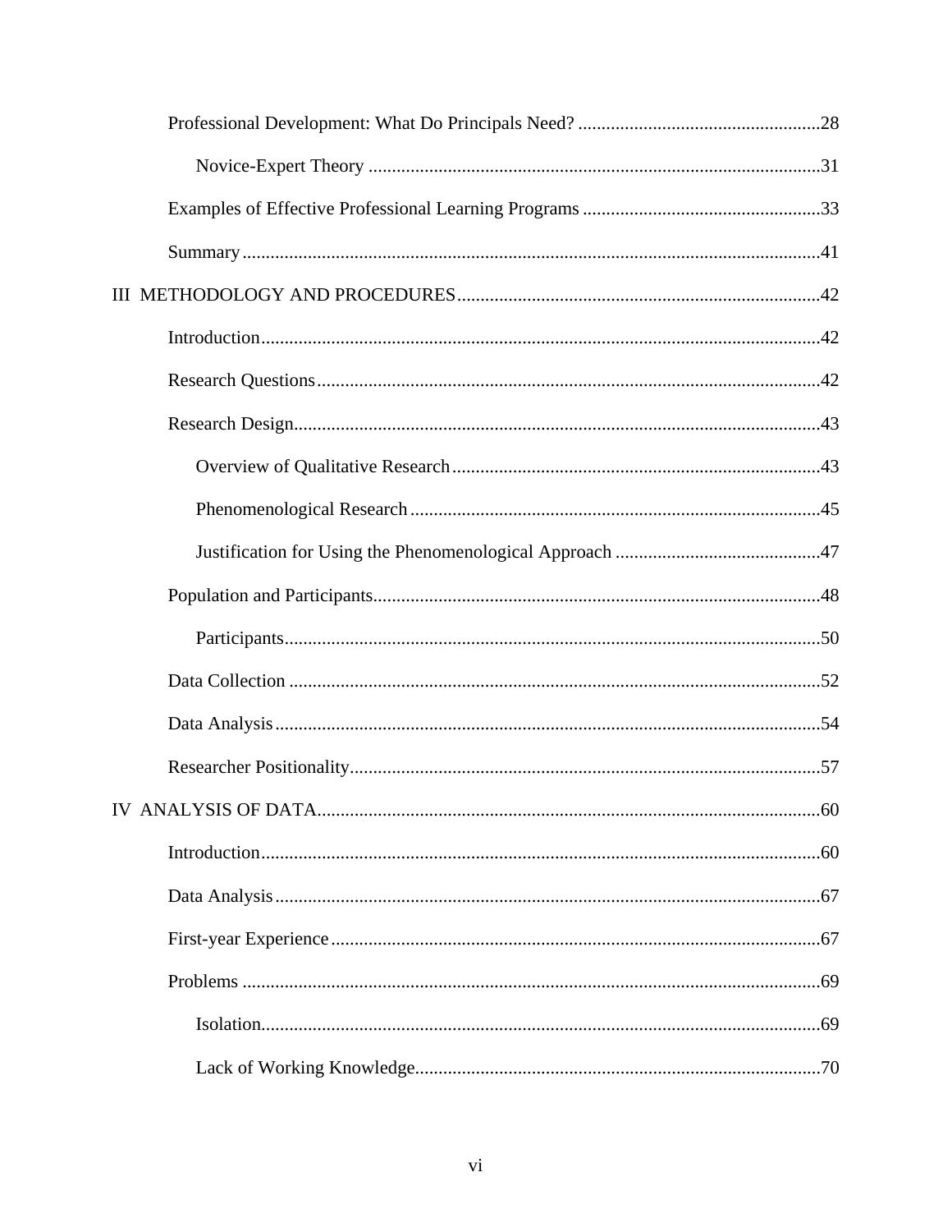Professional Development: What Do Principals Need? ....................................................28

Novice-Expert Theory ................................................................................................31

Examples of Effective Professional Learning Programs ..................................................33

Summary ..........................................................................................................................41

III METHODOLOGY AND PROCEDURES .............................................................................42

Introduction.......................................................................................................................42

Research Questions ...........................................................................................................42

Research Design................................................................................................................43

Overview of Qualitative Research ..............................................................................43

Phenomenological Research .......................................................................................45

Justification for Using the Phenomenological Approach ...........................................47

Population and Participants...............................................................................................48

Participants..................................................................................................................50

Data Collection .................................................................................................................52

Data Analysis ....................................................................................................................54

Researcher Positionality....................................................................................................57

IV ANALYSIS OF DATA...........................................................................................................60

Introduction.......................................................................................................................60

Data Analysis ....................................................................................................................67

First-year Experience ........................................................................................................67

Problems ...........................................................................................................................69

Isolation.......................................................................................................................69

Lack of Working Knowledge......................................................................................70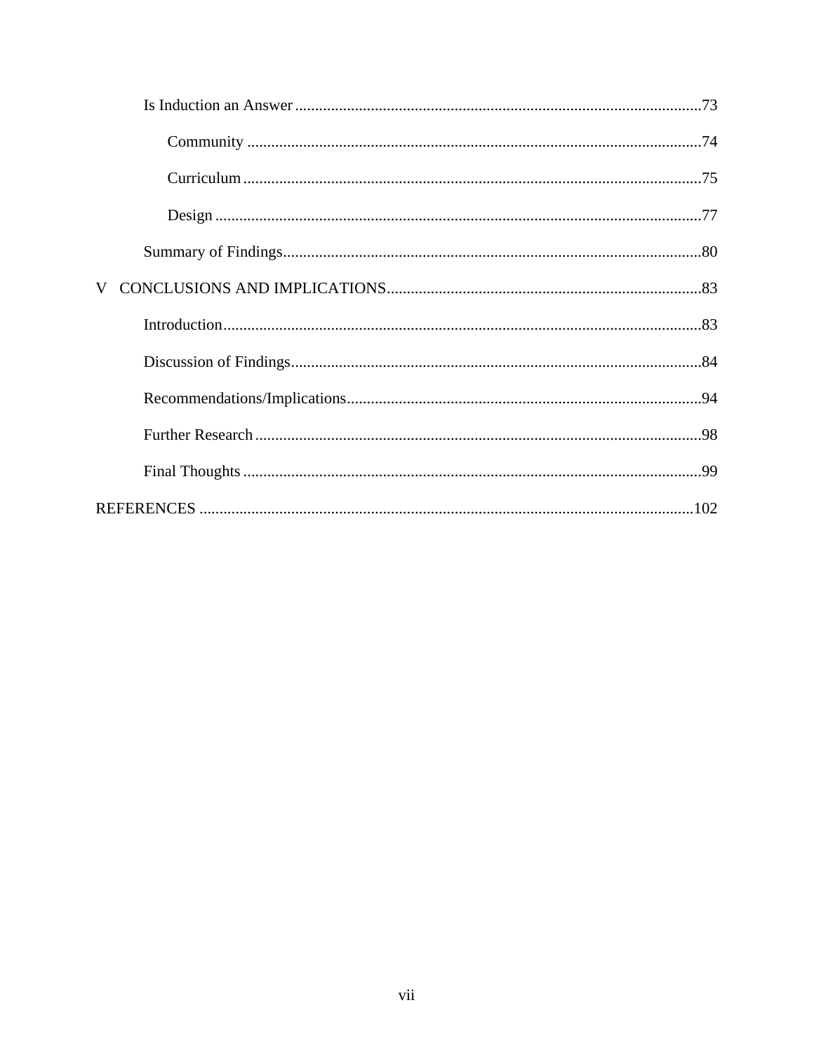Is Induction an Answer ..... 73

Community ..... 74

Curriculum ..... 75

Design ..... 77

Summary of Findings ..... 80

V CONCLUSIONS AND IMPLICATIONS ..... 83

Introduction ..... 83

Discussion of Findings ..... 84

Recommendations/Implications ..... 94

Further Research ..... 98

Final Thoughts ..... 99

REFERENCES ..... 102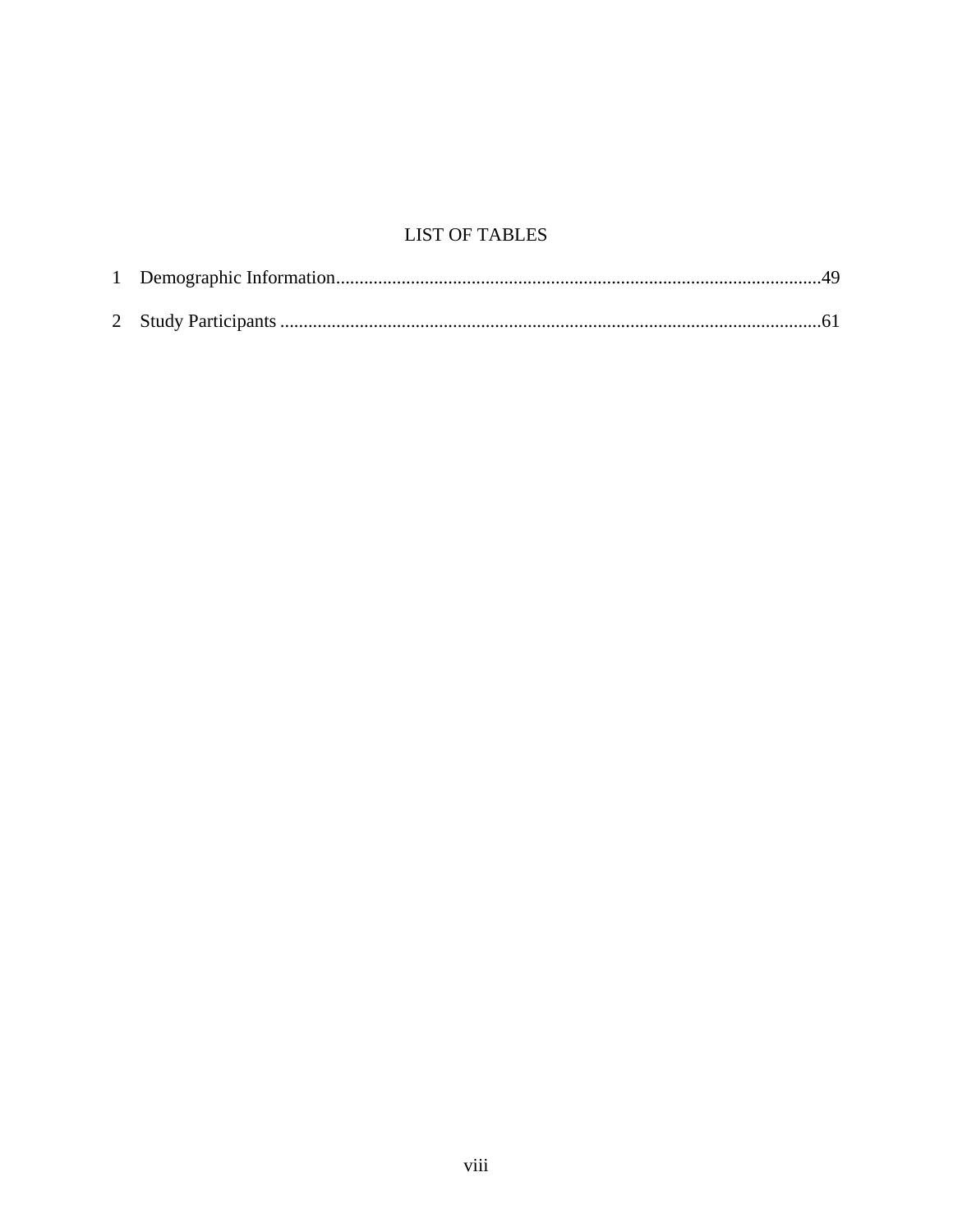# LIST OF TABLES

1 Demographic Information......................................................................................................49

2 Study Participants ..................................................................................................................61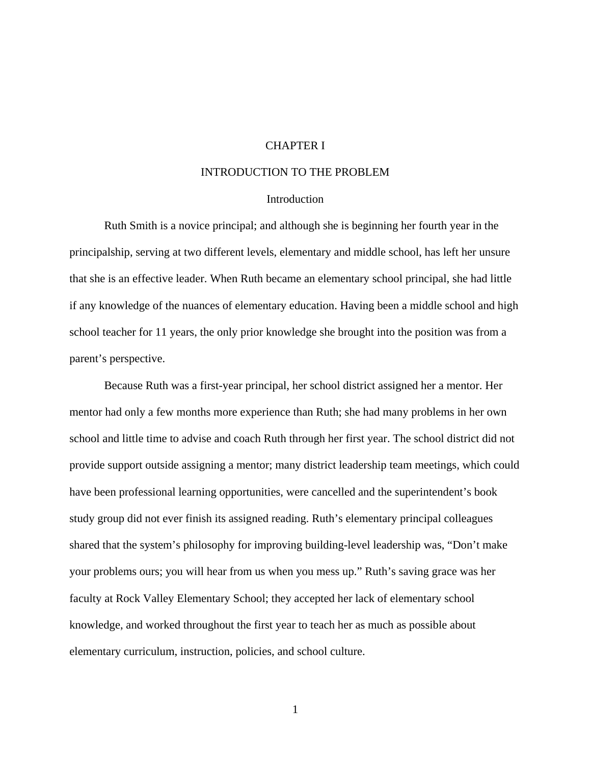# CHAPTER I

# INTRODUCTION TO THE PROBLEM

## Introduction

Ruth Smith is a novice principal; and although she is beginning her fourth year in the principalship, serving at two different levels, elementary and middle school, has left her unsure that she is an effective leader. When Ruth became an elementary school principal, she had little if any knowledge of the nuances of elementary education. Having been a middle school and high school teacher for 11 years, the only prior knowledge she brought into the position was from a parent's perspective.

Because Ruth was a first-year principal, her school district assigned her a mentor. Her mentor had only a few months more experience than Ruth; she had many problems in her own school and little time to advise and coach Ruth through her first year. The school district did not provide support outside assigning a mentor; many district leadership team meetings, which could have been professional learning opportunities, were cancelled and the superintendent's book study group did not ever finish its assigned reading. Ruth's elementary principal colleagues shared that the system's philosophy for improving building-level leadership was, "Don't make your problems ours; you will hear from us when you mess up." Ruth's saving grace was her faculty at Rock Valley Elementary School; they accepted her lack of elementary school knowledge, and worked throughout the first year to teach her as much as possible about elementary curriculum, instruction, policies, and school culture.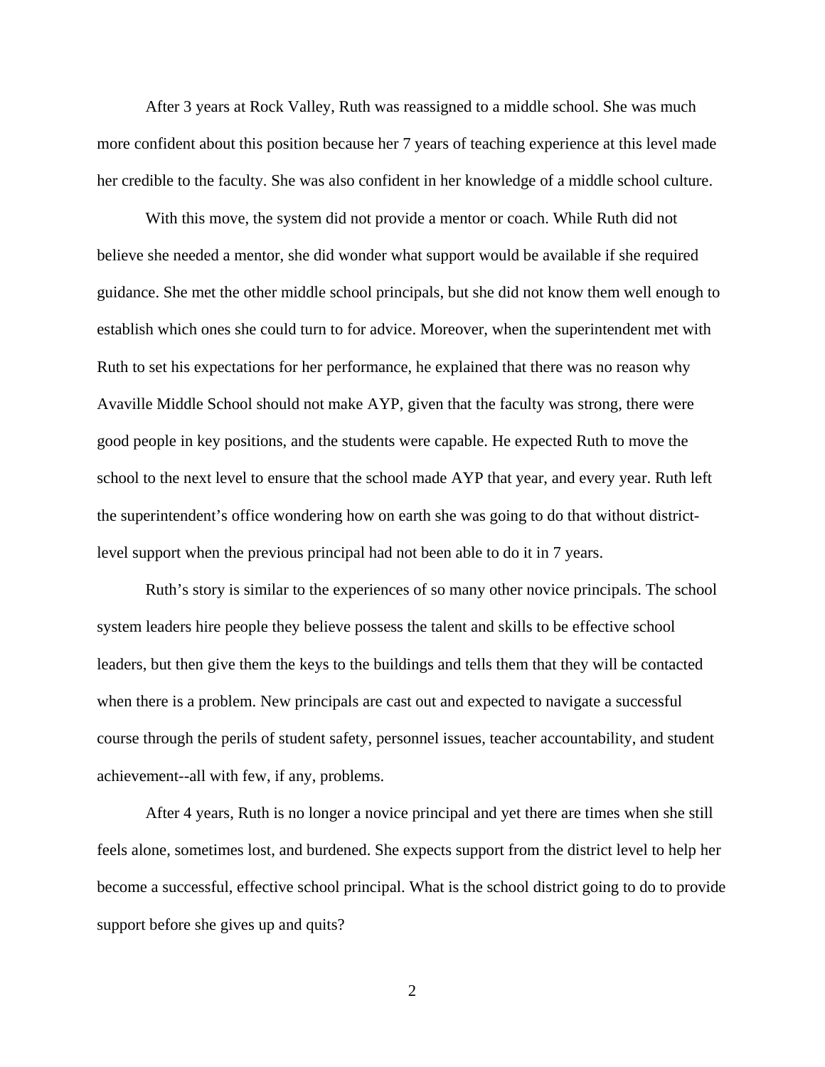After 3 years at Rock Valley, Ruth was reassigned to a middle school. She was much more confident about this position because her 7 years of teaching experience at this level made her credible to the faculty. She was also confident in her knowledge of a middle school culture.

With this move, the system did not provide a mentor or coach. While Ruth did not believe she needed a mentor, she did wonder what support would be available if she required guidance. She met the other middle school principals, but she did not know them well enough to establish which ones she could turn to for advice. Moreover, when the superintendent met with Ruth to set his expectations for her performance, he explained that there was no reason why Avaville Middle School should not make AYP, given that the faculty was strong, there were good people in key positions, and the students were capable. He expected Ruth to move the school to the next level to ensure that the school made AYP that year, and every year. Ruth left the superintendent's office wondering how on earth she was going to do that without district-level support when the previous principal had not been able to do it in 7 years.

Ruth's story is similar to the experiences of so many other novice principals. The school system leaders hire people they believe possess the talent and skills to be effective school leaders, but then give them the keys to the buildings and tells them that they will be contacted when there is a problem. New principals are cast out and expected to navigate a successful course through the perils of student safety, personnel issues, teacher accountability, and student achievement--all with few, if any, problems.

After 4 years, Ruth is no longer a novice principal and yet there are times when she still feels alone, sometimes lost, and burdened. She expects support from the district level to help her become a successful, effective school principal. What is the school district going to do to provide support before she gives up and quits?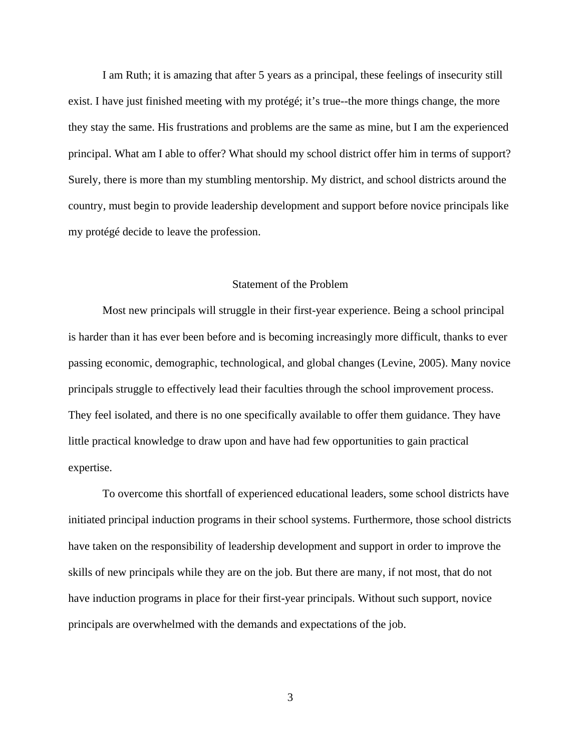I am Ruth; it is amazing that after 5 years as a principal, these feelings of insecurity still exist. I have just finished meeting with my protégé; it's true--the more things change, the more they stay the same. His frustrations and problems are the same as mine, but I am the experienced principal. What am I able to offer? What should my school district offer him in terms of support? Surely, there is more than my stumbling mentorship. My district, and school districts around the country, must begin to provide leadership development and support before novice principals like my protégé decide to leave the profession.

## Statement of the Problem

Most new principals will struggle in their first-year experience. Being a school principal is harder than it has ever been before and is becoming increasingly more difficult, thanks to ever passing economic, demographic, technological, and global changes (Levine, 2005). Many novice principals struggle to effectively lead their faculties through the school improvement process. They feel isolated, and there is no one specifically available to offer them guidance. They have little practical knowledge to draw upon and have had few opportunities to gain practical expertise.

To overcome this shortfall of experienced educational leaders, some school districts have initiated principal induction programs in their school systems. Furthermore, those school districts have taken on the responsibility of leadership development and support in order to improve the skills of new principals while they are on the job. But there are many, if not most, that do not have induction programs in place for their first-year principals. Without such support, novice principals are overwhelmed with the demands and expectations of the job.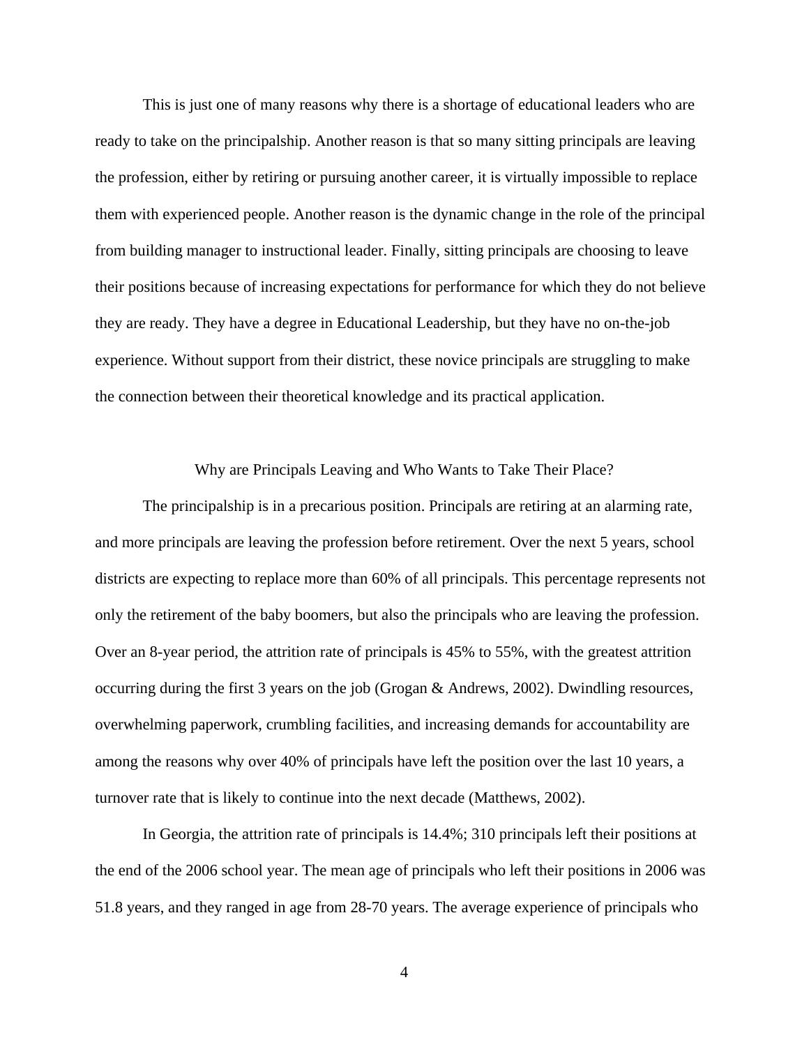This is just one of many reasons why there is a shortage of educational leaders who are ready to take on the principalship. Another reason is that so many sitting principals are leaving the profession, either by retiring or pursuing another career, it is virtually impossible to replace them with experienced people. Another reason is the dynamic change in the role of the principal from building manager to instructional leader. Finally, sitting principals are choosing to leave their positions because of increasing expectations for performance for which they do not believe they are ready. They have a degree in Educational Leadership, but they have no on-the-job experience. Without support from their district, these novice principals are struggling to make the connection between their theoretical knowledge and its practical application.

## Why are Principals Leaving and Who Wants to Take Their Place?

The principalship is in a precarious position. Principals are retiring at an alarming rate, and more principals are leaving the profession before retirement. Over the next 5 years, school districts are expecting to replace more than 60% of all principals. This percentage represents not only the retirement of the baby boomers, but also the principals who are leaving the profession. Over an 8-year period, the attrition rate of principals is 45% to 55%, with the greatest attrition occurring during the first 3 years on the job (Grogan & Andrews, 2002). Dwindling resources, overwhelming paperwork, crumbling facilities, and increasing demands for accountability are among the reasons why over 40% of principals have left the position over the last 10 years, a turnover rate that is likely to continue into the next decade (Matthews, 2002).

In Georgia, the attrition rate of principals is 14.4%; 310 principals left their positions at the end of the 2006 school year. The mean age of principals who left their positions in 2006 was 51.8 years, and they ranged in age from 28-70 years. The average experience of principals who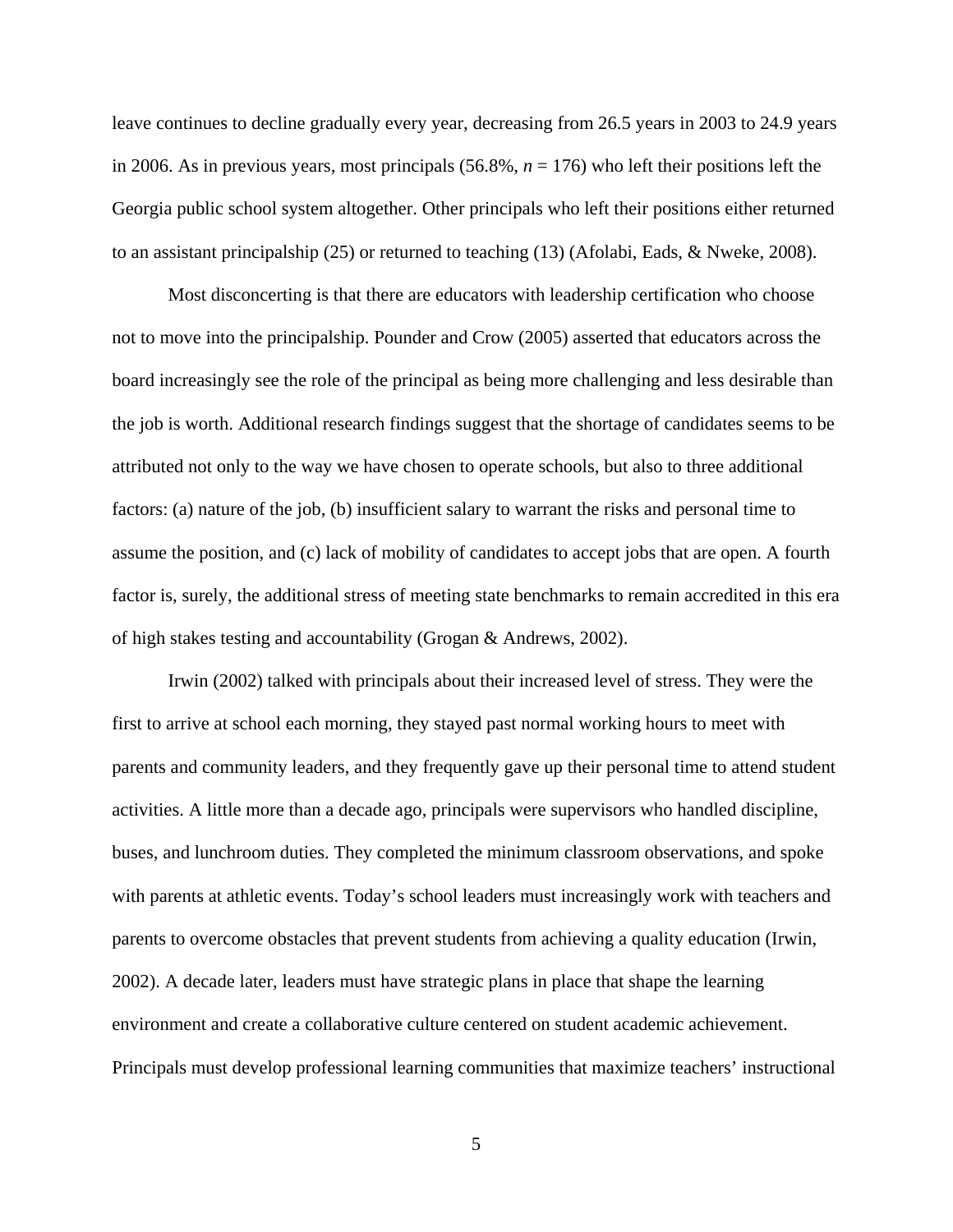leave continues to decline gradually every year, decreasing from 26.5 years in 2003 to 24.9 years in 2006. As in previous years, most principals (56.8%, *n* = 176) who left their positions left the Georgia public school system altogether. Other principals who left their positions either returned to an assistant principalship (25) or returned to teaching (13) (Afolabi, Eads, & Nweke, 2008).

Most disconcerting is that there are educators with leadership certification who choose not to move into the principalship. Pounder and Crow (2005) asserted that educators across the board increasingly see the role of the principal as being more challenging and less desirable than the job is worth. Additional research findings suggest that the shortage of candidates seems to be attributed not only to the way we have chosen to operate schools, but also to three additional factors: (a) nature of the job, (b) insufficient salary to warrant the risks and personal time to assume the position, and (c) lack of mobility of candidates to accept jobs that are open. A fourth factor is, surely, the additional stress of meeting state benchmarks to remain accredited in this era of high stakes testing and accountability (Grogan & Andrews, 2002).

Irwin (2002) talked with principals about their increased level of stress. They were the first to arrive at school each morning, they stayed past normal working hours to meet with parents and community leaders, and they frequently gave up their personal time to attend student activities. A little more than a decade ago, principals were supervisors who handled discipline, buses, and lunchroom duties. They completed the minimum classroom observations, and spoke with parents at athletic events. Today's school leaders must increasingly work with teachers and parents to overcome obstacles that prevent students from achieving a quality education (Irwin, 2002). A decade later, leaders must have strategic plans in place that shape the learning environment and create a collaborative culture centered on student academic achievement. Principals must develop professional learning communities that maximize teachers' instructional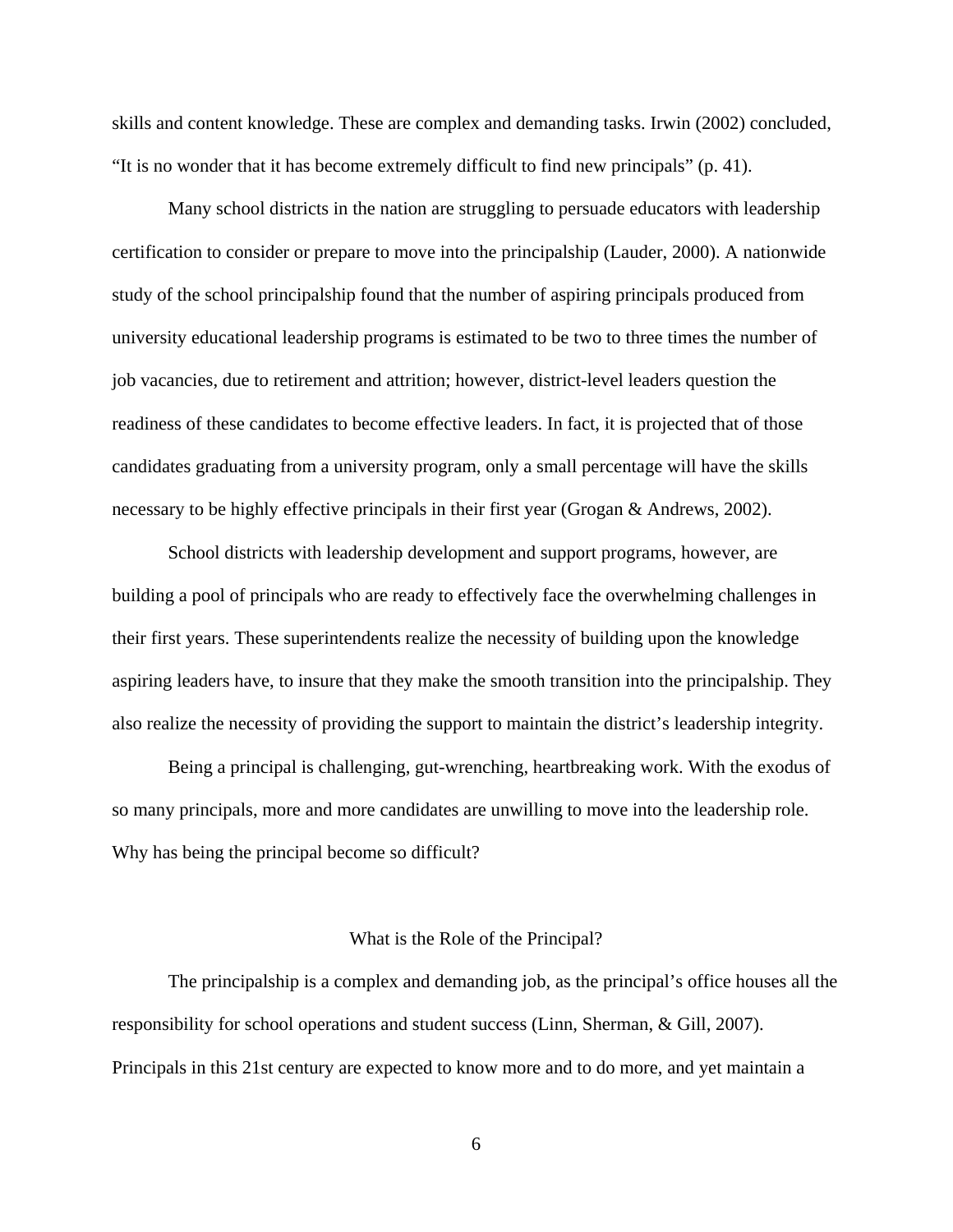skills and content knowledge. These are complex and demanding tasks. Irwin (2002) concluded, “It is no wonder that it has become extremely difficult to find new principals” (p. 41).

Many school districts in the nation are struggling to persuade educators with leadership certification to consider or prepare to move into the principalship (Lauder, 2000). A nationwide study of the school principalship found that the number of aspiring principals produced from university educational leadership programs is estimated to be two to three times the number of job vacancies, due to retirement and attrition; however, district-level leaders question the readiness of these candidates to become effective leaders. In fact, it is projected that of those candidates graduating from a university program, only a small percentage will have the skills necessary to be highly effective principals in their first year (Grogan & Andrews, 2002).

School districts with leadership development and support programs, however, are building a pool of principals who are ready to effectively face the overwhelming challenges in their first years. These superintendents realize the necessity of building upon the knowledge aspiring leaders have, to insure that they make the smooth transition into the principalship. They also realize the necessity of providing the support to maintain the district’s leadership integrity.

Being a principal is challenging, gut-wrenching, heartbreaking work. With the exodus of so many principals, more and more candidates are unwilling to move into the leadership role. Why has being the principal become so difficult?

## What is the Role of the Principal?

The principalship is a complex and demanding job, as the principal’s office houses all the responsibility for school operations and student success (Linn, Sherman, & Gill, 2007). Principals in this 21st century are expected to know more and to do more, and yet maintain a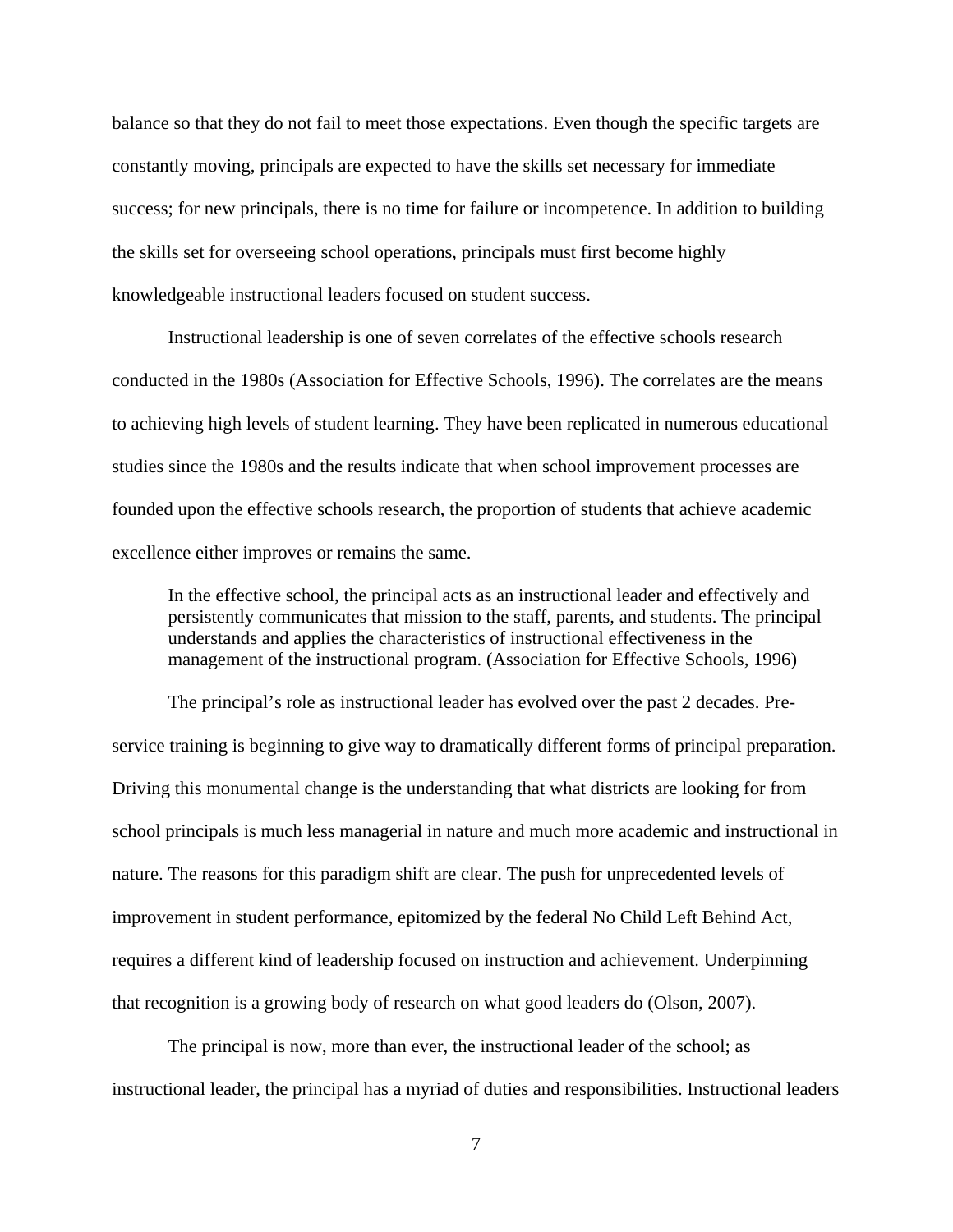balance so that they do not fail to meet those expectations. Even though the specific targets are constantly moving, principals are expected to have the skills set necessary for immediate success; for new principals, there is no time for failure or incompetence. In addition to building the skills set for overseeing school operations, principals must first become highly knowledgeable instructional leaders focused on student success.

Instructional leadership is one of seven correlates of the effective schools research conducted in the 1980s (Association for Effective Schools, 1996). The correlates are the means to achieving high levels of student learning. They have been replicated in numerous educational studies since the 1980s and the results indicate that when school improvement processes are founded upon the effective schools research, the proportion of students that achieve academic excellence either improves or remains the same.

> In the effective school, the principal acts as an instructional leader and effectively and persistently communicates that mission to the staff, parents, and students. The principal understands and applies the characteristics of instructional effectiveness in the management of the instructional program. (Association for Effective Schools, 1996)

The principal's role as instructional leader has evolved over the past 2 decades. Pre-service training is beginning to give way to dramatically different forms of principal preparation. Driving this monumental change is the understanding that what districts are looking for from school principals is much less managerial in nature and much more academic and instructional in nature. The reasons for this paradigm shift are clear. The push for unprecedented levels of improvement in student performance, epitomized by the federal No Child Left Behind Act, requires a different kind of leadership focused on instruction and achievement. Underpinning that recognition is a growing body of research on what good leaders do (Olson, 2007).

The principal is now, more than ever, the instructional leader of the school; as instructional leader, the principal has a myriad of duties and responsibilities. Instructional leaders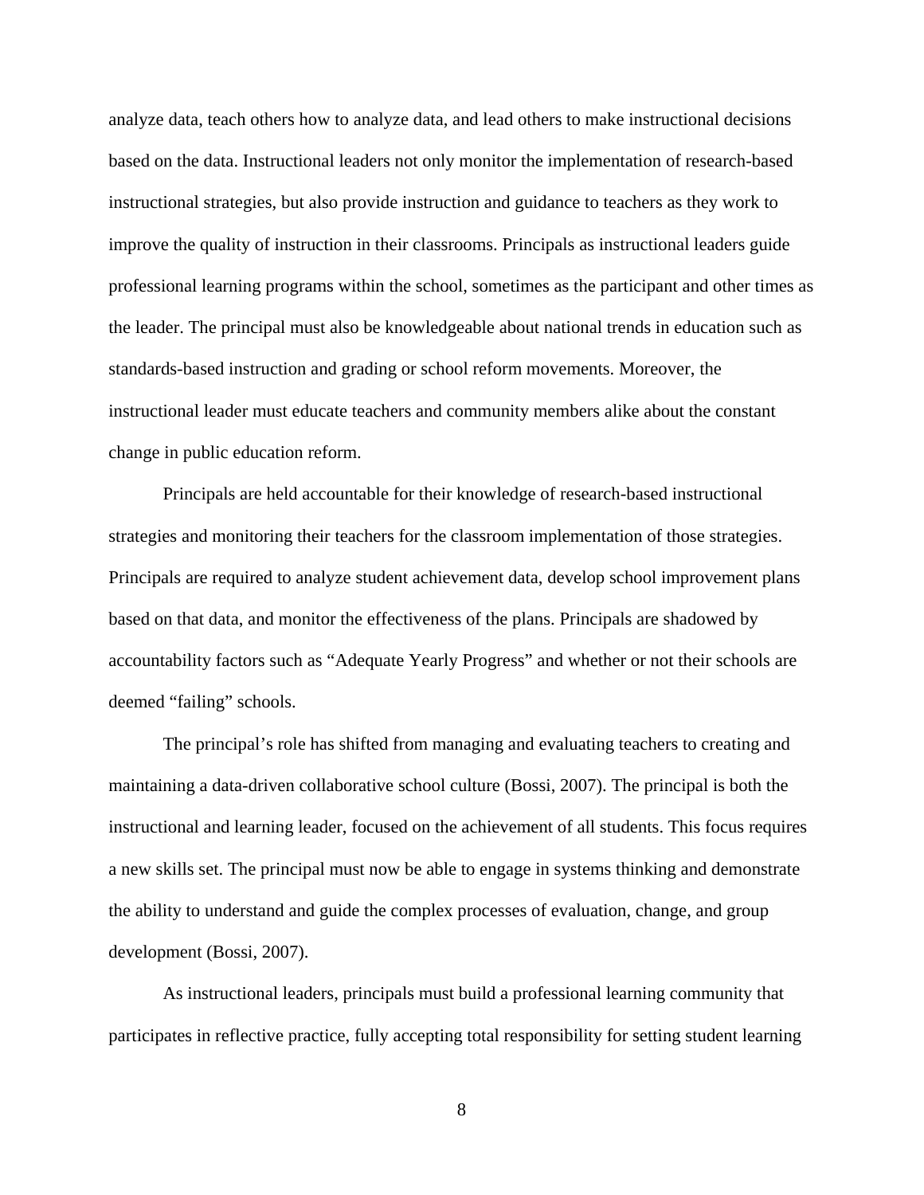analyze data, teach others how to analyze data, and lead others to make instructional decisions based on the data. Instructional leaders not only monitor the implementation of research-based instructional strategies, but also provide instruction and guidance to teachers as they work to improve the quality of instruction in their classrooms. Principals as instructional leaders guide professional learning programs within the school, sometimes as the participant and other times as the leader. The principal must also be knowledgeable about national trends in education such as standards-based instruction and grading or school reform movements. Moreover, the instructional leader must educate teachers and community members alike about the constant change in public education reform.

Principals are held accountable for their knowledge of research-based instructional strategies and monitoring their teachers for the classroom implementation of those strategies. Principals are required to analyze student achievement data, develop school improvement plans based on that data, and monitor the effectiveness of the plans. Principals are shadowed by accountability factors such as "Adequate Yearly Progress" and whether or not their schools are deemed "failing" schools.

The principal's role has shifted from managing and evaluating teachers to creating and maintaining a data-driven collaborative school culture (Bossi, 2007). The principal is both the instructional and learning leader, focused on the achievement of all students. This focus requires a new skills set. The principal must now be able to engage in systems thinking and demonstrate the ability to understand and guide the complex processes of evaluation, change, and group development (Bossi, 2007).

As instructional leaders, principals must build a professional learning community that participates in reflective practice, fully accepting total responsibility for setting student learning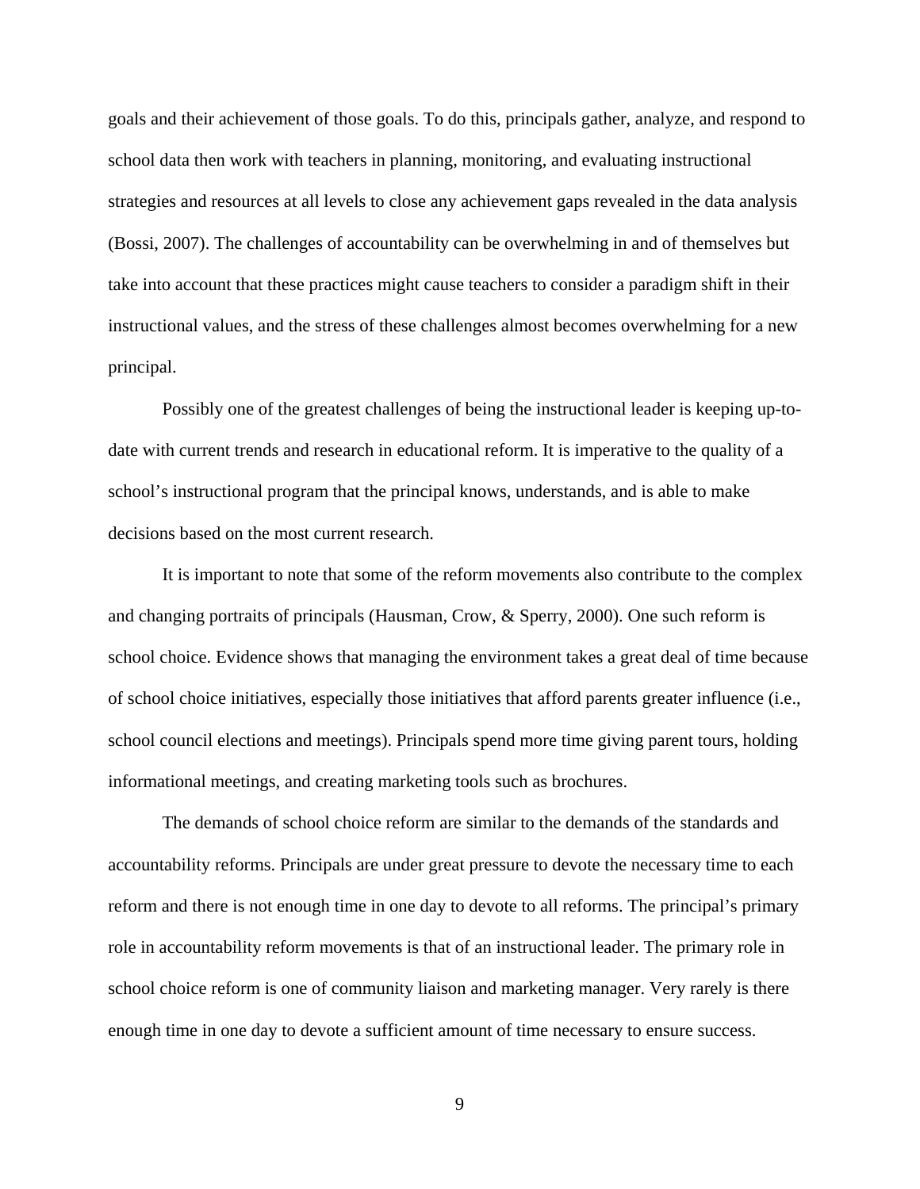goals and their achievement of those goals. To do this, principals gather, analyze, and respond to school data then work with teachers in planning, monitoring, and evaluating instructional strategies and resources at all levels to close any achievement gaps revealed in the data analysis (Bossi, 2007). The challenges of accountability can be overwhelming in and of themselves but take into account that these practices might cause teachers to consider a paradigm shift in their instructional values, and the stress of these challenges almost becomes overwhelming for a new principal.

Possibly one of the greatest challenges of being the instructional leader is keeping up-to-date with current trends and research in educational reform. It is imperative to the quality of a school's instructional program that the principal knows, understands, and is able to make decisions based on the most current research.

It is important to note that some of the reform movements also contribute to the complex and changing portraits of principals (Hausman, Crow, & Sperry, 2000). One such reform is school choice. Evidence shows that managing the environment takes a great deal of time because of school choice initiatives, especially those initiatives that afford parents greater influence (i.e., school council elections and meetings). Principals spend more time giving parent tours, holding informational meetings, and creating marketing tools such as brochures.

The demands of school choice reform are similar to the demands of the standards and accountability reforms. Principals are under great pressure to devote the necessary time to each reform and there is not enough time in one day to devote to all reforms. The principal's primary role in accountability reform movements is that of an instructional leader. The primary role in school choice reform is one of community liaison and marketing manager. Very rarely is there enough time in one day to devote a sufficient amount of time necessary to ensure success.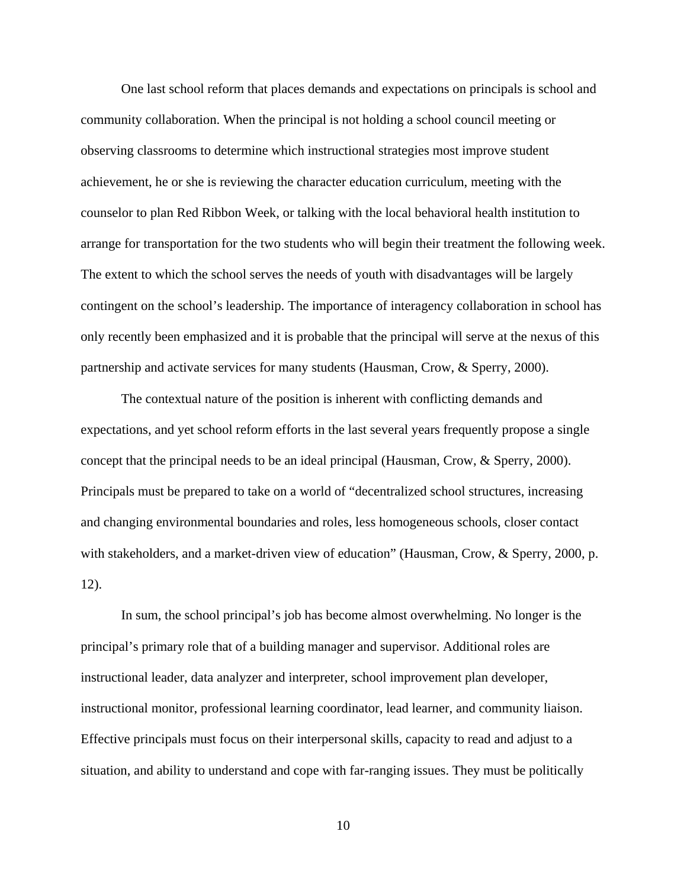One last school reform that places demands and expectations on principals is school and community collaboration. When the principal is not holding a school council meeting or observing classrooms to determine which instructional strategies most improve student achievement, he or she is reviewing the character education curriculum, meeting with the counselor to plan Red Ribbon Week, or talking with the local behavioral health institution to arrange for transportation for the two students who will begin their treatment the following week. The extent to which the school serves the needs of youth with disadvantages will be largely contingent on the school's leadership. The importance of interagency collaboration in school has only recently been emphasized and it is probable that the principal will serve at the nexus of this partnership and activate services for many students (Hausman, Crow, & Sperry, 2000).

The contextual nature of the position is inherent with conflicting demands and expectations, and yet school reform efforts in the last several years frequently propose a single concept that the principal needs to be an ideal principal (Hausman, Crow, & Sperry, 2000). Principals must be prepared to take on a world of "decentralized school structures, increasing and changing environmental boundaries and roles, less homogeneous schools, closer contact with stakeholders, and a market-driven view of education" (Hausman, Crow, & Sperry, 2000, p. 12).

In sum, the school principal's job has become almost overwhelming. No longer is the principal's primary role that of a building manager and supervisor. Additional roles are instructional leader, data analyzer and interpreter, school improvement plan developer, instructional monitor, professional learning coordinator, lead learner, and community liaison. Effective principals must focus on their interpersonal skills, capacity to read and adjust to a situation, and ability to understand and cope with far-ranging issues. They must be politically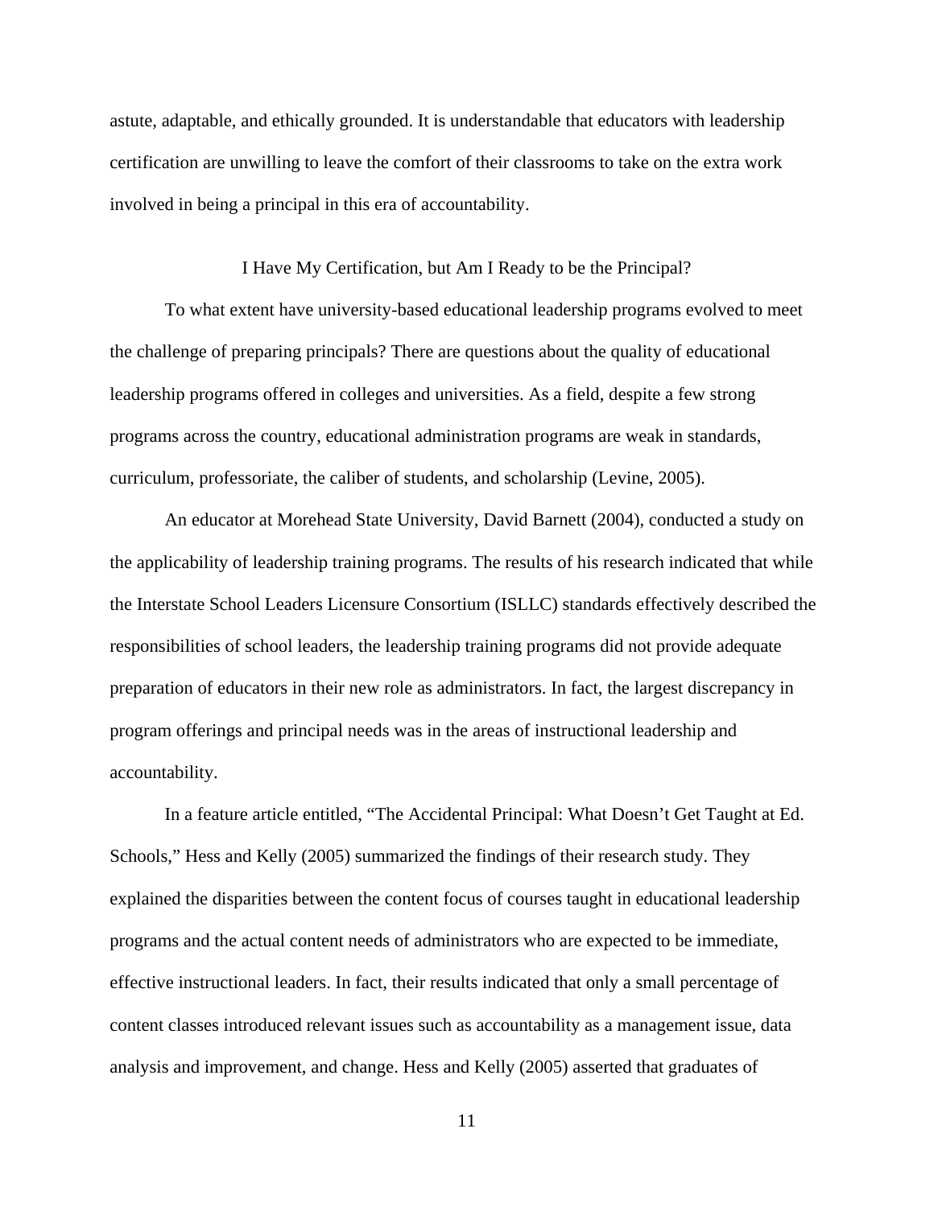astute, adaptable, and ethically grounded. It is understandable that educators with leadership certification are unwilling to leave the comfort of their classrooms to take on the extra work involved in being a principal in this era of accountability.

## I Have My Certification, but Am I Ready to be the Principal?

To what extent have university-based educational leadership programs evolved to meet the challenge of preparing principals? There are questions about the quality of educational leadership programs offered in colleges and universities. As a field, despite a few strong programs across the country, educational administration programs are weak in standards, curriculum, professoriate, the caliber of students, and scholarship (Levine, 2005).

An educator at Morehead State University, David Barnett (2004), conducted a study on the applicability of leadership training programs. The results of his research indicated that while the Interstate School Leaders Licensure Consortium (ISLLC) standards effectively described the responsibilities of school leaders, the leadership training programs did not provide adequate preparation of educators in their new role as administrators. In fact, the largest discrepancy in program offerings and principal needs was in the areas of instructional leadership and accountability.

In a feature article entitled, "The Accidental Principal: What Doesn't Get Taught at Ed. Schools," Hess and Kelly (2005) summarized the findings of their research study. They explained the disparities between the content focus of courses taught in educational leadership programs and the actual content needs of administrators who are expected to be immediate, effective instructional leaders. In fact, their results indicated that only a small percentage of content classes introduced relevant issues such as accountability as a management issue, data analysis and improvement, and change. Hess and Kelly (2005) asserted that graduates of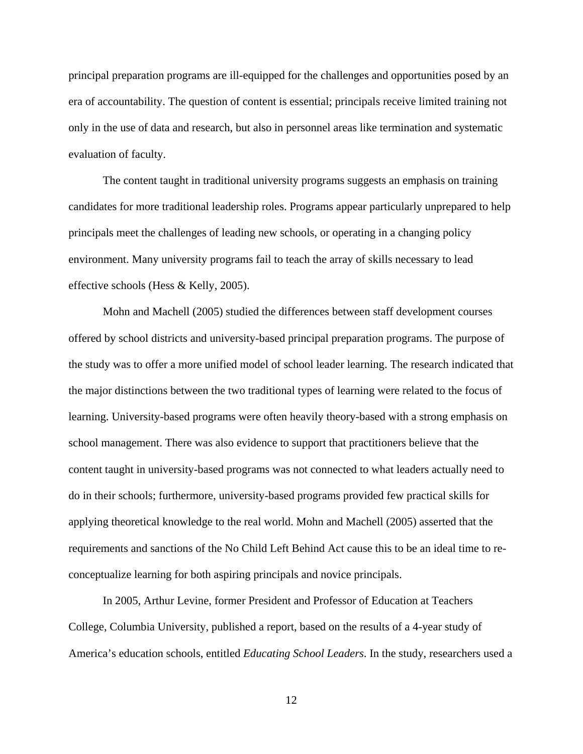principal preparation programs are ill-equipped for the challenges and opportunities posed by an era of accountability. The question of content is essential; principals receive limited training not only in the use of data and research, but also in personnel areas like termination and systematic evaluation of faculty.

The content taught in traditional university programs suggests an emphasis on training candidates for more traditional leadership roles. Programs appear particularly unprepared to help principals meet the challenges of leading new schools, or operating in a changing policy environment. Many university programs fail to teach the array of skills necessary to lead effective schools (Hess & Kelly, 2005).

Mohn and Machell (2005) studied the differences between staff development courses offered by school districts and university-based principal preparation programs. The purpose of the study was to offer a more unified model of school leader learning. The research indicated that the major distinctions between the two traditional types of learning were related to the focus of learning. University-based programs were often heavily theory-based with a strong emphasis on school management. There was also evidence to support that practitioners believe that the content taught in university-based programs was not connected to what leaders actually need to do in their schools; furthermore, university-based programs provided few practical skills for applying theoretical knowledge to the real world. Mohn and Machell (2005) asserted that the requirements and sanctions of the No Child Left Behind Act cause this to be an ideal time to re-conceptualize learning for both aspiring principals and novice principals.

In 2005, Arthur Levine, former President and Professor of Education at Teachers College, Columbia University, published a report, based on the results of a 4-year study of America's education schools, entitled *Educating School Leaders*. In the study, researchers used a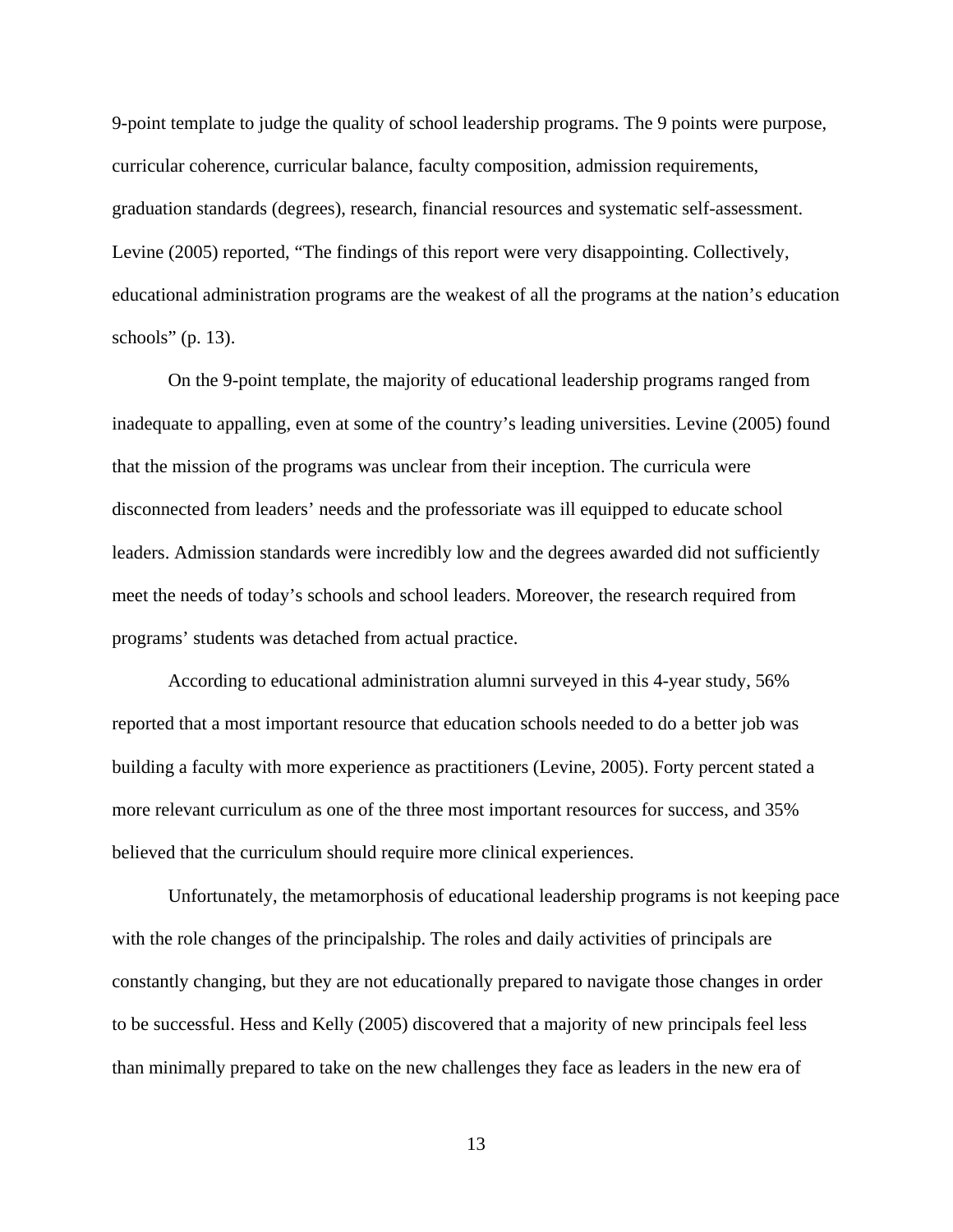9-point template to judge the quality of school leadership programs. The 9 points were purpose, curricular coherence, curricular balance, faculty composition, admission requirements, graduation standards (degrees), research, financial resources and systematic self-assessment. Levine (2005) reported, "The findings of this report were very disappointing. Collectively, educational administration programs are the weakest of all the programs at the nation's education schools" (p. 13).

On the 9-point template, the majority of educational leadership programs ranged from inadequate to appalling, even at some of the country's leading universities. Levine (2005) found that the mission of the programs was unclear from their inception. The curricula were disconnected from leaders' needs and the professoriate was ill equipped to educate school leaders. Admission standards were incredibly low and the degrees awarded did not sufficiently meet the needs of today's schools and school leaders. Moreover, the research required from programs' students was detached from actual practice.

According to educational administration alumni surveyed in this 4-year study, 56% reported that a most important resource that education schools needed to do a better job was building a faculty with more experience as practitioners (Levine, 2005). Forty percent stated a more relevant curriculum as one of the three most important resources for success, and 35% believed that the curriculum should require more clinical experiences.

Unfortunately, the metamorphosis of educational leadership programs is not keeping pace with the role changes of the principalship. The roles and daily activities of principals are constantly changing, but they are not educationally prepared to navigate those changes in order to be successful. Hess and Kelly (2005) discovered that a majority of new principals feel less than minimally prepared to take on the new challenges they face as leaders in the new era of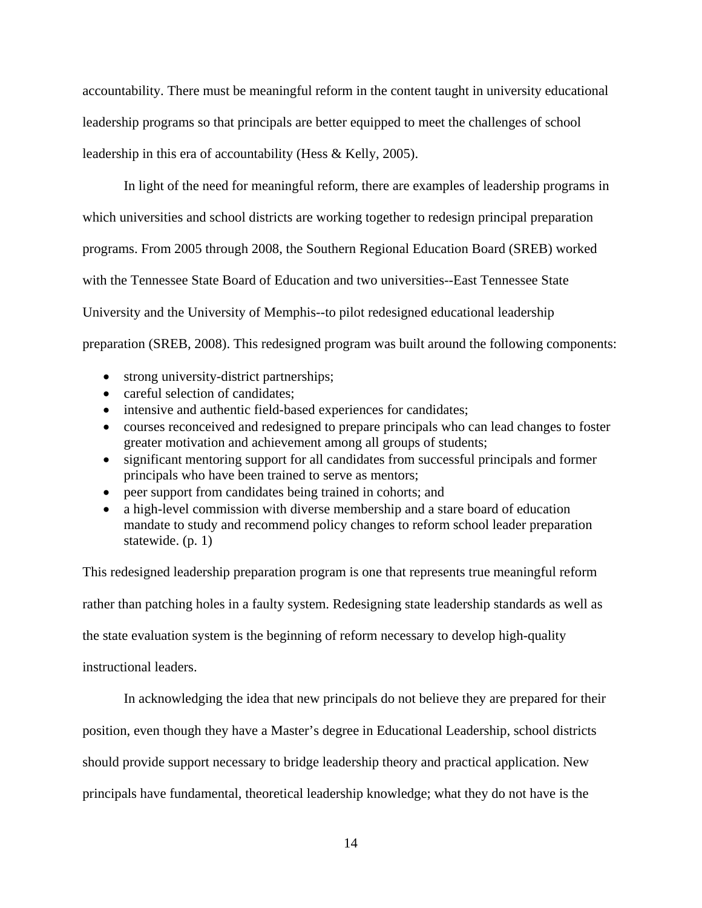accountability. There must be meaningful reform in the content taught in university educational leadership programs so that principals are better equipped to meet the challenges of school leadership in this era of accountability (Hess & Kelly, 2005).

In light of the need for meaningful reform, there are examples of leadership programs in which universities and school districts are working together to redesign principal preparation programs. From 2005 through 2008, the Southern Regional Education Board (SREB) worked with the Tennessee State Board of Education and two universities--East Tennessee State University and the University of Memphis--to pilot redesigned educational leadership preparation (SREB, 2008). This redesigned program was built around the following components:

- strong university-district partnerships;
- careful selection of candidates;
- intensive and authentic field-based experiences for candidates;
- courses reconceived and redesigned to prepare principals who can lead changes to foster greater motivation and achievement among all groups of students;
- significant mentoring support for all candidates from successful principals and former principals who have been trained to serve as mentors;
- peer support from candidates being trained in cohorts; and
- a high-level commission with diverse membership and a stare board of education mandate to study and recommend policy changes to reform school leader preparation statewide. (p. 1)

This redesigned leadership preparation program is one that represents true meaningful reform rather than patching holes in a faulty system. Redesigning state leadership standards as well as the state evaluation system is the beginning of reform necessary to develop high-quality instructional leaders.

In acknowledging the idea that new principals do not believe they are prepared for their position, even though they have a Master's degree in Educational Leadership, school districts should provide support necessary to bridge leadership theory and practical application. New principals have fundamental, theoretical leadership knowledge; what they do not have is the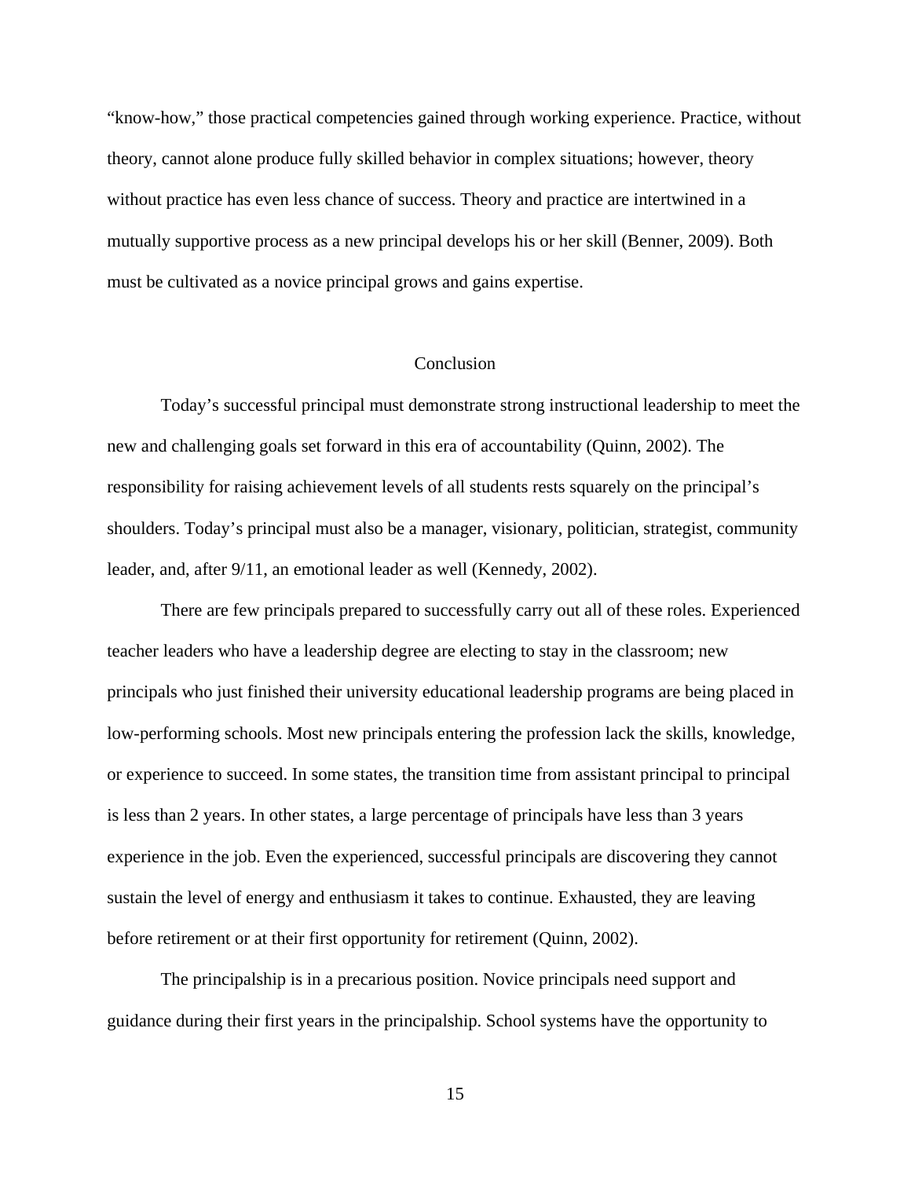“know-how,” those practical competencies gained through working experience. Practice, without theory, cannot alone produce fully skilled behavior in complex situations; however, theory without practice has even less chance of success. Theory and practice are intertwined in a mutually supportive process as a new principal develops his or her skill (Benner, 2009). Both must be cultivated as a novice principal grows and gains expertise.

## Conclusion

Today’s successful principal must demonstrate strong instructional leadership to meet the new and challenging goals set forward in this era of accountability (Quinn, 2002). The responsibility for raising achievement levels of all students rests squarely on the principal’s shoulders. Today’s principal must also be a manager, visionary, politician, strategist, community leader, and, after 9/11, an emotional leader as well (Kennedy, 2002).

There are few principals prepared to successfully carry out all of these roles. Experienced teacher leaders who have a leadership degree are electing to stay in the classroom; new principals who just finished their university educational leadership programs are being placed in low-performing schools. Most new principals entering the profession lack the skills, knowledge, or experience to succeed. In some states, the transition time from assistant principal to principal is less than 2 years. In other states, a large percentage of principals have less than 3 years experience in the job. Even the experienced, successful principals are discovering they cannot sustain the level of energy and enthusiasm it takes to continue. Exhausted, they are leaving before retirement or at their first opportunity for retirement (Quinn, 2002).

The principalship is in a precarious position. Novice principals need support and guidance during their first years in the principalship. School systems have the opportunity to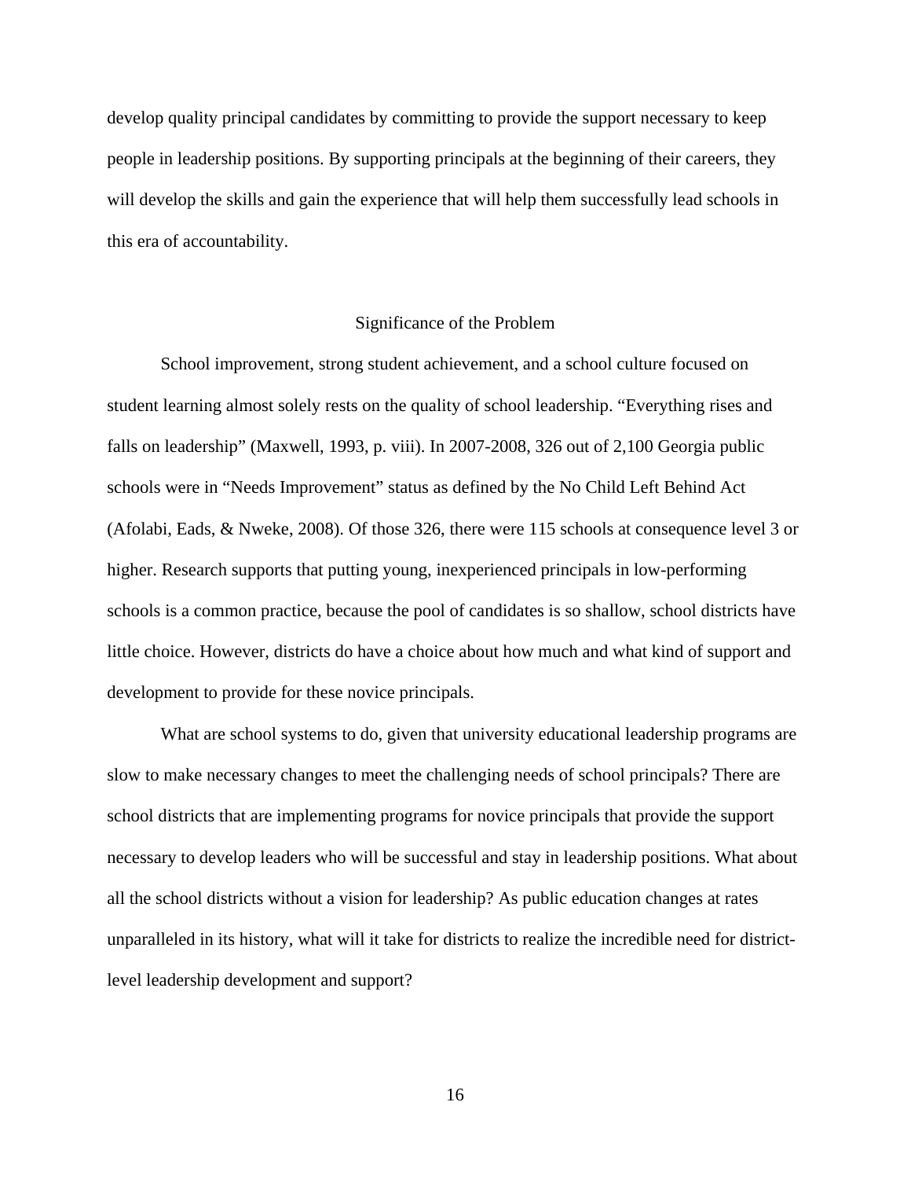develop quality principal candidates by committing to provide the support necessary to keep people in leadership positions. By supporting principals at the beginning of their careers, they will develop the skills and gain the experience that will help them successfully lead schools in this era of accountability.

## Significance of the Problem

School improvement, strong student achievement, and a school culture focused on student learning almost solely rests on the quality of school leadership. “Everything rises and falls on leadership” (Maxwell, 1993, p. viii). In 2007-2008, 326 out of 2,100 Georgia public schools were in “Needs Improvement” status as defined by the No Child Left Behind Act (Afolabi, Eads, & Nweke, 2008). Of those 326, there were 115 schools at consequence level 3 or higher. Research supports that putting young, inexperienced principals in low-performing schools is a common practice, because the pool of candidates is so shallow, school districts have little choice. However, districts do have a choice about how much and what kind of support and development to provide for these novice principals.

What are school systems to do, given that university educational leadership programs are slow to make necessary changes to meet the challenging needs of school principals? There are school districts that are implementing programs for novice principals that provide the support necessary to develop leaders who will be successful and stay in leadership positions. What about all the school districts without a vision for leadership? As public education changes at rates unparalleled in its history, what will it take for districts to realize the incredible need for district-level leadership development and support?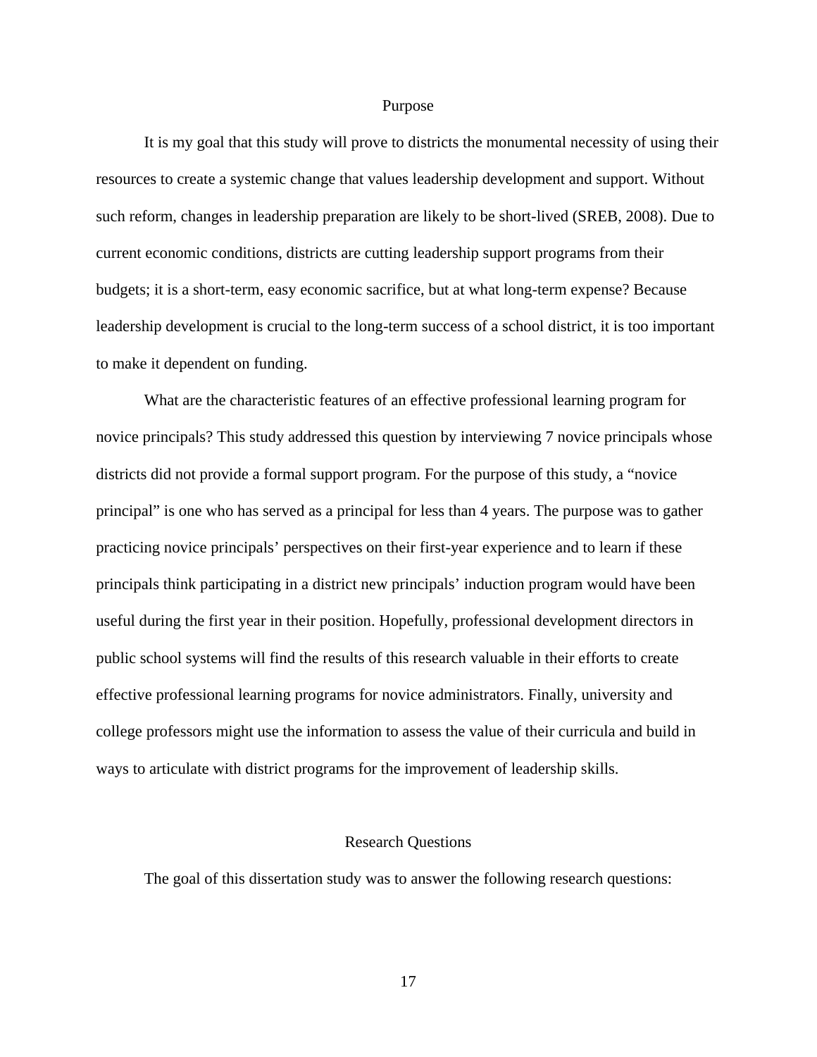## Purpose

It is my goal that this study will prove to districts the monumental necessity of using their resources to create a systemic change that values leadership development and support. Without such reform, changes in leadership preparation are likely to be short-lived (SREB, 2008). Due to current economic conditions, districts are cutting leadership support programs from their budgets; it is a short-term, easy economic sacrifice, but at what long-term expense? Because leadership development is crucial to the long-term success of a school district, it is too important to make it dependent on funding.

What are the characteristic features of an effective professional learning program for novice principals? This study addressed this question by interviewing 7 novice principals whose districts did not provide a formal support program. For the purpose of this study, a "novice principal" is one who has served as a principal for less than 4 years. The purpose was to gather practicing novice principals' perspectives on their first-year experience and to learn if these principals think participating in a district new principals' induction program would have been useful during the first year in their position. Hopefully, professional development directors in public school systems will find the results of this research valuable in their efforts to create effective professional learning programs for novice administrators. Finally, university and college professors might use the information to assess the value of their curricula and build in ways to articulate with district programs for the improvement of leadership skills.

## Research Questions

The goal of this dissertation study was to answer the following research questions: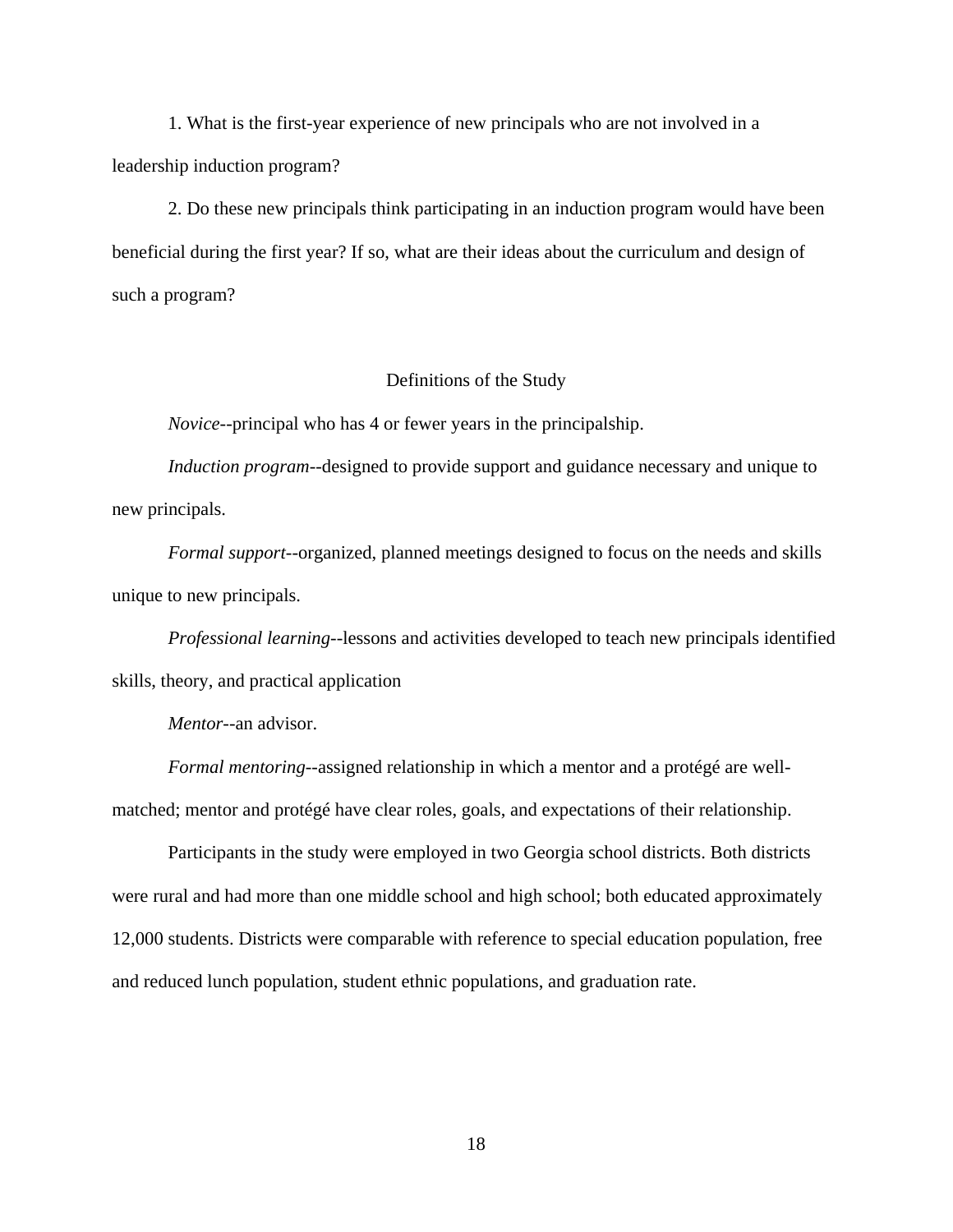1. What is the first-year experience of new principals who are not involved in a leadership induction program?

2. Do these new principals think participating in an induction program would have been beneficial during the first year? If so, what are their ideas about the curriculum and design of such a program?

## Definitions of the Study

*Novice*--principal who has 4 or fewer years in the principalship.

*Induction program*--designed to provide support and guidance necessary and unique to new principals.

*Formal support*--organized, planned meetings designed to focus on the needs and skills unique to new principals.

*Professional learning*--lessons and activities developed to teach new principals identified skills, theory, and practical application

*Mentor*--an advisor.

*Formal mentoring*--assigned relationship in which a mentor and a protégé are well-matched; mentor and protégé have clear roles, goals, and expectations of their relationship.

Participants in the study were employed in two Georgia school districts. Both districts were rural and had more than one middle school and high school; both educated approximately 12,000 students. Districts were comparable with reference to special education population, free and reduced lunch population, student ethnic populations, and graduation rate.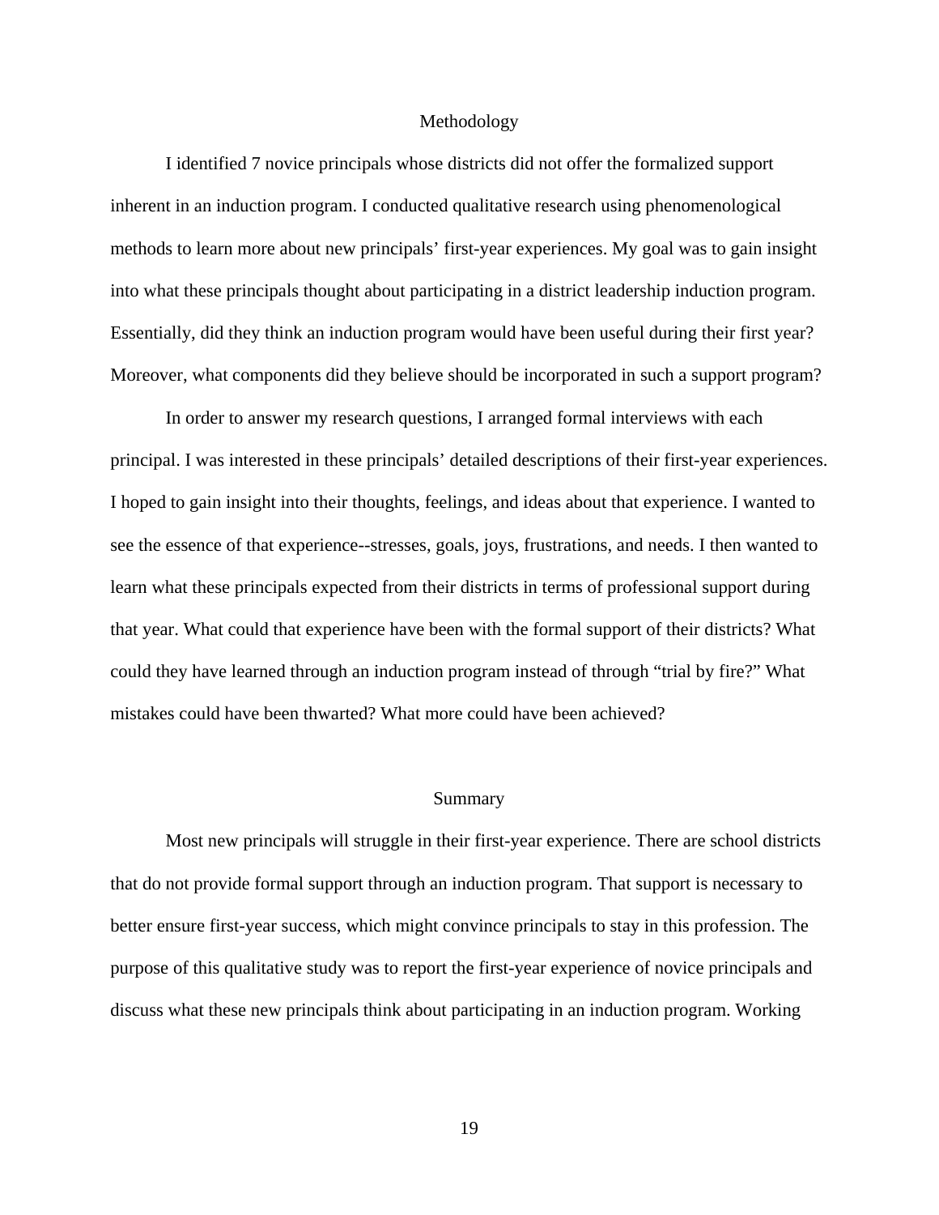## Methodology

I identified 7 novice principals whose districts did not offer the formalized support inherent in an induction program. I conducted qualitative research using phenomenological methods to learn more about new principals' first-year experiences. My goal was to gain insight into what these principals thought about participating in a district leadership induction program. Essentially, did they think an induction program would have been useful during their first year? Moreover, what components did they believe should be incorporated in such a support program?

In order to answer my research questions, I arranged formal interviews with each principal. I was interested in these principals' detailed descriptions of their first-year experiences. I hoped to gain insight into their thoughts, feelings, and ideas about that experience. I wanted to see the essence of that experience--stresses, goals, joys, frustrations, and needs. I then wanted to learn what these principals expected from their districts in terms of professional support during that year. What could that experience have been with the formal support of their districts? What could they have learned through an induction program instead of through "trial by fire?" What mistakes could have been thwarted? What more could have been achieved?

## Summary

Most new principals will struggle in their first-year experience. There are school districts that do not provide formal support through an induction program. That support is necessary to better ensure first-year success, which might convince principals to stay in this profession. The purpose of this qualitative study was to report the first-year experience of novice principals and discuss what these new principals think about participating in an induction program. Working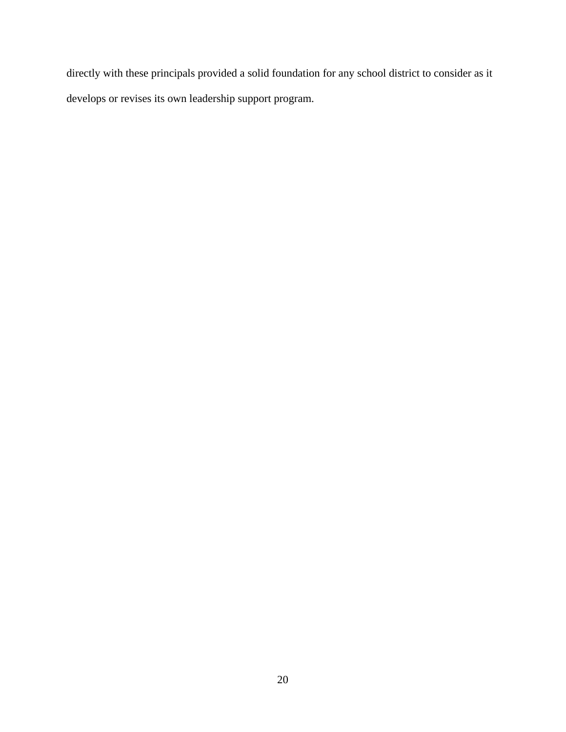directly with these principals provided a solid foundation for any school district to consider as it develops or revises its own leadership support program.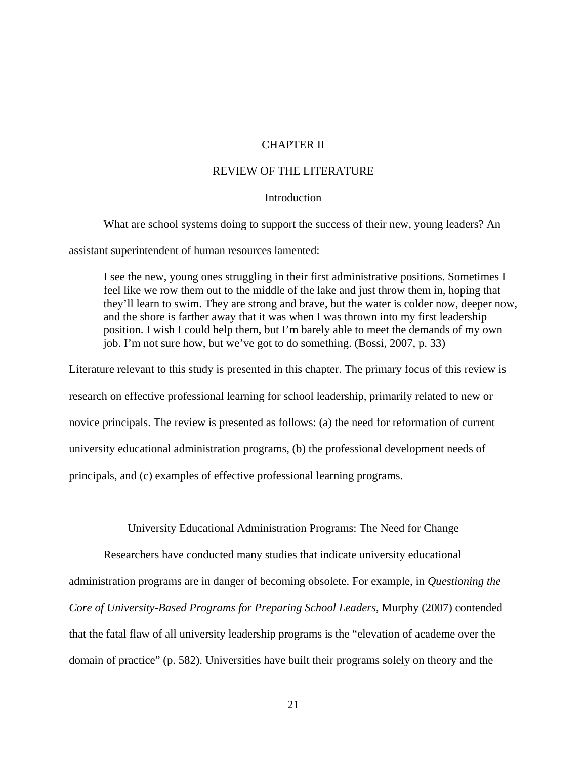# CHAPTER II

# REVIEW OF THE LITERATURE

## Introduction

What are school systems doing to support the success of their new, young leaders? An assistant superintendent of human resources lamented:

> I see the new, young ones struggling in their first administrative positions. Sometimes I feel like we row them out to the middle of the lake and just throw them in, hoping that they'll learn to swim. They are strong and brave, but the water is colder now, deeper now, and the shore is farther away that it was when I was thrown into my first leadership position. I wish I could help them, but I'm barely able to meet the demands of my own job. I'm not sure how, but we've got to do something. (Bossi, 2007, p. 33)

Literature relevant to this study is presented in this chapter. The primary focus of this review is research on effective professional learning for school leadership, primarily related to new or novice principals. The review is presented as follows: (a) the need for reformation of current university educational administration programs, (b) the professional development needs of principals, and (c) examples of effective professional learning programs.

## University Educational Administration Programs: The Need for Change

Researchers have conducted many studies that indicate university educational administration programs are in danger of becoming obsolete. For example, in *Questioning the Core of University-Based Programs for Preparing School Leaders*, Murphy (2007) contended that the fatal flaw of all university leadership programs is the "elevation of academe over the domain of practice" (p. 582). Universities have built their programs solely on theory and the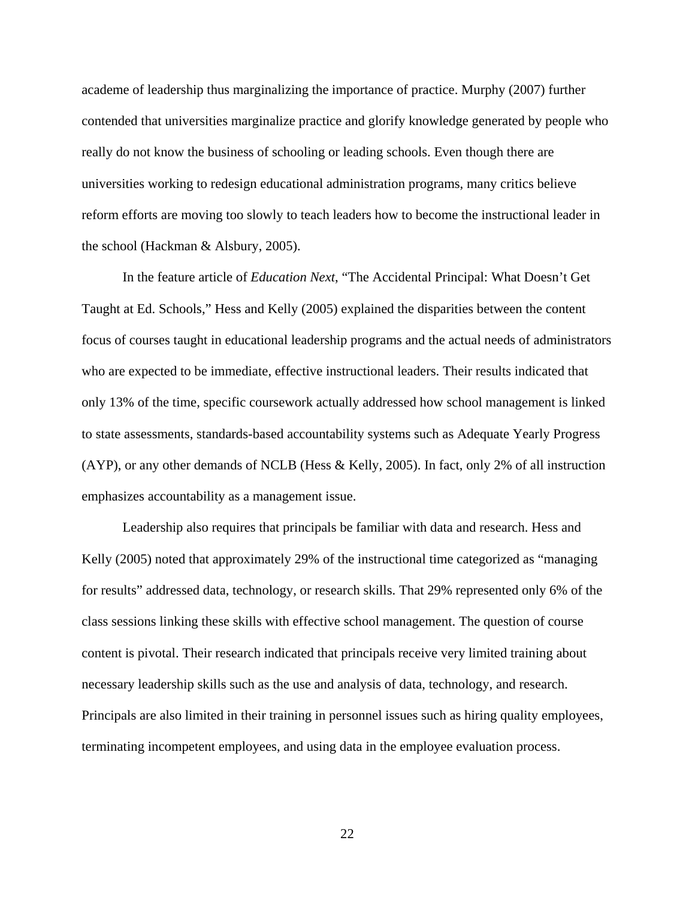academe of leadership thus marginalizing the importance of practice. Murphy (2007) further contended that universities marginalize practice and glorify knowledge generated by people who really do not know the business of schooling or leading schools. Even though there are universities working to redesign educational administration programs, many critics believe reform efforts are moving too slowly to teach leaders how to become the instructional leader in the school (Hackman & Alsbury, 2005).

In the feature article of *Education Next*, "The Accidental Principal: What Doesn't Get Taught at Ed. Schools," Hess and Kelly (2005) explained the disparities between the content focus of courses taught in educational leadership programs and the actual needs of administrators who are expected to be immediate, effective instructional leaders. Their results indicated that only 13% of the time, specific coursework actually addressed how school management is linked to state assessments, standards-based accountability systems such as Adequate Yearly Progress (AYP), or any other demands of NCLB (Hess & Kelly, 2005). In fact, only 2% of all instruction emphasizes accountability as a management issue.

Leadership also requires that principals be familiar with data and research. Hess and Kelly (2005) noted that approximately 29% of the instructional time categorized as "managing for results" addressed data, technology, or research skills. That 29% represented only 6% of the class sessions linking these skills with effective school management. The question of course content is pivotal. Their research indicated that principals receive very limited training about necessary leadership skills such as the use and analysis of data, technology, and research. Principals are also limited in their training in personnel issues such as hiring quality employees, terminating incompetent employees, and using data in the employee evaluation process.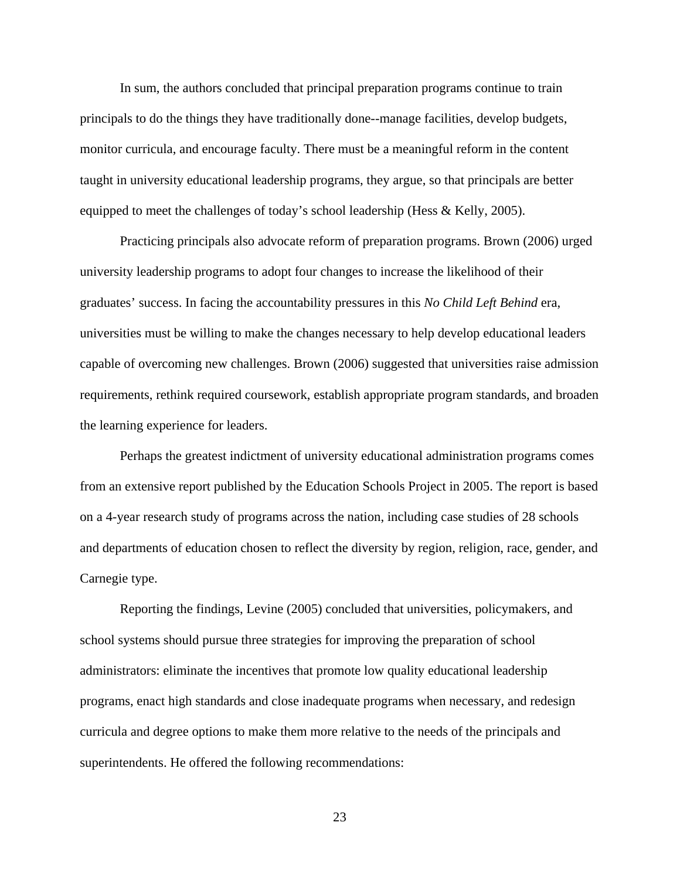In sum, the authors concluded that principal preparation programs continue to train principals to do the things they have traditionally done--manage facilities, develop budgets, monitor curricula, and encourage faculty. There must be a meaningful reform in the content taught in university educational leadership programs, they argue, so that principals are better equipped to meet the challenges of today's school leadership (Hess & Kelly, 2005).

Practicing principals also advocate reform of preparation programs. Brown (2006) urged university leadership programs to adopt four changes to increase the likelihood of their graduates' success. In facing the accountability pressures in this *No Child Left Behind* era, universities must be willing to make the changes necessary to help develop educational leaders capable of overcoming new challenges. Brown (2006) suggested that universities raise admission requirements, rethink required coursework, establish appropriate program standards, and broaden the learning experience for leaders.

Perhaps the greatest indictment of university educational administration programs comes from an extensive report published by the Education Schools Project in 2005. The report is based on a 4-year research study of programs across the nation, including case studies of 28 schools and departments of education chosen to reflect the diversity by region, religion, race, gender, and Carnegie type.

Reporting the findings, Levine (2005) concluded that universities, policymakers, and school systems should pursue three strategies for improving the preparation of school administrators: eliminate the incentives that promote low quality educational leadership programs, enact high standards and close inadequate programs when necessary, and redesign curricula and degree options to make them more relative to the needs of the principals and superintendents. He offered the following recommendations: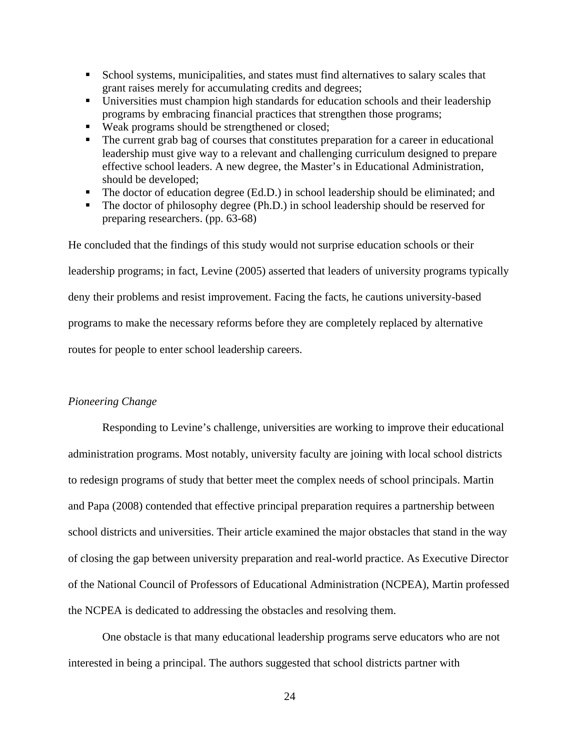- School systems, municipalities, and states must find alternatives to salary scales that grant raises merely for accumulating credits and degrees;
- Universities must champion high standards for education schools and their leadership programs by embracing financial practices that strengthen those programs;
- Weak programs should be strengthened or closed;
- The current grab bag of courses that constitutes preparation for a career in educational leadership must give way to a relevant and challenging curriculum designed to prepare effective school leaders. A new degree, the Master's in Educational Administration, should be developed;
- The doctor of education degree (Ed.D.) in school leadership should be eliminated; and
- The doctor of philosophy degree (Ph.D.) in school leadership should be reserved for preparing researchers. (pp. 63-68)

He concluded that the findings of this study would not surprise education schools or their leadership programs; in fact, Levine (2005) asserted that leaders of university programs typically deny their problems and resist improvement. Facing the facts, he cautions university-based programs to make the necessary reforms before they are completely replaced by alternative routes for people to enter school leadership careers.

*Pioneering Change*

Responding to Levine's challenge, universities are working to improve their educational administration programs. Most notably, university faculty are joining with local school districts to redesign programs of study that better meet the complex needs of school principals. Martin and Papa (2008) contended that effective principal preparation requires a partnership between school districts and universities. Their article examined the major obstacles that stand in the way of closing the gap between university preparation and real-world practice. As Executive Director of the National Council of Professors of Educational Administration (NCPEA), Martin professed the NCPEA is dedicated to addressing the obstacles and resolving them.

One obstacle is that many educational leadership programs serve educators who are not interested in being a principal. The authors suggested that school districts partner with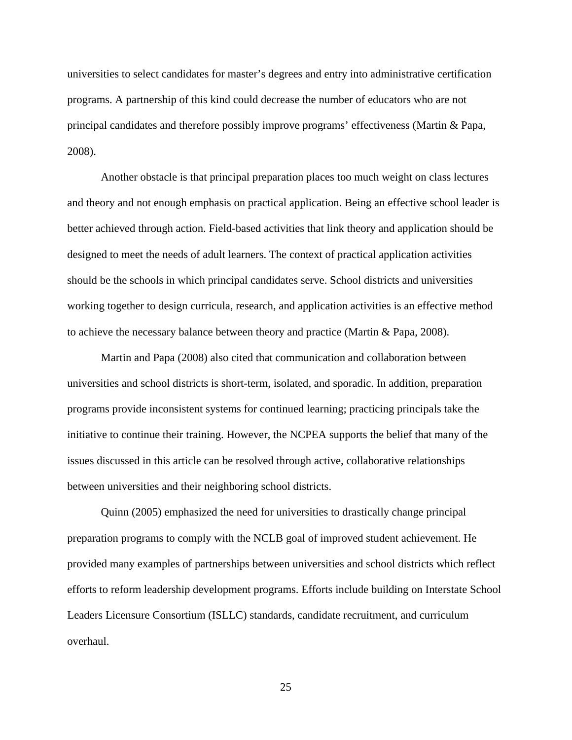universities to select candidates for master's degrees and entry into administrative certification programs. A partnership of this kind could decrease the number of educators who are not principal candidates and therefore possibly improve programs' effectiveness (Martin & Papa, 2008).

Another obstacle is that principal preparation places too much weight on class lectures and theory and not enough emphasis on practical application. Being an effective school leader is better achieved through action. Field-based activities that link theory and application should be designed to meet the needs of adult learners. The context of practical application activities should be the schools in which principal candidates serve. School districts and universities working together to design curricula, research, and application activities is an effective method to achieve the necessary balance between theory and practice (Martin & Papa, 2008).

Martin and Papa (2008) also cited that communication and collaboration between universities and school districts is short-term, isolated, and sporadic. In addition, preparation programs provide inconsistent systems for continued learning; practicing principals take the initiative to continue their training. However, the NCPEA supports the belief that many of the issues discussed in this article can be resolved through active, collaborative relationships between universities and their neighboring school districts.

Quinn (2005) emphasized the need for universities to drastically change principal preparation programs to comply with the NCLB goal of improved student achievement. He provided many examples of partnerships between universities and school districts which reflect efforts to reform leadership development programs. Efforts include building on Interstate School Leaders Licensure Consortium (ISLLC) standards, candidate recruitment, and curriculum overhaul.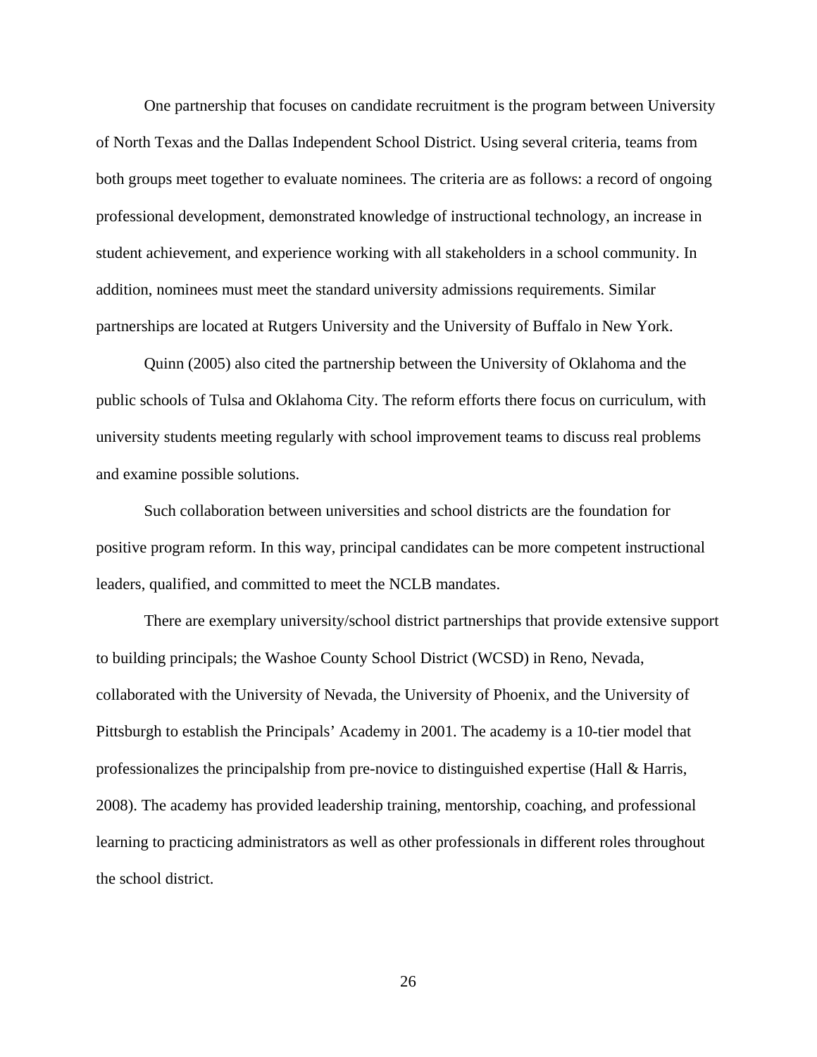One partnership that focuses on candidate recruitment is the program between University of North Texas and the Dallas Independent School District. Using several criteria, teams from both groups meet together to evaluate nominees. The criteria are as follows: a record of ongoing professional development, demonstrated knowledge of instructional technology, an increase in student achievement, and experience working with all stakeholders in a school community. In addition, nominees must meet the standard university admissions requirements. Similar partnerships are located at Rutgers University and the University of Buffalo in New York.

Quinn (2005) also cited the partnership between the University of Oklahoma and the public schools of Tulsa and Oklahoma City. The reform efforts there focus on curriculum, with university students meeting regularly with school improvement teams to discuss real problems and examine possible solutions.

Such collaboration between universities and school districts are the foundation for positive program reform. In this way, principal candidates can be more competent instructional leaders, qualified, and committed to meet the NCLB mandates.

There are exemplary university/school district partnerships that provide extensive support to building principals; the Washoe County School District (WCSD) in Reno, Nevada, collaborated with the University of Nevada, the University of Phoenix, and the University of Pittsburgh to establish the Principals' Academy in 2001. The academy is a 10-tier model that professionalizes the principalship from pre-novice to distinguished expertise (Hall & Harris, 2008). The academy has provided leadership training, mentorship, coaching, and professional learning to practicing administrators as well as other professionals in different roles throughout the school district.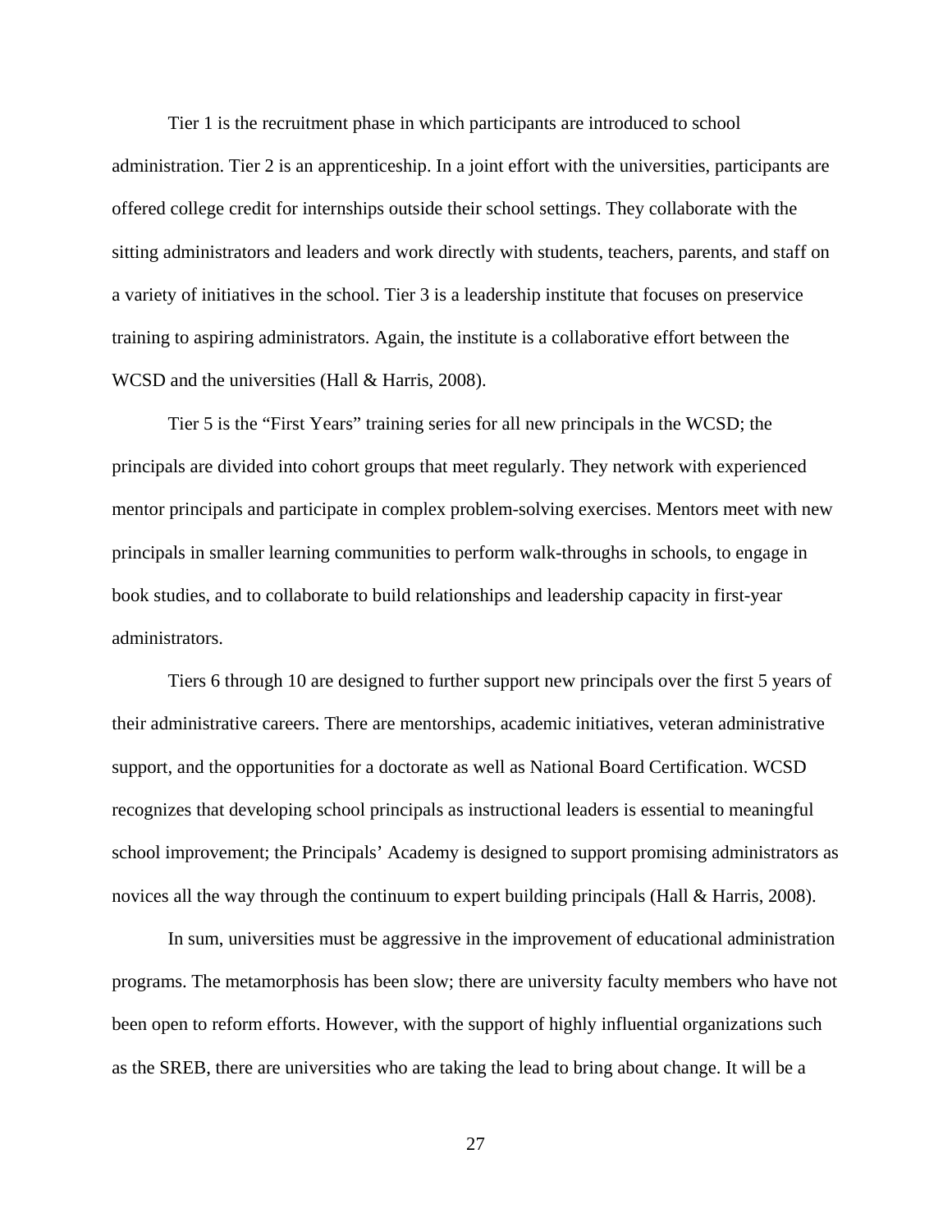Tier 1 is the recruitment phase in which participants are introduced to school administration. Tier 2 is an apprenticeship. In a joint effort with the universities, participants are offered college credit for internships outside their school settings. They collaborate with the sitting administrators and leaders and work directly with students, teachers, parents, and staff on a variety of initiatives in the school. Tier 3 is a leadership institute that focuses on preservice training to aspiring administrators. Again, the institute is a collaborative effort between the WCSD and the universities (Hall & Harris, 2008).

Tier 5 is the “First Years” training series for all new principals in the WCSD; the principals are divided into cohort groups that meet regularly. They network with experienced mentor principals and participate in complex problem-solving exercises. Mentors meet with new principals in smaller learning communities to perform walk-throughs in schools, to engage in book studies, and to collaborate to build relationships and leadership capacity in first-year administrators.

Tiers 6 through 10 are designed to further support new principals over the first 5 years of their administrative careers. There are mentorships, academic initiatives, veteran administrative support, and the opportunities for a doctorate as well as National Board Certification. WCSD recognizes that developing school principals as instructional leaders is essential to meaningful school improvement; the Principals’ Academy is designed to support promising administrators as novices all the way through the continuum to expert building principals (Hall & Harris, 2008).

In sum, universities must be aggressive in the improvement of educational administration programs. The metamorphosis has been slow; there are university faculty members who have not been open to reform efforts. However, with the support of highly influential organizations such as the SREB, there are universities who are taking the lead to bring about change. It will be a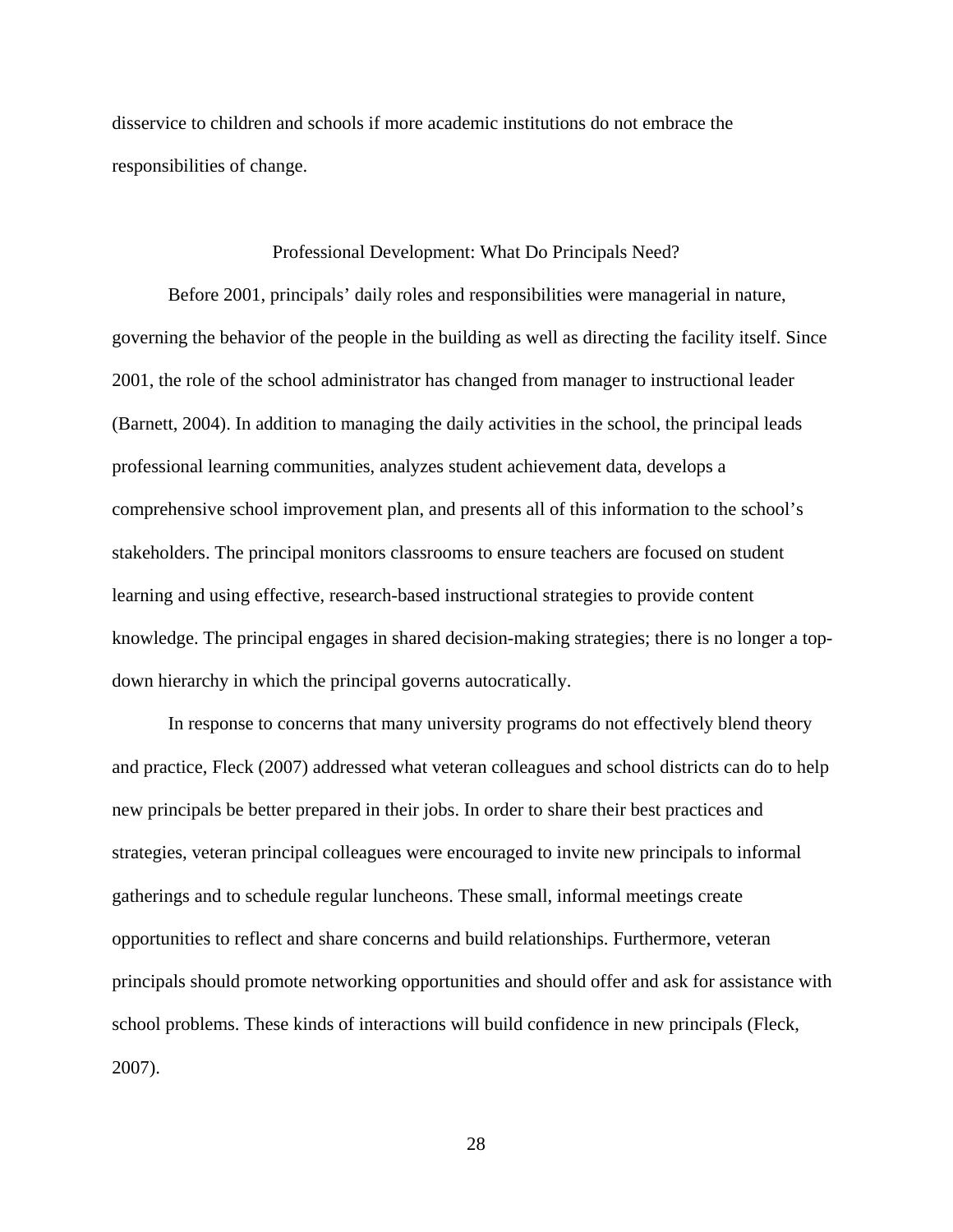disservice to children and schools if more academic institutions do not embrace the responsibilities of change.

## Professional Development: What Do Principals Need?

Before 2001, principals' daily roles and responsibilities were managerial in nature, governing the behavior of the people in the building as well as directing the facility itself. Since 2001, the role of the school administrator has changed from manager to instructional leader (Barnett, 2004). In addition to managing the daily activities in the school, the principal leads professional learning communities, analyzes student achievement data, develops a comprehensive school improvement plan, and presents all of this information to the school's stakeholders. The principal monitors classrooms to ensure teachers are focused on student learning and using effective, research-based instructional strategies to provide content knowledge. The principal engages in shared decision-making strategies; there is no longer a top-down hierarchy in which the principal governs autocratically.

In response to concerns that many university programs do not effectively blend theory and practice, Fleck (2007) addressed what veteran colleagues and school districts can do to help new principals be better prepared in their jobs. In order to share their best practices and strategies, veteran principal colleagues were encouraged to invite new principals to informal gatherings and to schedule regular luncheons. These small, informal meetings create opportunities to reflect and share concerns and build relationships. Furthermore, veteran principals should promote networking opportunities and should offer and ask for assistance with school problems. These kinds of interactions will build confidence in new principals (Fleck, 2007).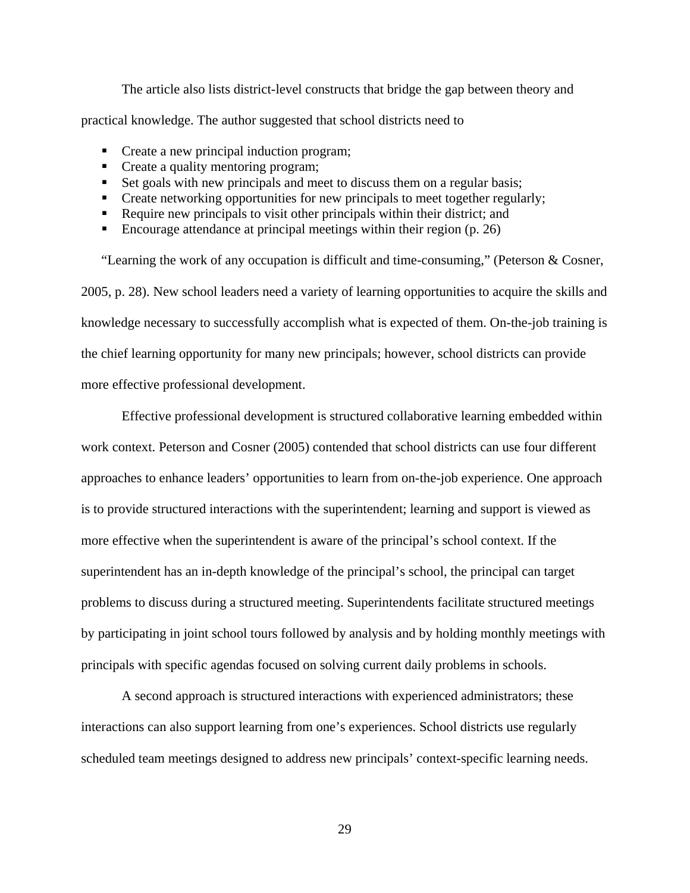The article also lists district-level constructs that bridge the gap between theory and practical knowledge. The author suggested that school districts need to

- Create a new principal induction program;
- Create a quality mentoring program;
- Set goals with new principals and meet to discuss them on a regular basis;
- Create networking opportunities for new principals to meet together regularly;
- Require new principals to visit other principals within their district; and
- Encourage attendance at principal meetings within their region (p. 26)

"Learning the work of any occupation is difficult and time-consuming," (Peterson & Cosner, 2005, p. 28). New school leaders need a variety of learning opportunities to acquire the skills and knowledge necessary to successfully accomplish what is expected of them. On-the-job training is the chief learning opportunity for many new principals; however, school districts can provide more effective professional development.

Effective professional development is structured collaborative learning embedded within work context. Peterson and Cosner (2005) contended that school districts can use four different approaches to enhance leaders' opportunities to learn from on-the-job experience. One approach is to provide structured interactions with the superintendent; learning and support is viewed as more effective when the superintendent is aware of the principal's school context. If the superintendent has an in-depth knowledge of the principal's school, the principal can target problems to discuss during a structured meeting. Superintendents facilitate structured meetings by participating in joint school tours followed by analysis and by holding monthly meetings with principals with specific agendas focused on solving current daily problems in schools.

A second approach is structured interactions with experienced administrators; these interactions can also support learning from one's experiences. School districts use regularly scheduled team meetings designed to address new principals' context-specific learning needs.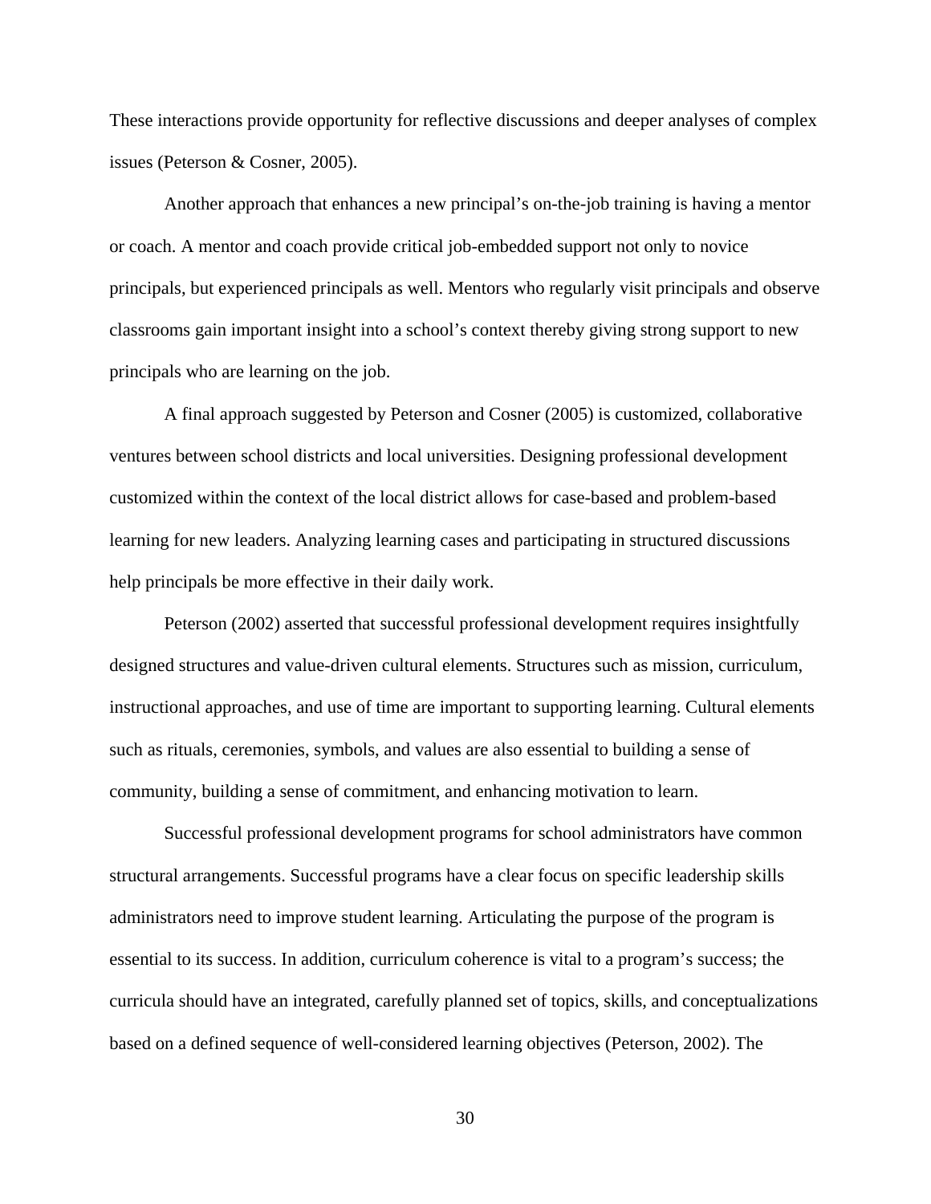These interactions provide opportunity for reflective discussions and deeper analyses of complex issues (Peterson & Cosner, 2005).

Another approach that enhances a new principal's on-the-job training is having a mentor or coach. A mentor and coach provide critical job-embedded support not only to novice principals, but experienced principals as well. Mentors who regularly visit principals and observe classrooms gain important insight into a school's context thereby giving strong support to new principals who are learning on the job.

A final approach suggested by Peterson and Cosner (2005) is customized, collaborative ventures between school districts and local universities. Designing professional development customized within the context of the local district allows for case-based and problem-based learning for new leaders. Analyzing learning cases and participating in structured discussions help principals be more effective in their daily work.

Peterson (2002) asserted that successful professional development requires insightfully designed structures and value-driven cultural elements. Structures such as mission, curriculum, instructional approaches, and use of time are important to supporting learning. Cultural elements such as rituals, ceremonies, symbols, and values are also essential to building a sense of community, building a sense of commitment, and enhancing motivation to learn.

Successful professional development programs for school administrators have common structural arrangements. Successful programs have a clear focus on specific leadership skills administrators need to improve student learning. Articulating the purpose of the program is essential to its success. In addition, curriculum coherence is vital to a program's success; the curricula should have an integrated, carefully planned set of topics, skills, and conceptualizations based on a defined sequence of well-considered learning objectives (Peterson, 2002). The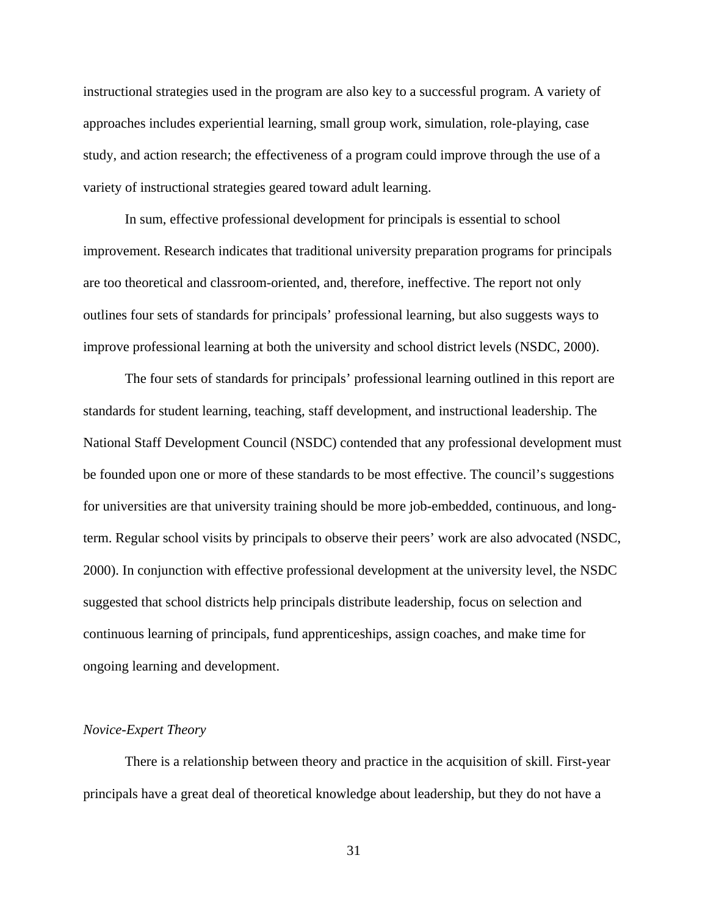instructional strategies used in the program are also key to a successful program. A variety of approaches includes experiential learning, small group work, simulation, role-playing, case study, and action research; the effectiveness of a program could improve through the use of a variety of instructional strategies geared toward adult learning.

In sum, effective professional development for principals is essential to school improvement. Research indicates that traditional university preparation programs for principals are too theoretical and classroom-oriented, and, therefore, ineffective. The report not only outlines four sets of standards for principals' professional learning, but also suggests ways to improve professional learning at both the university and school district levels (NSDC, 2000).

The four sets of standards for principals' professional learning outlined in this report are standards for student learning, teaching, staff development, and instructional leadership. The National Staff Development Council (NSDC) contended that any professional development must be founded upon one or more of these standards to be most effective. The council's suggestions for universities are that university training should be more job-embedded, continuous, and long-term. Regular school visits by principals to observe their peers' work are also advocated (NSDC, 2000). In conjunction with effective professional development at the university level, the NSDC suggested that school districts help principals distribute leadership, focus on selection and continuous learning of principals, fund apprenticeships, assign coaches, and make time for ongoing learning and development.

### *Novice-Expert Theory*

There is a relationship between theory and practice in the acquisition of skill. First-year principals have a great deal of theoretical knowledge about leadership, but they do not have a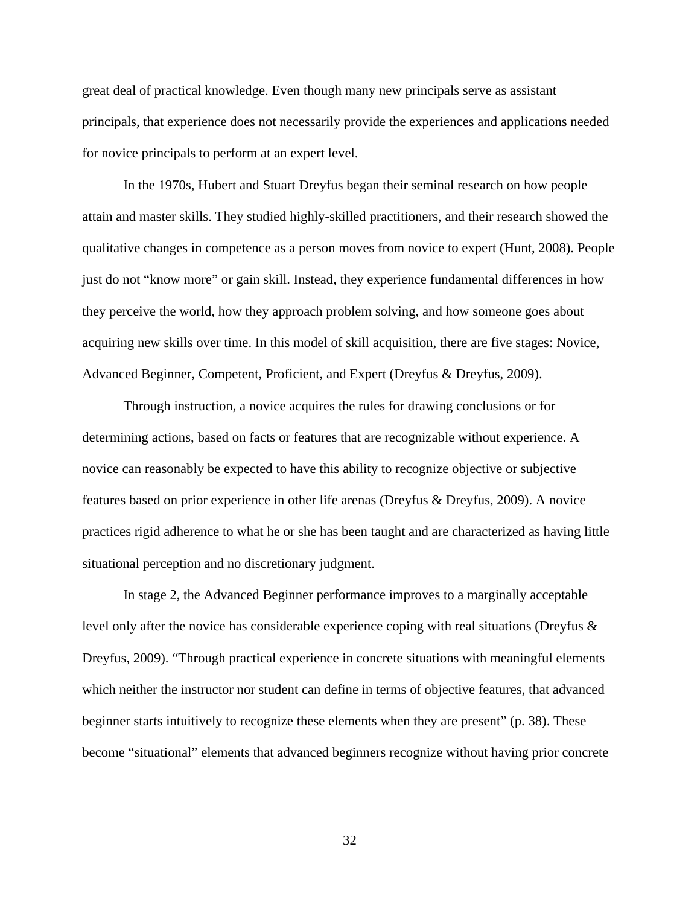great deal of practical knowledge. Even though many new principals serve as assistant principals, that experience does not necessarily provide the experiences and applications needed for novice principals to perform at an expert level.

In the 1970s, Hubert and Stuart Dreyfus began their seminal research on how people attain and master skills. They studied highly-skilled practitioners, and their research showed the qualitative changes in competence as a person moves from novice to expert (Hunt, 2008). People just do not "know more" or gain skill. Instead, they experience fundamental differences in how they perceive the world, how they approach problem solving, and how someone goes about acquiring new skills over time. In this model of skill acquisition, there are five stages: Novice, Advanced Beginner, Competent, Proficient, and Expert (Dreyfus & Dreyfus, 2009).

Through instruction, a novice acquires the rules for drawing conclusions or for determining actions, based on facts or features that are recognizable without experience. A novice can reasonably be expected to have this ability to recognize objective or subjective features based on prior experience in other life arenas (Dreyfus & Dreyfus, 2009). A novice practices rigid adherence to what he or she has been taught and are characterized as having little situational perception and no discretionary judgment.

In stage 2, the Advanced Beginner performance improves to a marginally acceptable level only after the novice has considerable experience coping with real situations (Dreyfus & Dreyfus, 2009). "Through practical experience in concrete situations with meaningful elements which neither the instructor nor student can define in terms of objective features, that advanced beginner starts intuitively to recognize these elements when they are present" (p. 38). These become "situational" elements that advanced beginners recognize without having prior concrete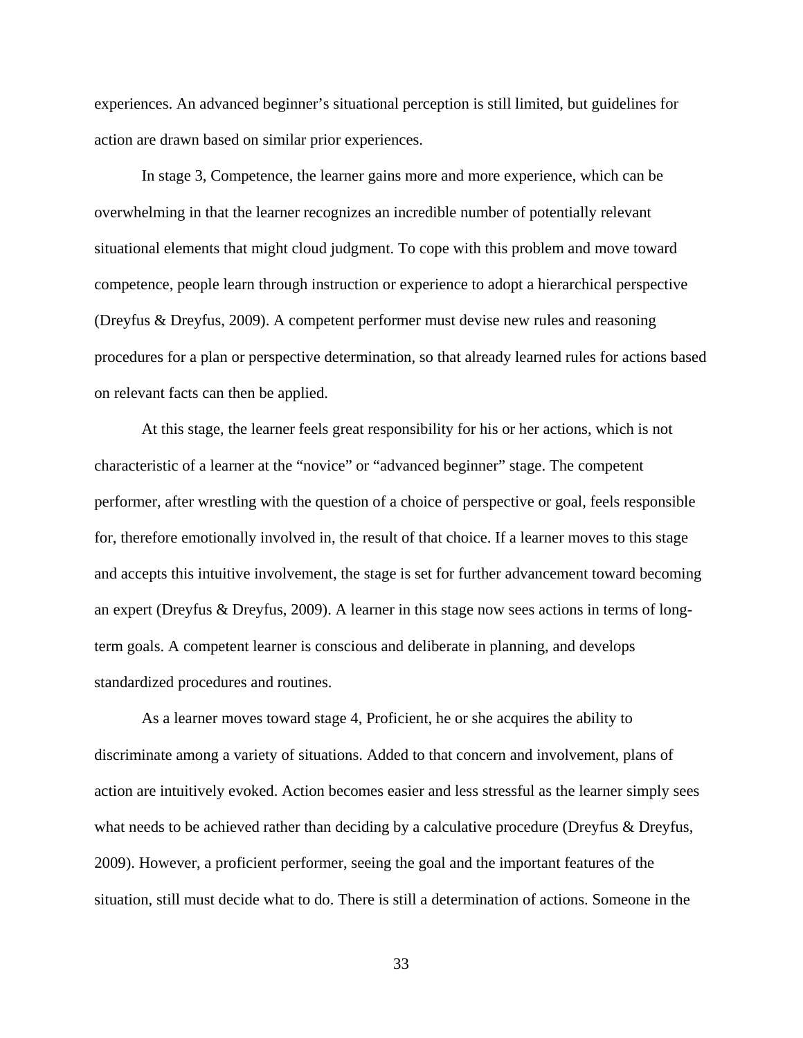experiences. An advanced beginner’s situational perception is still limited, but guidelines for action are drawn based on similar prior experiences.

In stage 3, Competence, the learner gains more and more experience, which can be overwhelming in that the learner recognizes an incredible number of potentially relevant situational elements that might cloud judgment. To cope with this problem and move toward competence, people learn through instruction or experience to adopt a hierarchical perspective (Dreyfus & Dreyfus, 2009). A competent performer must devise new rules and reasoning procedures for a plan or perspective determination, so that already learned rules for actions based on relevant facts can then be applied.

At this stage, the learner feels great responsibility for his or her actions, which is not characteristic of a learner at the “novice” or “advanced beginner” stage. The competent performer, after wrestling with the question of a choice of perspective or goal, feels responsible for, therefore emotionally involved in, the result of that choice. If a learner moves to this stage and accepts this intuitive involvement, the stage is set for further advancement toward becoming an expert (Dreyfus & Dreyfus, 2009). A learner in this stage now sees actions in terms of long-term goals. A competent learner is conscious and deliberate in planning, and develops standardized procedures and routines.

As a learner moves toward stage 4, Proficient, he or she acquires the ability to discriminate among a variety of situations. Added to that concern and involvement, plans of action are intuitively evoked. Action becomes easier and less stressful as the learner simply sees what needs to be achieved rather than deciding by a calculative procedure (Dreyfus & Dreyfus, 2009). However, a proficient performer, seeing the goal and the important features of the situation, still must decide what to do. There is still a determination of actions. Someone in the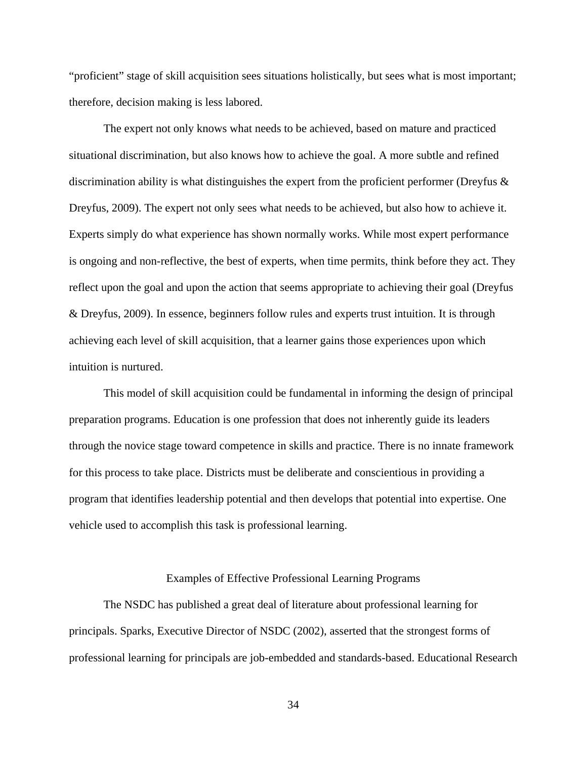“proficient” stage of skill acquisition sees situations holistically, but sees what is most important; therefore, decision making is less labored.

The expert not only knows what needs to be achieved, based on mature and practiced situational discrimination, but also knows how to achieve the goal. A more subtle and refined discrimination ability is what distinguishes the expert from the proficient performer (Dreyfus & Dreyfus, 2009). The expert not only sees what needs to be achieved, but also how to achieve it. Experts simply do what experience has shown normally works. While most expert performance is ongoing and non-reflective, the best of experts, when time permits, think before they act. They reflect upon the goal and upon the action that seems appropriate to achieving their goal (Dreyfus & Dreyfus, 2009). In essence, beginners follow rules and experts trust intuition. It is through achieving each level of skill acquisition, that a learner gains those experiences upon which intuition is nurtured.

This model of skill acquisition could be fundamental in informing the design of principal preparation programs. Education is one profession that does not inherently guide its leaders through the novice stage toward competence in skills and practice. There is no innate framework for this process to take place. Districts must be deliberate and conscientious in providing a program that identifies leadership potential and then develops that potential into expertise. One vehicle used to accomplish this task is professional learning.

## Examples of Effective Professional Learning Programs

The NSDC has published a great deal of literature about professional learning for principals. Sparks, Executive Director of NSDC (2002), asserted that the strongest forms of professional learning for principals are job-embedded and standards-based. Educational Research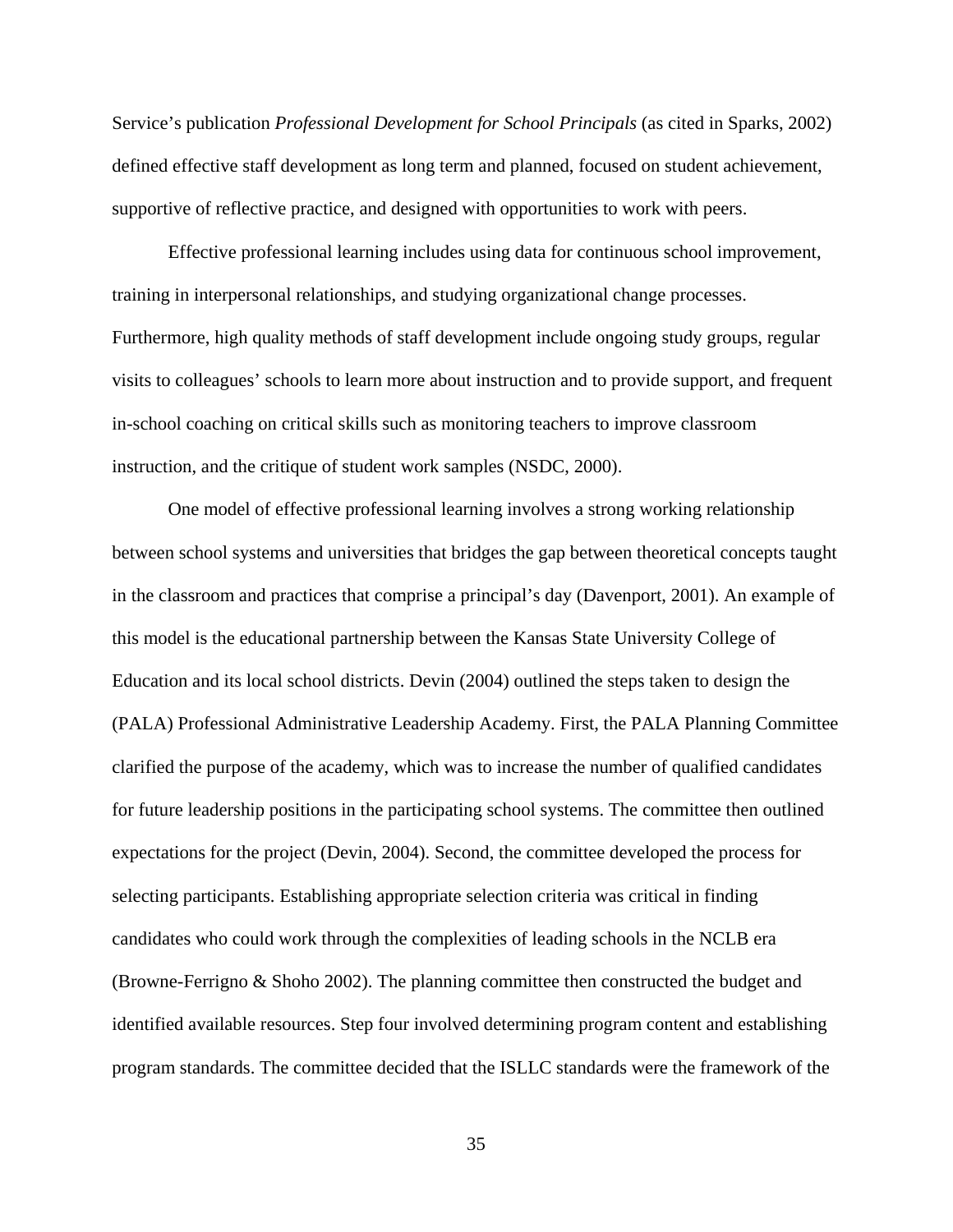Service's publication *Professional Development for School Principals* (as cited in Sparks, 2002) defined effective staff development as long term and planned, focused on student achievement, supportive of reflective practice, and designed with opportunities to work with peers.

Effective professional learning includes using data for continuous school improvement, training in interpersonal relationships, and studying organizational change processes. Furthermore, high quality methods of staff development include ongoing study groups, regular visits to colleagues' schools to learn more about instruction and to provide support, and frequent in-school coaching on critical skills such as monitoring teachers to improve classroom instruction, and the critique of student work samples (NSDC, 2000).

One model of effective professional learning involves a strong working relationship between school systems and universities that bridges the gap between theoretical concepts taught in the classroom and practices that comprise a principal's day (Davenport, 2001). An example of this model is the educational partnership between the Kansas State University College of Education and its local school districts. Devin (2004) outlined the steps taken to design the (PALA) Professional Administrative Leadership Academy. First, the PALA Planning Committee clarified the purpose of the academy, which was to increase the number of qualified candidates for future leadership positions in the participating school systems. The committee then outlined expectations for the project (Devin, 2004). Second, the committee developed the process for selecting participants. Establishing appropriate selection criteria was critical in finding candidates who could work through the complexities of leading schools in the NCLB era (Browne-Ferrigno & Shoho 2002). The planning committee then constructed the budget and identified available resources. Step four involved determining program content and establishing program standards. The committee decided that the ISLLC standards were the framework of the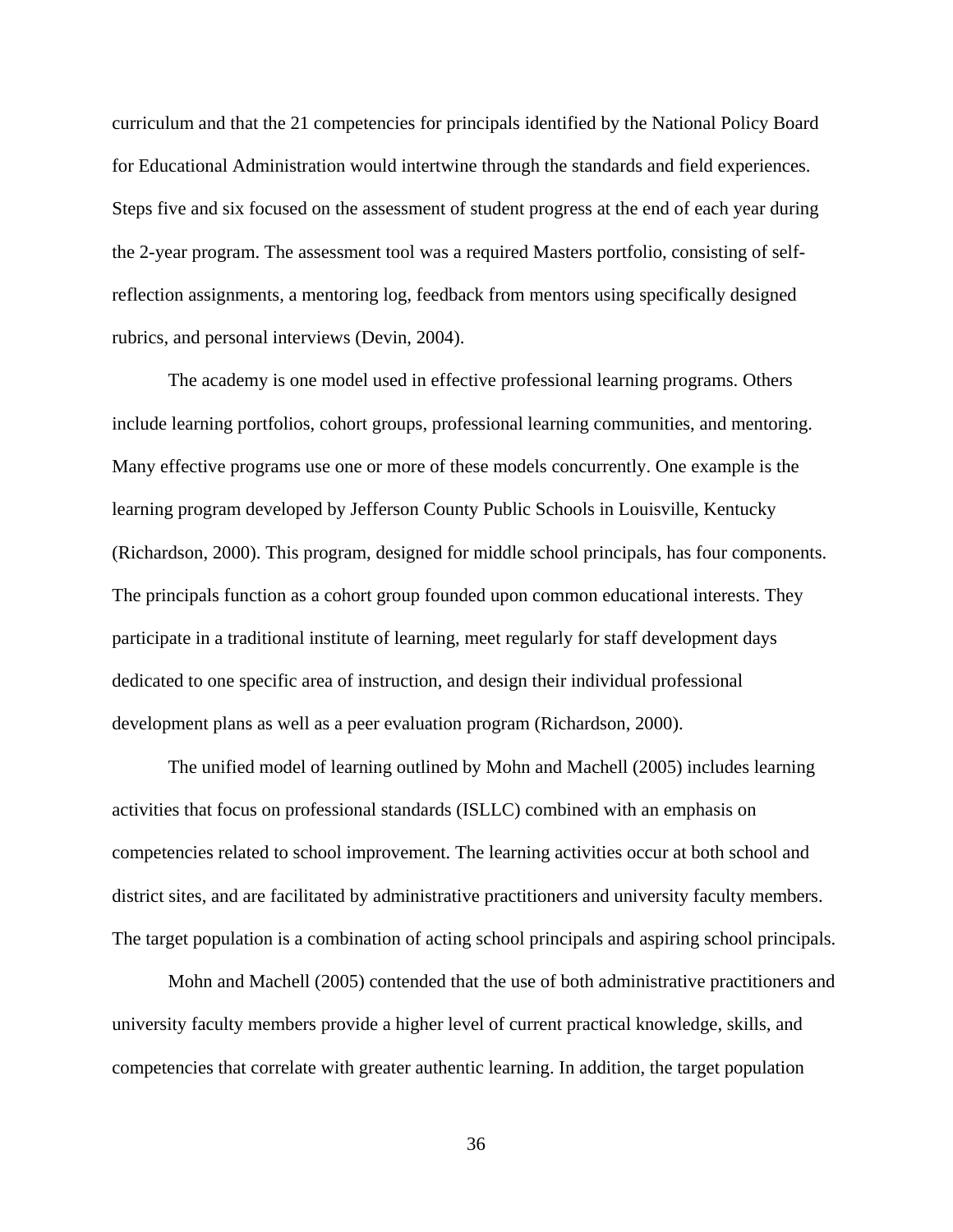curriculum and that the 21 competencies for principals identified by the National Policy Board for Educational Administration would intertwine through the standards and field experiences. Steps five and six focused on the assessment of student progress at the end of each year during the 2-year program. The assessment tool was a required Masters portfolio, consisting of self-reflection assignments, a mentoring log, feedback from mentors using specifically designed rubrics, and personal interviews (Devin, 2004).

The academy is one model used in effective professional learning programs. Others include learning portfolios, cohort groups, professional learning communities, and mentoring. Many effective programs use one or more of these models concurrently. One example is the learning program developed by Jefferson County Public Schools in Louisville, Kentucky (Richardson, 2000). This program, designed for middle school principals, has four components. The principals function as a cohort group founded upon common educational interests. They participate in a traditional institute of learning, meet regularly for staff development days dedicated to one specific area of instruction, and design their individual professional development plans as well as a peer evaluation program (Richardson, 2000).

The unified model of learning outlined by Mohn and Machell (2005) includes learning activities that focus on professional standards (ISLLC) combined with an emphasis on competencies related to school improvement. The learning activities occur at both school and district sites, and are facilitated by administrative practitioners and university faculty members. The target population is a combination of acting school principals and aspiring school principals.

Mohn and Machell (2005) contended that the use of both administrative practitioners and university faculty members provide a higher level of current practical knowledge, skills, and competencies that correlate with greater authentic learning. In addition, the target population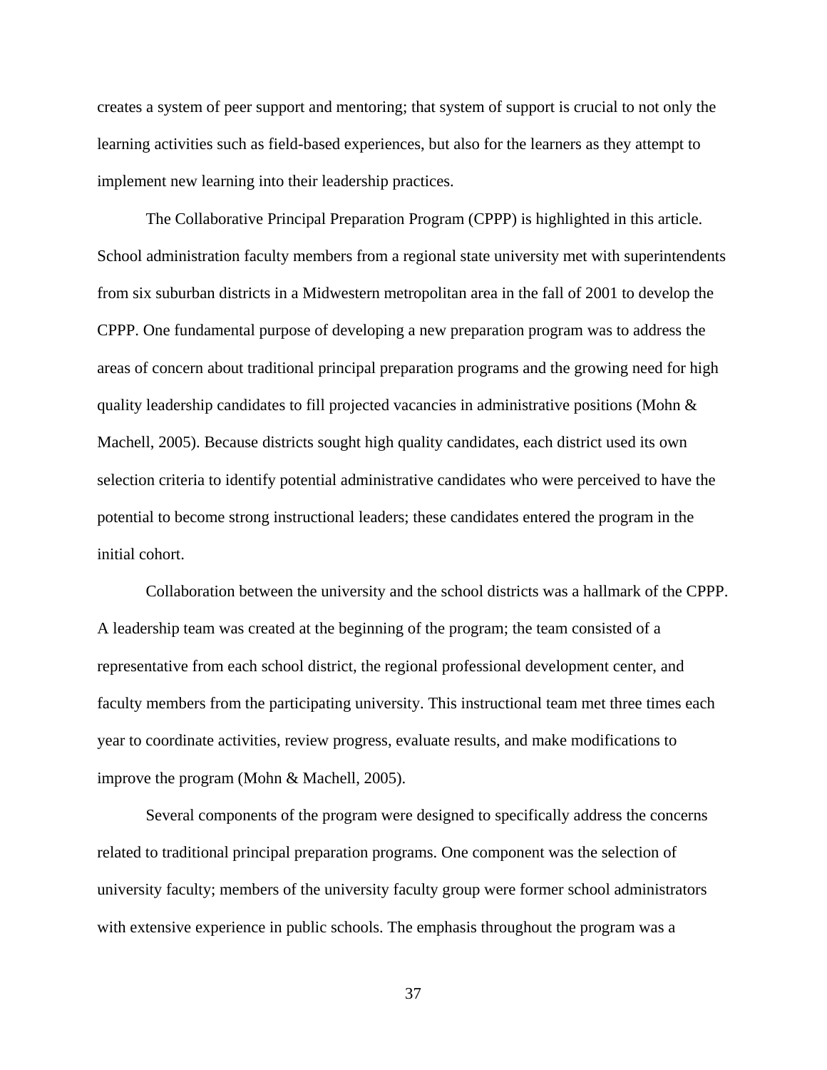creates a system of peer support and mentoring; that system of support is crucial to not only the learning activities such as field-based experiences, but also for the learners as they attempt to implement new learning into their leadership practices.

The Collaborative Principal Preparation Program (CPPP) is highlighted in this article. School administration faculty members from a regional state university met with superintendents from six suburban districts in a Midwestern metropolitan area in the fall of 2001 to develop the CPPP. One fundamental purpose of developing a new preparation program was to address the areas of concern about traditional principal preparation programs and the growing need for high quality leadership candidates to fill projected vacancies in administrative positions (Mohn & Machell, 2005). Because districts sought high quality candidates, each district used its own selection criteria to identify potential administrative candidates who were perceived to have the potential to become strong instructional leaders; these candidates entered the program in the initial cohort.

Collaboration between the university and the school districts was a hallmark of the CPPP. A leadership team was created at the beginning of the program; the team consisted of a representative from each school district, the regional professional development center, and faculty members from the participating university. This instructional team met three times each year to coordinate activities, review progress, evaluate results, and make modifications to improve the program (Mohn & Machell, 2005).

Several components of the program were designed to specifically address the concerns related to traditional principal preparation programs. One component was the selection of university faculty; members of the university faculty group were former school administrators with extensive experience in public schools. The emphasis throughout the program was a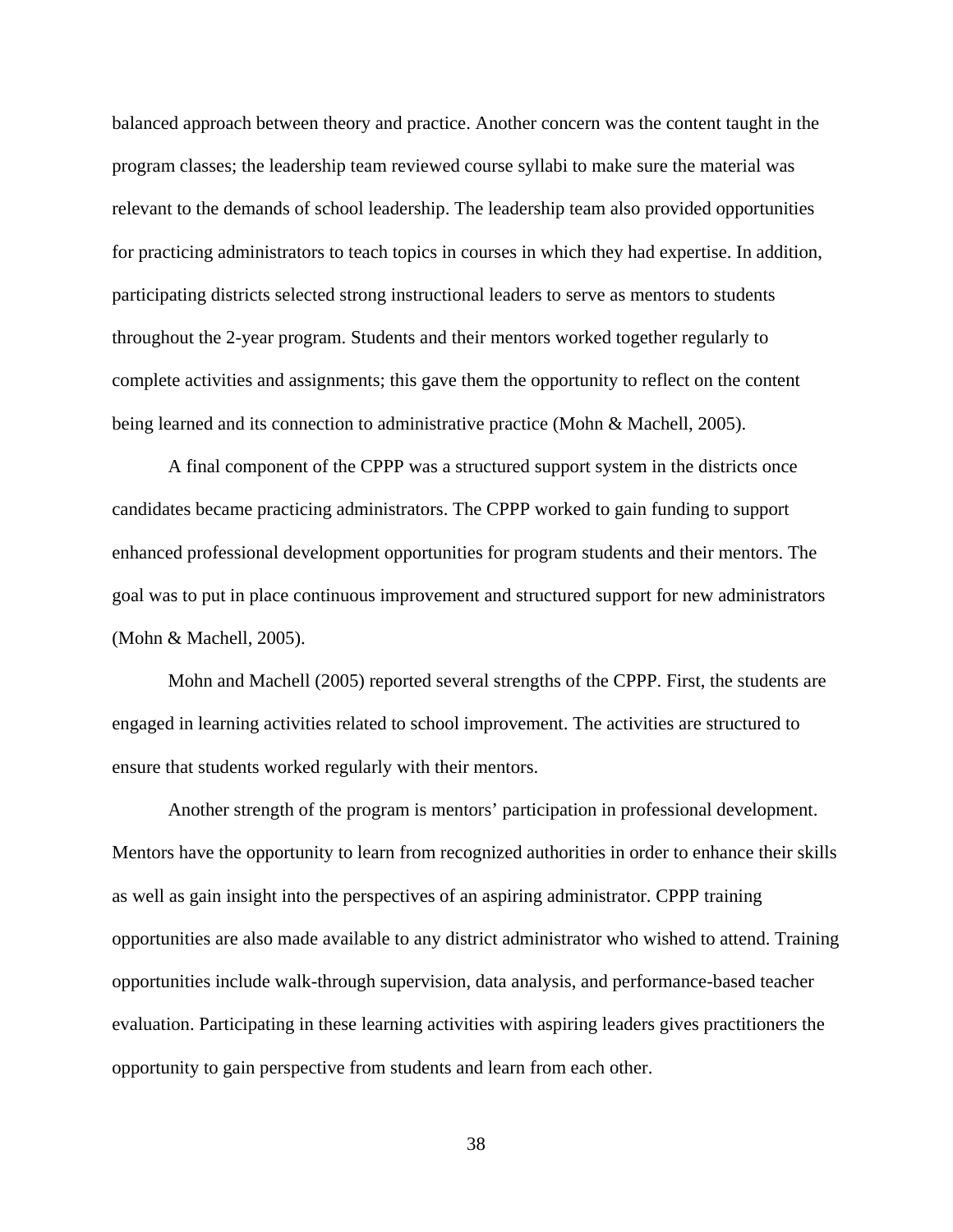balanced approach between theory and practice. Another concern was the content taught in the program classes; the leadership team reviewed course syllabi to make sure the material was relevant to the demands of school leadership. The leadership team also provided opportunities for practicing administrators to teach topics in courses in which they had expertise. In addition, participating districts selected strong instructional leaders to serve as mentors to students throughout the 2-year program. Students and their mentors worked together regularly to complete activities and assignments; this gave them the opportunity to reflect on the content being learned and its connection to administrative practice (Mohn & Machell, 2005).

A final component of the CPPP was a structured support system in the districts once candidates became practicing administrators. The CPPP worked to gain funding to support enhanced professional development opportunities for program students and their mentors. The goal was to put in place continuous improvement and structured support for new administrators (Mohn & Machell, 2005).

Mohn and Machell (2005) reported several strengths of the CPPP. First, the students are engaged in learning activities related to school improvement. The activities are structured to ensure that students worked regularly with their mentors.

Another strength of the program is mentors' participation in professional development. Mentors have the opportunity to learn from recognized authorities in order to enhance their skills as well as gain insight into the perspectives of an aspiring administrator. CPPP training opportunities are also made available to any district administrator who wished to attend. Training opportunities include walk-through supervision, data analysis, and performance-based teacher evaluation. Participating in these learning activities with aspiring leaders gives practitioners the opportunity to gain perspective from students and learn from each other.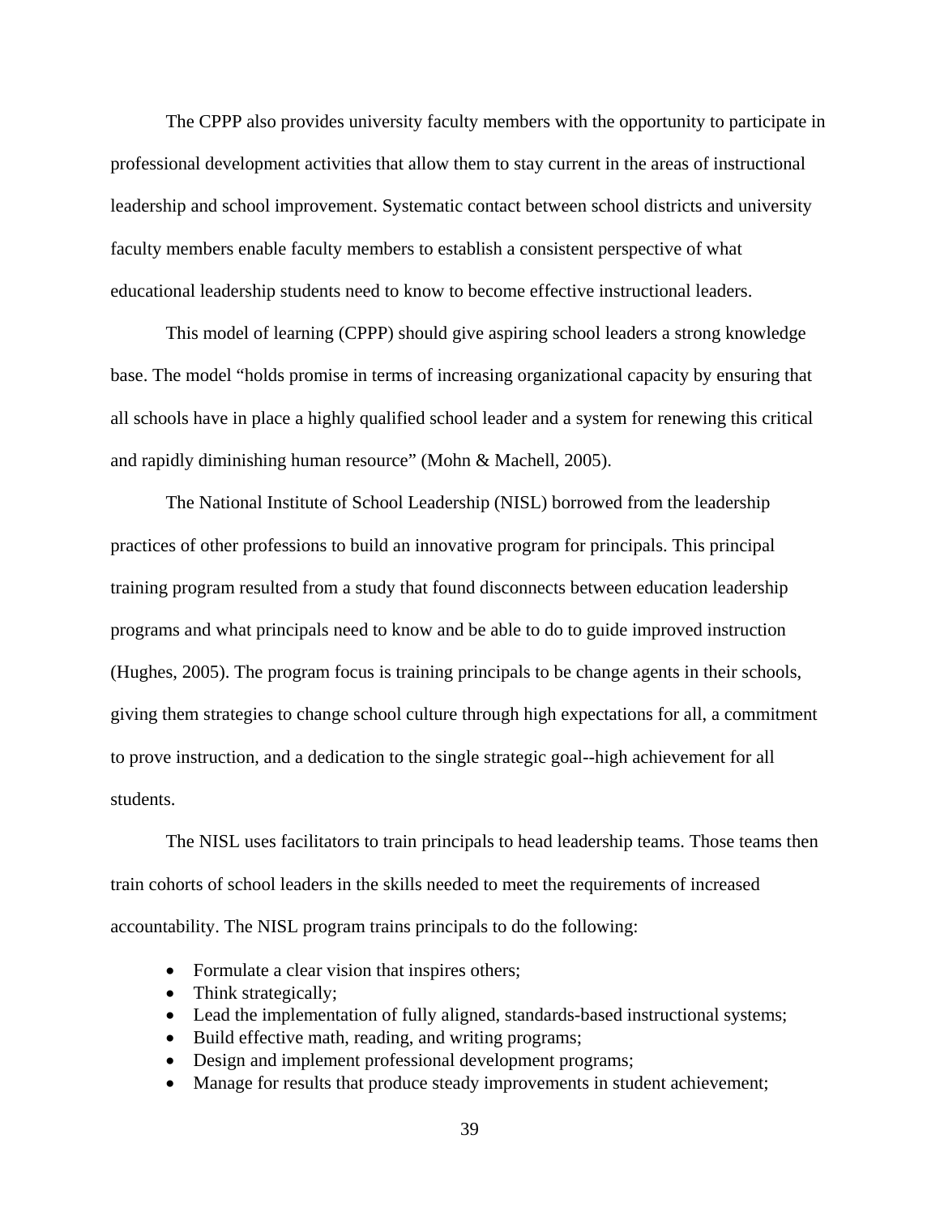The CPPP also provides university faculty members with the opportunity to participate in professional development activities that allow them to stay current in the areas of instructional leadership and school improvement. Systematic contact between school districts and university faculty members enable faculty members to establish a consistent perspective of what educational leadership students need to know to become effective instructional leaders.

This model of learning (CPPP) should give aspiring school leaders a strong knowledge base. The model "holds promise in terms of increasing organizational capacity by ensuring that all schools have in place a highly qualified school leader and a system for renewing this critical and rapidly diminishing human resource" (Mohn & Machell, 2005).

The National Institute of School Leadership (NISL) borrowed from the leadership practices of other professions to build an innovative program for principals. This principal training program resulted from a study that found disconnects between education leadership programs and what principals need to know and be able to do to guide improved instruction (Hughes, 2005). The program focus is training principals to be change agents in their schools, giving them strategies to change school culture through high expectations for all, a commitment to prove instruction, and a dedication to the single strategic goal--high achievement for all students.

The NISL uses facilitators to train principals to head leadership teams. Those teams then train cohorts of school leaders in the skills needed to meet the requirements of increased accountability. The NISL program trains principals to do the following:

- Formulate a clear vision that inspires others;
- Think strategically;
- Lead the implementation of fully aligned, standards-based instructional systems;
- Build effective math, reading, and writing programs;
- Design and implement professional development programs;
- Manage for results that produce steady improvements in student achievement;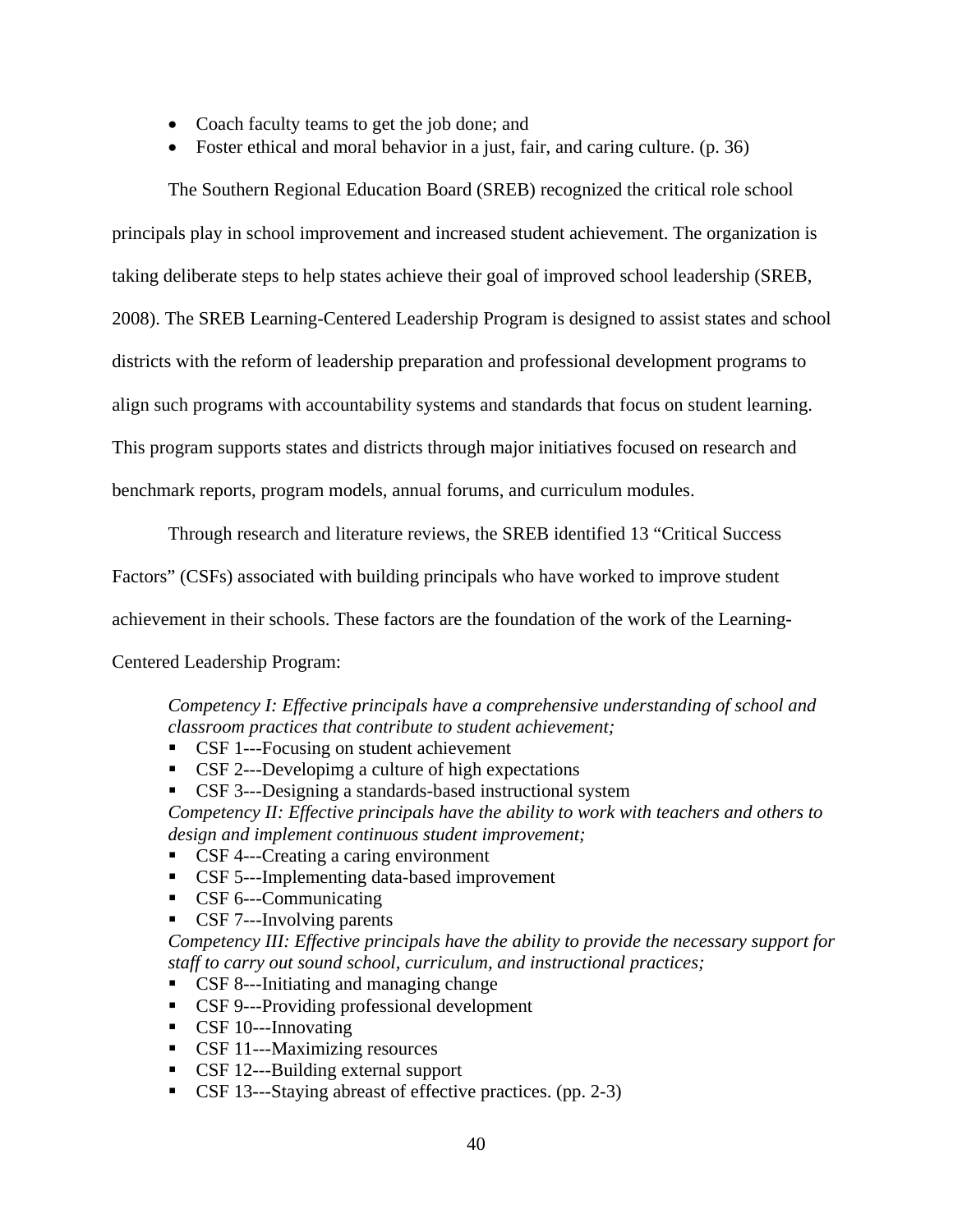- Coach faculty teams to get the job done; and
- Foster ethical and moral behavior in a just, fair, and caring culture. (p. 36)

The Southern Regional Education Board (SREB) recognized the critical role school principals play in school improvement and increased student achievement. The organization is taking deliberate steps to help states achieve their goal of improved school leadership (SREB, 2008). The SREB Learning-Centered Leadership Program is designed to assist states and school districts with the reform of leadership preparation and professional development programs to align such programs with accountability systems and standards that focus on student learning. This program supports states and districts through major initiatives focused on research and benchmark reports, program models, annual forums, and curriculum modules.

Through research and literature reviews, the SREB identified 13 "Critical Success Factors" (CSFs) associated with building principals who have worked to improve student achievement in their schools. These factors are the foundation of the work of the Learning-Centered Leadership Program:

> *Competency I: Effective principals have a comprehensive understanding of school and classroom practices that contribute to student achievement;*
>
> - CSF 1---Focusing on student achievement
> - CSF 2---Developimg a culture of high expectations
> - CSF 3---Designing a standards-based instructional system
>
> *Competency II: Effective principals have the ability to work with teachers and others to design and implement continuous student improvement;*
>
> - CSF 4---Creating a caring environment
> - CSF 5---Implementing data-based improvement
> - CSF 6---Communicating
> - CSF 7---Involving parents
>
> *Competency III: Effective principals have the ability to provide the necessary support for staff to carry out sound school, curriculum, and instructional practices;*
>
> - CSF 8---Initiating and managing change
> - CSF 9---Providing professional development
> - CSF 10---Innovating
> - CSF 11---Maximizing resources
> - CSF 12---Building external support
> - CSF 13---Staying abreast of effective practices. (pp. 2-3)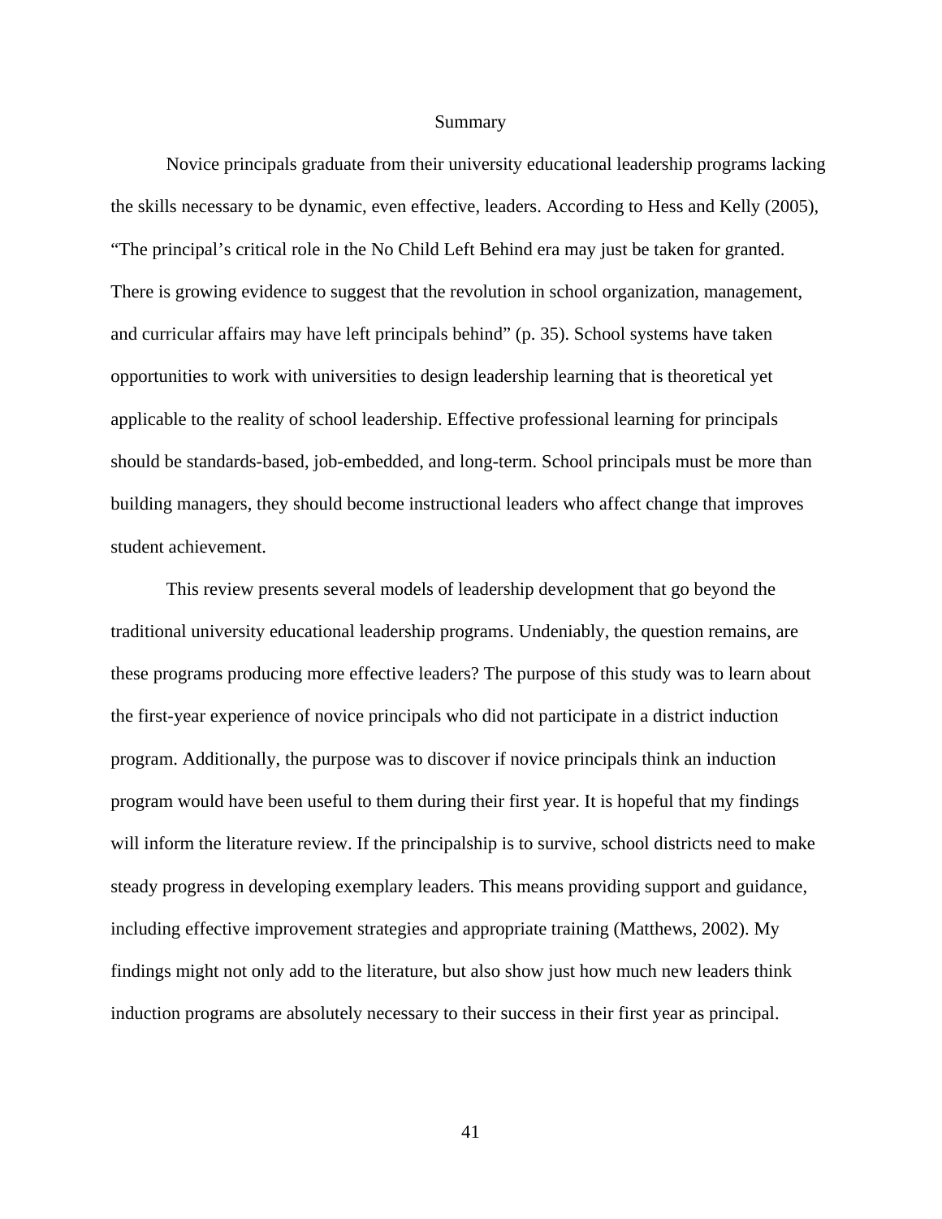## Summary

Novice principals graduate from their university educational leadership programs lacking the skills necessary to be dynamic, even effective, leaders. According to Hess and Kelly (2005), "The principal's critical role in the No Child Left Behind era may just be taken for granted. There is growing evidence to suggest that the revolution in school organization, management, and curricular affairs may have left principals behind" (p. 35). School systems have taken opportunities to work with universities to design leadership learning that is theoretical yet applicable to the reality of school leadership. Effective professional learning for principals should be standards-based, job-embedded, and long-term. School principals must be more than building managers, they should become instructional leaders who affect change that improves student achievement.

This review presents several models of leadership development that go beyond the traditional university educational leadership programs. Undeniably, the question remains, are these programs producing more effective leaders? The purpose of this study was to learn about the first-year experience of novice principals who did not participate in a district induction program. Additionally, the purpose was to discover if novice principals think an induction program would have been useful to them during their first year. It is hopeful that my findings will inform the literature review. If the principalship is to survive, school districts need to make steady progress in developing exemplary leaders. This means providing support and guidance, including effective improvement strategies and appropriate training (Matthews, 2002). My findings might not only add to the literature, but also show just how much new leaders think induction programs are absolutely necessary to their success in their first year as principal.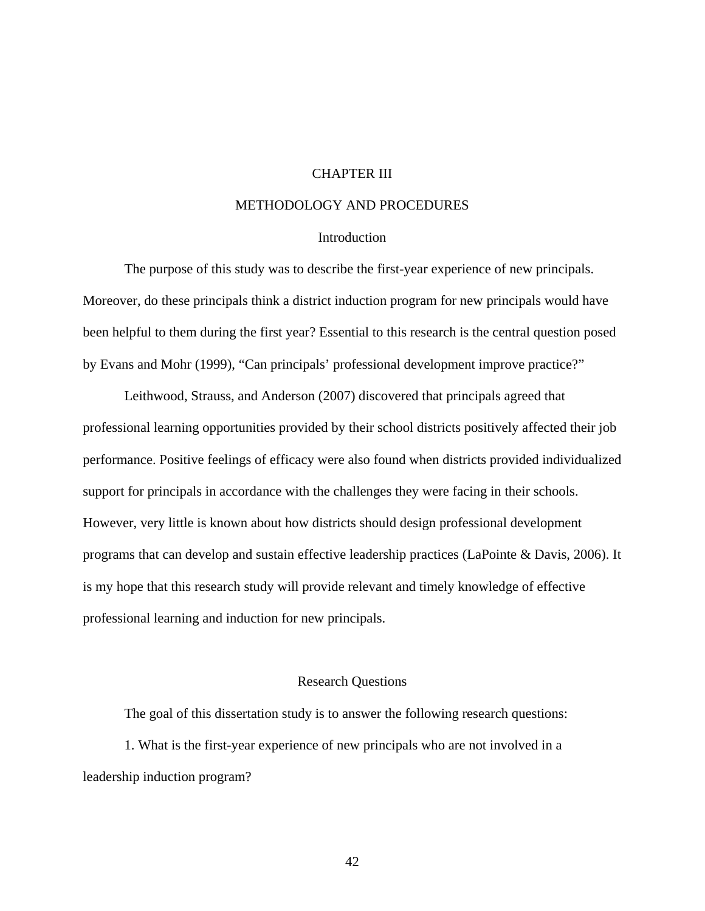# CHAPTER III

# METHODOLOGY AND PROCEDURES

## Introduction

The purpose of this study was to describe the first-year experience of new principals. Moreover, do these principals think a district induction program for new principals would have been helpful to them during the first year? Essential to this research is the central question posed by Evans and Mohr (1999), "Can principals' professional development improve practice?"

Leithwood, Strauss, and Anderson (2007) discovered that principals agreed that professional learning opportunities provided by their school districts positively affected their job performance. Positive feelings of efficacy were also found when districts provided individualized support for principals in accordance with the challenges they were facing in their schools. However, very little is known about how districts should design professional development programs that can develop and sustain effective leadership practices (LaPointe & Davis, 2006). It is my hope that this research study will provide relevant and timely knowledge of effective professional learning and induction for new principals.

## Research Questions

The goal of this dissertation study is to answer the following research questions:

1. What is the first-year experience of new principals who are not involved in a leadership induction program?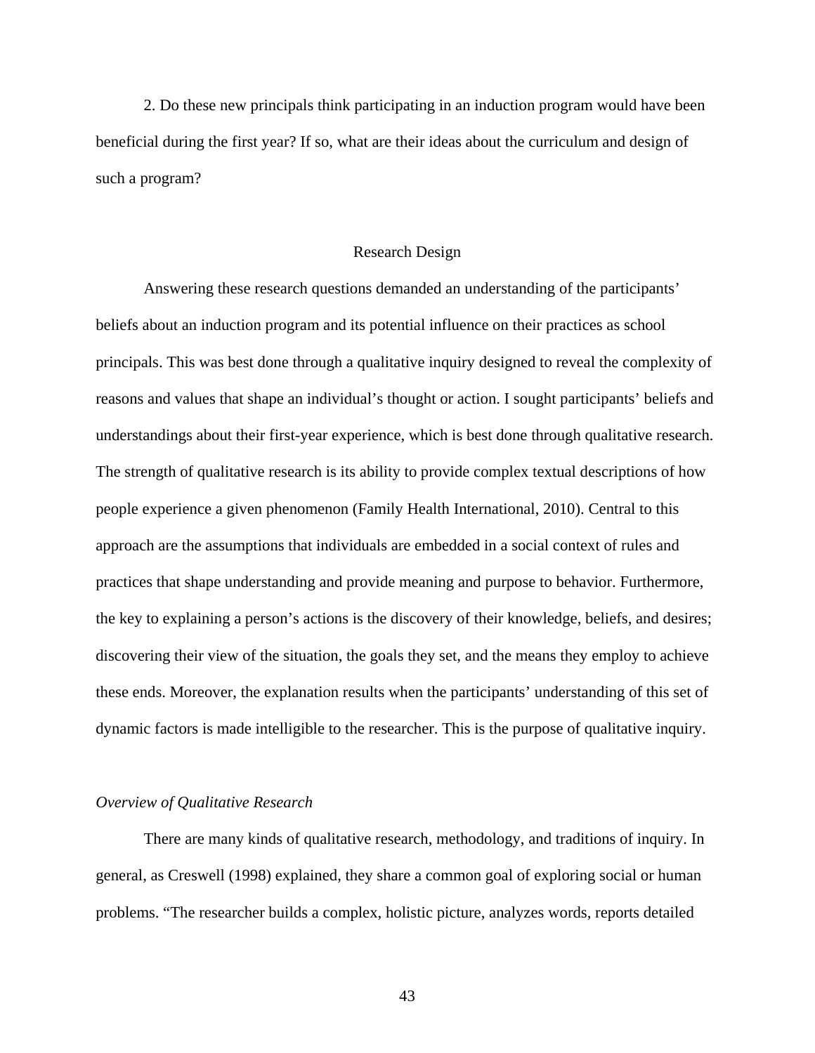2. Do these new principals think participating in an induction program would have been beneficial during the first year? If so, what are their ideas about the curriculum and design of such a program?

## Research Design

Answering these research questions demanded an understanding of the participants' beliefs about an induction program and its potential influence on their practices as school principals. This was best done through a qualitative inquiry designed to reveal the complexity of reasons and values that shape an individual's thought or action. I sought participants' beliefs and understandings about their first-year experience, which is best done through qualitative research. The strength of qualitative research is its ability to provide complex textual descriptions of how people experience a given phenomenon (Family Health International, 2010). Central to this approach are the assumptions that individuals are embedded in a social context of rules and practices that shape understanding and provide meaning and purpose to behavior. Furthermore, the key to explaining a person's actions is the discovery of their knowledge, beliefs, and desires; discovering their view of the situation, the goals they set, and the means they employ to achieve these ends. Moreover, the explanation results when the participants' understanding of this set of dynamic factors is made intelligible to the researcher. This is the purpose of qualitative inquiry.

### *Overview of Qualitative Research*

There are many kinds of qualitative research, methodology, and traditions of inquiry. In general, as Creswell (1998) explained, they share a common goal of exploring social or human problems. "The researcher builds a complex, holistic picture, analyzes words, reports detailed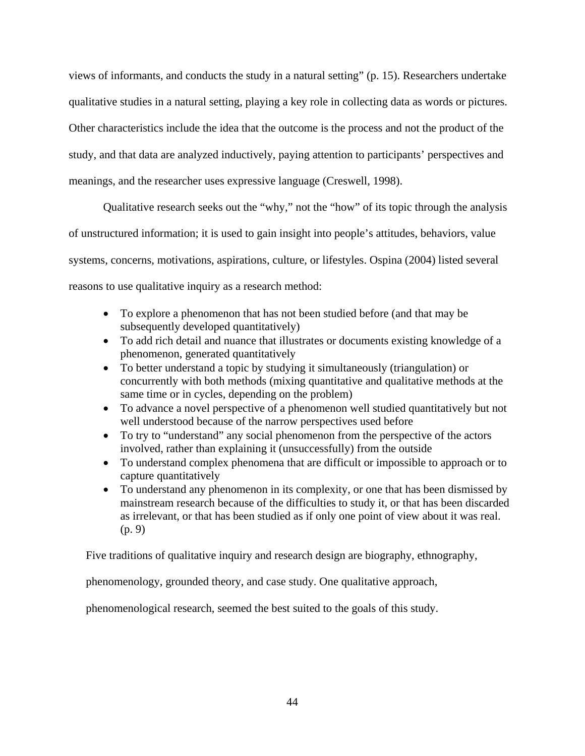views of informants, and conducts the study in a natural setting" (p. 15). Researchers undertake qualitative studies in a natural setting, playing a key role in collecting data as words or pictures. Other characteristics include the idea that the outcome is the process and not the product of the study, and that data are analyzed inductively, paying attention to participants' perspectives and meanings, and the researcher uses expressive language (Creswell, 1998).

Qualitative research seeks out the "why," not the "how" of its topic through the analysis of unstructured information; it is used to gain insight into people's attitudes, behaviors, value systems, concerns, motivations, aspirations, culture, or lifestyles. Ospina (2004) listed several reasons to use qualitative inquiry as a research method:

- To explore a phenomenon that has not been studied before (and that may be subsequently developed quantitatively)
- To add rich detail and nuance that illustrates or documents existing knowledge of a phenomenon, generated quantitatively
- To better understand a topic by studying it simultaneously (triangulation) or concurrently with both methods (mixing quantitative and qualitative methods at the same time or in cycles, depending on the problem)
- To advance a novel perspective of a phenomenon well studied quantitatively but not well understood because of the narrow perspectives used before
- To try to "understand" any social phenomenon from the perspective of the actors involved, rather than explaining it (unsuccessfully) from the outside
- To understand complex phenomena that are difficult or impossible to approach or to capture quantitatively
- To understand any phenomenon in its complexity, or one that has been dismissed by mainstream research because of the difficulties to study it, or that has been discarded as irrelevant, or that has been studied as if only one point of view about it was real. (p. 9)

Five traditions of qualitative inquiry and research design are biography, ethnography, phenomenology, grounded theory, and case study. One qualitative approach, phenomenological research, seemed the best suited to the goals of this study.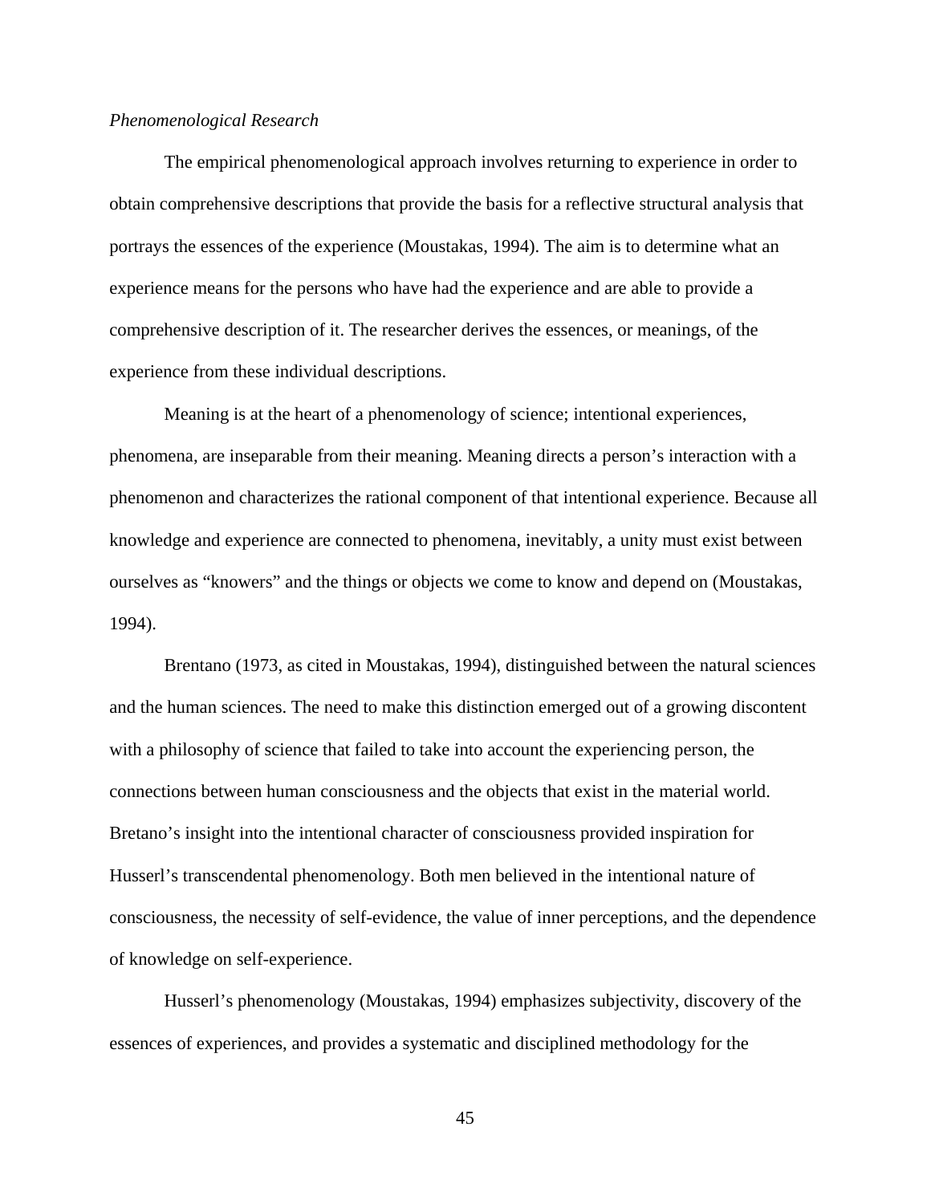*Phenomenological Research*

The empirical phenomenological approach involves returning to experience in order to obtain comprehensive descriptions that provide the basis for a reflective structural analysis that portrays the essences of the experience (Moustakas, 1994). The aim is to determine what an experience means for the persons who have had the experience and are able to provide a comprehensive description of it. The researcher derives the essences, or meanings, of the experience from these individual descriptions.

Meaning is at the heart of a phenomenology of science; intentional experiences, phenomena, are inseparable from their meaning. Meaning directs a person's interaction with a phenomenon and characterizes the rational component of that intentional experience. Because all knowledge and experience are connected to phenomena, inevitably, a unity must exist between ourselves as "knowers" and the things or objects we come to know and depend on (Moustakas, 1994).

Brentano (1973, as cited in Moustakas, 1994), distinguished between the natural sciences and the human sciences. The need to make this distinction emerged out of a growing discontent with a philosophy of science that failed to take into account the experiencing person, the connections between human consciousness and the objects that exist in the material world. Bretano's insight into the intentional character of consciousness provided inspiration for Husserl's transcendental phenomenology. Both men believed in the intentional nature of consciousness, the necessity of self-evidence, the value of inner perceptions, and the dependence of knowledge on self-experience.

Husserl's phenomenology (Moustakas, 1994) emphasizes subjectivity, discovery of the essences of experiences, and provides a systematic and disciplined methodology for the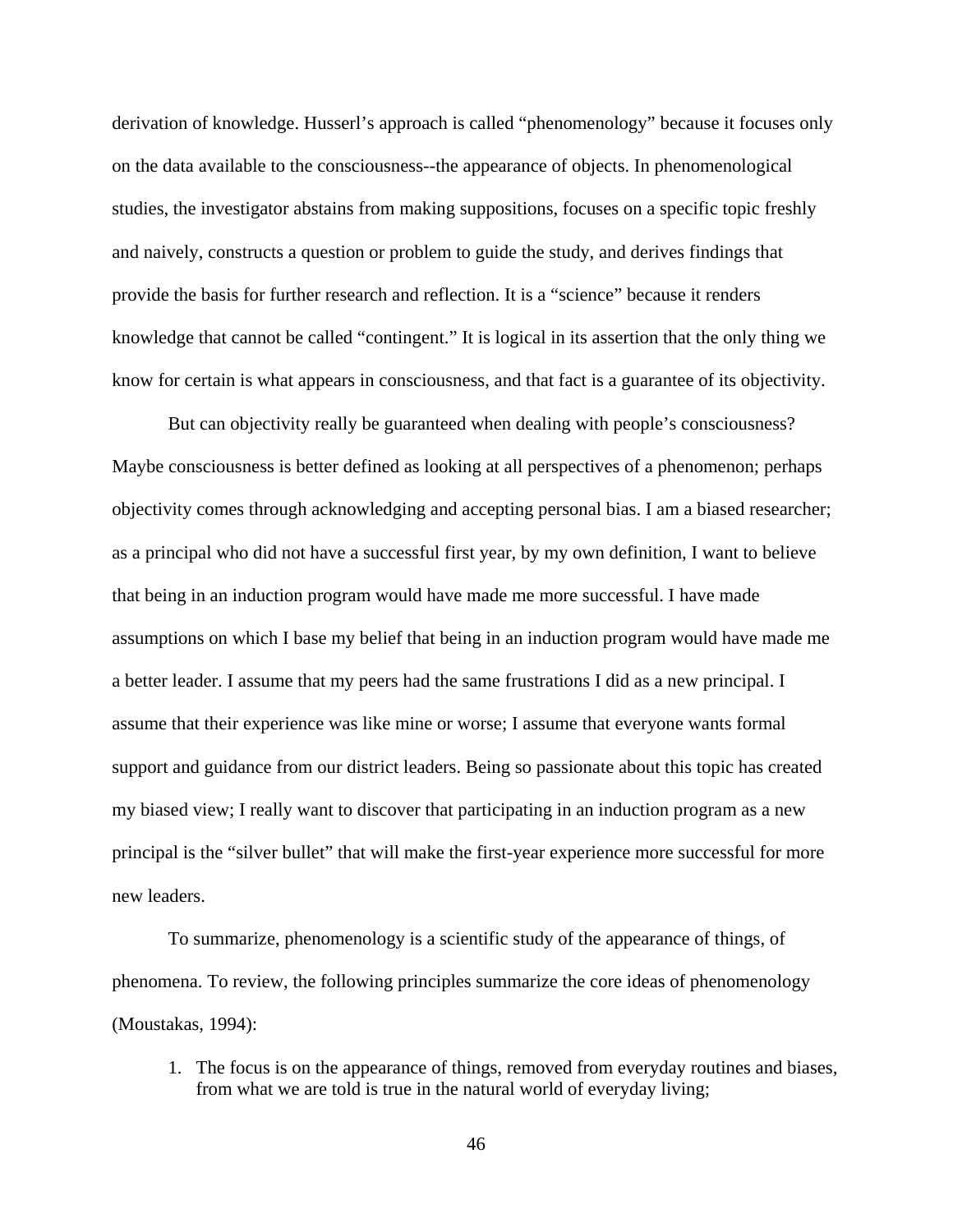derivation of knowledge. Husserl's approach is called "phenomenology" because it focuses only on the data available to the consciousness--the appearance of objects. In phenomenological studies, the investigator abstains from making suppositions, focuses on a specific topic freshly and naively, constructs a question or problem to guide the study, and derives findings that provide the basis for further research and reflection. It is a "science" because it renders knowledge that cannot be called "contingent." It is logical in its assertion that the only thing we know for certain is what appears in consciousness, and that fact is a guarantee of its objectivity.

But can objectivity really be guaranteed when dealing with people's consciousness? Maybe consciousness is better defined as looking at all perspectives of a phenomenon; perhaps objectivity comes through acknowledging and accepting personal bias. I am a biased researcher; as a principal who did not have a successful first year, by my own definition, I want to believe that being in an induction program would have made me more successful. I have made assumptions on which I base my belief that being in an induction program would have made me a better leader. I assume that my peers had the same frustrations I did as a new principal. I assume that their experience was like mine or worse; I assume that everyone wants formal support and guidance from our district leaders. Being so passionate about this topic has created my biased view; I really want to discover that participating in an induction program as a new principal is the "silver bullet" that will make the first-year experience more successful for more new leaders.

To summarize, phenomenology is a scientific study of the appearance of things, of phenomena. To review, the following principles summarize the core ideas of phenomenology (Moustakas, 1994):

1. The focus is on the appearance of things, removed from everyday routines and biases, from what we are told is true in the natural world of everyday living;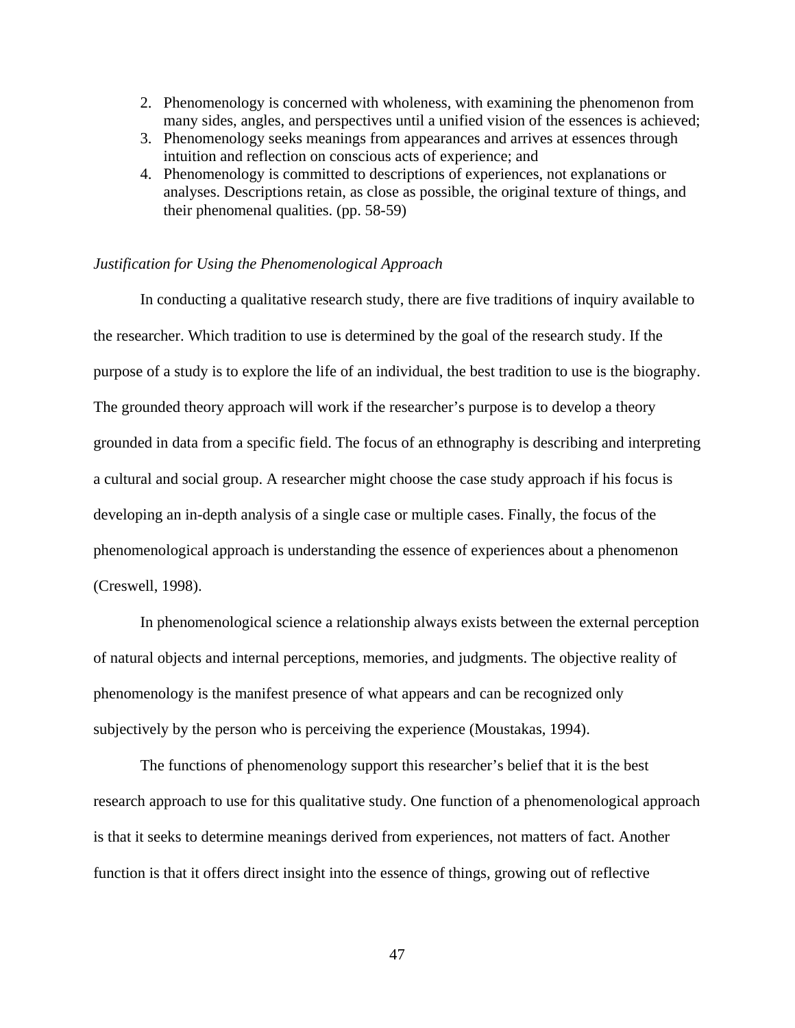2. Phenomenology is concerned with wholeness, with examining the phenomenon from many sides, angles, and perspectives until a unified vision of the essences is achieved;
3. Phenomenology seeks meanings from appearances and arrives at essences through intuition and reflection on conscious acts of experience; and
4. Phenomenology is committed to descriptions of experiences, not explanations or analyses. Descriptions retain, as close as possible, the original texture of things, and their phenomenal qualities. (pp. 58-59)

*Justification for Using the Phenomenological Approach*

In conducting a qualitative research study, there are five traditions of inquiry available to the researcher. Which tradition to use is determined by the goal of the research study. If the purpose of a study is to explore the life of an individual, the best tradition to use is the biography. The grounded theory approach will work if the researcher's purpose is to develop a theory grounded in data from a specific field. The focus of an ethnography is describing and interpreting a cultural and social group. A researcher might choose the case study approach if his focus is developing an in-depth analysis of a single case or multiple cases. Finally, the focus of the phenomenological approach is understanding the essence of experiences about a phenomenon (Creswell, 1998).

In phenomenological science a relationship always exists between the external perception of natural objects and internal perceptions, memories, and judgments. The objective reality of phenomenology is the manifest presence of what appears and can be recognized only subjectively by the person who is perceiving the experience (Moustakas, 1994).

The functions of phenomenology support this researcher's belief that it is the best research approach to use for this qualitative study. One function of a phenomenological approach is that it seeks to determine meanings derived from experiences, not matters of fact. Another function is that it offers direct insight into the essence of things, growing out of reflective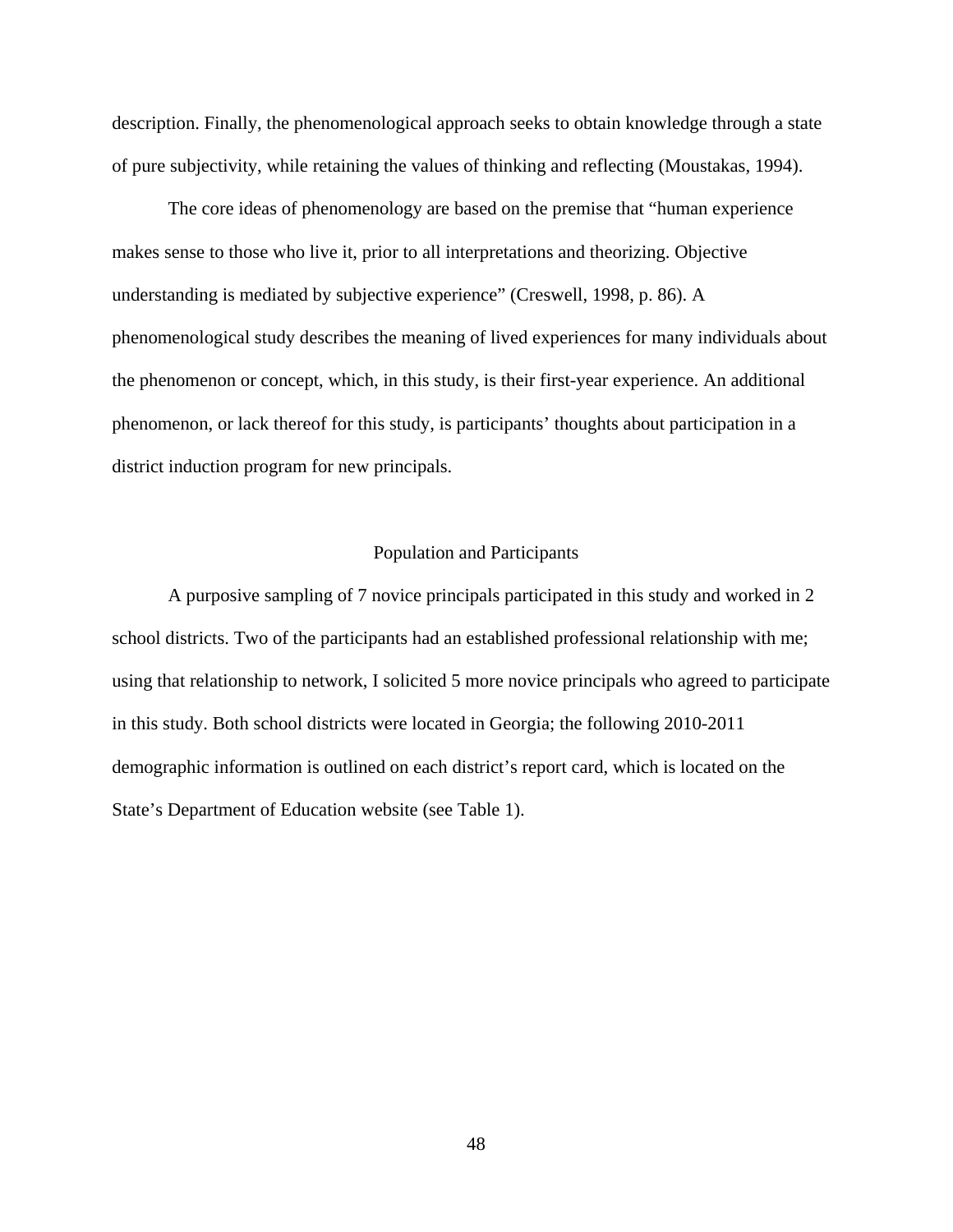description. Finally, the phenomenological approach seeks to obtain knowledge through a state of pure subjectivity, while retaining the values of thinking and reflecting (Moustakas, 1994).

The core ideas of phenomenology are based on the premise that "human experience makes sense to those who live it, prior to all interpretations and theorizing. Objective understanding is mediated by subjective experience" (Creswell, 1998, p. 86). A phenomenological study describes the meaning of lived experiences for many individuals about the phenomenon or concept, which, in this study, is their first-year experience. An additional phenomenon, or lack thereof for this study, is participants' thoughts about participation in a district induction program for new principals.

## Population and Participants

A purposive sampling of 7 novice principals participated in this study and worked in 2 school districts. Two of the participants had an established professional relationship with me; using that relationship to network, I solicited 5 more novice principals who agreed to participate in this study. Both school districts were located in Georgia; the following 2010-2011 demographic information is outlined on each district's report card, which is located on the State's Department of Education website (see Table 1).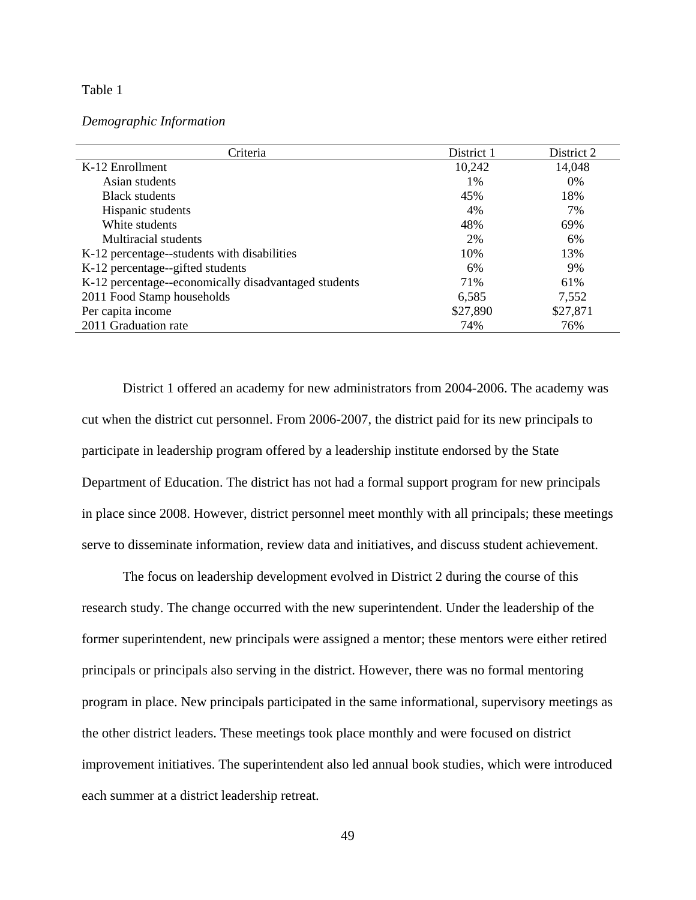Table 1

*Demographic Information*

| Criteria | District 1 | District 2 |
|---|---|---|
| K-12 Enrollment | 10,242 | 14,048 |
| Asian students | 1% | 0% |
| Black students | 45% | 18% |
| Hispanic students | 4% | 7% |
| White students | 48% | 69% |
| Multiracial students | 2% | 6% |
| K-12 percentage--students with disabilities | 10% | 13% |
| K-12 percentage--gifted students | 6% | 9% |
| K-12 percentage--economically disadvantaged students | 71% | 61% |
| 2011 Food Stamp households | 6,585 | 7,552 |
| Per capita income | $27,890 | $27,871 |
| 2011 Graduation rate | 74% | 76% |

District 1 offered an academy for new administrators from 2004-2006. The academy was cut when the district cut personnel. From 2006-2007, the district paid for its new principals to participate in leadership program offered by a leadership institute endorsed by the State Department of Education. The district has not had a formal support program for new principals in place since 2008. However, district personnel meet monthly with all principals; these meetings serve to disseminate information, review data and initiatives, and discuss student achievement.

The focus on leadership development evolved in District 2 during the course of this research study. The change occurred with the new superintendent. Under the leadership of the former superintendent, new principals were assigned a mentor; these mentors were either retired principals or principals also serving in the district. However, there was no formal mentoring program in place. New principals participated in the same informational, supervisory meetings as the other district leaders. These meetings took place monthly and were focused on district improvement initiatives. The superintendent also led annual book studies, which were introduced each summer at a district leadership retreat.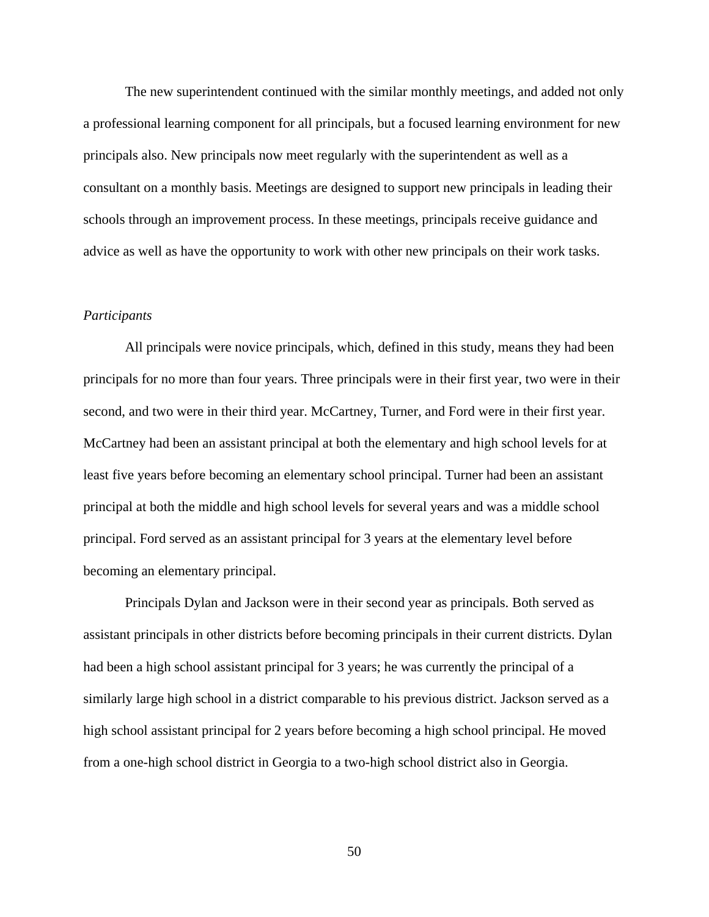The new superintendent continued with the similar monthly meetings, and added not only a professional learning component for all principals, but a focused learning environment for new principals also. New principals now meet regularly with the superintendent as well as a consultant on a monthly basis. Meetings are designed to support new principals in leading their schools through an improvement process. In these meetings, principals receive guidance and advice as well as have the opportunity to work with other new principals on their work tasks.

*Participants*

All principals were novice principals, which, defined in this study, means they had been principals for no more than four years. Three principals were in their first year, two were in their second, and two were in their third year. McCartney, Turner, and Ford were in their first year. McCartney had been an assistant principal at both the elementary and high school levels for at least five years before becoming an elementary school principal. Turner had been an assistant principal at both the middle and high school levels for several years and was a middle school principal. Ford served as an assistant principal for 3 years at the elementary level before becoming an elementary principal.

Principals Dylan and Jackson were in their second year as principals. Both served as assistant principals in other districts before becoming principals in their current districts. Dylan had been a high school assistant principal for 3 years; he was currently the principal of a similarly large high school in a district comparable to his previous district. Jackson served as a high school assistant principal for 2 years before becoming a high school principal. He moved from a one-high school district in Georgia to a two-high school district also in Georgia.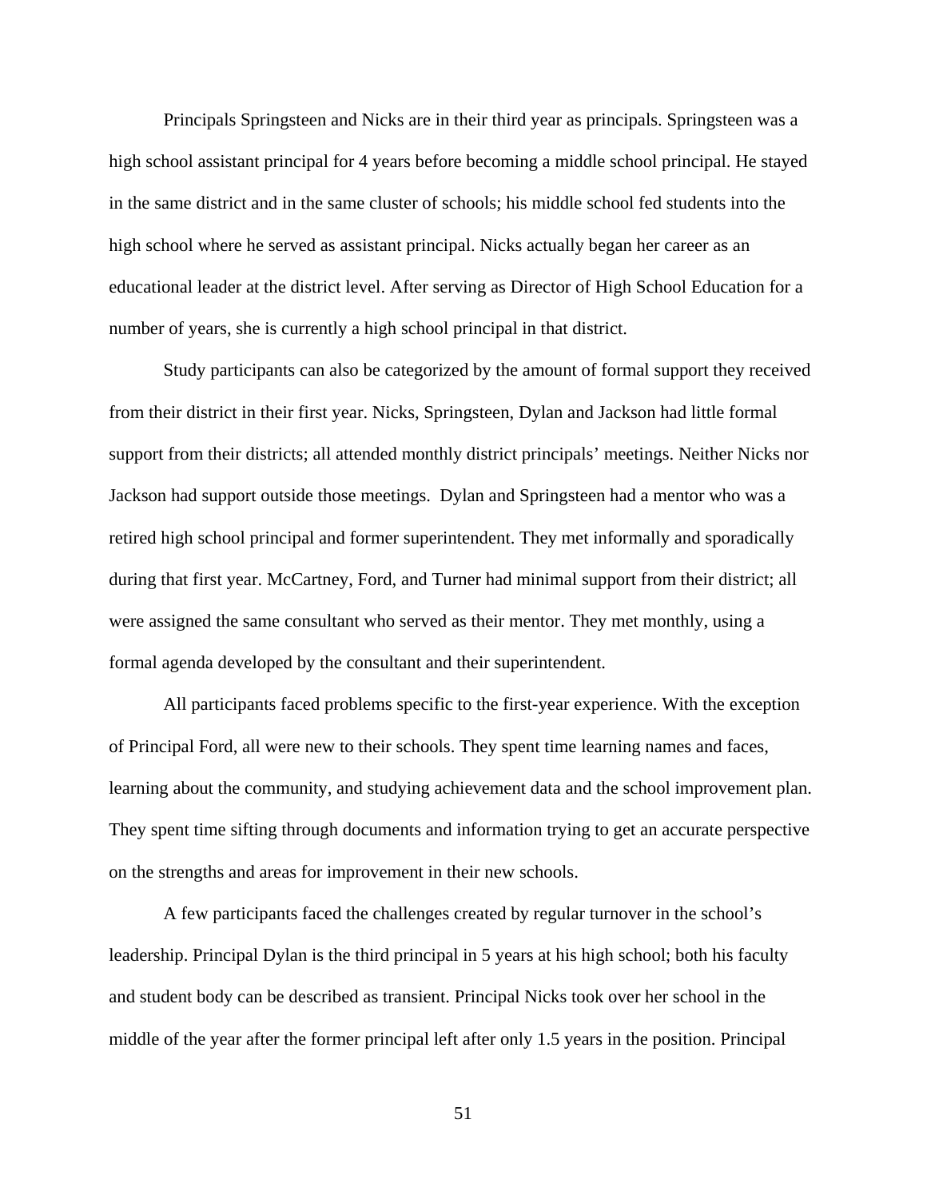Principals Springsteen and Nicks are in their third year as principals. Springsteen was a high school assistant principal for 4 years before becoming a middle school principal. He stayed in the same district and in the same cluster of schools; his middle school fed students into the high school where he served as assistant principal. Nicks actually began her career as an educational leader at the district level. After serving as Director of High School Education for a number of years, she is currently a high school principal in that district.

Study participants can also be categorized by the amount of formal support they received from their district in their first year. Nicks, Springsteen, Dylan and Jackson had little formal support from their districts; all attended monthly district principals' meetings. Neither Nicks nor Jackson had support outside those meetings. Dylan and Springsteen had a mentor who was a retired high school principal and former superintendent. They met informally and sporadically during that first year. McCartney, Ford, and Turner had minimal support from their district; all were assigned the same consultant who served as their mentor. They met monthly, using a formal agenda developed by the consultant and their superintendent.

All participants faced problems specific to the first-year experience. With the exception of Principal Ford, all were new to their schools. They spent time learning names and faces, learning about the community, and studying achievement data and the school improvement plan. They spent time sifting through documents and information trying to get an accurate perspective on the strengths and areas for improvement in their new schools.

A few participants faced the challenges created by regular turnover in the school's leadership. Principal Dylan is the third principal in 5 years at his high school; both his faculty and student body can be described as transient. Principal Nicks took over her school in the middle of the year after the former principal left after only 1.5 years in the position. Principal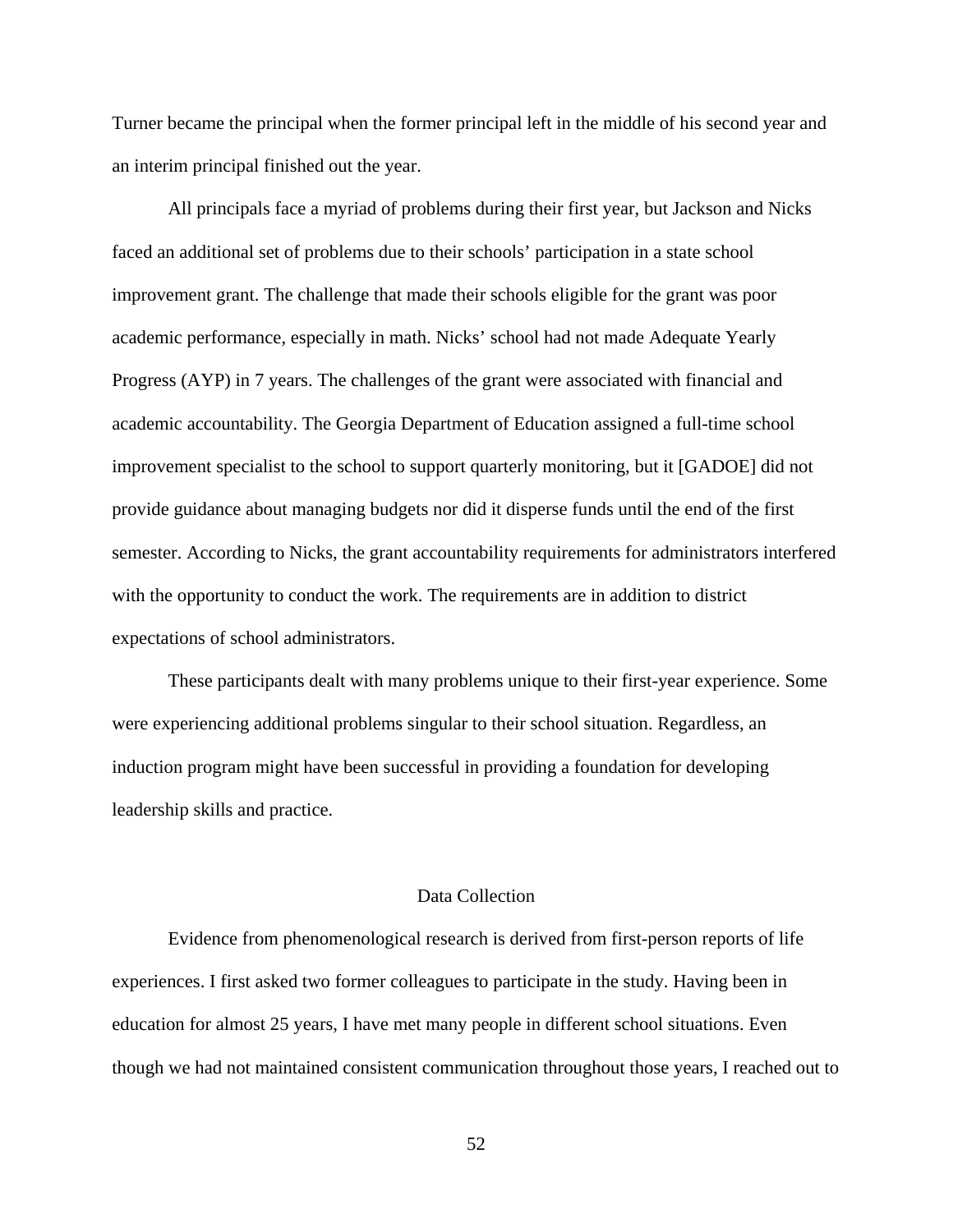Turner became the principal when the former principal left in the middle of his second year and an interim principal finished out the year.

All principals face a myriad of problems during their first year, but Jackson and Nicks faced an additional set of problems due to their schools' participation in a state school improvement grant. The challenge that made their schools eligible for the grant was poor academic performance, especially in math. Nicks' school had not made Adequate Yearly Progress (AYP) in 7 years. The challenges of the grant were associated with financial and academic accountability. The Georgia Department of Education assigned a full-time school improvement specialist to the school to support quarterly monitoring, but it [GADOE] did not provide guidance about managing budgets nor did it disperse funds until the end of the first semester. According to Nicks, the grant accountability requirements for administrators interfered with the opportunity to conduct the work. The requirements are in addition to district expectations of school administrators.

These participants dealt with many problems unique to their first-year experience. Some were experiencing additional problems singular to their school situation. Regardless, an induction program might have been successful in providing a foundation for developing leadership skills and practice.

## Data Collection

Evidence from phenomenological research is derived from first-person reports of life experiences. I first asked two former colleagues to participate in the study. Having been in education for almost 25 years, I have met many people in different school situations. Even though we had not maintained consistent communication throughout those years, I reached out to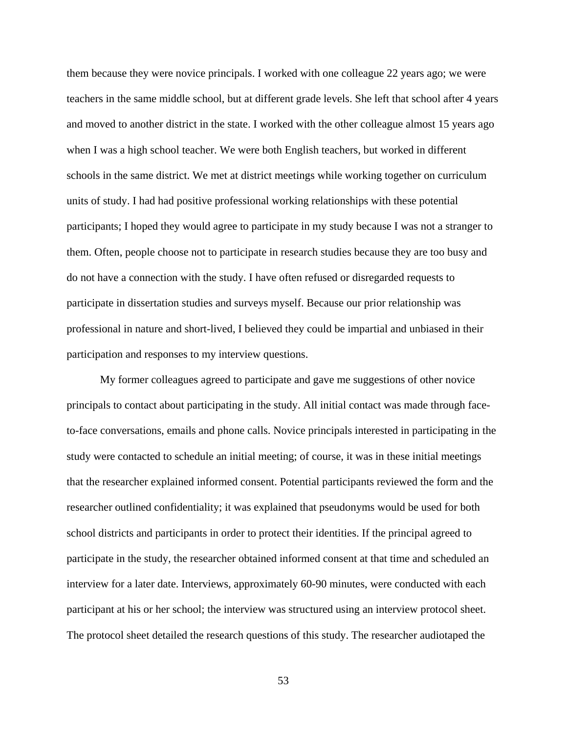them because they were novice principals. I worked with one colleague 22 years ago; we were teachers in the same middle school, but at different grade levels. She left that school after 4 years and moved to another district in the state. I worked with the other colleague almost 15 years ago when I was a high school teacher. We were both English teachers, but worked in different schools in the same district. We met at district meetings while working together on curriculum units of study. I had had positive professional working relationships with these potential participants; I hoped they would agree to participate in my study because I was not a stranger to them. Often, people choose not to participate in research studies because they are too busy and do not have a connection with the study. I have often refused or disregarded requests to participate in dissertation studies and surveys myself. Because our prior relationship was professional in nature and short-lived, I believed they could be impartial and unbiased in their participation and responses to my interview questions.

My former colleagues agreed to participate and gave me suggestions of other novice principals to contact about participating in the study. All initial contact was made through face-to-face conversations, emails and phone calls. Novice principals interested in participating in the study were contacted to schedule an initial meeting; of course, it was in these initial meetings that the researcher explained informed consent. Potential participants reviewed the form and the researcher outlined confidentiality; it was explained that pseudonyms would be used for both school districts and participants in order to protect their identities. If the principal agreed to participate in the study, the researcher obtained informed consent at that time and scheduled an interview for a later date. Interviews, approximately 60-90 minutes, were conducted with each participant at his or her school; the interview was structured using an interview protocol sheet. The protocol sheet detailed the research questions of this study. The researcher audiotaped the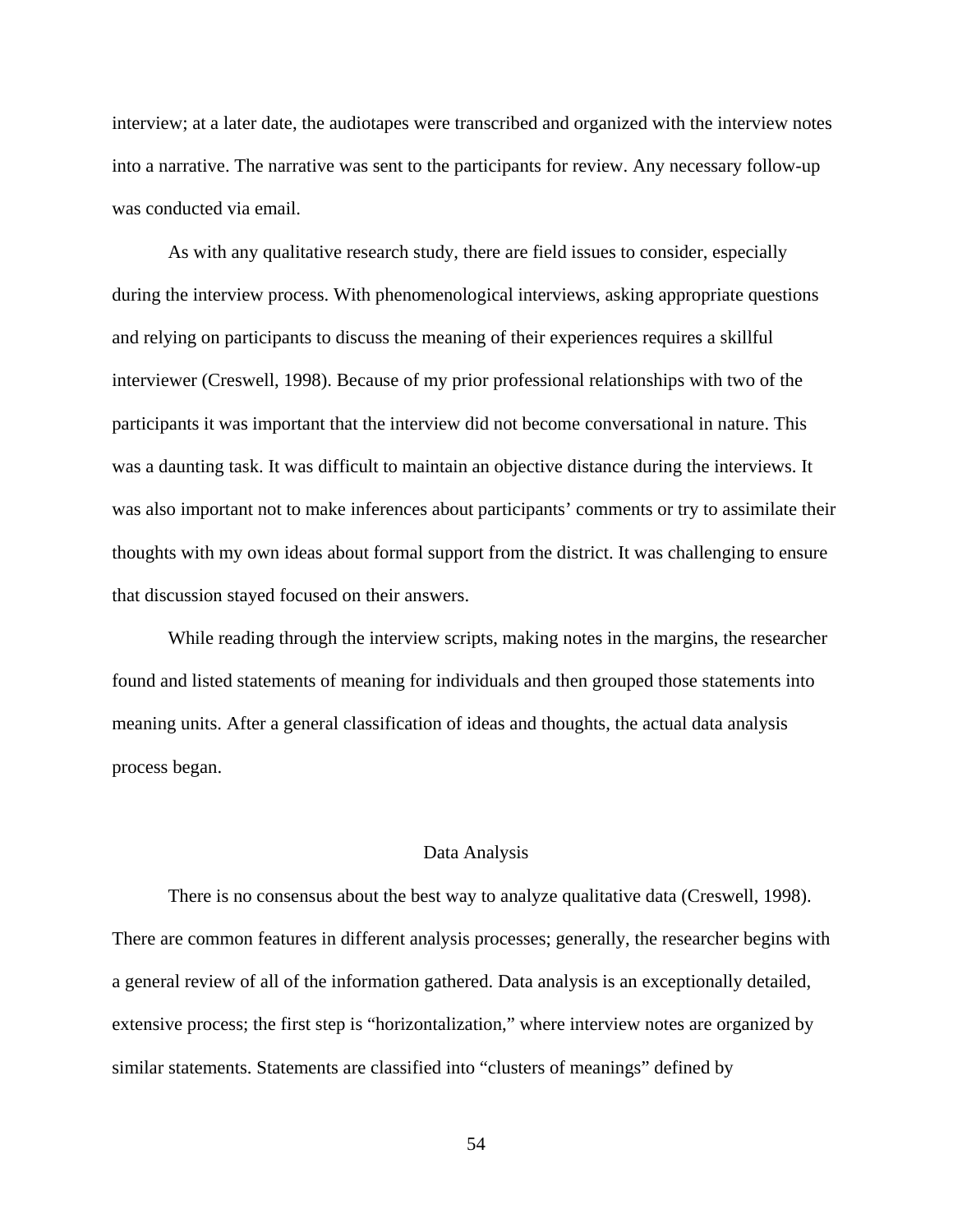interview; at a later date, the audiotapes were transcribed and organized with the interview notes into a narrative. The narrative was sent to the participants for review. Any necessary follow-up was conducted via email.

As with any qualitative research study, there are field issues to consider, especially during the interview process. With phenomenological interviews, asking appropriate questions and relying on participants to discuss the meaning of their experiences requires a skillful interviewer (Creswell, 1998). Because of my prior professional relationships with two of the participants it was important that the interview did not become conversational in nature. This was a daunting task. It was difficult to maintain an objective distance during the interviews. It was also important not to make inferences about participants' comments or try to assimilate their thoughts with my own ideas about formal support from the district. It was challenging to ensure that discussion stayed focused on their answers.

While reading through the interview scripts, making notes in the margins, the researcher found and listed statements of meaning for individuals and then grouped those statements into meaning units. After a general classification of ideas and thoughts, the actual data analysis process began.

## Data Analysis

There is no consensus about the best way to analyze qualitative data (Creswell, 1998). There are common features in different analysis processes; generally, the researcher begins with a general review of all of the information gathered. Data analysis is an exceptionally detailed, extensive process; the first step is "horizontalization," where interview notes are organized by similar statements. Statements are classified into "clusters of meanings" defined by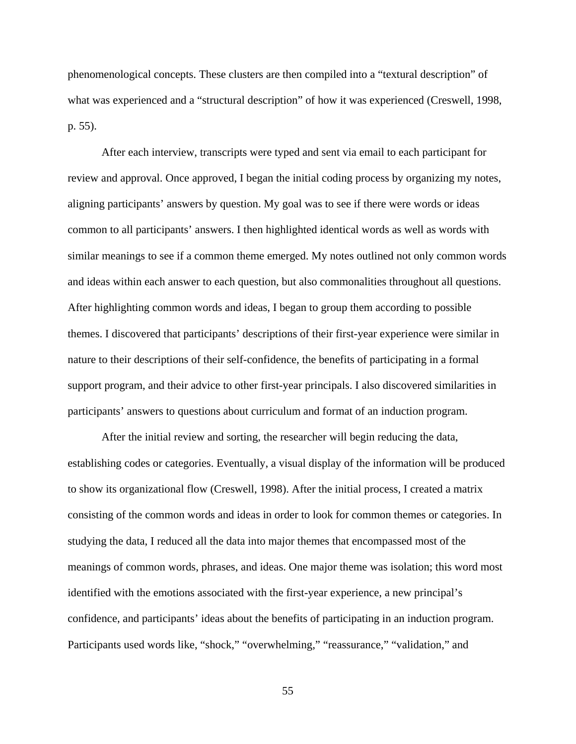phenomenological concepts. These clusters are then compiled into a "textural description" of what was experienced and a "structural description" of how it was experienced (Creswell, 1998, p. 55).

After each interview, transcripts were typed and sent via email to each participant for review and approval. Once approved, I began the initial coding process by organizing my notes, aligning participants' answers by question. My goal was to see if there were words or ideas common to all participants' answers. I then highlighted identical words as well as words with similar meanings to see if a common theme emerged. My notes outlined not only common words and ideas within each answer to each question, but also commonalities throughout all questions. After highlighting common words and ideas, I began to group them according to possible themes. I discovered that participants' descriptions of their first-year experience were similar in nature to their descriptions of their self-confidence, the benefits of participating in a formal support program, and their advice to other first-year principals. I also discovered similarities in participants' answers to questions about curriculum and format of an induction program.

After the initial review and sorting, the researcher will begin reducing the data, establishing codes or categories. Eventually, a visual display of the information will be produced to show its organizational flow (Creswell, 1998). After the initial process, I created a matrix consisting of the common words and ideas in order to look for common themes or categories. In studying the data, I reduced all the data into major themes that encompassed most of the meanings of common words, phrases, and ideas. One major theme was isolation; this word most identified with the emotions associated with the first-year experience, a new principal's confidence, and participants' ideas about the benefits of participating in an induction program. Participants used words like, "shock," "overwhelming," "reassurance," "validation," and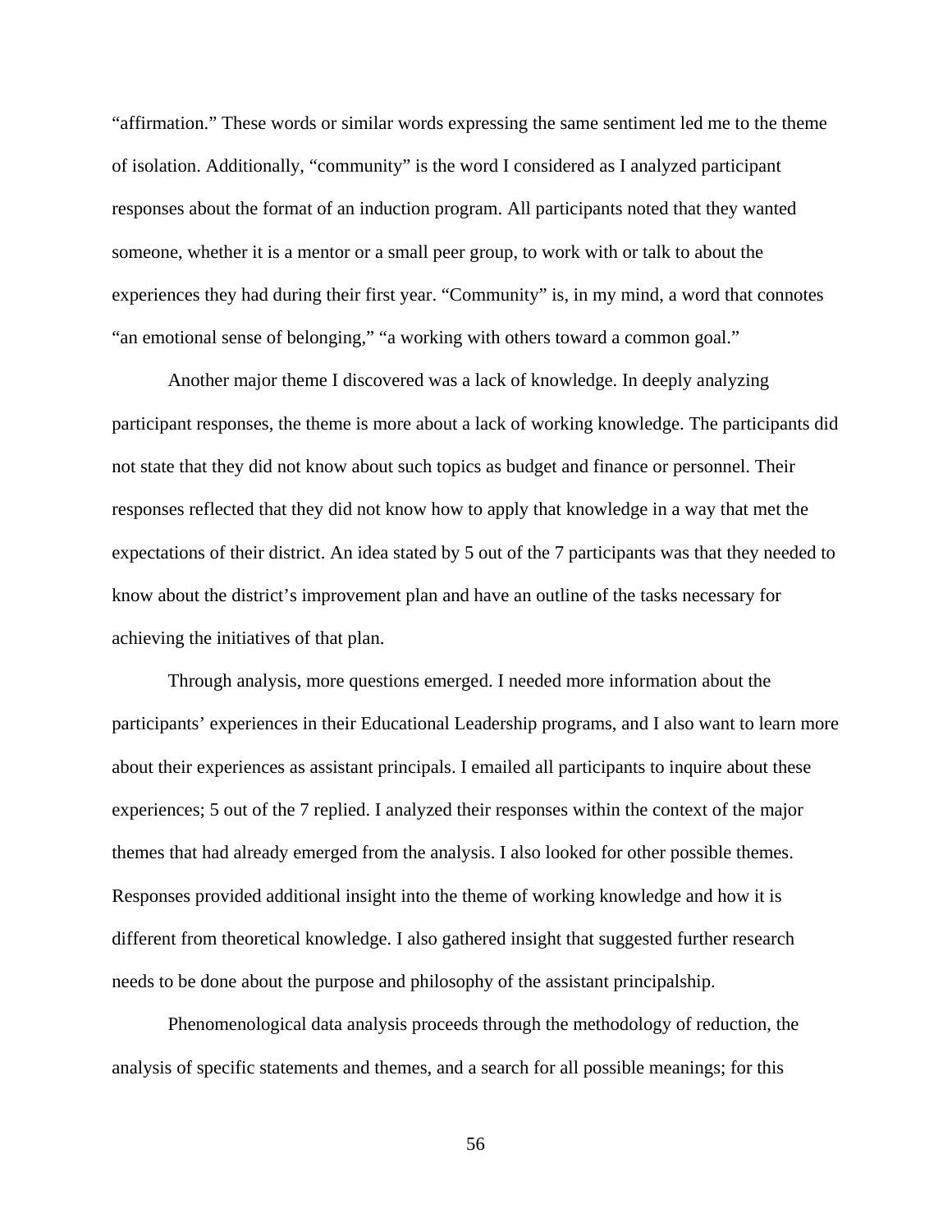"affirmation." These words or similar words expressing the same sentiment led me to the theme of isolation. Additionally, "community" is the word I considered as I analyzed participant responses about the format of an induction program. All participants noted that they wanted someone, whether it is a mentor or a small peer group, to work with or talk to about the experiences they had during their first year. "Community" is, in my mind, a word that connotes "an emotional sense of belonging," "a working with others toward a common goal."

Another major theme I discovered was a lack of knowledge. In deeply analyzing participant responses, the theme is more about a lack of working knowledge. The participants did not state that they did not know about such topics as budget and finance or personnel. Their responses reflected that they did not know how to apply that knowledge in a way that met the expectations of their district. An idea stated by 5 out of the 7 participants was that they needed to know about the district's improvement plan and have an outline of the tasks necessary for achieving the initiatives of that plan.

Through analysis, more questions emerged. I needed more information about the participants' experiences in their Educational Leadership programs, and I also want to learn more about their experiences as assistant principals. I emailed all participants to inquire about these experiences; 5 out of the 7 replied. I analyzed their responses within the context of the major themes that had already emerged from the analysis. I also looked for other possible themes. Responses provided additional insight into the theme of working knowledge and how it is different from theoretical knowledge. I also gathered insight that suggested further research needs to be done about the purpose and philosophy of the assistant principalship.

Phenomenological data analysis proceeds through the methodology of reduction, the analysis of specific statements and themes, and a search for all possible meanings; for this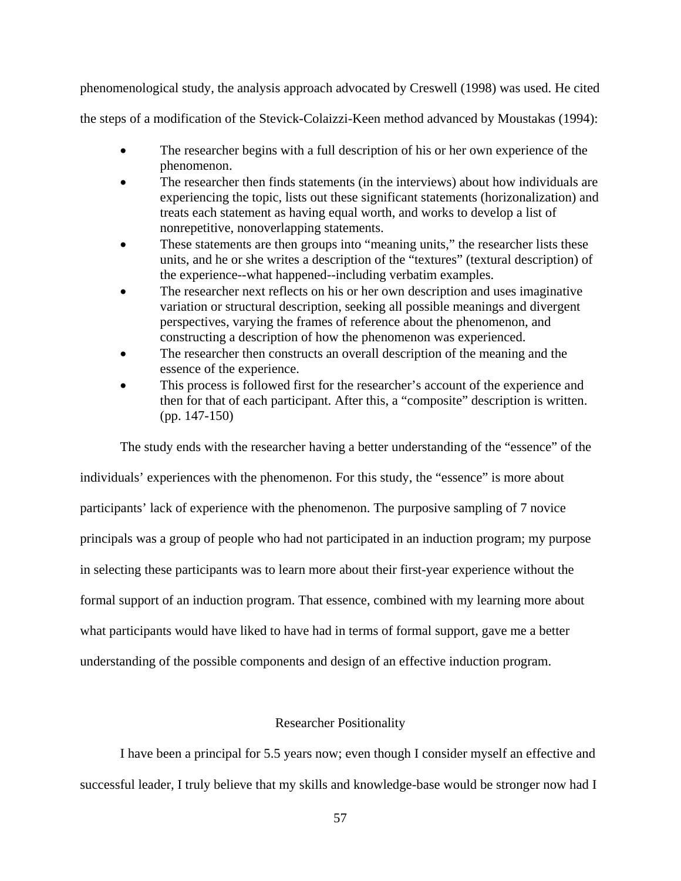phenomenological study, the analysis approach advocated by Creswell (1998) was used. He cited the steps of a modification of the Stevick-Colaizzi-Keen method advanced by Moustakas (1994):

- The researcher begins with a full description of his or her own experience of the phenomenon.
- The researcher then finds statements (in the interviews) about how individuals are experiencing the topic, lists out these significant statements (horizonalization) and treats each statement as having equal worth, and works to develop a list of nonrepetitive, nonoverlapping statements.
- These statements are then groups into "meaning units," the researcher lists these units, and he or she writes a description of the "textures" (textural description) of the experience--what happened--including verbatim examples.
- The researcher next reflects on his or her own description and uses imaginative variation or structural description, seeking all possible meanings and divergent perspectives, varying the frames of reference about the phenomenon, and constructing a description of how the phenomenon was experienced.
- The researcher then constructs an overall description of the meaning and the essence of the experience.
- This process is followed first for the researcher's account of the experience and then for that of each participant. After this, a "composite" description is written. (pp. 147-150)

The study ends with the researcher having a better understanding of the "essence" of the individuals' experiences with the phenomenon. For this study, the "essence" is more about participants' lack of experience with the phenomenon. The purposive sampling of 7 novice principals was a group of people who had not participated in an induction program; my purpose in selecting these participants was to learn more about their first-year experience without the formal support of an induction program. That essence, combined with my learning more about what participants would have liked to have had in terms of formal support, gave me a better understanding of the possible components and design of an effective induction program.

## Researcher Positionality

I have been a principal for 5.5 years now; even though I consider myself an effective and successful leader, I truly believe that my skills and knowledge-base would be stronger now had I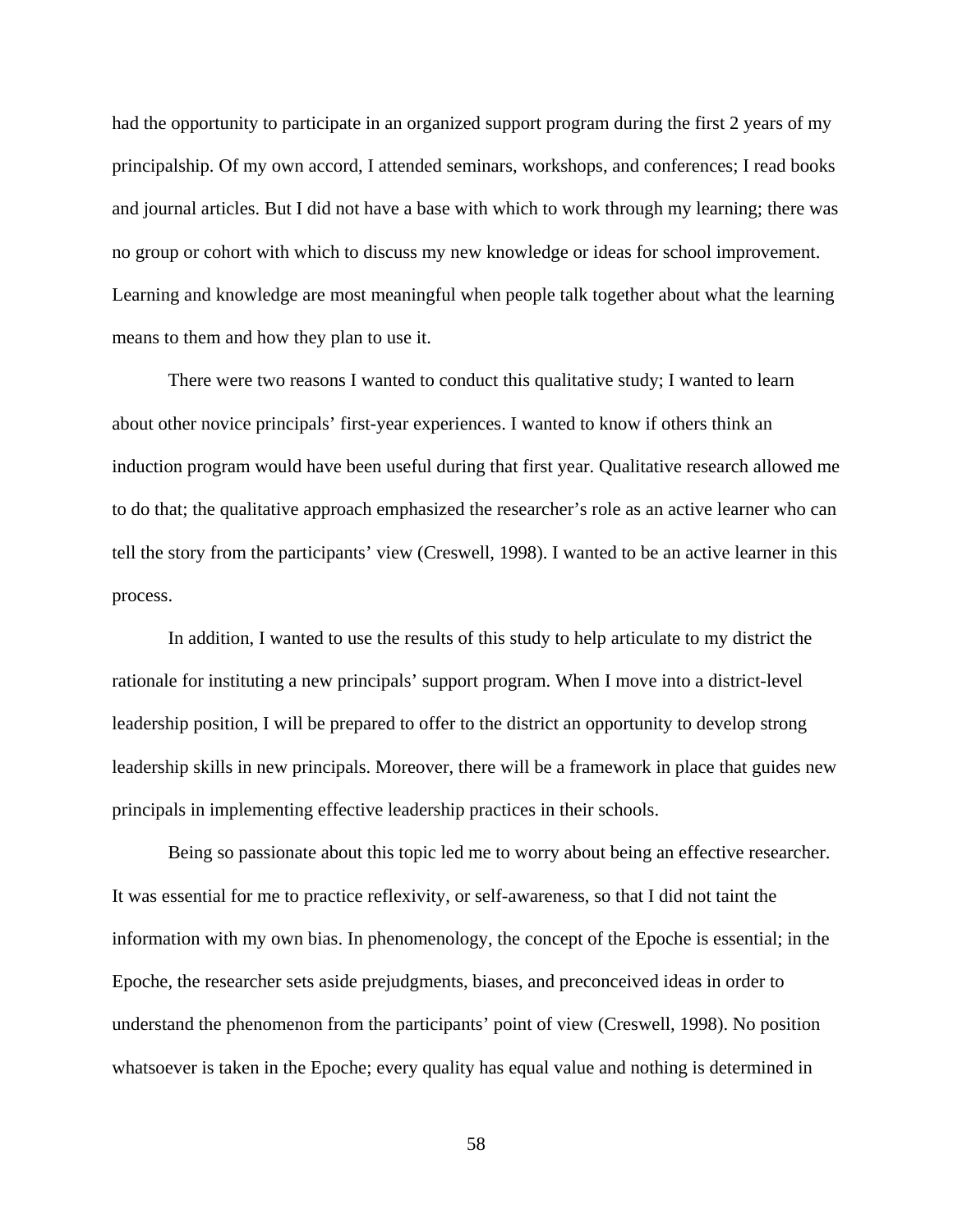had the opportunity to participate in an organized support program during the first 2 years of my principalship. Of my own accord, I attended seminars, workshops, and conferences; I read books and journal articles. But I did not have a base with which to work through my learning; there was no group or cohort with which to discuss my new knowledge or ideas for school improvement. Learning and knowledge are most meaningful when people talk together about what the learning means to them and how they plan to use it.

There were two reasons I wanted to conduct this qualitative study; I wanted to learn about other novice principals' first-year experiences. I wanted to know if others think an induction program would have been useful during that first year. Qualitative research allowed me to do that; the qualitative approach emphasized the researcher's role as an active learner who can tell the story from the participants' view (Creswell, 1998). I wanted to be an active learner in this process.

In addition, I wanted to use the results of this study to help articulate to my district the rationale for instituting a new principals' support program. When I move into a district-level leadership position, I will be prepared to offer to the district an opportunity to develop strong leadership skills in new principals. Moreover, there will be a framework in place that guides new principals in implementing effective leadership practices in their schools.

Being so passionate about this topic led me to worry about being an effective researcher. It was essential for me to practice reflexivity, or self-awareness, so that I did not taint the information with my own bias. In phenomenology, the concept of the Epoche is essential; in the Epoche, the researcher sets aside prejudgments, biases, and preconceived ideas in order to understand the phenomenon from the participants' point of view (Creswell, 1998). No position whatsoever is taken in the Epoche; every quality has equal value and nothing is determined in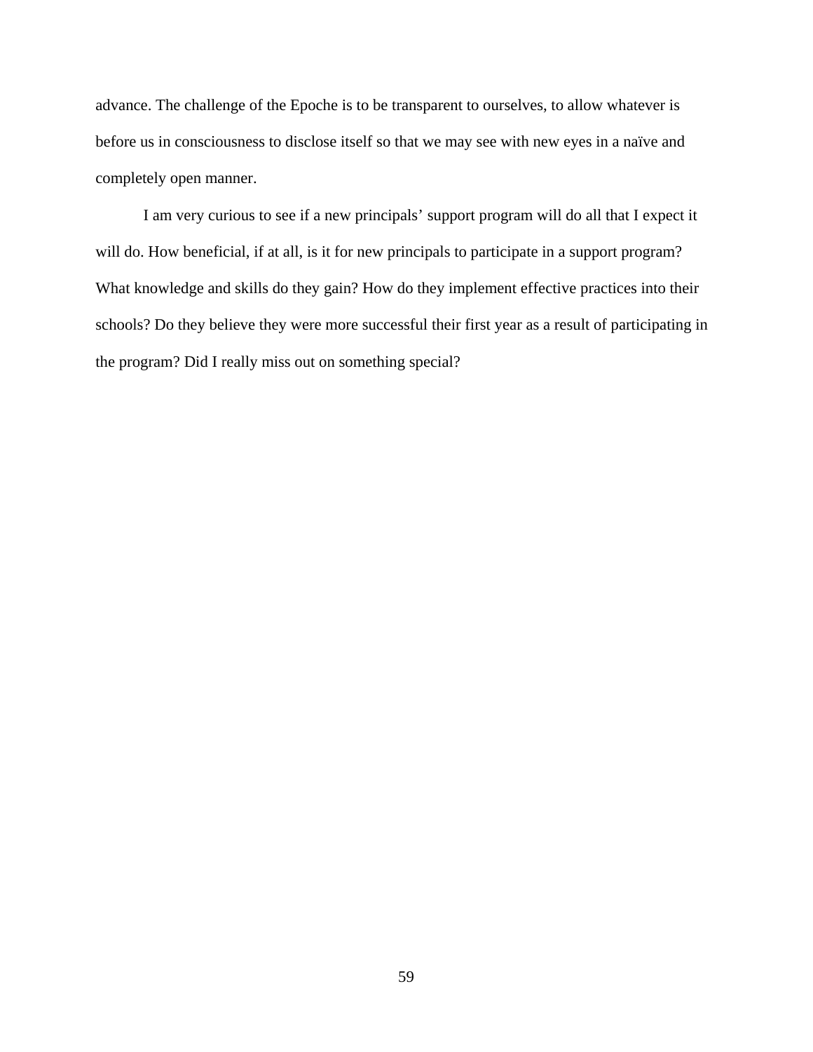advance. The challenge of the Epoche is to be transparent to ourselves, to allow whatever is before us in consciousness to disclose itself so that we may see with new eyes in a naïve and completely open manner.

I am very curious to see if a new principals' support program will do all that I expect it will do. How beneficial, if at all, is it for new principals to participate in a support program? What knowledge and skills do they gain? How do they implement effective practices into their schools? Do they believe they were more successful their first year as a result of participating in the program? Did I really miss out on something special?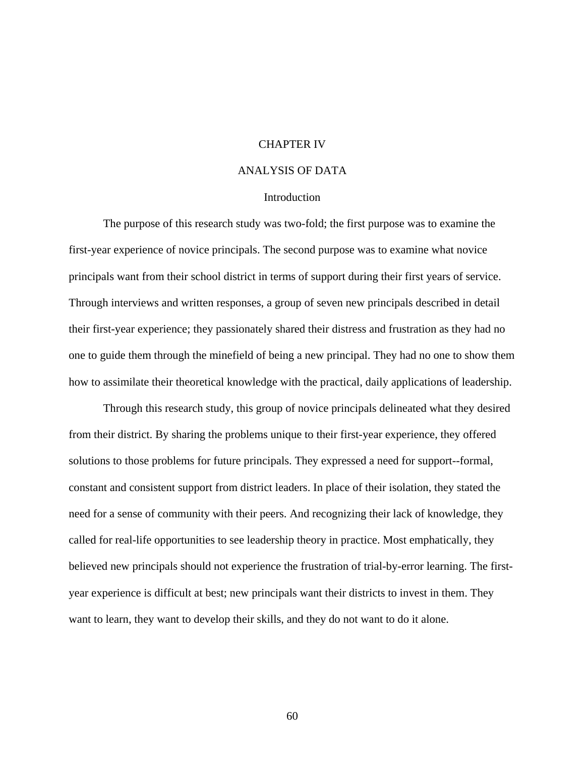# CHAPTER IV

# ANALYSIS OF DATA

## Introduction

The purpose of this research study was two-fold; the first purpose was to examine the first-year experience of novice principals. The second purpose was to examine what novice principals want from their school district in terms of support during their first years of service. Through interviews and written responses, a group of seven new principals described in detail their first-year experience; they passionately shared their distress and frustration as they had no one to guide them through the minefield of being a new principal. They had no one to show them how to assimilate their theoretical knowledge with the practical, daily applications of leadership.

Through this research study, this group of novice principals delineated what they desired from their district. By sharing the problems unique to their first-year experience, they offered solutions to those problems for future principals. They expressed a need for support--formal, constant and consistent support from district leaders. In place of their isolation, they stated the need for a sense of community with their peers. And recognizing their lack of knowledge, they called for real-life opportunities to see leadership theory in practice. Most emphatically, they believed new principals should not experience the frustration of trial-by-error learning. The first-year experience is difficult at best; new principals want their districts to invest in them. They want to learn, they want to develop their skills, and they do not want to do it alone.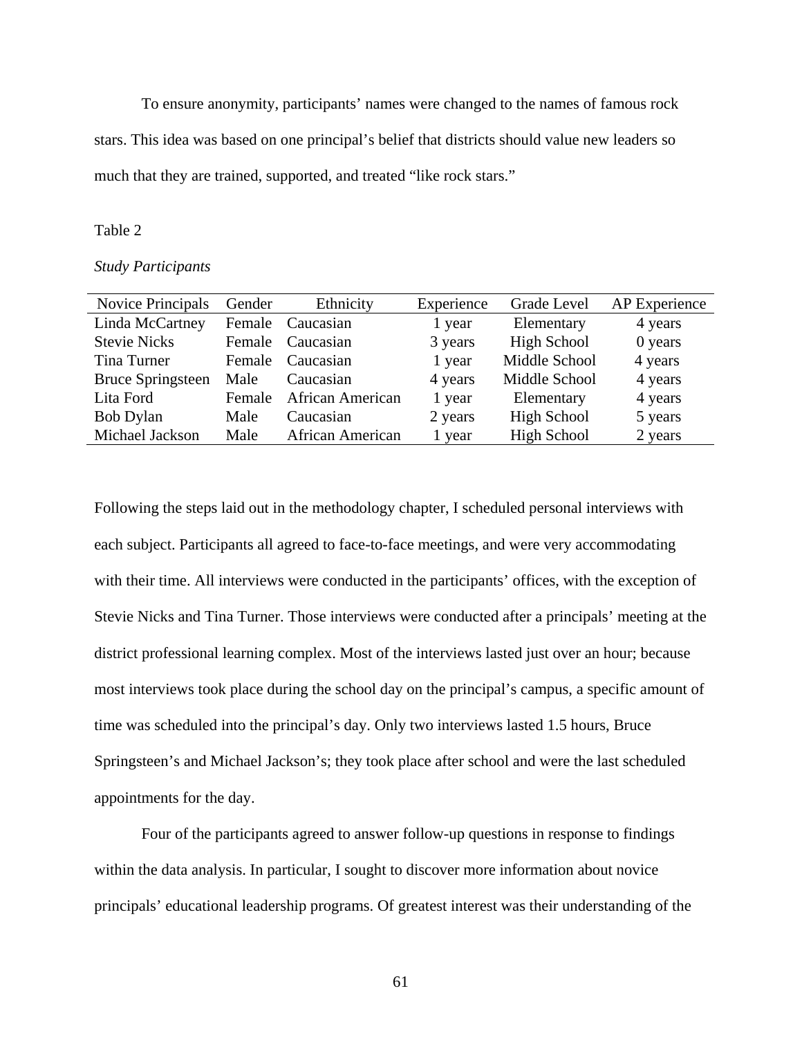To ensure anonymity, participants' names were changed to the names of famous rock stars. This idea was based on one principal's belief that districts should value new leaders so much that they are trained, supported, and treated "like rock stars."

Table 2

*Study Participants*

| Novice Principals | Gender | Ethnicity | Experience | Grade Level | AP Experience |
|---|---|---|---|---|---|
| Linda McCartney | Female | Caucasian | 1 year | Elementary | 4 years |
| Stevie Nicks | Female | Caucasian | 3 years | High School | 0 years |
| Tina Turner | Female | Caucasian | 1 year | Middle School | 4 years |
| Bruce Springsteen | Male | Caucasian | 4 years | Middle School | 4 years |
| Lita Ford | Female | African American | 1 year | Elementary | 4 years |
| Bob Dylan | Male | Caucasian | 2 years | High School | 5 years |
| Michael Jackson | Male | African American | 1 year | High School | 2 years |

Following the steps laid out in the methodology chapter, I scheduled personal interviews with each subject. Participants all agreed to face-to-face meetings, and were very accommodating with their time. All interviews were conducted in the participants' offices, with the exception of Stevie Nicks and Tina Turner. Those interviews were conducted after a principals' meeting at the district professional learning complex. Most of the interviews lasted just over an hour; because most interviews took place during the school day on the principal's campus, a specific amount of time was scheduled into the principal's day. Only two interviews lasted 1.5 hours, Bruce Springsteen's and Michael Jackson's; they took place after school and were the last scheduled appointments for the day.

Four of the participants agreed to answer follow-up questions in response to findings within the data analysis. In particular, I sought to discover more information about novice principals' educational leadership programs. Of greatest interest was their understanding of the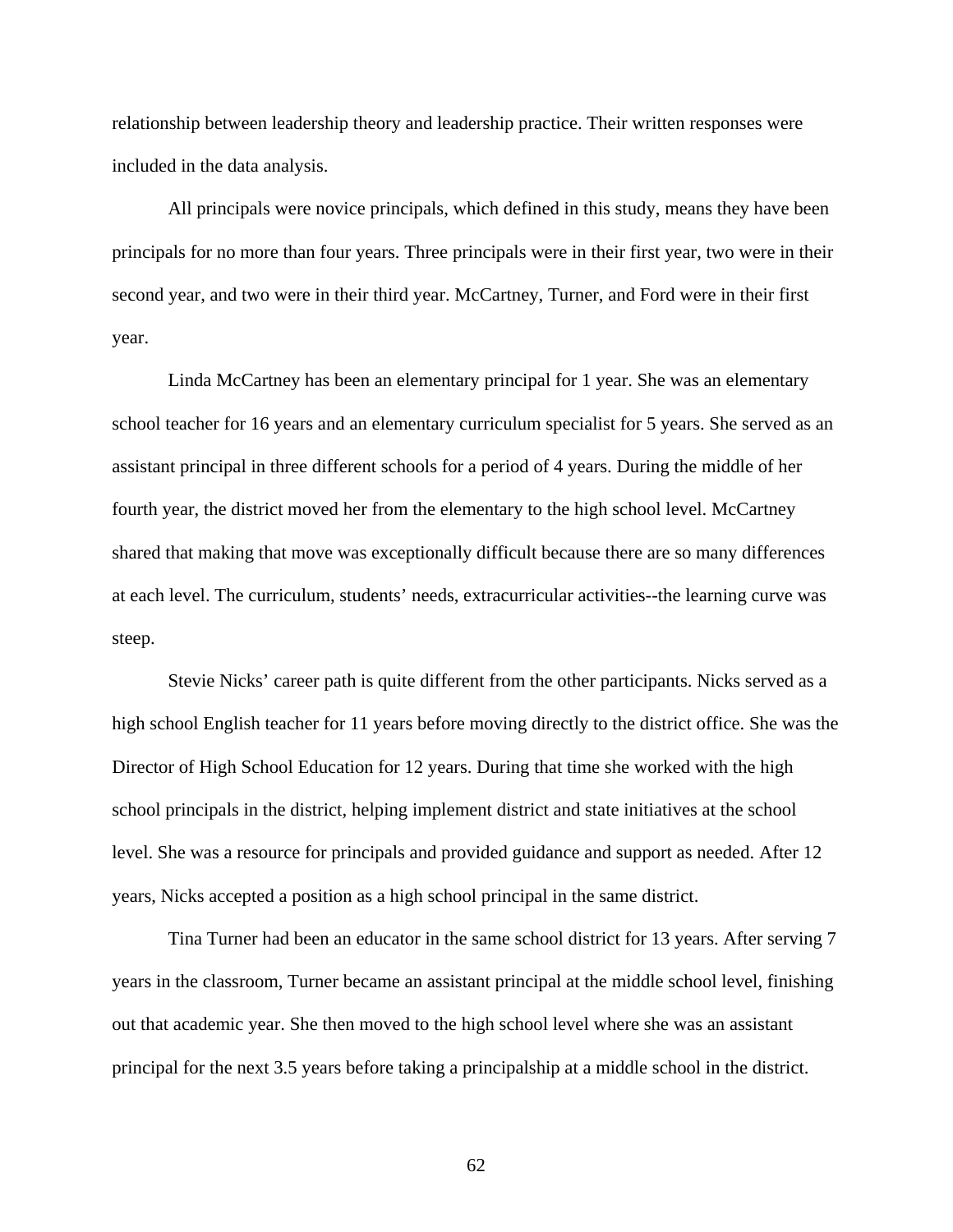relationship between leadership theory and leadership practice. Their written responses were included in the data analysis.

All principals were novice principals, which defined in this study, means they have been principals for no more than four years. Three principals were in their first year, two were in their second year, and two were in their third year. McCartney, Turner, and Ford were in their first year.

Linda McCartney has been an elementary principal for 1 year. She was an elementary school teacher for 16 years and an elementary curriculum specialist for 5 years. She served as an assistant principal in three different schools for a period of 4 years. During the middle of her fourth year, the district moved her from the elementary to the high school level. McCartney shared that making that move was exceptionally difficult because there are so many differences at each level. The curriculum, students' needs, extracurricular activities--the learning curve was steep.

Stevie Nicks' career path is quite different from the other participants. Nicks served as a high school English teacher for 11 years before moving directly to the district office. She was the Director of High School Education for 12 years. During that time she worked with the high school principals in the district, helping implement district and state initiatives at the school level. She was a resource for principals and provided guidance and support as needed. After 12 years, Nicks accepted a position as a high school principal in the same district.

Tina Turner had been an educator in the same school district for 13 years. After serving 7 years in the classroom, Turner became an assistant principal at the middle school level, finishing out that academic year. She then moved to the high school level where she was an assistant principal for the next 3.5 years before taking a principalship at a middle school in the district.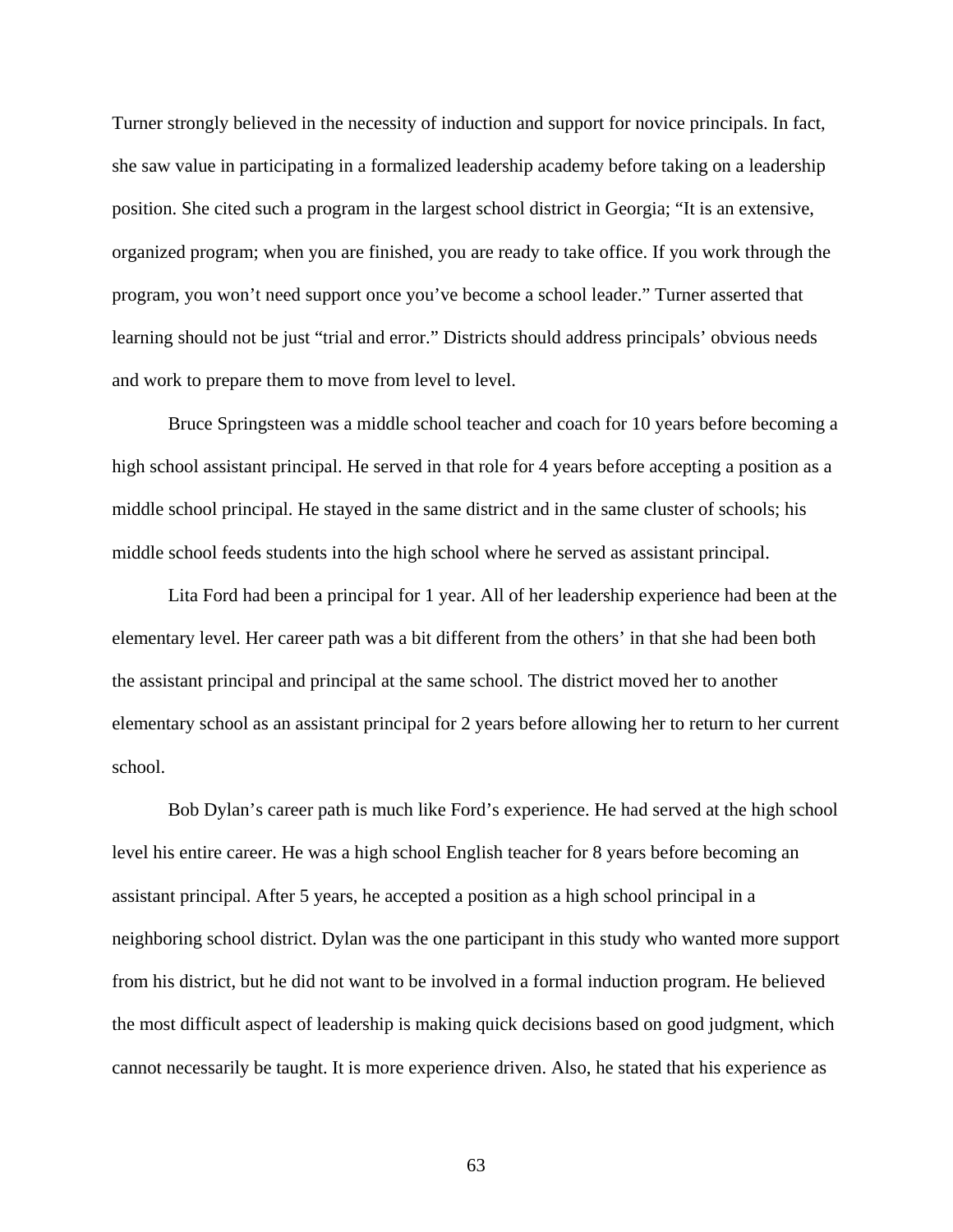Turner strongly believed in the necessity of induction and support for novice principals. In fact, she saw value in participating in a formalized leadership academy before taking on a leadership position. She cited such a program in the largest school district in Georgia; “It is an extensive, organized program; when you are finished, you are ready to take office. If you work through the program, you won’t need support once you’ve become a school leader.” Turner asserted that learning should not be just “trial and error.” Districts should address principals’ obvious needs and work to prepare them to move from level to level.

Bruce Springsteen was a middle school teacher and coach for 10 years before becoming a high school assistant principal. He served in that role for 4 years before accepting a position as a middle school principal. He stayed in the same district and in the same cluster of schools; his middle school feeds students into the high school where he served as assistant principal.

Lita Ford had been a principal for 1 year. All of her leadership experience had been at the elementary level. Her career path was a bit different from the others’ in that she had been both the assistant principal and principal at the same school. The district moved her to another elementary school as an assistant principal for 2 years before allowing her to return to her current school.

Bob Dylan’s career path is much like Ford’s experience. He had served at the high school level his entire career. He was a high school English teacher for 8 years before becoming an assistant principal. After 5 years, he accepted a position as a high school principal in a neighboring school district. Dylan was the one participant in this study who wanted more support from his district, but he did not want to be involved in a formal induction program. He believed the most difficult aspect of leadership is making quick decisions based on good judgment, which cannot necessarily be taught. It is more experience driven. Also, he stated that his experience as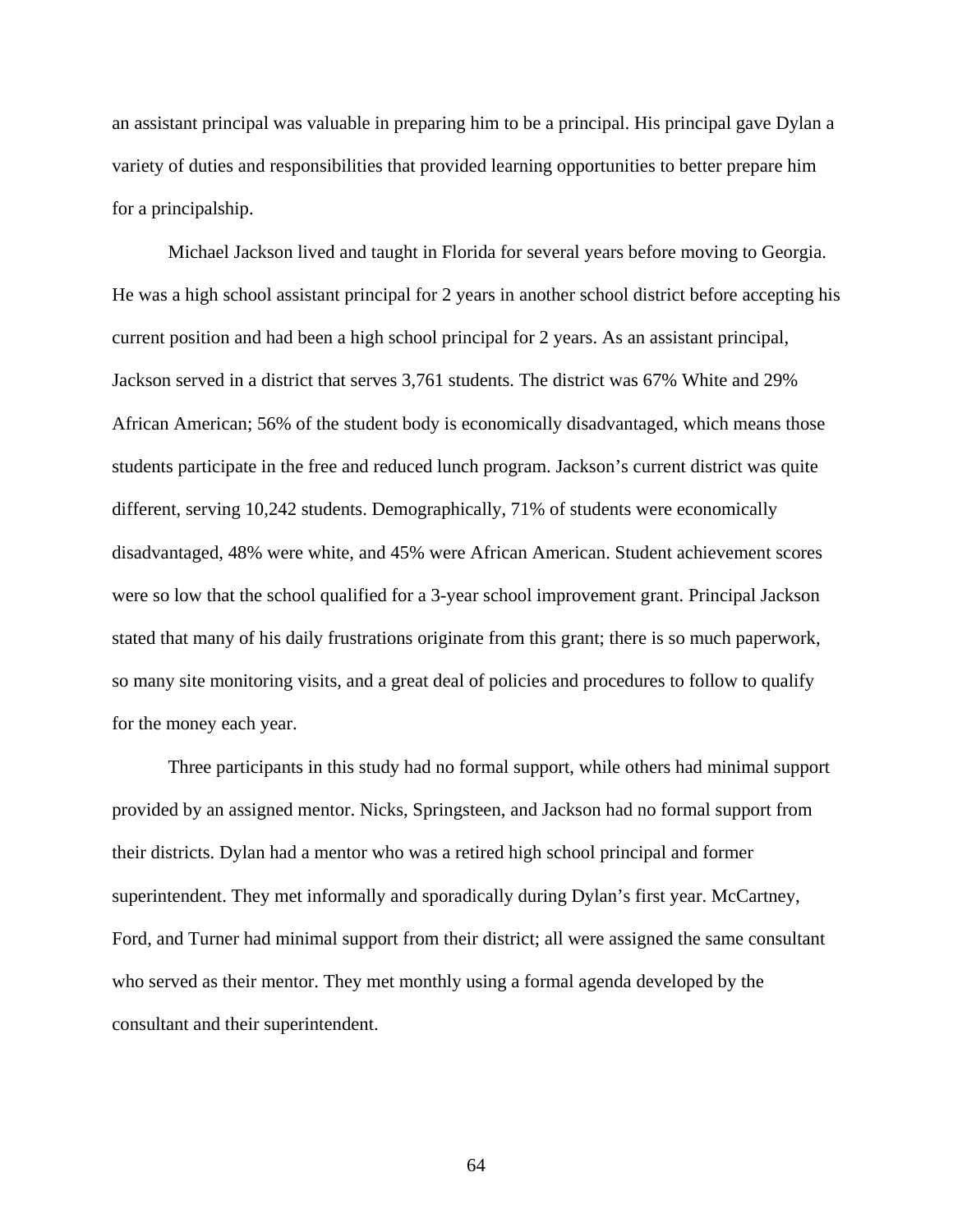an assistant principal was valuable in preparing him to be a principal. His principal gave Dylan a variety of duties and responsibilities that provided learning opportunities to better prepare him for a principalship.

Michael Jackson lived and taught in Florida for several years before moving to Georgia. He was a high school assistant principal for 2 years in another school district before accepting his current position and had been a high school principal for 2 years. As an assistant principal, Jackson served in a district that serves 3,761 students. The district was 67% White and 29% African American; 56% of the student body is economically disadvantaged, which means those students participate in the free and reduced lunch program. Jackson's current district was quite different, serving 10,242 students. Demographically, 71% of students were economically disadvantaged, 48% were white, and 45% were African American. Student achievement scores were so low that the school qualified for a 3-year school improvement grant. Principal Jackson stated that many of his daily frustrations originate from this grant; there is so much paperwork, so many site monitoring visits, and a great deal of policies and procedures to follow to qualify for the money each year.

Three participants in this study had no formal support, while others had minimal support provided by an assigned mentor. Nicks, Springsteen, and Jackson had no formal support from their districts. Dylan had a mentor who was a retired high school principal and former superintendent. They met informally and sporadically during Dylan's first year. McCartney, Ford, and Turner had minimal support from their district; all were assigned the same consultant who served as their mentor. They met monthly using a formal agenda developed by the consultant and their superintendent.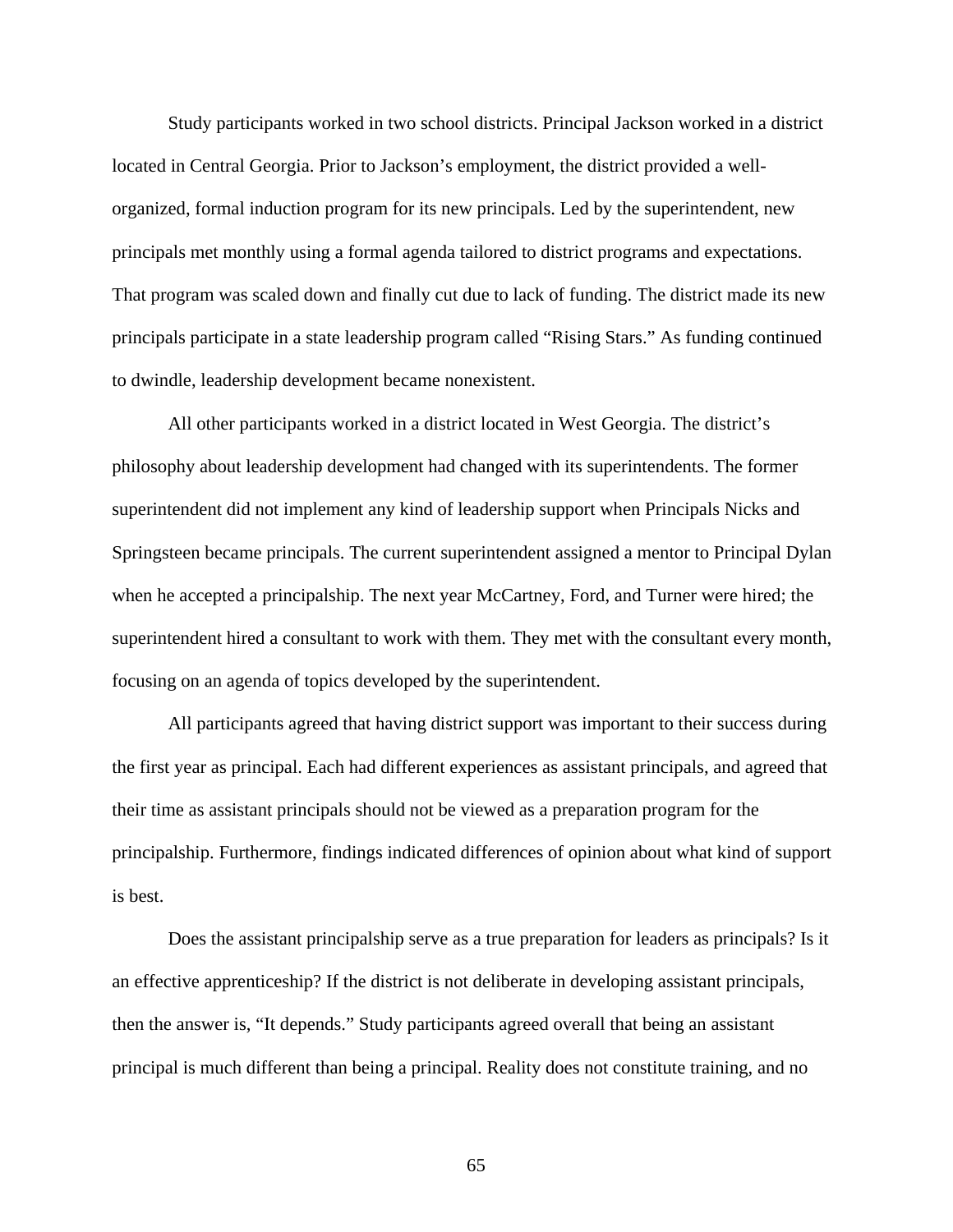Study participants worked in two school districts. Principal Jackson worked in a district located in Central Georgia. Prior to Jackson's employment, the district provided a well-organized, formal induction program for its new principals. Led by the superintendent, new principals met monthly using a formal agenda tailored to district programs and expectations. That program was scaled down and finally cut due to lack of funding. The district made its new principals participate in a state leadership program called "Rising Stars." As funding continued to dwindle, leadership development became nonexistent.

All other participants worked in a district located in West Georgia. The district's philosophy about leadership development had changed with its superintendents. The former superintendent did not implement any kind of leadership support when Principals Nicks and Springsteen became principals. The current superintendent assigned a mentor to Principal Dylan when he accepted a principalship. The next year McCartney, Ford, and Turner were hired; the superintendent hired a consultant to work with them. They met with the consultant every month, focusing on an agenda of topics developed by the superintendent.

All participants agreed that having district support was important to their success during the first year as principal. Each had different experiences as assistant principals, and agreed that their time as assistant principals should not be viewed as a preparation program for the principalship. Furthermore, findings indicated differences of opinion about what kind of support is best.

Does the assistant principalship serve as a true preparation for leaders as principals? Is it an effective apprenticeship? If the district is not deliberate in developing assistant principals, then the answer is, "It depends." Study participants agreed overall that being an assistant principal is much different than being a principal. Reality does not constitute training, and no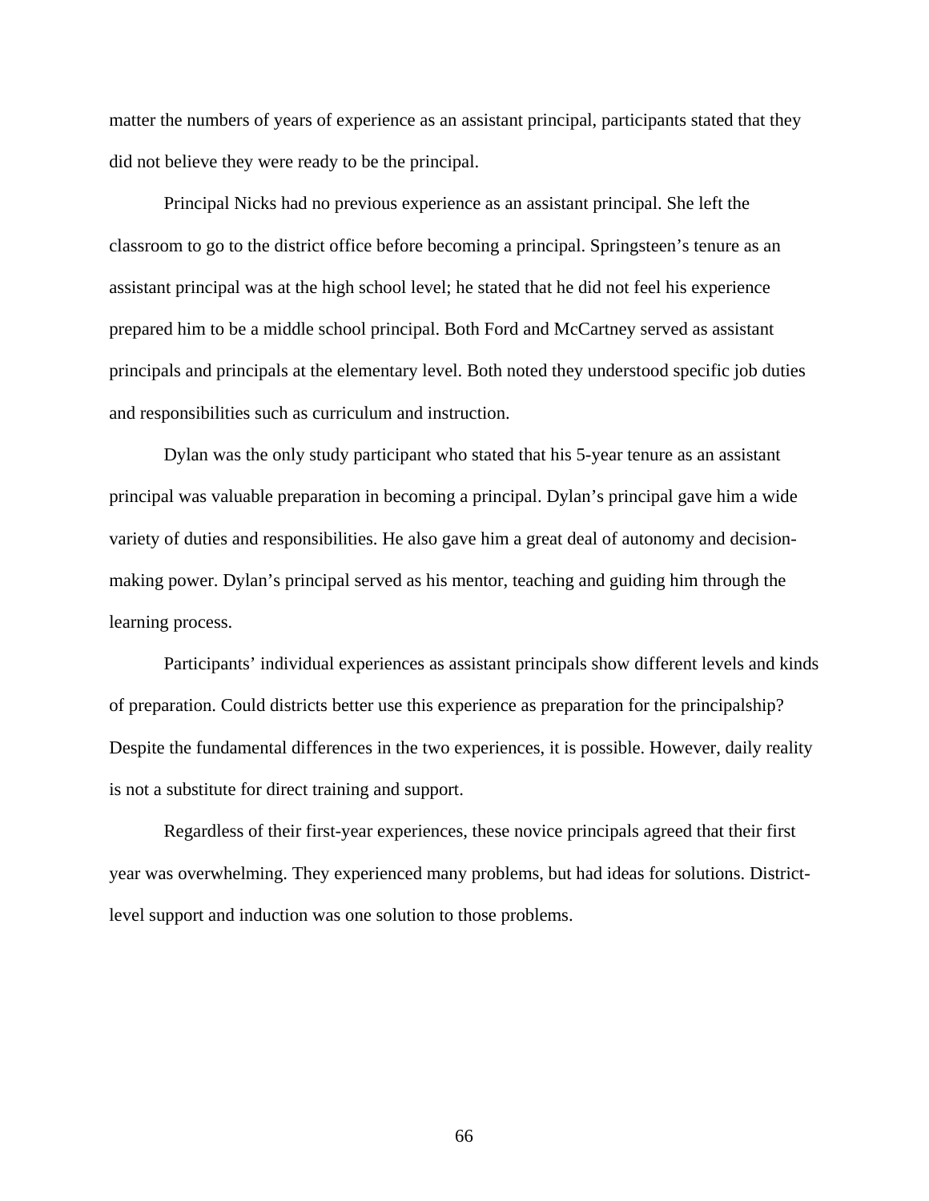matter the numbers of years of experience as an assistant principal, participants stated that they did not believe they were ready to be the principal.

Principal Nicks had no previous experience as an assistant principal. She left the classroom to go to the district office before becoming a principal. Springsteen's tenure as an assistant principal was at the high school level; he stated that he did not feel his experience prepared him to be a middle school principal. Both Ford and McCartney served as assistant principals and principals at the elementary level. Both noted they understood specific job duties and responsibilities such as curriculum and instruction.

Dylan was the only study participant who stated that his 5-year tenure as an assistant principal was valuable preparation in becoming a principal. Dylan's principal gave him a wide variety of duties and responsibilities. He also gave him a great deal of autonomy and decision-making power. Dylan's principal served as his mentor, teaching and guiding him through the learning process.

Participants' individual experiences as assistant principals show different levels and kinds of preparation. Could districts better use this experience as preparation for the principalship? Despite the fundamental differences in the two experiences, it is possible. However, daily reality is not a substitute for direct training and support.

Regardless of their first-year experiences, these novice principals agreed that their first year was overwhelming. They experienced many problems, but had ideas for solutions. District-level support and induction was one solution to those problems.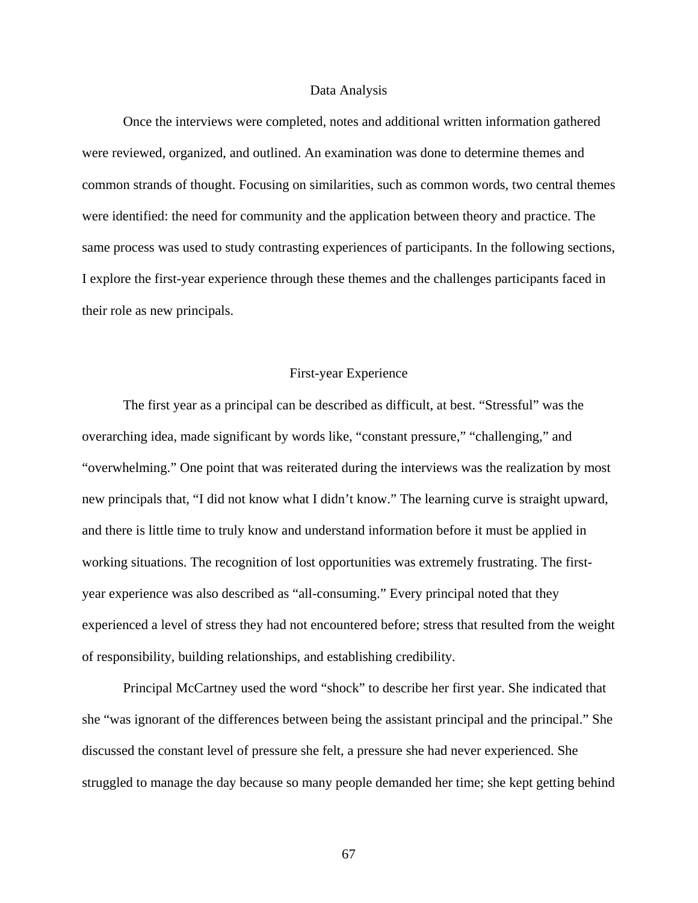## Data Analysis

Once the interviews were completed, notes and additional written information gathered were reviewed, organized, and outlined. An examination was done to determine themes and common strands of thought. Focusing on similarities, such as common words, two central themes were identified: the need for community and the application between theory and practice. The same process was used to study contrasting experiences of participants. In the following sections, I explore the first-year experience through these themes and the challenges participants faced in their role as new principals.

## First-year Experience

The first year as a principal can be described as difficult, at best. "Stressful" was the overarching idea, made significant by words like, "constant pressure," "challenging," and "overwhelming." One point that was reiterated during the interviews was the realization by most new principals that, "I did not know what I didn't know." The learning curve is straight upward, and there is little time to truly know and understand information before it must be applied in working situations. The recognition of lost opportunities was extremely frustrating. The first-year experience was also described as "all-consuming." Every principal noted that they experienced a level of stress they had not encountered before; stress that resulted from the weight of responsibility, building relationships, and establishing credibility.

Principal McCartney used the word "shock" to describe her first year. She indicated that she "was ignorant of the differences between being the assistant principal and the principal." She discussed the constant level of pressure she felt, a pressure she had never experienced. She struggled to manage the day because so many people demanded her time; she kept getting behind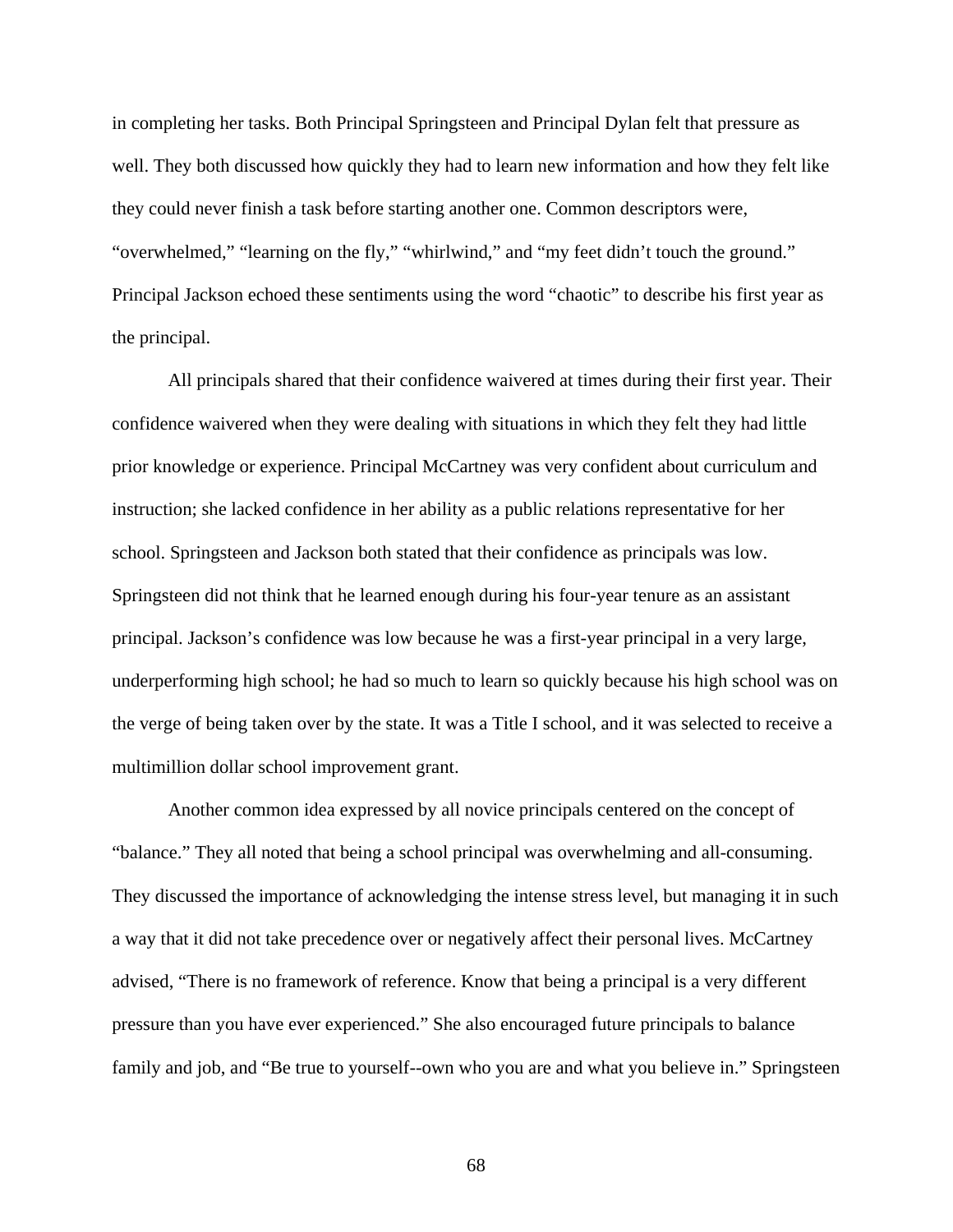in completing her tasks. Both Principal Springsteen and Principal Dylan felt that pressure as well. They both discussed how quickly they had to learn new information and how they felt like they could never finish a task before starting another one. Common descriptors were, "overwhelmed," "learning on the fly," "whirlwind," and "my feet didn't touch the ground." Principal Jackson echoed these sentiments using the word "chaotic" to describe his first year as the principal.

All principals shared that their confidence waivered at times during their first year. Their confidence waivered when they were dealing with situations in which they felt they had little prior knowledge or experience. Principal McCartney was very confident about curriculum and instruction; she lacked confidence in her ability as a public relations representative for her school. Springsteen and Jackson both stated that their confidence as principals was low. Springsteen did not think that he learned enough during his four-year tenure as an assistant principal. Jackson's confidence was low because he was a first-year principal in a very large, underperforming high school; he had so much to learn so quickly because his high school was on the verge of being taken over by the state. It was a Title I school, and it was selected to receive a multimillion dollar school improvement grant.

Another common idea expressed by all novice principals centered on the concept of "balance." They all noted that being a school principal was overwhelming and all-consuming. They discussed the importance of acknowledging the intense stress level, but managing it in such a way that it did not take precedence over or negatively affect their personal lives. McCartney advised, "There is no framework of reference. Know that being a principal is a very different pressure than you have ever experienced." She also encouraged future principals to balance family and job, and "Be true to yourself--own who you are and what you believe in." Springsteen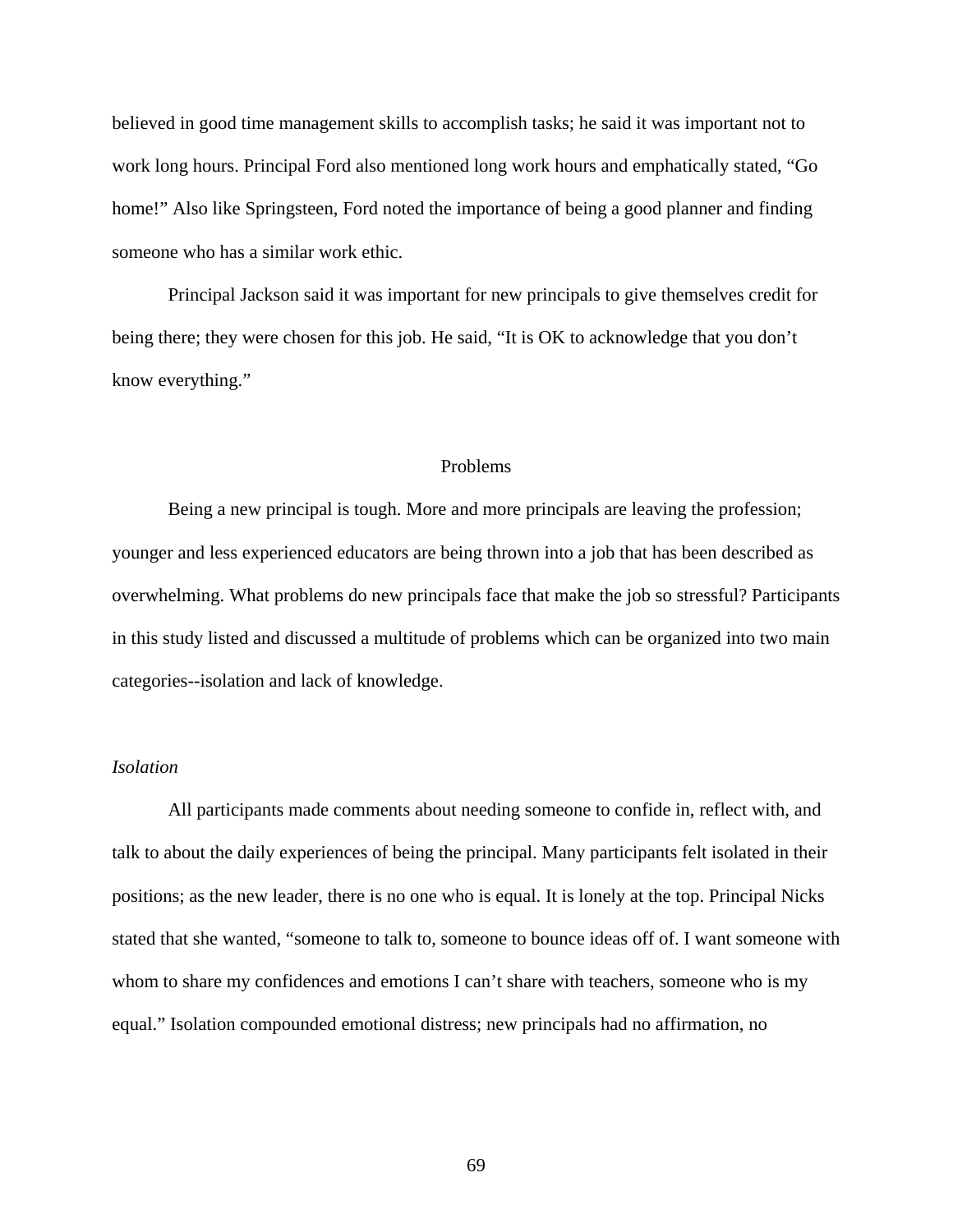believed in good time management skills to accomplish tasks; he said it was important not to work long hours. Principal Ford also mentioned long work hours and emphatically stated, “Go home!” Also like Springsteen, Ford noted the importance of being a good planner and finding someone who has a similar work ethic.

Principal Jackson said it was important for new principals to give themselves credit for being there; they were chosen for this job. He said, “It is OK to acknowledge that you don’t know everything.”

## Problems

Being a new principal is tough. More and more principals are leaving the profession; younger and less experienced educators are being thrown into a job that has been described as overwhelming. What problems do new principals face that make the job so stressful? Participants in this study listed and discussed a multitude of problems which can be organized into two main categories--isolation and lack of knowledge.

### *Isolation*

All participants made comments about needing someone to confide in, reflect with, and talk to about the daily experiences of being the principal. Many participants felt isolated in their positions; as the new leader, there is no one who is equal. It is lonely at the top. Principal Nicks stated that she wanted, “someone to talk to, someone to bounce ideas off of. I want someone with whom to share my confidences and emotions I can’t share with teachers, someone who is my equal.” Isolation compounded emotional distress; new principals had no affirmation, no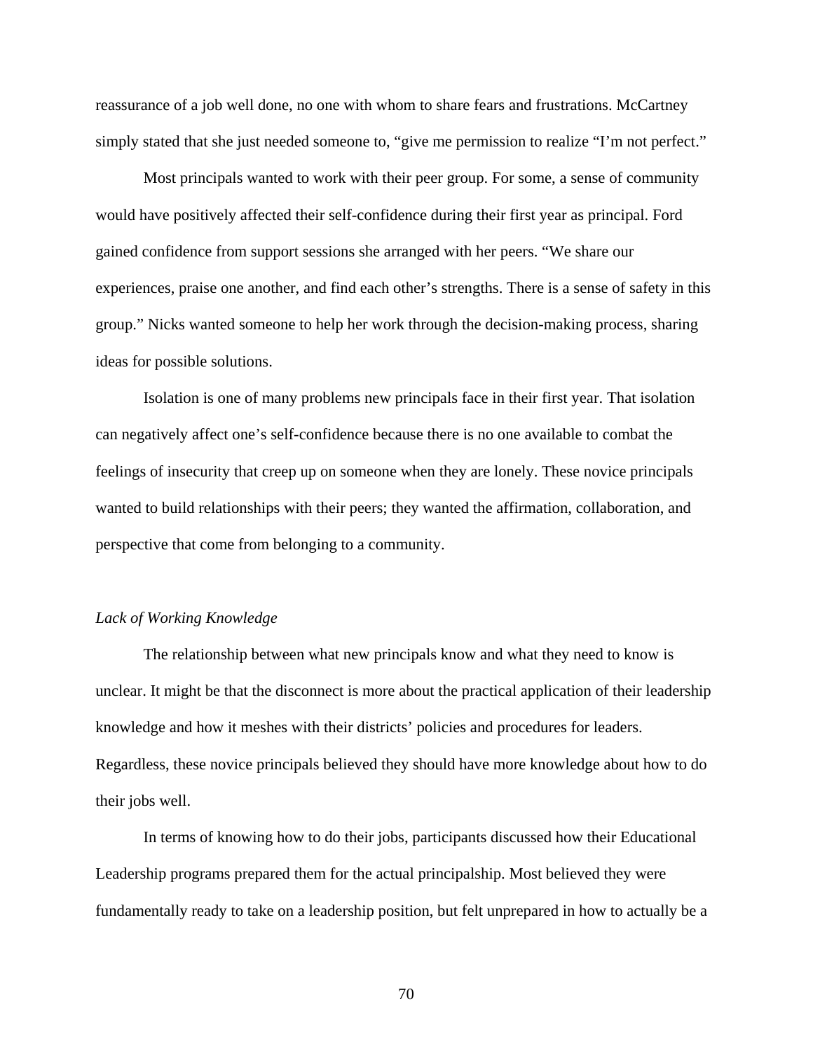reassurance of a job well done, no one with whom to share fears and frustrations. McCartney simply stated that she just needed someone to, "give me permission to realize "I'm not perfect."

Most principals wanted to work with their peer group. For some, a sense of community would have positively affected their self-confidence during their first year as principal. Ford gained confidence from support sessions she arranged with her peers. "We share our experiences, praise one another, and find each other's strengths. There is a sense of safety in this group." Nicks wanted someone to help her work through the decision-making process, sharing ideas for possible solutions.

Isolation is one of many problems new principals face in their first year. That isolation can negatively affect one's self-confidence because there is no one available to combat the feelings of insecurity that creep up on someone when they are lonely. These novice principals wanted to build relationships with their peers; they wanted the affirmation, collaboration, and perspective that come from belonging to a community.

*Lack of Working Knowledge*

The relationship between what new principals know and what they need to know is unclear. It might be that the disconnect is more about the practical application of their leadership knowledge and how it meshes with their districts' policies and procedures for leaders. Regardless, these novice principals believed they should have more knowledge about how to do their jobs well.

In terms of knowing how to do their jobs, participants discussed how their Educational Leadership programs prepared them for the actual principalship. Most believed they were fundamentally ready to take on a leadership position, but felt unprepared in how to actually be a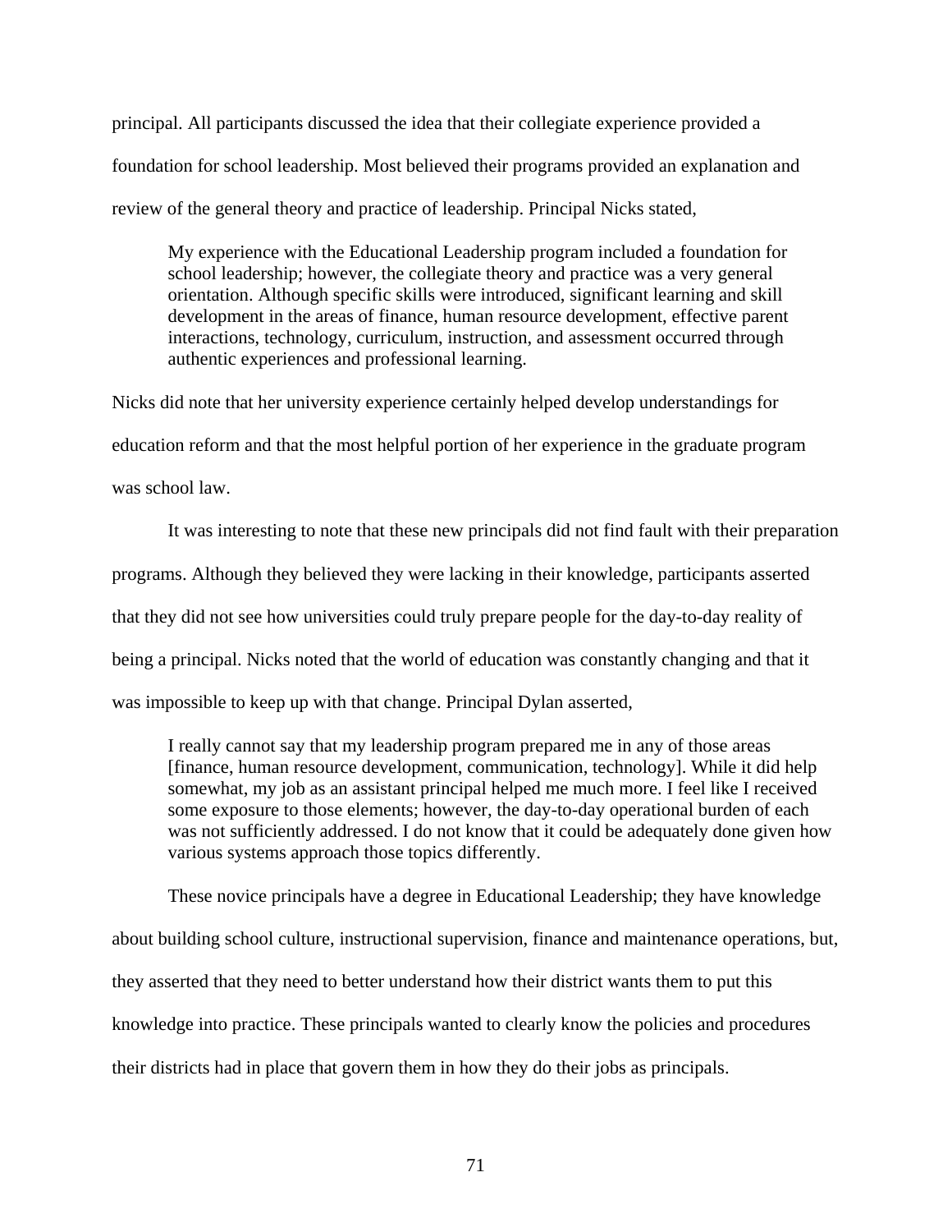principal. All participants discussed the idea that their collegiate experience provided a foundation for school leadership. Most believed their programs provided an explanation and review of the general theory and practice of leadership. Principal Nicks stated,

> My experience with the Educational Leadership program included a foundation for school leadership; however, the collegiate theory and practice was a very general orientation. Although specific skills were introduced, significant learning and skill development in the areas of finance, human resource development, effective parent interactions, technology, curriculum, instruction, and assessment occurred through authentic experiences and professional learning.

Nicks did note that her university experience certainly helped develop understandings for education reform and that the most helpful portion of her experience in the graduate program was school law.

It was interesting to note that these new principals did not find fault with their preparation programs. Although they believed they were lacking in their knowledge, participants asserted that they did not see how universities could truly prepare people for the day-to-day reality of being a principal. Nicks noted that the world of education was constantly changing and that it was impossible to keep up with that change. Principal Dylan asserted,

> I really cannot say that my leadership program prepared me in any of those areas [finance, human resource development, communication, technology]. While it did help somewhat, my job as an assistant principal helped me much more. I feel like I received some exposure to those elements; however, the day-to-day operational burden of each was not sufficiently addressed. I do not know that it could be adequately done given how various systems approach those topics differently.

These novice principals have a degree in Educational Leadership; they have knowledge about building school culture, instructional supervision, finance and maintenance operations, but, they asserted that they need to better understand how their district wants them to put this knowledge into practice. These principals wanted to clearly know the policies and procedures their districts had in place that govern them in how they do their jobs as principals.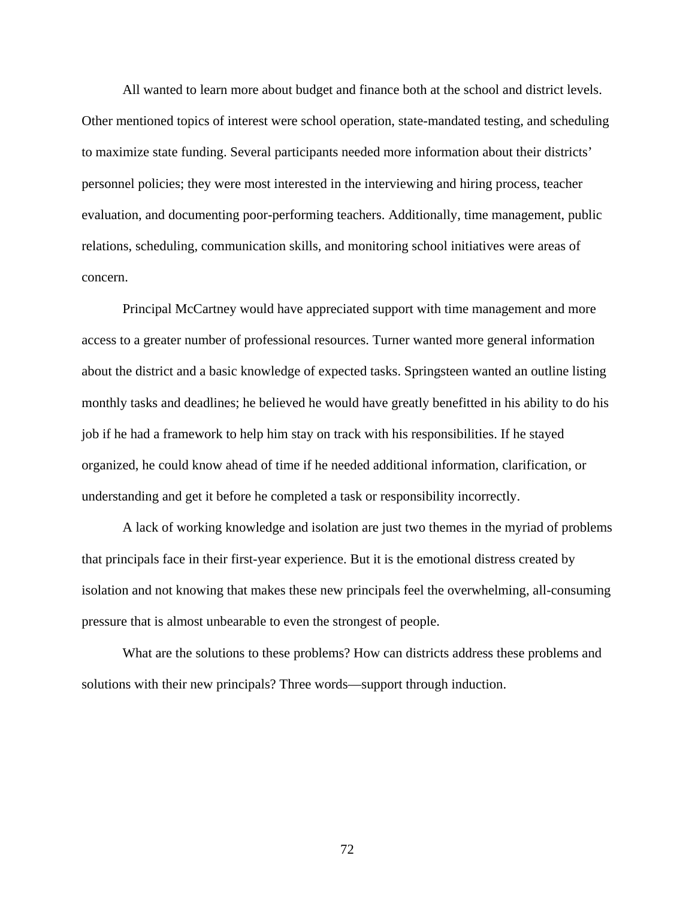All wanted to learn more about budget and finance both at the school and district levels. Other mentioned topics of interest were school operation, state-mandated testing, and scheduling to maximize state funding. Several participants needed more information about their districts' personnel policies; they were most interested in the interviewing and hiring process, teacher evaluation, and documenting poor-performing teachers. Additionally, time management, public relations, scheduling, communication skills, and monitoring school initiatives were areas of concern.

Principal McCartney would have appreciated support with time management and more access to a greater number of professional resources. Turner wanted more general information about the district and a basic knowledge of expected tasks. Springsteen wanted an outline listing monthly tasks and deadlines; he believed he would have greatly benefitted in his ability to do his job if he had a framework to help him stay on track with his responsibilities. If he stayed organized, he could know ahead of time if he needed additional information, clarification, or understanding and get it before he completed a task or responsibility incorrectly.

A lack of working knowledge and isolation are just two themes in the myriad of problems that principals face in their first-year experience. But it is the emotional distress created by isolation and not knowing that makes these new principals feel the overwhelming, all-consuming pressure that is almost unbearable to even the strongest of people.

What are the solutions to these problems? How can districts address these problems and solutions with their new principals? Three words—support through induction.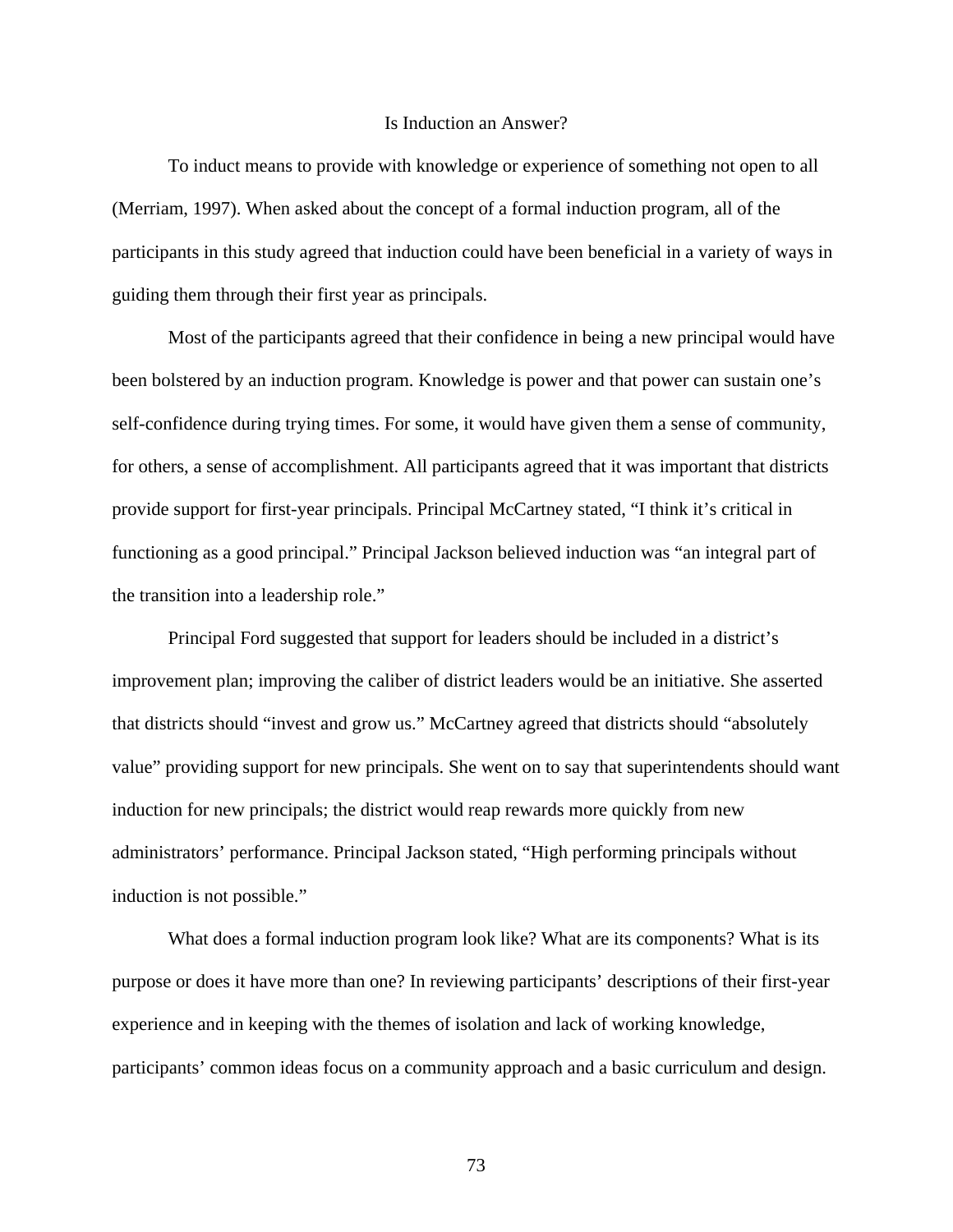## Is Induction an Answer?

To induct means to provide with knowledge or experience of something not open to all (Merriam, 1997). When asked about the concept of a formal induction program, all of the participants in this study agreed that induction could have been beneficial in a variety of ways in guiding them through their first year as principals.

Most of the participants agreed that their confidence in being a new principal would have been bolstered by an induction program. Knowledge is power and that power can sustain one's self-confidence during trying times. For some, it would have given them a sense of community, for others, a sense of accomplishment. All participants agreed that it was important that districts provide support for first-year principals. Principal McCartney stated, "I think it's critical in functioning as a good principal." Principal Jackson believed induction was "an integral part of the transition into a leadership role."

Principal Ford suggested that support for leaders should be included in a district's improvement plan; improving the caliber of district leaders would be an initiative. She asserted that districts should "invest and grow us." McCartney agreed that districts should "absolutely value" providing support for new principals. She went on to say that superintendents should want induction for new principals; the district would reap rewards more quickly from new administrators' performance. Principal Jackson stated, "High performing principals without induction is not possible."

What does a formal induction program look like? What are its components? What is its purpose or does it have more than one? In reviewing participants' descriptions of their first-year experience and in keeping with the themes of isolation and lack of working knowledge, participants' common ideas focus on a community approach and a basic curriculum and design.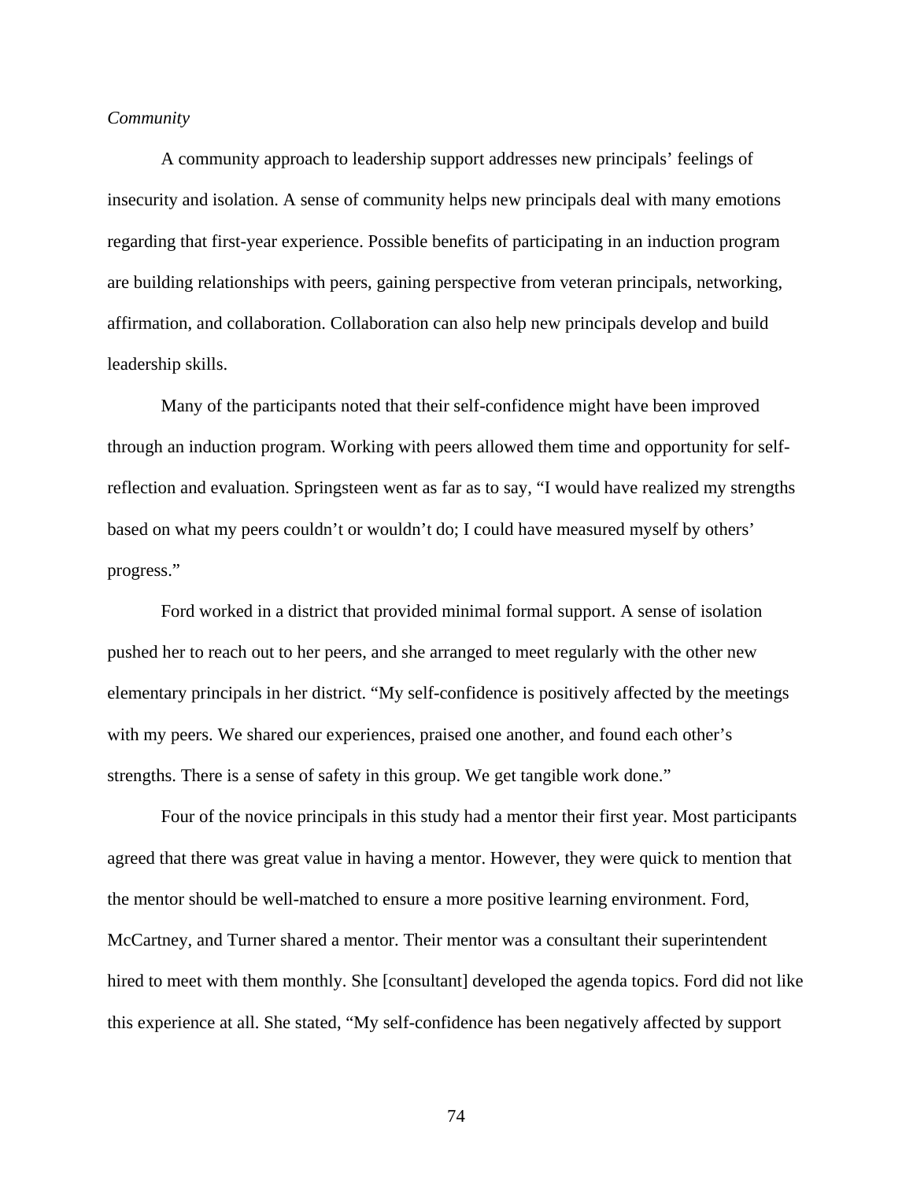*Community*

A community approach to leadership support addresses new principals' feelings of insecurity and isolation. A sense of community helps new principals deal with many emotions regarding that first-year experience. Possible benefits of participating in an induction program are building relationships with peers, gaining perspective from veteran principals, networking, affirmation, and collaboration. Collaboration can also help new principals develop and build leadership skills.

Many of the participants noted that their self-confidence might have been improved through an induction program. Working with peers allowed them time and opportunity for self-reflection and evaluation. Springsteen went as far as to say, "I would have realized my strengths based on what my peers couldn't or wouldn't do; I could have measured myself by others' progress."

Ford worked in a district that provided minimal formal support. A sense of isolation pushed her to reach out to her peers, and she arranged to meet regularly with the other new elementary principals in her district. "My self-confidence is positively affected by the meetings with my peers. We shared our experiences, praised one another, and found each other's strengths. There is a sense of safety in this group. We get tangible work done."

Four of the novice principals in this study had a mentor their first year. Most participants agreed that there was great value in having a mentor. However, they were quick to mention that the mentor should be well-matched to ensure a more positive learning environment. Ford, McCartney, and Turner shared a mentor. Their mentor was a consultant their superintendent hired to meet with them monthly. She [consultant] developed the agenda topics. Ford did not like this experience at all. She stated, "My self-confidence has been negatively affected by support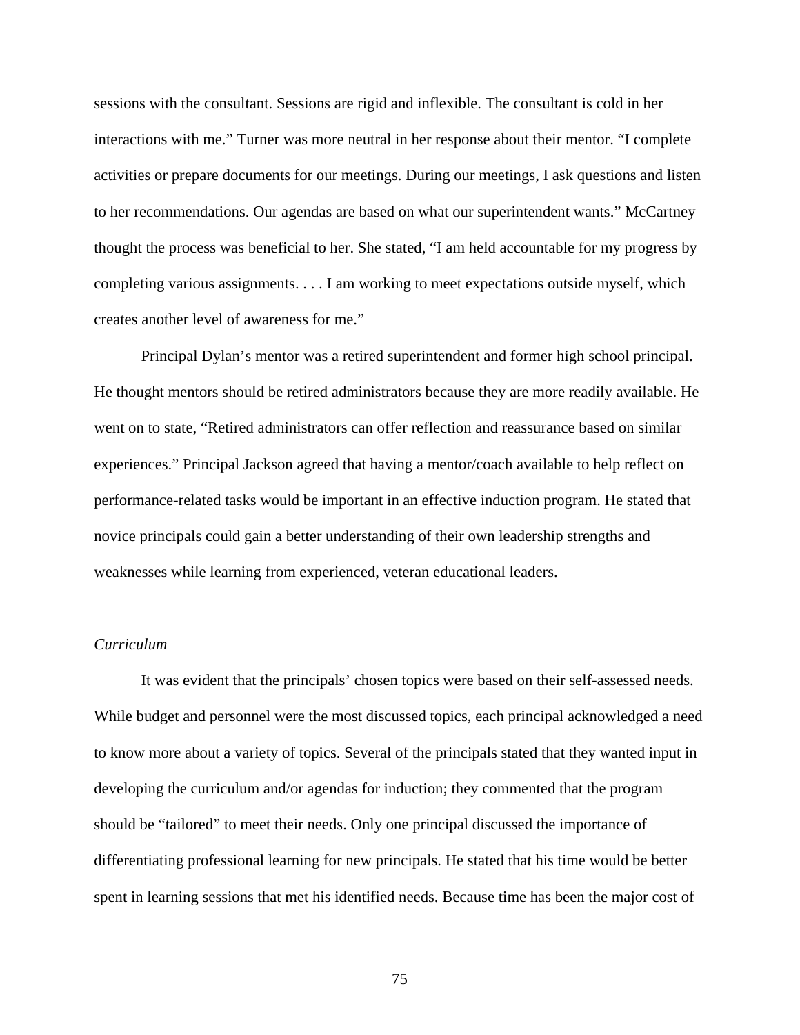sessions with the consultant. Sessions are rigid and inflexible. The consultant is cold in her interactions with me." Turner was more neutral in her response about their mentor. "I complete activities or prepare documents for our meetings. During our meetings, I ask questions and listen to her recommendations. Our agendas are based on what our superintendent wants." McCartney thought the process was beneficial to her. She stated, "I am held accountable for my progress by completing various assignments. . . . I am working to meet expectations outside myself, which creates another level of awareness for me."

Principal Dylan's mentor was a retired superintendent and former high school principal. He thought mentors should be retired administrators because they are more readily available. He went on to state, "Retired administrators can offer reflection and reassurance based on similar experiences." Principal Jackson agreed that having a mentor/coach available to help reflect on performance-related tasks would be important in an effective induction program. He stated that novice principals could gain a better understanding of their own leadership strengths and weaknesses while learning from experienced, veteran educational leaders.

### *Curriculum*

It was evident that the principals' chosen topics were based on their self-assessed needs. While budget and personnel were the most discussed topics, each principal acknowledged a need to know more about a variety of topics. Several of the principals stated that they wanted input in developing the curriculum and/or agendas for induction; they commented that the program should be "tailored" to meet their needs. Only one principal discussed the importance of differentiating professional learning for new principals. He stated that his time would be better spent in learning sessions that met his identified needs. Because time has been the major cost of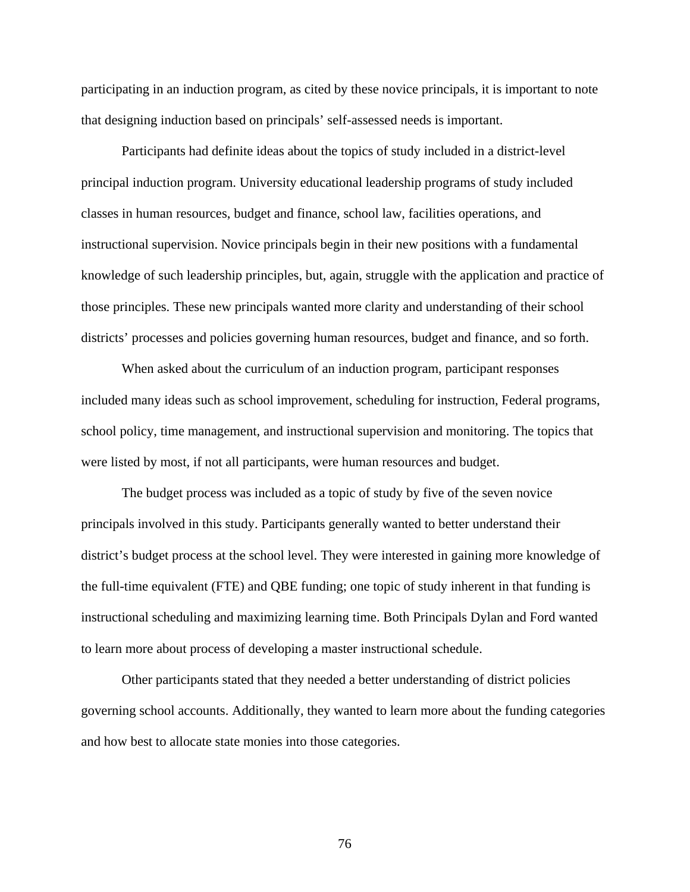participating in an induction program, as cited by these novice principals, it is important to note that designing induction based on principals' self-assessed needs is important.

Participants had definite ideas about the topics of study included in a district-level principal induction program. University educational leadership programs of study included classes in human resources, budget and finance, school law, facilities operations, and instructional supervision. Novice principals begin in their new positions with a fundamental knowledge of such leadership principles, but, again, struggle with the application and practice of those principles. These new principals wanted more clarity and understanding of their school districts' processes and policies governing human resources, budget and finance, and so forth.

When asked about the curriculum of an induction program, participant responses included many ideas such as school improvement, scheduling for instruction, Federal programs, school policy, time management, and instructional supervision and monitoring. The topics that were listed by most, if not all participants, were human resources and budget.

The budget process was included as a topic of study by five of the seven novice principals involved in this study. Participants generally wanted to better understand their district's budget process at the school level. They were interested in gaining more knowledge of the full-time equivalent (FTE) and QBE funding; one topic of study inherent in that funding is instructional scheduling and maximizing learning time. Both Principals Dylan and Ford wanted to learn more about process of developing a master instructional schedule.

Other participants stated that they needed a better understanding of district policies governing school accounts. Additionally, they wanted to learn more about the funding categories and how best to allocate state monies into those categories.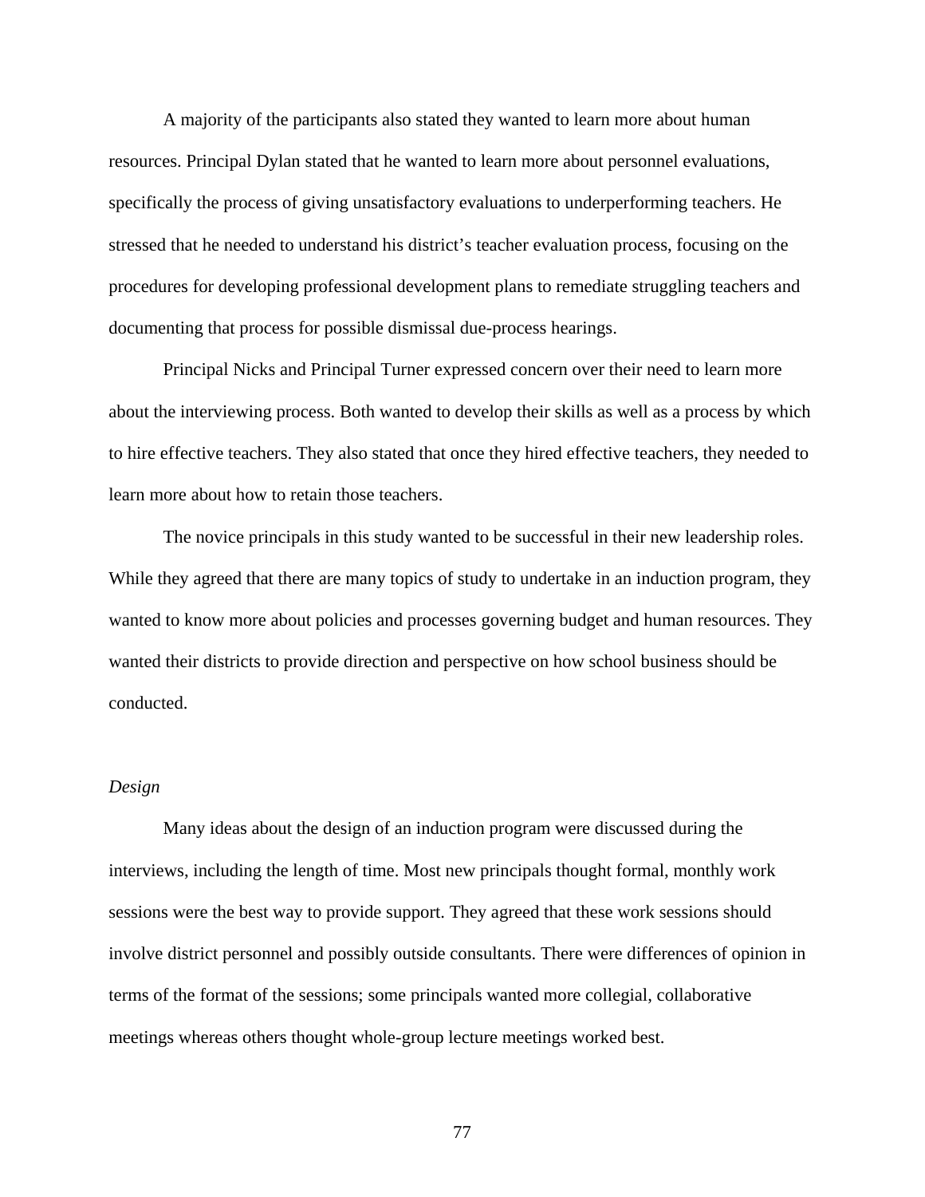A majority of the participants also stated they wanted to learn more about human resources. Principal Dylan stated that he wanted to learn more about personnel evaluations, specifically the process of giving unsatisfactory evaluations to underperforming teachers. He stressed that he needed to understand his district's teacher evaluation process, focusing on the procedures for developing professional development plans to remediate struggling teachers and documenting that process for possible dismissal due-process hearings.

Principal Nicks and Principal Turner expressed concern over their need to learn more about the interviewing process. Both wanted to develop their skills as well as a process by which to hire effective teachers. They also stated that once they hired effective teachers, they needed to learn more about how to retain those teachers.

The novice principals in this study wanted to be successful in their new leadership roles. While they agreed that there are many topics of study to undertake in an induction program, they wanted to know more about policies and processes governing budget and human resources. They wanted their districts to provide direction and perspective on how school business should be conducted.

*Design*

Many ideas about the design of an induction program were discussed during the interviews, including the length of time. Most new principals thought formal, monthly work sessions were the best way to provide support. They agreed that these work sessions should involve district personnel and possibly outside consultants. There were differences of opinion in terms of the format of the sessions; some principals wanted more collegial, collaborative meetings whereas others thought whole-group lecture meetings worked best.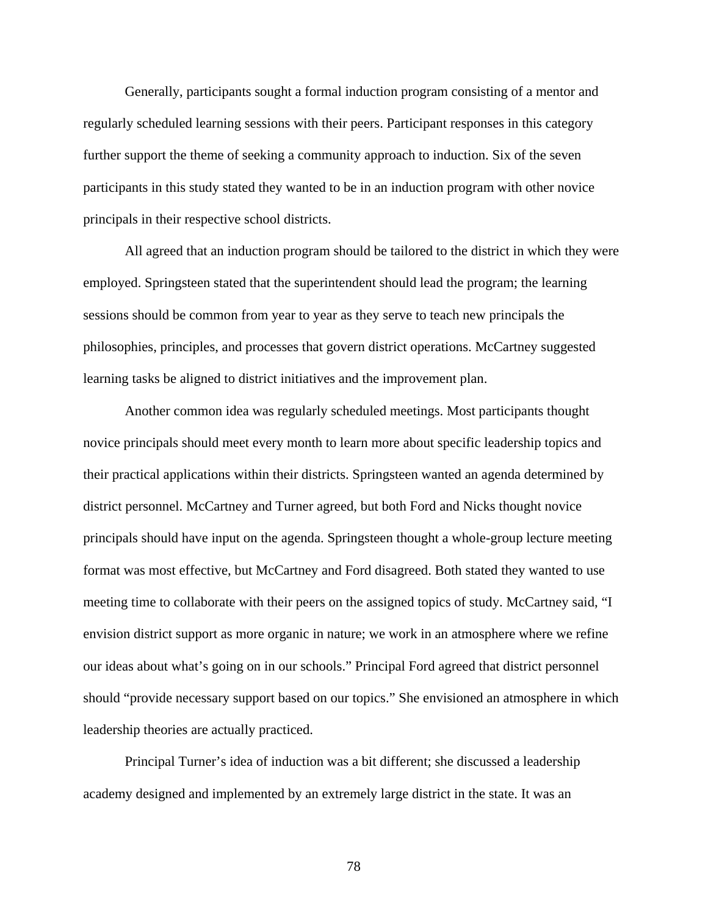Generally, participants sought a formal induction program consisting of a mentor and regularly scheduled learning sessions with their peers. Participant responses in this category further support the theme of seeking a community approach to induction. Six of the seven participants in this study stated they wanted to be in an induction program with other novice principals in their respective school districts.

All agreed that an induction program should be tailored to the district in which they were employed. Springsteen stated that the superintendent should lead the program; the learning sessions should be common from year to year as they serve to teach new principals the philosophies, principles, and processes that govern district operations. McCartney suggested learning tasks be aligned to district initiatives and the improvement plan.

Another common idea was regularly scheduled meetings. Most participants thought novice principals should meet every month to learn more about specific leadership topics and their practical applications within their districts. Springsteen wanted an agenda determined by district personnel. McCartney and Turner agreed, but both Ford and Nicks thought novice principals should have input on the agenda. Springsteen thought a whole-group lecture meeting format was most effective, but McCartney and Ford disagreed. Both stated they wanted to use meeting time to collaborate with their peers on the assigned topics of study. McCartney said, "I envision district support as more organic in nature; we work in an atmosphere where we refine our ideas about what's going on in our schools." Principal Ford agreed that district personnel should "provide necessary support based on our topics." She envisioned an atmosphere in which leadership theories are actually practiced.

Principal Turner's idea of induction was a bit different; she discussed a leadership academy designed and implemented by an extremely large district in the state. It was an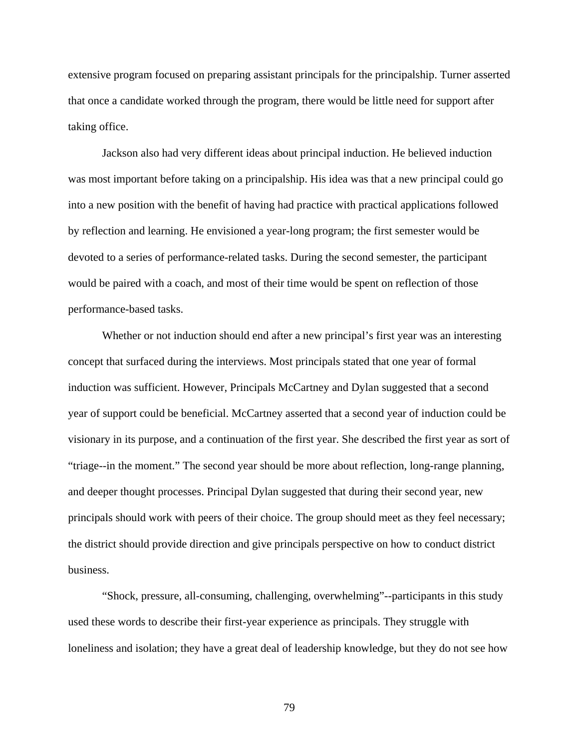extensive program focused on preparing assistant principals for the principalship. Turner asserted that once a candidate worked through the program, there would be little need for support after taking office.

Jackson also had very different ideas about principal induction. He believed induction was most important before taking on a principalship. His idea was that a new principal could go into a new position with the benefit of having had practice with practical applications followed by reflection and learning. He envisioned a year-long program; the first semester would be devoted to a series of performance-related tasks. During the second semester, the participant would be paired with a coach, and most of their time would be spent on reflection of those performance-based tasks.

Whether or not induction should end after a new principal's first year was an interesting concept that surfaced during the interviews. Most principals stated that one year of formal induction was sufficient. However, Principals McCartney and Dylan suggested that a second year of support could be beneficial. McCartney asserted that a second year of induction could be visionary in its purpose, and a continuation of the first year. She described the first year as sort of "triage--in the moment." The second year should be more about reflection, long-range planning, and deeper thought processes. Principal Dylan suggested that during their second year, new principals should work with peers of their choice. The group should meet as they feel necessary; the district should provide direction and give principals perspective on how to conduct district business.

"Shock, pressure, all-consuming, challenging, overwhelming"--participants in this study used these words to describe their first-year experience as principals. They struggle with loneliness and isolation; they have a great deal of leadership knowledge, but they do not see how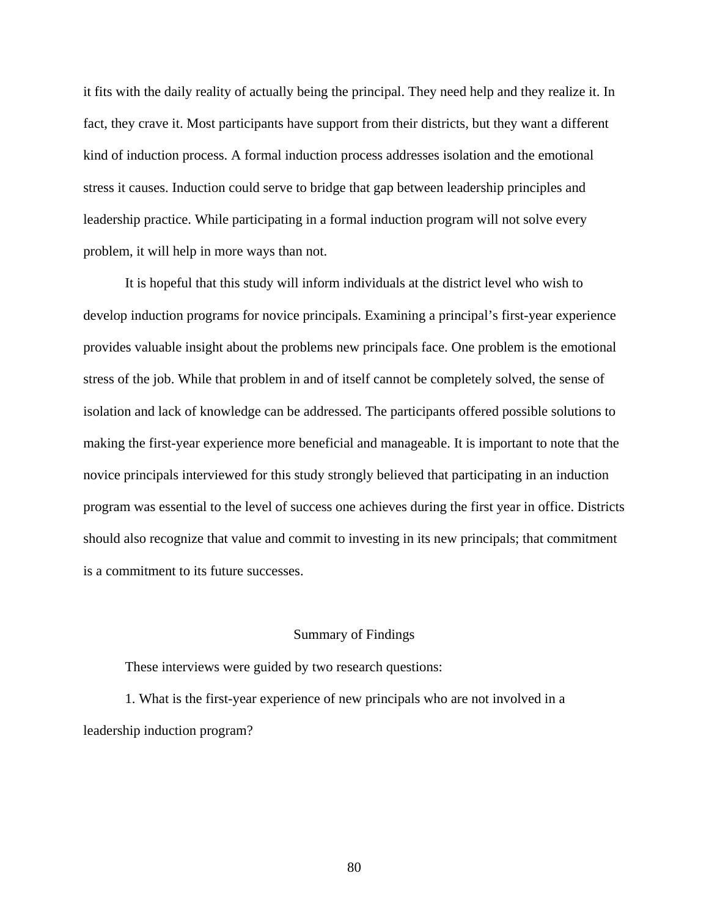it fits with the daily reality of actually being the principal. They need help and they realize it. In fact, they crave it. Most participants have support from their districts, but they want a different kind of induction process. A formal induction process addresses isolation and the emotional stress it causes. Induction could serve to bridge that gap between leadership principles and leadership practice. While participating in a formal induction program will not solve every problem, it will help in more ways than not.

It is hopeful that this study will inform individuals at the district level who wish to develop induction programs for novice principals. Examining a principal’s first-year experience provides valuable insight about the problems new principals face. One problem is the emotional stress of the job. While that problem in and of itself cannot be completely solved, the sense of isolation and lack of knowledge can be addressed. The participants offered possible solutions to making the first-year experience more beneficial and manageable. It is important to note that the novice principals interviewed for this study strongly believed that participating in an induction program was essential to the level of success one achieves during the first year in office. Districts should also recognize that value and commit to investing in its new principals; that commitment is a commitment to its future successes.

## Summary of Findings

These interviews were guided by two research questions:

1. What is the first-year experience of new principals who are not involved in a leadership induction program?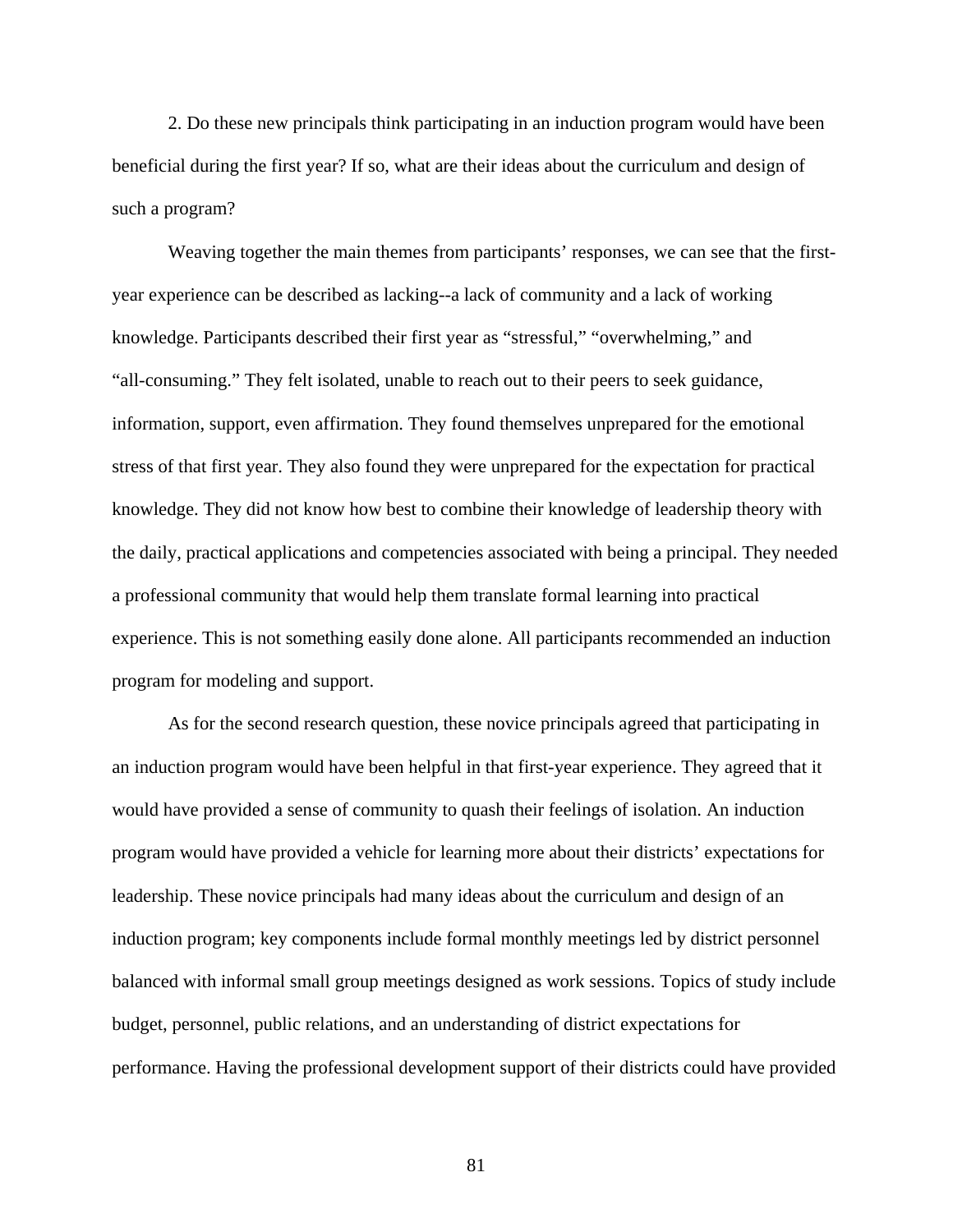2. Do these new principals think participating in an induction program would have been beneficial during the first year? If so, what are their ideas about the curriculum and design of such a program?

Weaving together the main themes from participants' responses, we can see that the first-year experience can be described as lacking--a lack of community and a lack of working knowledge. Participants described their first year as "stressful," "overwhelming," and "all-consuming." They felt isolated, unable to reach out to their peers to seek guidance, information, support, even affirmation. They found themselves unprepared for the emotional stress of that first year. They also found they were unprepared for the expectation for practical knowledge. They did not know how best to combine their knowledge of leadership theory with the daily, practical applications and competencies associated with being a principal. They needed a professional community that would help them translate formal learning into practical experience. This is not something easily done alone. All participants recommended an induction program for modeling and support.

As for the second research question, these novice principals agreed that participating in an induction program would have been helpful in that first-year experience. They agreed that it would have provided a sense of community to quash their feelings of isolation. An induction program would have provided a vehicle for learning more about their districts' expectations for leadership. These novice principals had many ideas about the curriculum and design of an induction program; key components include formal monthly meetings led by district personnel balanced with informal small group meetings designed as work sessions. Topics of study include budget, personnel, public relations, and an understanding of district expectations for performance. Having the professional development support of their districts could have provided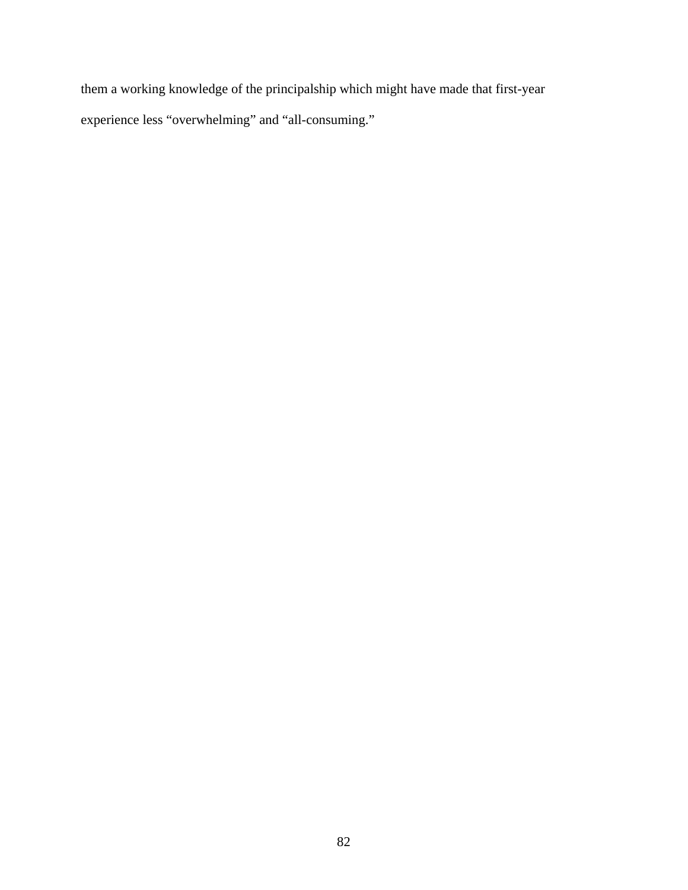them a working knowledge of the principalship which might have made that first-year experience less “overwhelming” and “all-consuming.”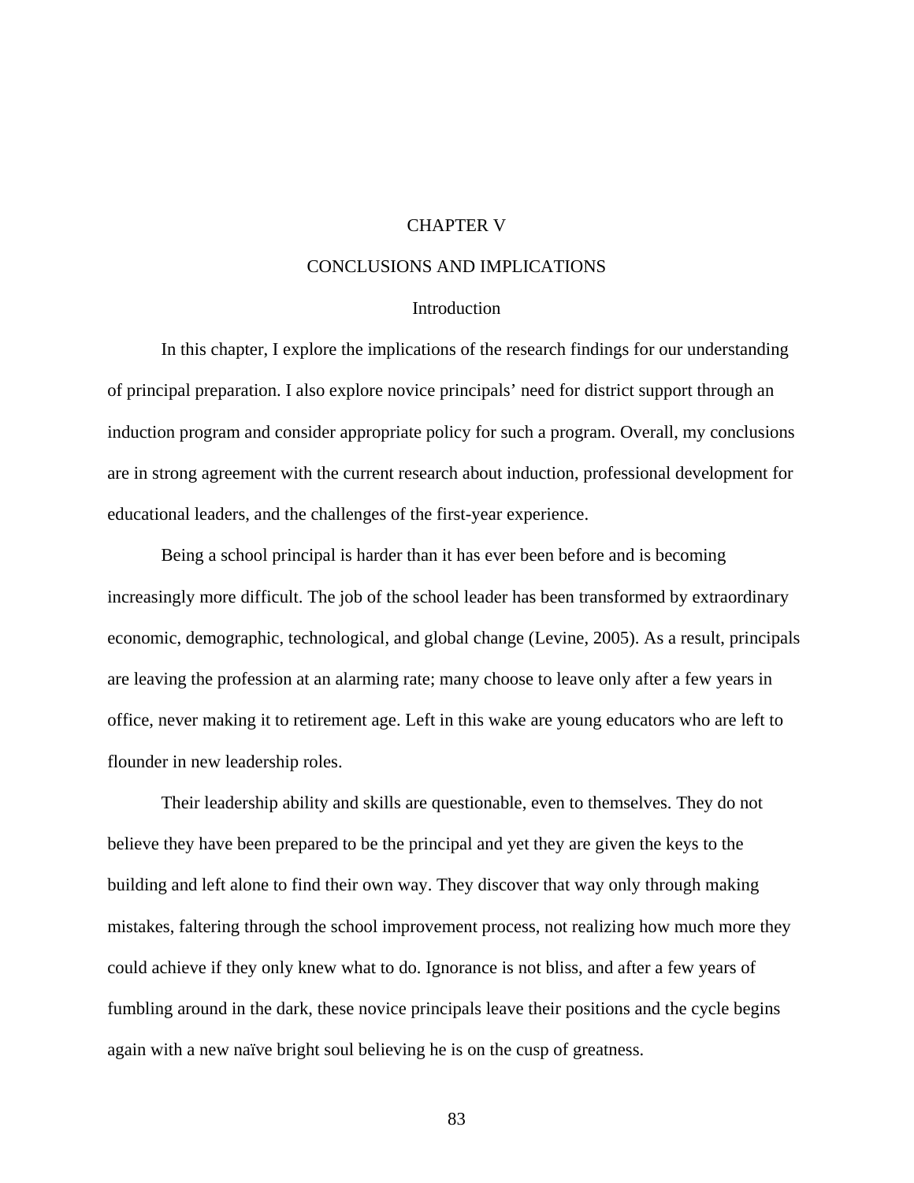# CHAPTER V

# CONCLUSIONS AND IMPLICATIONS

## Introduction

In this chapter, I explore the implications of the research findings for our understanding of principal preparation. I also explore novice principals' need for district support through an induction program and consider appropriate policy for such a program. Overall, my conclusions are in strong agreement with the current research about induction, professional development for educational leaders, and the challenges of the first-year experience.

Being a school principal is harder than it has ever been before and is becoming increasingly more difficult. The job of the school leader has been transformed by extraordinary economic, demographic, technological, and global change (Levine, 2005). As a result, principals are leaving the profession at an alarming rate; many choose to leave only after a few years in office, never making it to retirement age. Left in this wake are young educators who are left to flounder in new leadership roles.

Their leadership ability and skills are questionable, even to themselves. They do not believe they have been prepared to be the principal and yet they are given the keys to the building and left alone to find their own way. They discover that way only through making mistakes, faltering through the school improvement process, not realizing how much more they could achieve if they only knew what to do. Ignorance is not bliss, and after a few years of fumbling around in the dark, these novice principals leave their positions and the cycle begins again with a new naïve bright soul believing he is on the cusp of greatness.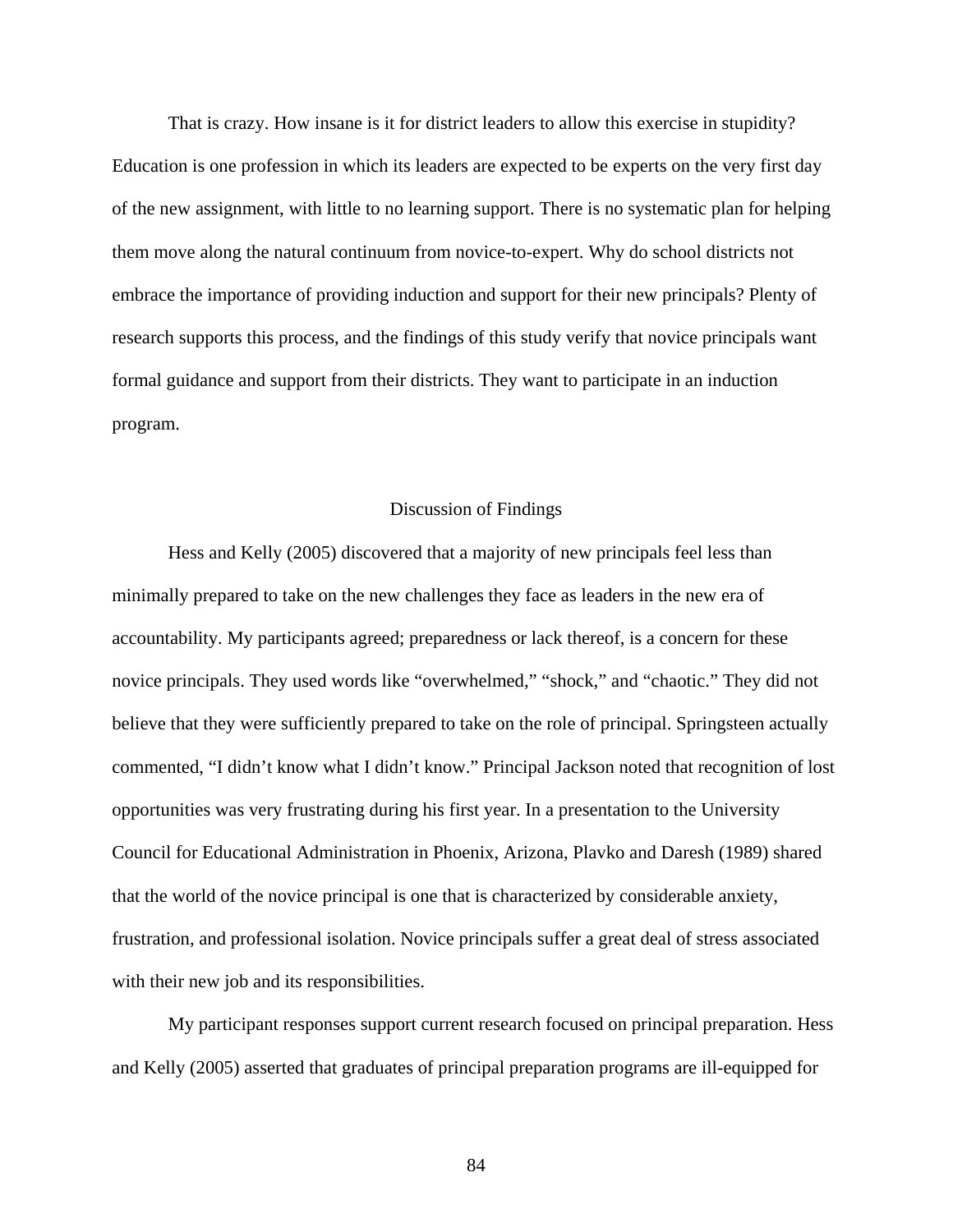That is crazy. How insane is it for district leaders to allow this exercise in stupidity? Education is one profession in which its leaders are expected to be experts on the very first day of the new assignment, with little to no learning support. There is no systematic plan for helping them move along the natural continuum from novice-to-expert. Why do school districts not embrace the importance of providing induction and support for their new principals? Plenty of research supports this process, and the findings of this study verify that novice principals want formal guidance and support from their districts. They want to participate in an induction program.

## Discussion of Findings

Hess and Kelly (2005) discovered that a majority of new principals feel less than minimally prepared to take on the new challenges they face as leaders in the new era of accountability. My participants agreed; preparedness or lack thereof, is a concern for these novice principals. They used words like “overwhelmed,” “shock,” and “chaotic.” They did not believe that they were sufficiently prepared to take on the role of principal. Springsteen actually commented, “I didn’t know what I didn’t know.” Principal Jackson noted that recognition of lost opportunities was very frustrating during his first year. In a presentation to the University Council for Educational Administration in Phoenix, Arizona, Plavko and Daresh (1989) shared that the world of the novice principal is one that is characterized by considerable anxiety, frustration, and professional isolation. Novice principals suffer a great deal of stress associated with their new job and its responsibilities.

My participant responses support current research focused on principal preparation. Hess and Kelly (2005) asserted that graduates of principal preparation programs are ill-equipped for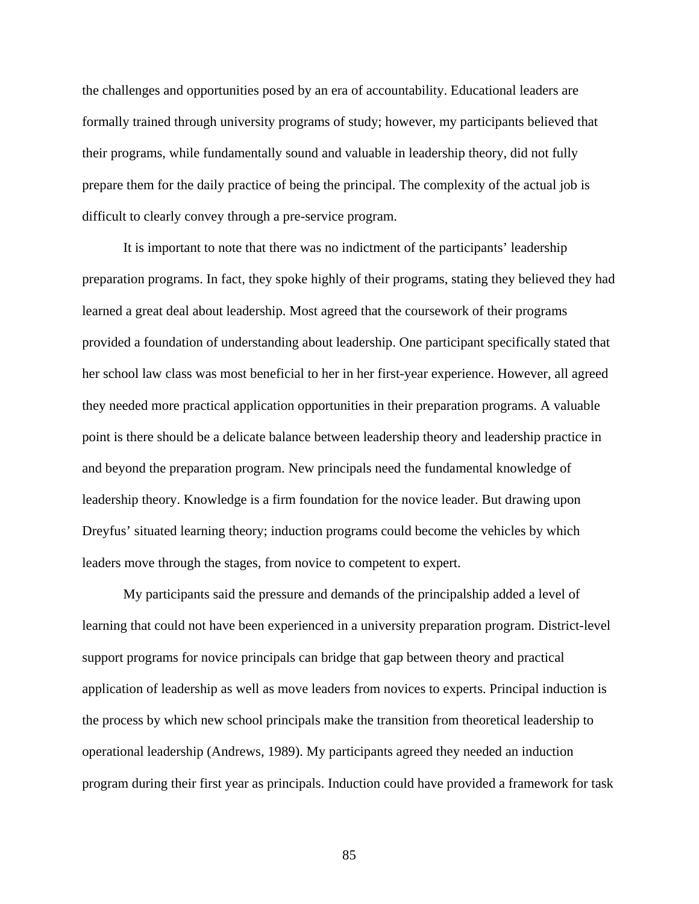the challenges and opportunities posed by an era of accountability. Educational leaders are formally trained through university programs of study; however, my participants believed that their programs, while fundamentally sound and valuable in leadership theory, did not fully prepare them for the daily practice of being the principal. The complexity of the actual job is difficult to clearly convey through a pre-service program.

It is important to note that there was no indictment of the participants' leadership preparation programs. In fact, they spoke highly of their programs, stating they believed they had learned a great deal about leadership. Most agreed that the coursework of their programs provided a foundation of understanding about leadership. One participant specifically stated that her school law class was most beneficial to her in her first-year experience. However, all agreed they needed more practical application opportunities in their preparation programs. A valuable point is there should be a delicate balance between leadership theory and leadership practice in and beyond the preparation program. New principals need the fundamental knowledge of leadership theory. Knowledge is a firm foundation for the novice leader. But drawing upon Dreyfus' situated learning theory; induction programs could become the vehicles by which leaders move through the stages, from novice to competent to expert.

My participants said the pressure and demands of the principalship added a level of learning that could not have been experienced in a university preparation program. District-level support programs for novice principals can bridge that gap between theory and practical application of leadership as well as move leaders from novices to experts. Principal induction is the process by which new school principals make the transition from theoretical leadership to operational leadership (Andrews, 1989). My participants agreed they needed an induction program during their first year as principals. Induction could have provided a framework for task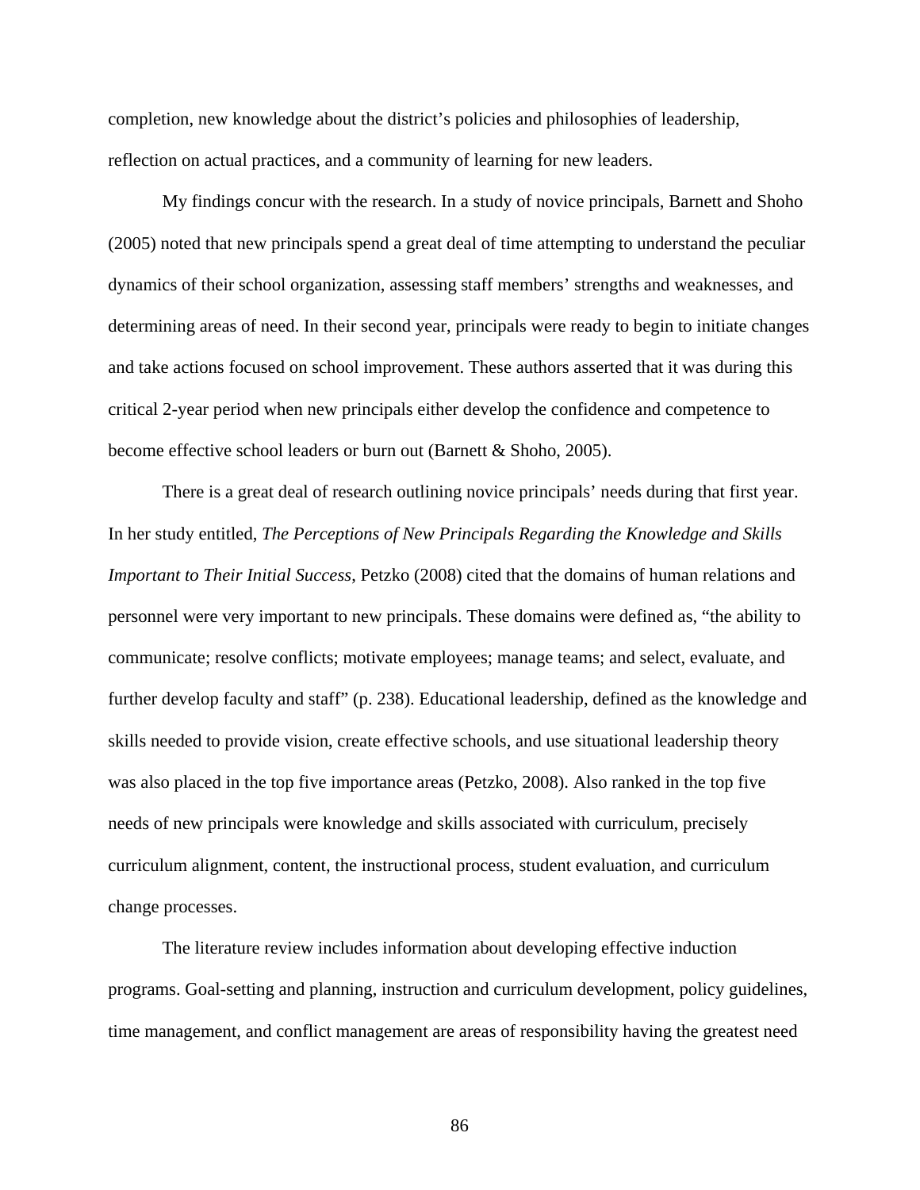completion, new knowledge about the district's policies and philosophies of leadership, reflection on actual practices, and a community of learning for new leaders.

My findings concur with the research. In a study of novice principals, Barnett and Shoho (2005) noted that new principals spend a great deal of time attempting to understand the peculiar dynamics of their school organization, assessing staff members' strengths and weaknesses, and determining areas of need. In their second year, principals were ready to begin to initiate changes and take actions focused on school improvement. These authors asserted that it was during this critical 2-year period when new principals either develop the confidence and competence to become effective school leaders or burn out (Barnett & Shoho, 2005).

There is a great deal of research outlining novice principals' needs during that first year. In her study entitled, *The Perceptions of New Principals Regarding the Knowledge and Skills Important to Their Initial Success*, Petzko (2008) cited that the domains of human relations and personnel were very important to new principals. These domains were defined as, "the ability to communicate; resolve conflicts; motivate employees; manage teams; and select, evaluate, and further develop faculty and staff" (p. 238). Educational leadership, defined as the knowledge and skills needed to provide vision, create effective schools, and use situational leadership theory was also placed in the top five importance areas (Petzko, 2008). Also ranked in the top five needs of new principals were knowledge and skills associated with curriculum, precisely curriculum alignment, content, the instructional process, student evaluation, and curriculum change processes.

The literature review includes information about developing effective induction programs. Goal-setting and planning, instruction and curriculum development, policy guidelines, time management, and conflict management are areas of responsibility having the greatest need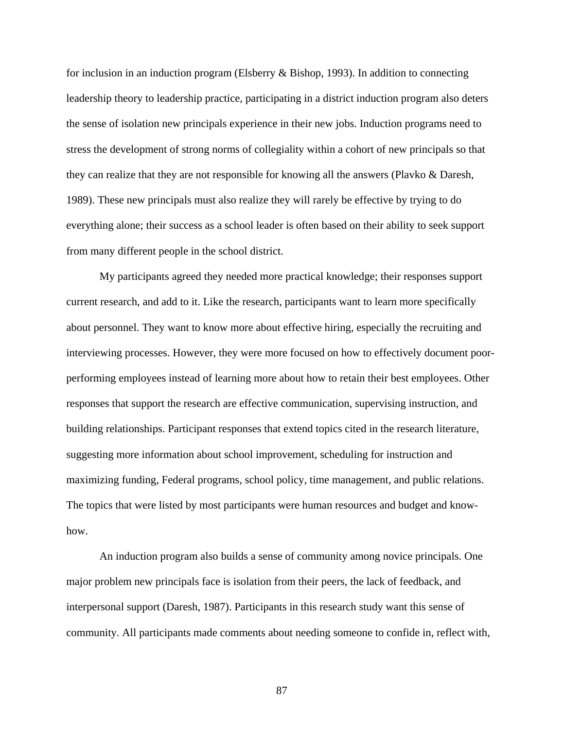for inclusion in an induction program (Elsberry & Bishop, 1993). In addition to connecting leadership theory to leadership practice, participating in a district induction program also deters the sense of isolation new principals experience in their new jobs. Induction programs need to stress the development of strong norms of collegiality within a cohort of new principals so that they can realize that they are not responsible for knowing all the answers (Plavko & Daresh, 1989). These new principals must also realize they will rarely be effective by trying to do everything alone; their success as a school leader is often based on their ability to seek support from many different people in the school district.

My participants agreed they needed more practical knowledge; their responses support current research, and add to it. Like the research, participants want to learn more specifically about personnel. They want to know more about effective hiring, especially the recruiting and interviewing processes. However, they were more focused on how to effectively document poor-performing employees instead of learning more about how to retain their best employees. Other responses that support the research are effective communication, supervising instruction, and building relationships. Participant responses that extend topics cited in the research literature, suggesting more information about school improvement, scheduling for instruction and maximizing funding, Federal programs, school policy, time management, and public relations. The topics that were listed by most participants were human resources and budget and know-how.

An induction program also builds a sense of community among novice principals. One major problem new principals face is isolation from their peers, the lack of feedback, and interpersonal support (Daresh, 1987). Participants in this research study want this sense of community. All participants made comments about needing someone to confide in, reflect with,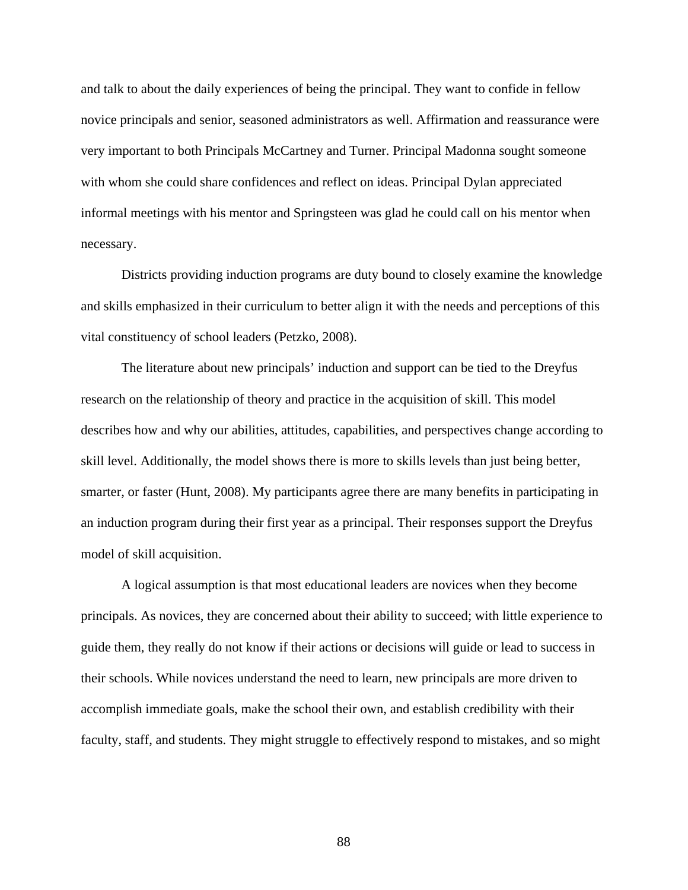and talk to about the daily experiences of being the principal. They want to confide in fellow novice principals and senior, seasoned administrators as well. Affirmation and reassurance were very important to both Principals McCartney and Turner. Principal Madonna sought someone with whom she could share confidences and reflect on ideas. Principal Dylan appreciated informal meetings with his mentor and Springsteen was glad he could call on his mentor when necessary.

Districts providing induction programs are duty bound to closely examine the knowledge and skills emphasized in their curriculum to better align it with the needs and perceptions of this vital constituency of school leaders (Petzko, 2008).

The literature about new principals' induction and support can be tied to the Dreyfus research on the relationship of theory and practice in the acquisition of skill. This model describes how and why our abilities, attitudes, capabilities, and perspectives change according to skill level. Additionally, the model shows there is more to skills levels than just being better, smarter, or faster (Hunt, 2008). My participants agree there are many benefits in participating in an induction program during their first year as a principal. Their responses support the Dreyfus model of skill acquisition.

A logical assumption is that most educational leaders are novices when they become principals. As novices, they are concerned about their ability to succeed; with little experience to guide them, they really do not know if their actions or decisions will guide or lead to success in their schools. While novices understand the need to learn, new principals are more driven to accomplish immediate goals, make the school their own, and establish credibility with their faculty, staff, and students. They might struggle to effectively respond to mistakes, and so might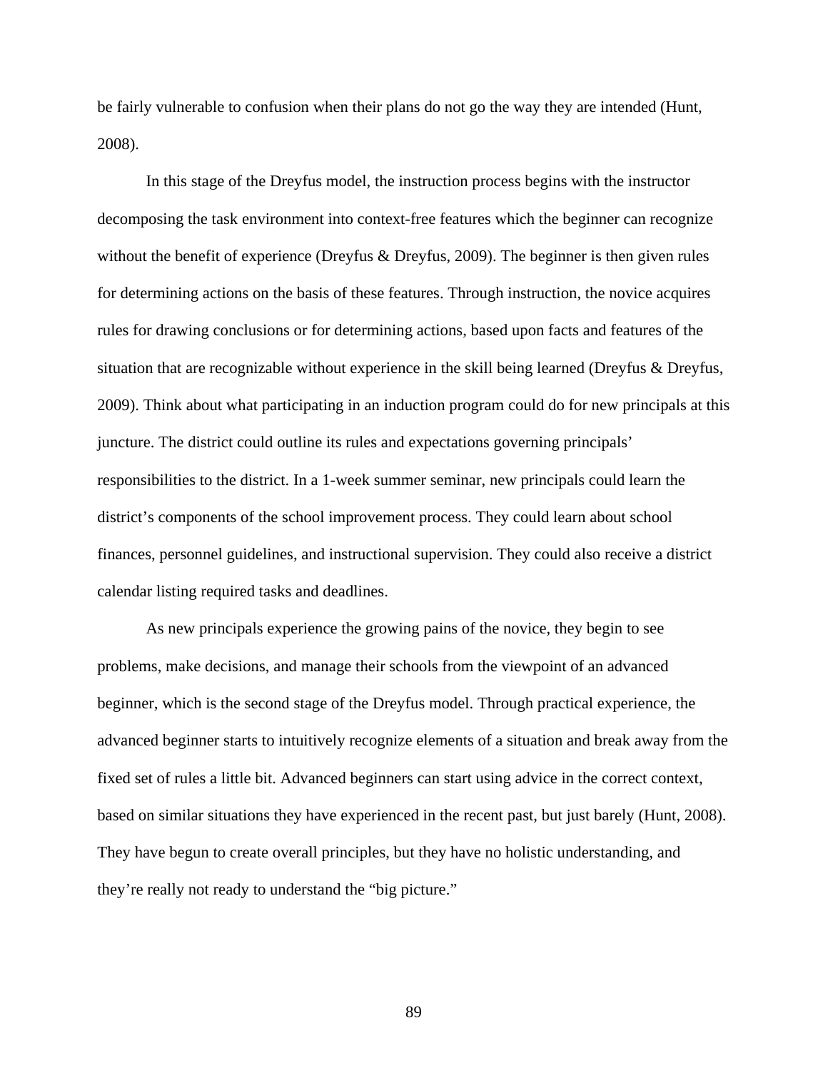be fairly vulnerable to confusion when their plans do not go the way they are intended (Hunt, 2008).

In this stage of the Dreyfus model, the instruction process begins with the instructor decomposing the task environment into context-free features which the beginner can recognize without the benefit of experience (Dreyfus & Dreyfus, 2009). The beginner is then given rules for determining actions on the basis of these features. Through instruction, the novice acquires rules for drawing conclusions or for determining actions, based upon facts and features of the situation that are recognizable without experience in the skill being learned (Dreyfus & Dreyfus, 2009). Think about what participating in an induction program could do for new principals at this juncture. The district could outline its rules and expectations governing principals' responsibilities to the district. In a 1-week summer seminar, new principals could learn the district's components of the school improvement process. They could learn about school finances, personnel guidelines, and instructional supervision. They could also receive a district calendar listing required tasks and deadlines.

As new principals experience the growing pains of the novice, they begin to see problems, make decisions, and manage their schools from the viewpoint of an advanced beginner, which is the second stage of the Dreyfus model. Through practical experience, the advanced beginner starts to intuitively recognize elements of a situation and break away from the fixed set of rules a little bit. Advanced beginners can start using advice in the correct context, based on similar situations they have experienced in the recent past, but just barely (Hunt, 2008). They have begun to create overall principles, but they have no holistic understanding, and they're really not ready to understand the "big picture."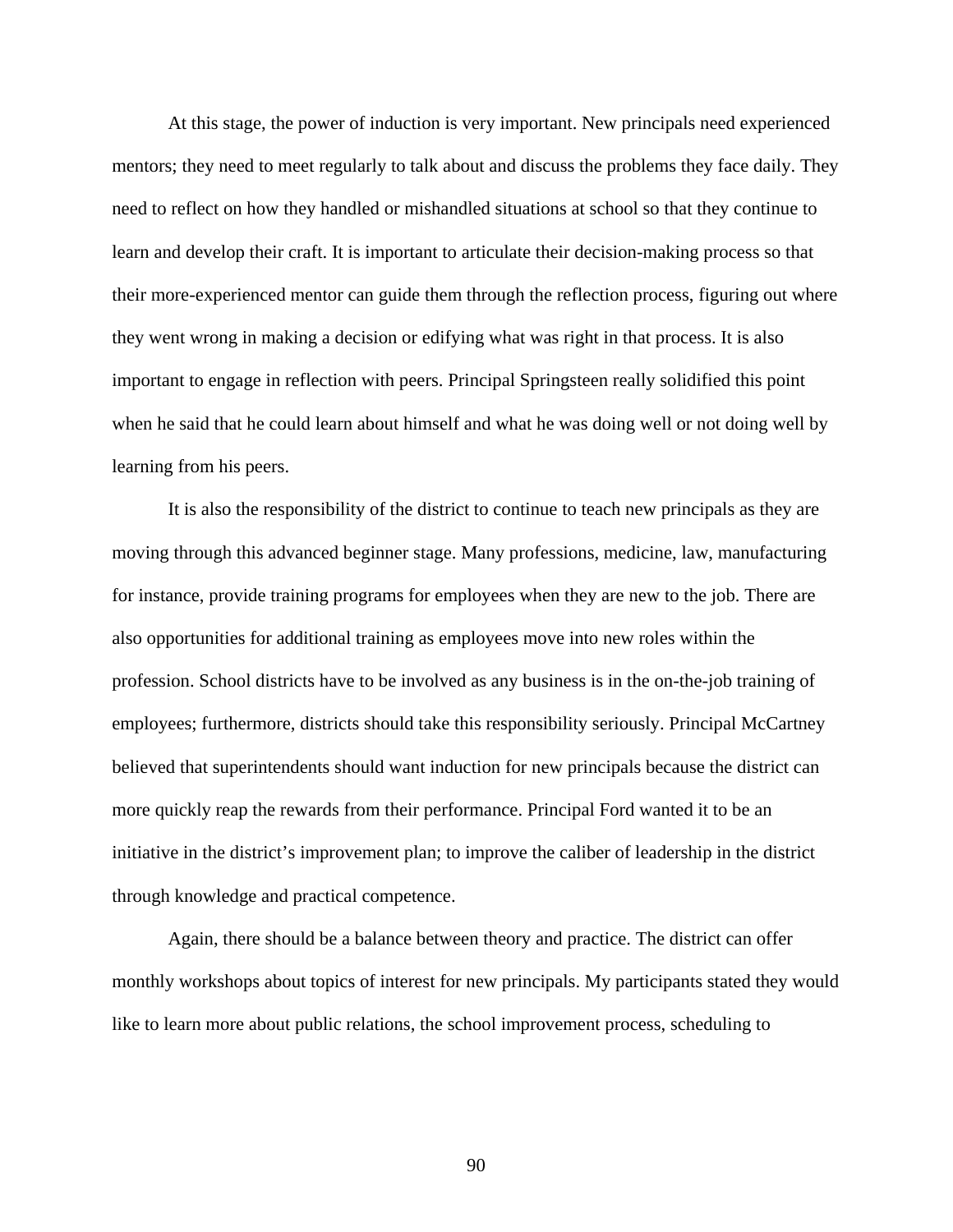At this stage, the power of induction is very important. New principals need experienced mentors; they need to meet regularly to talk about and discuss the problems they face daily. They need to reflect on how they handled or mishandled situations at school so that they continue to learn and develop their craft. It is important to articulate their decision-making process so that their more-experienced mentor can guide them through the reflection process, figuring out where they went wrong in making a decision or edifying what was right in that process. It is also important to engage in reflection with peers. Principal Springsteen really solidified this point when he said that he could learn about himself and what he was doing well or not doing well by learning from his peers.

It is also the responsibility of the district to continue to teach new principals as they are moving through this advanced beginner stage. Many professions, medicine, law, manufacturing for instance, provide training programs for employees when they are new to the job. There are also opportunities for additional training as employees move into new roles within the profession. School districts have to be involved as any business is in the on-the-job training of employees; furthermore, districts should take this responsibility seriously. Principal McCartney believed that superintendents should want induction for new principals because the district can more quickly reap the rewards from their performance. Principal Ford wanted it to be an initiative in the district's improvement plan; to improve the caliber of leadership in the district through knowledge and practical competence.

Again, there should be a balance between theory and practice. The district can offer monthly workshops about topics of interest for new principals. My participants stated they would like to learn more about public relations, the school improvement process, scheduling to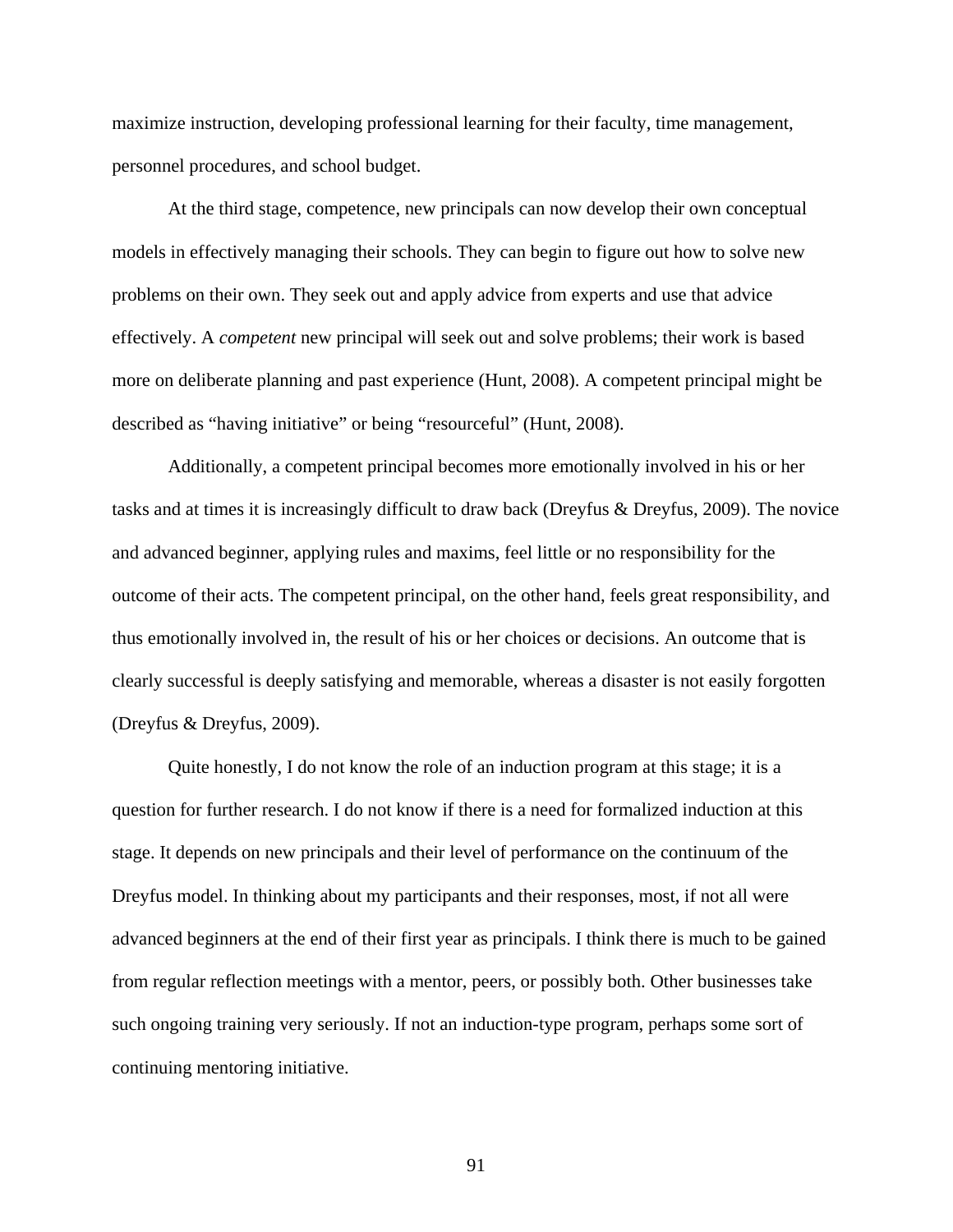maximize instruction, developing professional learning for their faculty, time management, personnel procedures, and school budget.

At the third stage, competence, new principals can now develop their own conceptual models in effectively managing their schools. They can begin to figure out how to solve new problems on their own. They seek out and apply advice from experts and use that advice effectively. A *competent* new principal will seek out and solve problems; their work is based more on deliberate planning and past experience (Hunt, 2008). A competent principal might be described as "having initiative" or being "resourceful" (Hunt, 2008).

Additionally, a competent principal becomes more emotionally involved in his or her tasks and at times it is increasingly difficult to draw back (Dreyfus & Dreyfus, 2009). The novice and advanced beginner, applying rules and maxims, feel little or no responsibility for the outcome of their acts. The competent principal, on the other hand, feels great responsibility, and thus emotionally involved in, the result of his or her choices or decisions. An outcome that is clearly successful is deeply satisfying and memorable, whereas a disaster is not easily forgotten (Dreyfus & Dreyfus, 2009).

Quite honestly, I do not know the role of an induction program at this stage; it is a question for further research. I do not know if there is a need for formalized induction at this stage. It depends on new principals and their level of performance on the continuum of the Dreyfus model. In thinking about my participants and their responses, most, if not all were advanced beginners at the end of their first year as principals. I think there is much to be gained from regular reflection meetings with a mentor, peers, or possibly both. Other businesses take such ongoing training very seriously. If not an induction-type program, perhaps some sort of continuing mentoring initiative.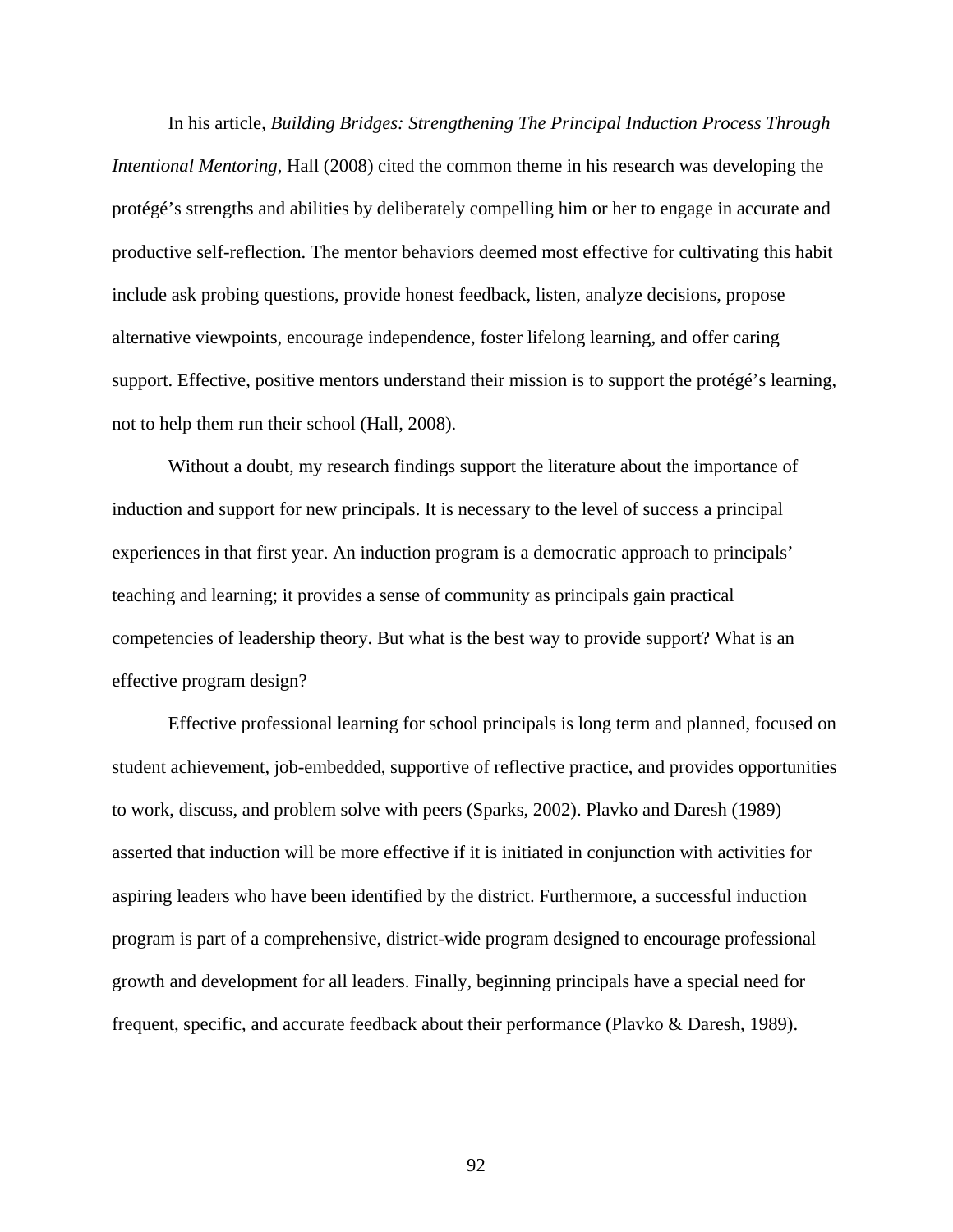In his article, *Building Bridges: Strengthening The Principal Induction Process Through Intentional Mentoring*, Hall (2008) cited the common theme in his research was developing the protégé's strengths and abilities by deliberately compelling him or her to engage in accurate and productive self-reflection. The mentor behaviors deemed most effective for cultivating this habit include ask probing questions, provide honest feedback, listen, analyze decisions, propose alternative viewpoints, encourage independence, foster lifelong learning, and offer caring support. Effective, positive mentors understand their mission is to support the protégé's learning, not to help them run their school (Hall, 2008).

Without a doubt, my research findings support the literature about the importance of induction and support for new principals. It is necessary to the level of success a principal experiences in that first year. An induction program is a democratic approach to principals' teaching and learning; it provides a sense of community as principals gain practical competencies of leadership theory. But what is the best way to provide support? What is an effective program design?

Effective professional learning for school principals is long term and planned, focused on student achievement, job-embedded, supportive of reflective practice, and provides opportunities to work, discuss, and problem solve with peers (Sparks, 2002). Plavko and Daresh (1989) asserted that induction will be more effective if it is initiated in conjunction with activities for aspiring leaders who have been identified by the district. Furthermore, a successful induction program is part of a comprehensive, district-wide program designed to encourage professional growth and development for all leaders. Finally, beginning principals have a special need for frequent, specific, and accurate feedback about their performance (Plavko & Daresh, 1989).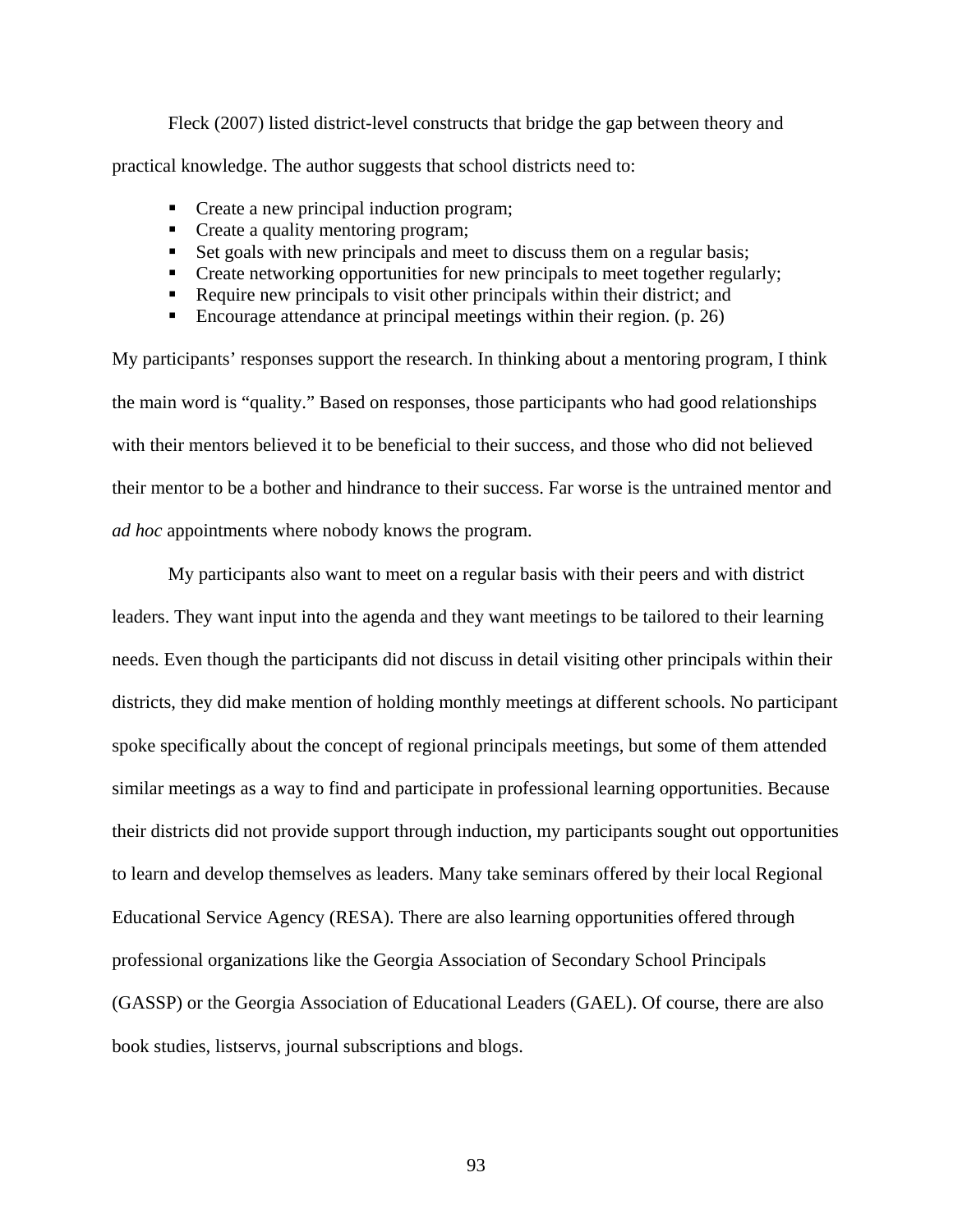Fleck (2007) listed district-level constructs that bridge the gap between theory and practical knowledge. The author suggests that school districts need to:

- Create a new principal induction program;
- Create a quality mentoring program;
- Set goals with new principals and meet to discuss them on a regular basis;
- Create networking opportunities for new principals to meet together regularly;
- Require new principals to visit other principals within their district; and
- Encourage attendance at principal meetings within their region. (p. 26)

My participants' responses support the research. In thinking about a mentoring program, I think the main word is "quality." Based on responses, those participants who had good relationships with their mentors believed it to be beneficial to their success, and those who did not believed their mentor to be a bother and hindrance to their success. Far worse is the untrained mentor and *ad hoc* appointments where nobody knows the program.

My participants also want to meet on a regular basis with their peers and with district leaders. They want input into the agenda and they want meetings to be tailored to their learning needs. Even though the participants did not discuss in detail visiting other principals within their districts, they did make mention of holding monthly meetings at different schools. No participant spoke specifically about the concept of regional principals meetings, but some of them attended similar meetings as a way to find and participate in professional learning opportunities. Because their districts did not provide support through induction, my participants sought out opportunities to learn and develop themselves as leaders. Many take seminars offered by their local Regional Educational Service Agency (RESA). There are also learning opportunities offered through professional organizations like the Georgia Association of Secondary School Principals (GASSP) or the Georgia Association of Educational Leaders (GAEL). Of course, there are also book studies, listservs, journal subscriptions and blogs.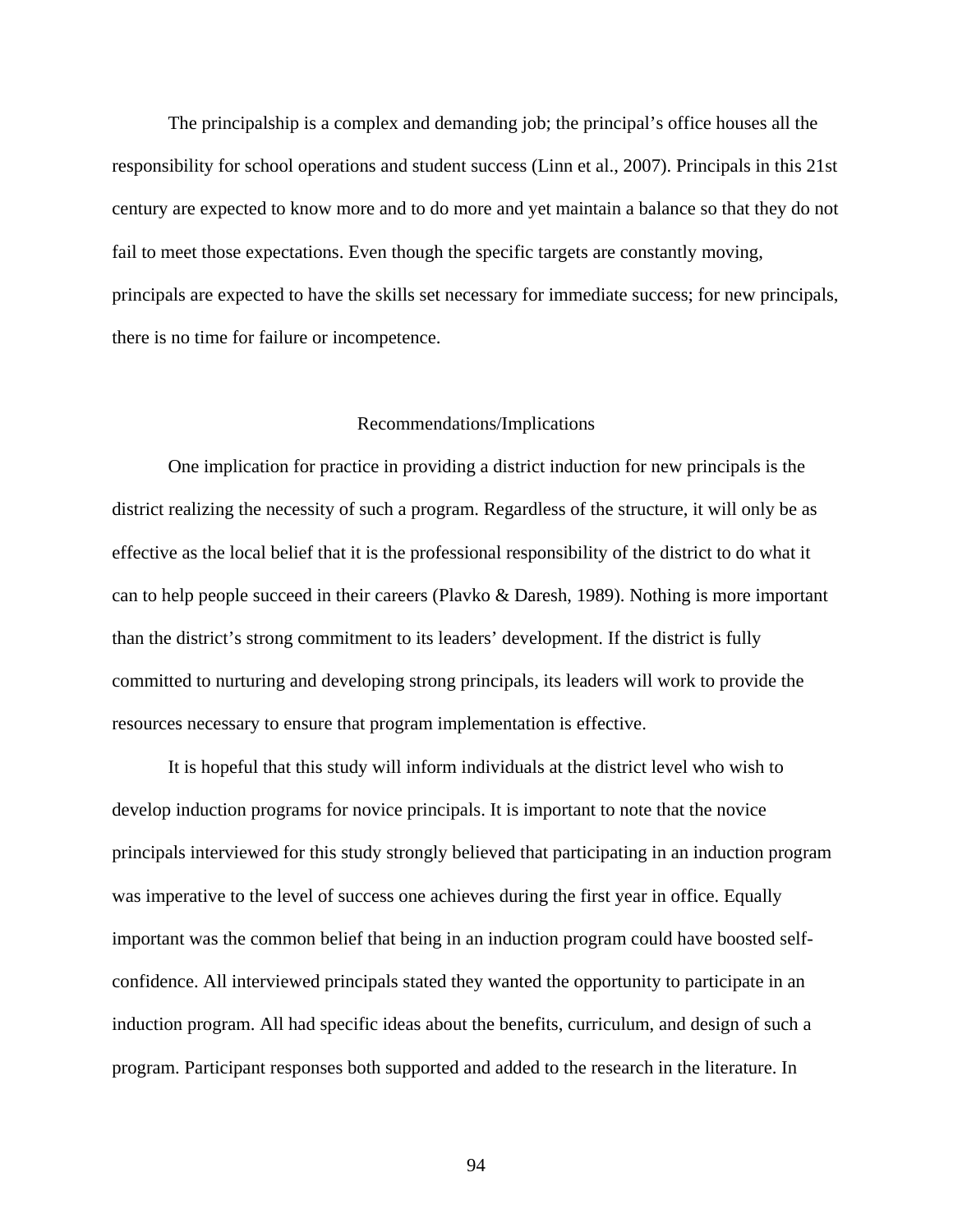The principalship is a complex and demanding job; the principal's office houses all the responsibility for school operations and student success (Linn et al., 2007). Principals in this 21st century are expected to know more and to do more and yet maintain a balance so that they do not fail to meet those expectations. Even though the specific targets are constantly moving, principals are expected to have the skills set necessary for immediate success; for new principals, there is no time for failure or incompetence.

## Recommendations/Implications

One implication for practice in providing a district induction for new principals is the district realizing the necessity of such a program. Regardless of the structure, it will only be as effective as the local belief that it is the professional responsibility of the district to do what it can to help people succeed in their careers (Plavko & Daresh, 1989). Nothing is more important than the district's strong commitment to its leaders' development. If the district is fully committed to nurturing and developing strong principals, its leaders will work to provide the resources necessary to ensure that program implementation is effective.

It is hopeful that this study will inform individuals at the district level who wish to develop induction programs for novice principals. It is important to note that the novice principals interviewed for this study strongly believed that participating in an induction program was imperative to the level of success one achieves during the first year in office. Equally important was the common belief that being in an induction program could have boosted self-confidence. All interviewed principals stated they wanted the opportunity to participate in an induction program. All had specific ideas about the benefits, curriculum, and design of such a program. Participant responses both supported and added to the research in the literature. In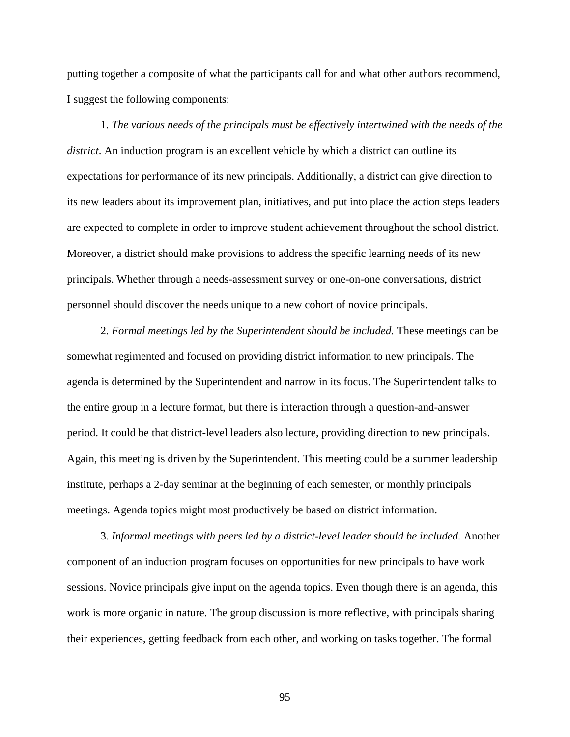putting together a composite of what the participants call for and what other authors recommend, I suggest the following components:

1. *The various needs of the principals must be effectively intertwined with the needs of the district.* An induction program is an excellent vehicle by which a district can outline its expectations for performance of its new principals. Additionally, a district can give direction to its new leaders about its improvement plan, initiatives, and put into place the action steps leaders are expected to complete in order to improve student achievement throughout the school district. Moreover, a district should make provisions to address the specific learning needs of its new principals. Whether through a needs-assessment survey or one-on-one conversations, district personnel should discover the needs unique to a new cohort of novice principals.

2. *Formal meetings led by the Superintendent should be included.* These meetings can be somewhat regimented and focused on providing district information to new principals. The agenda is determined by the Superintendent and narrow in its focus. The Superintendent talks to the entire group in a lecture format, but there is interaction through a question-and-answer period. It could be that district-level leaders also lecture, providing direction to new principals. Again, this meeting is driven by the Superintendent. This meeting could be a summer leadership institute, perhaps a 2-day seminar at the beginning of each semester, or monthly principals meetings. Agenda topics might most productively be based on district information.

3. *Informal meetings with peers led by a district-level leader should be included.* Another component of an induction program focuses on opportunities for new principals to have work sessions. Novice principals give input on the agenda topics. Even though there is an agenda, this work is more organic in nature. The group discussion is more reflective, with principals sharing their experiences, getting feedback from each other, and working on tasks together. The formal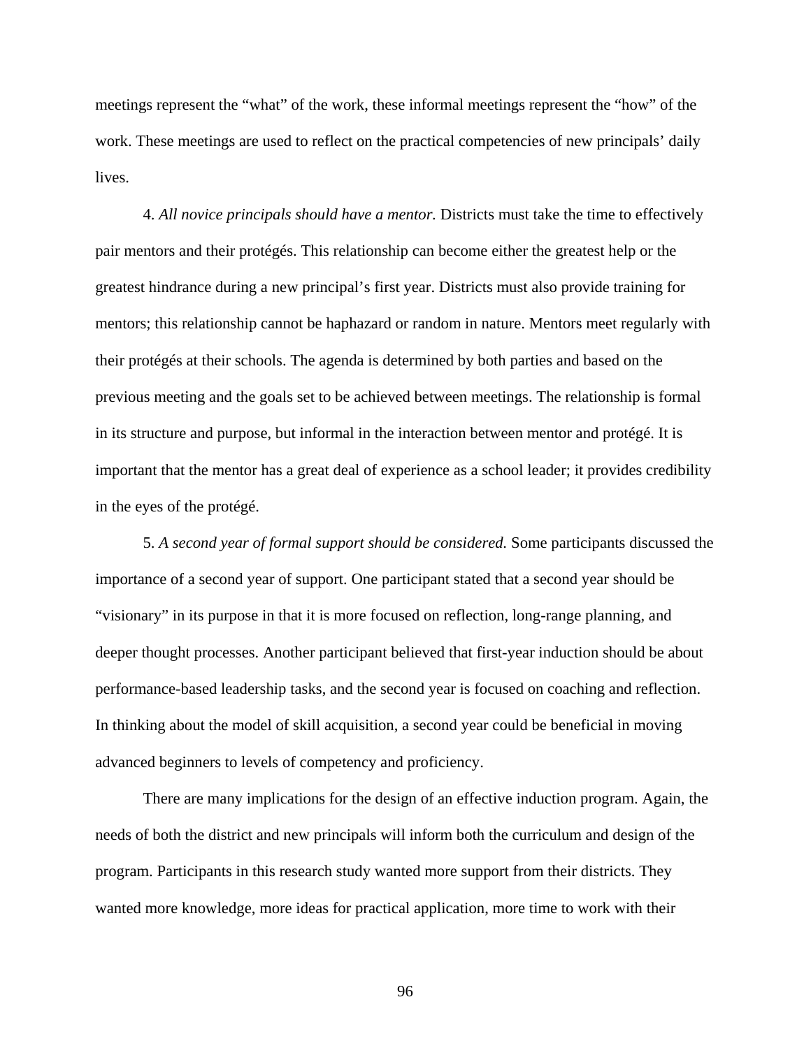meetings represent the "what" of the work, these informal meetings represent the "how" of the work. These meetings are used to reflect on the practical competencies of new principals' daily lives.

4. *All novice principals should have a mentor.* Districts must take the time to effectively pair mentors and their protégés. This relationship can become either the greatest help or the greatest hindrance during a new principal's first year. Districts must also provide training for mentors; this relationship cannot be haphazard or random in nature. Mentors meet regularly with their protégés at their schools. The agenda is determined by both parties and based on the previous meeting and the goals set to be achieved between meetings. The relationship is formal in its structure and purpose, but informal in the interaction between mentor and protégé. It is important that the mentor has a great deal of experience as a school leader; it provides credibility in the eyes of the protégé.

5. *A second year of formal support should be considered.* Some participants discussed the importance of a second year of support. One participant stated that a second year should be "visionary" in its purpose in that it is more focused on reflection, long-range planning, and deeper thought processes. Another participant believed that first-year induction should be about performance-based leadership tasks, and the second year is focused on coaching and reflection. In thinking about the model of skill acquisition, a second year could be beneficial in moving advanced beginners to levels of competency and proficiency.

There are many implications for the design of an effective induction program. Again, the needs of both the district and new principals will inform both the curriculum and design of the program. Participants in this research study wanted more support from their districts. They wanted more knowledge, more ideas for practical application, more time to work with their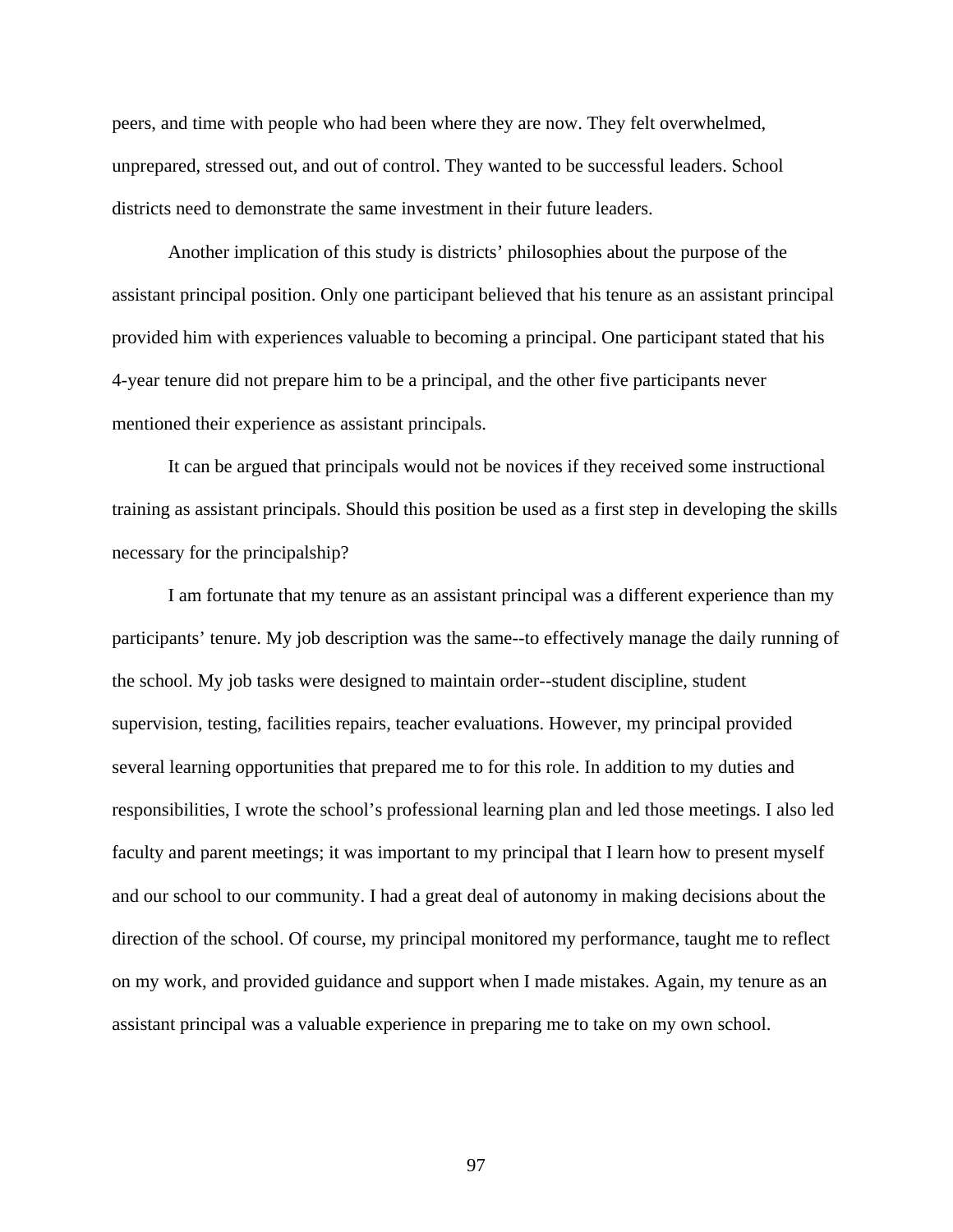peers, and time with people who had been where they are now. They felt overwhelmed, unprepared, stressed out, and out of control. They wanted to be successful leaders. School districts need to demonstrate the same investment in their future leaders.

Another implication of this study is districts' philosophies about the purpose of the assistant principal position. Only one participant believed that his tenure as an assistant principal provided him with experiences valuable to becoming a principal. One participant stated that his 4-year tenure did not prepare him to be a principal, and the other five participants never mentioned their experience as assistant principals.

It can be argued that principals would not be novices if they received some instructional training as assistant principals. Should this position be used as a first step in developing the skills necessary for the principalship?

I am fortunate that my tenure as an assistant principal was a different experience than my participants' tenure. My job description was the same--to effectively manage the daily running of the school. My job tasks were designed to maintain order--student discipline, student supervision, testing, facilities repairs, teacher evaluations. However, my principal provided several learning opportunities that prepared me to for this role. In addition to my duties and responsibilities, I wrote the school's professional learning plan and led those meetings. I also led faculty and parent meetings; it was important to my principal that I learn how to present myself and our school to our community. I had a great deal of autonomy in making decisions about the direction of the school. Of course, my principal monitored my performance, taught me to reflect on my work, and provided guidance and support when I made mistakes. Again, my tenure as an assistant principal was a valuable experience in preparing me to take on my own school.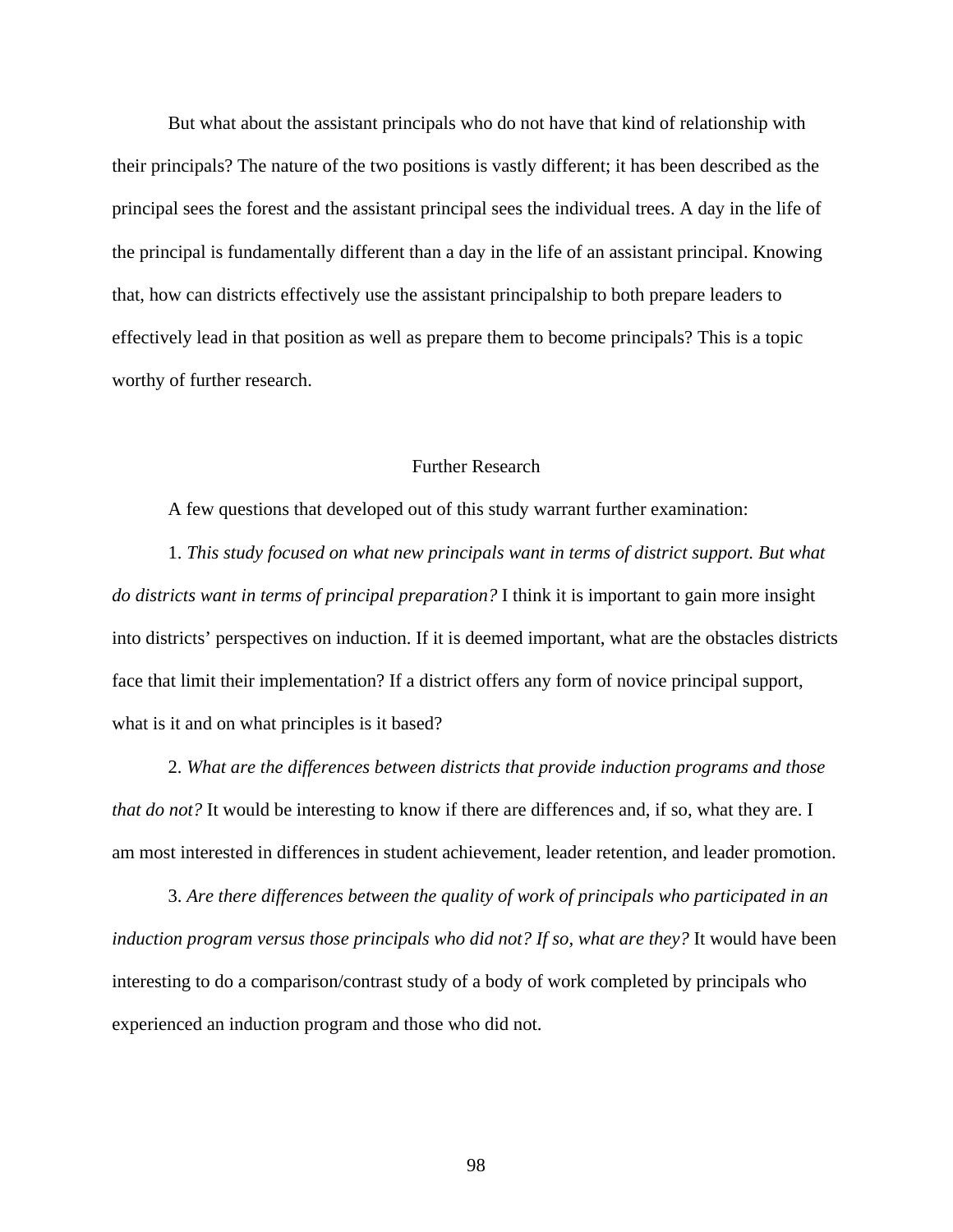But what about the assistant principals who do not have that kind of relationship with their principals? The nature of the two positions is vastly different; it has been described as the principal sees the forest and the assistant principal sees the individual trees. A day in the life of the principal is fundamentally different than a day in the life of an assistant principal. Knowing that, how can districts effectively use the assistant principalship to both prepare leaders to effectively lead in that position as well as prepare them to become principals? This is a topic worthy of further research.

## Further Research

A few questions that developed out of this study warrant further examination:

1. *This study focused on what new principals want in terms of district support. But what do districts want in terms of principal preparation?* I think it is important to gain more insight into districts' perspectives on induction. If it is deemed important, what are the obstacles districts face that limit their implementation? If a district offers any form of novice principal support, what is it and on what principles is it based?

2. *What are the differences between districts that provide induction programs and those that do not?* It would be interesting to know if there are differences and, if so, what they are. I am most interested in differences in student achievement, leader retention, and leader promotion.

3. *Are there differences between the quality of work of principals who participated in an induction program versus those principals who did not? If so, what are they?* It would have been interesting to do a comparison/contrast study of a body of work completed by principals who experienced an induction program and those who did not.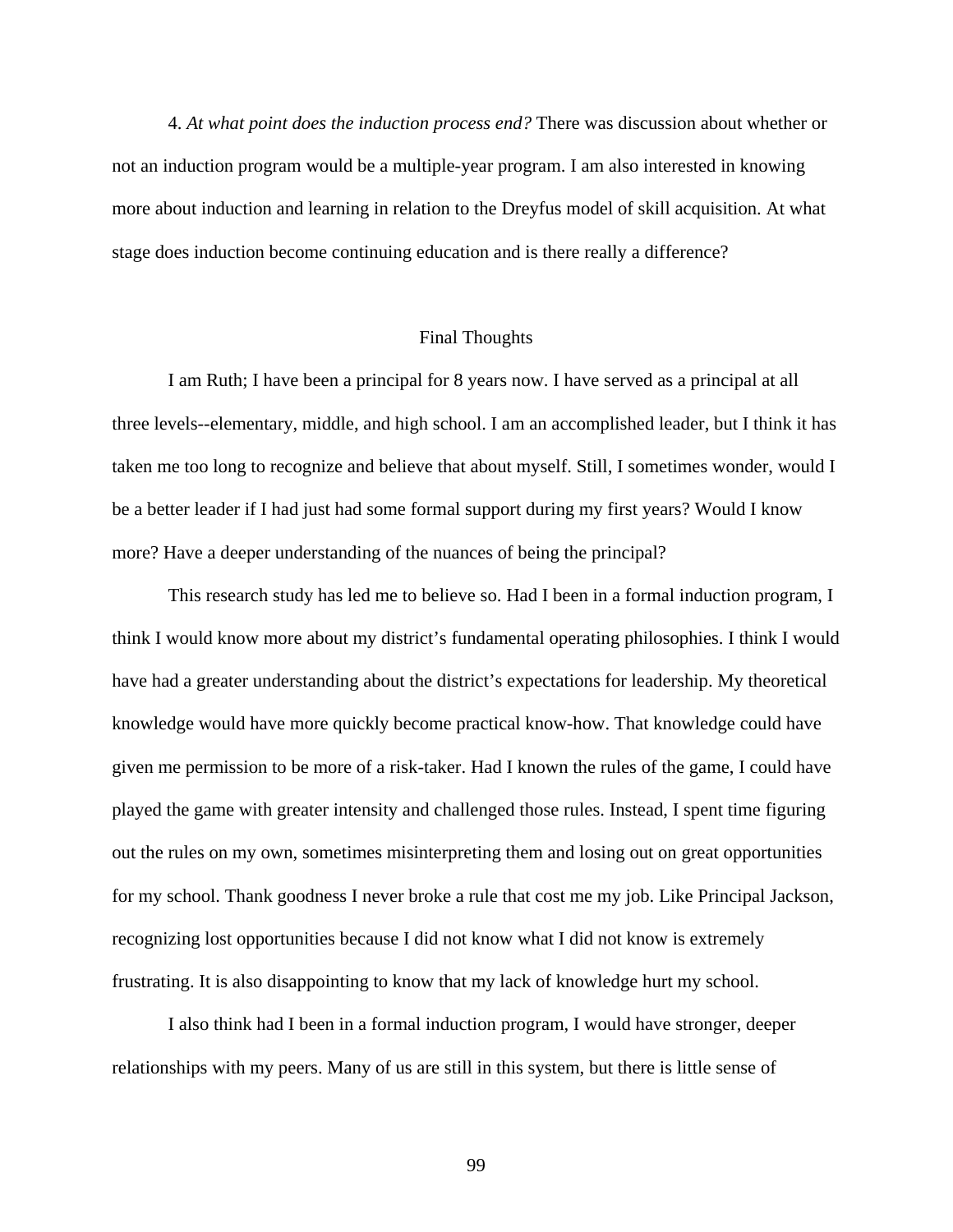4. *At what point does the induction process end?* There was discussion about whether or not an induction program would be a multiple-year program. I am also interested in knowing more about induction and learning in relation to the Dreyfus model of skill acquisition. At what stage does induction become continuing education and is there really a difference?

## Final Thoughts

I am Ruth; I have been a principal for 8 years now. I have served as a principal at all three levels--elementary, middle, and high school. I am an accomplished leader, but I think it has taken me too long to recognize and believe that about myself. Still, I sometimes wonder, would I be a better leader if I had just had some formal support during my first years? Would I know more? Have a deeper understanding of the nuances of being the principal?

This research study has led me to believe so. Had I been in a formal induction program, I think I would know more about my district's fundamental operating philosophies. I think I would have had a greater understanding about the district's expectations for leadership. My theoretical knowledge would have more quickly become practical know-how. That knowledge could have given me permission to be more of a risk-taker. Had I known the rules of the game, I could have played the game with greater intensity and challenged those rules. Instead, I spent time figuring out the rules on my own, sometimes misinterpreting them and losing out on great opportunities for my school. Thank goodness I never broke a rule that cost me my job. Like Principal Jackson, recognizing lost opportunities because I did not know what I did not know is extremely frustrating. It is also disappointing to know that my lack of knowledge hurt my school.

I also think had I been in a formal induction program, I would have stronger, deeper relationships with my peers. Many of us are still in this system, but there is little sense of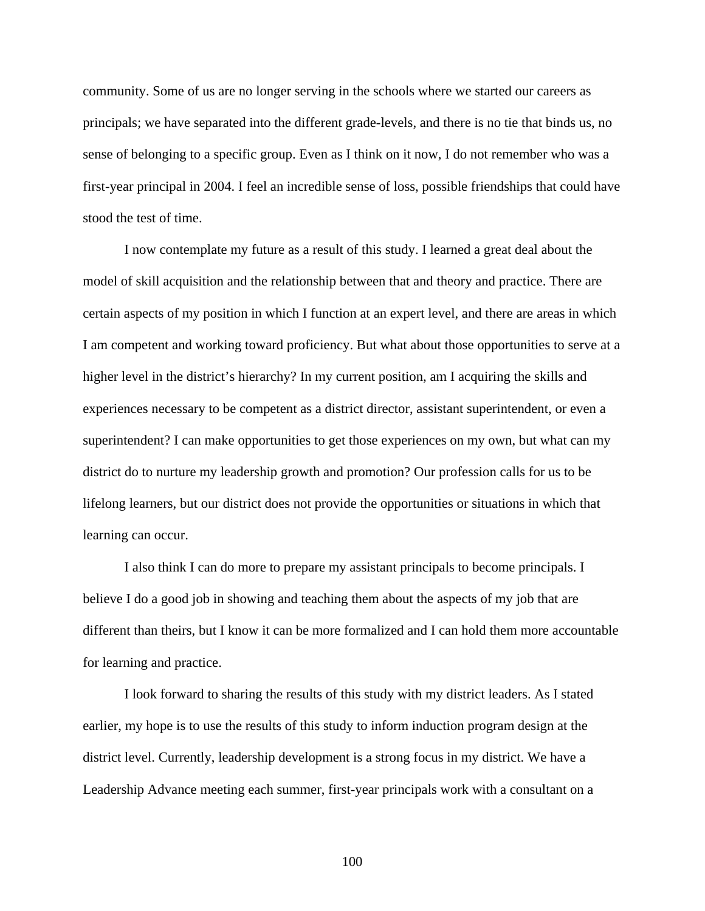community. Some of us are no longer serving in the schools where we started our careers as principals; we have separated into the different grade-levels, and there is no tie that binds us, no sense of belonging to a specific group. Even as I think on it now, I do not remember who was a first-year principal in 2004. I feel an incredible sense of loss, possible friendships that could have stood the test of time.

I now contemplate my future as a result of this study. I learned a great deal about the model of skill acquisition and the relationship between that and theory and practice. There are certain aspects of my position in which I function at an expert level, and there are areas in which I am competent and working toward proficiency. But what about those opportunities to serve at a higher level in the district's hierarchy? In my current position, am I acquiring the skills and experiences necessary to be competent as a district director, assistant superintendent, or even a superintendent? I can make opportunities to get those experiences on my own, but what can my district do to nurture my leadership growth and promotion? Our profession calls for us to be lifelong learners, but our district does not provide the opportunities or situations in which that learning can occur.

I also think I can do more to prepare my assistant principals to become principals. I believe I do a good job in showing and teaching them about the aspects of my job that are different than theirs, but I know it can be more formalized and I can hold them more accountable for learning and practice.

I look forward to sharing the results of this study with my district leaders. As I stated earlier, my hope is to use the results of this study to inform induction program design at the district level. Currently, leadership development is a strong focus in my district. We have a Leadership Advance meeting each summer, first-year principals work with a consultant on a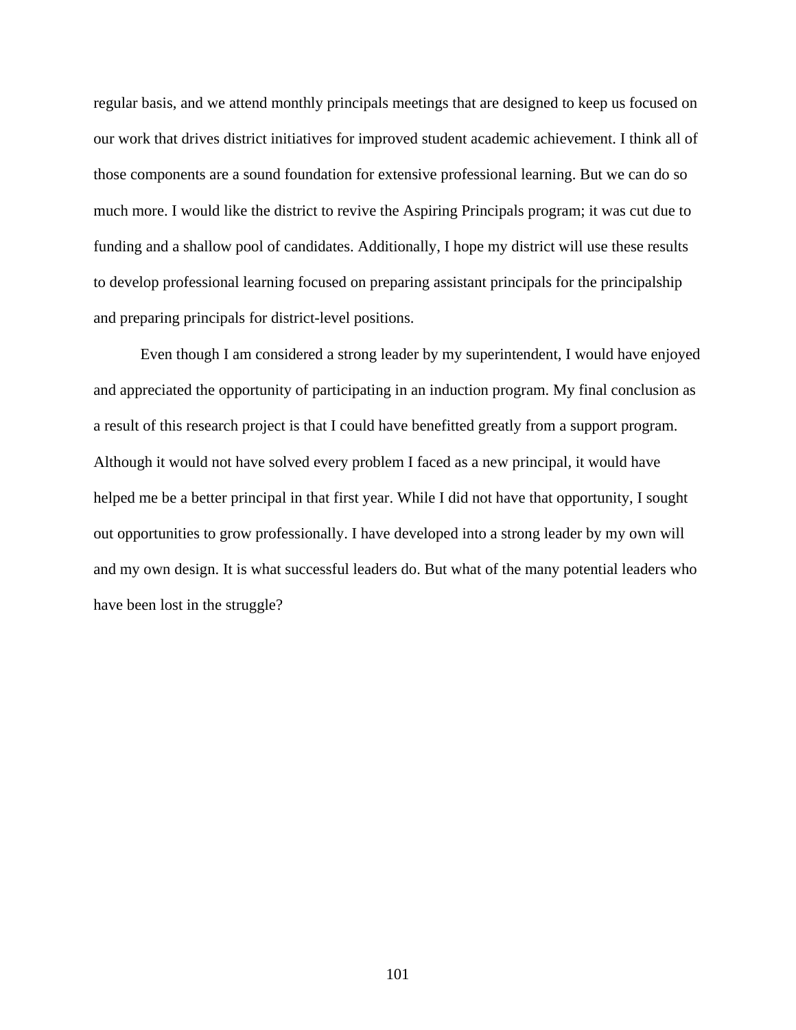regular basis, and we attend monthly principals meetings that are designed to keep us focused on our work that drives district initiatives for improved student academic achievement. I think all of those components are a sound foundation for extensive professional learning. But we can do so much more. I would like the district to revive the Aspiring Principals program; it was cut due to funding and a shallow pool of candidates. Additionally, I hope my district will use these results to develop professional learning focused on preparing assistant principals for the principalship and preparing principals for district-level positions.

Even though I am considered a strong leader by my superintendent, I would have enjoyed and appreciated the opportunity of participating in an induction program. My final conclusion as a result of this research project is that I could have benefitted greatly from a support program. Although it would not have solved every problem I faced as a new principal, it would have helped me be a better principal in that first year. While I did not have that opportunity, I sought out opportunities to grow professionally. I have developed into a strong leader by my own will and my own design. It is what successful leaders do. But what of the many potential leaders who have been lost in the struggle?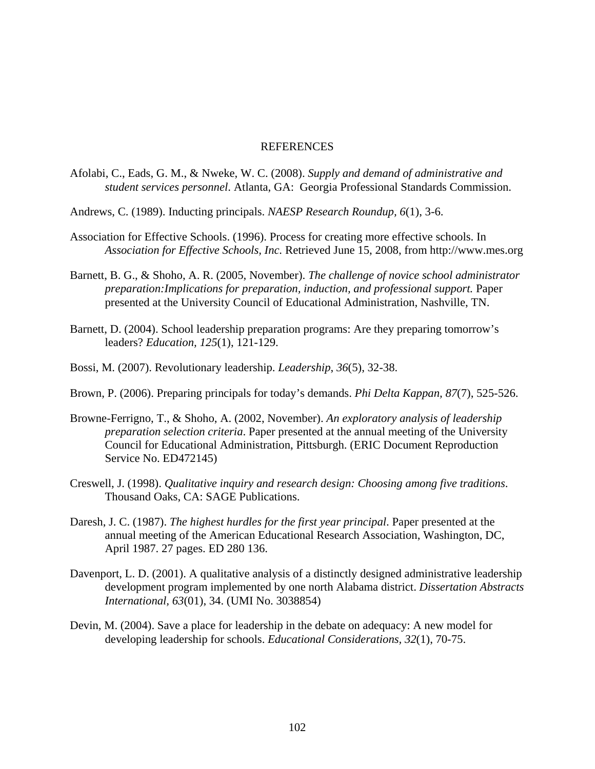# REFERENCES

Afolabi, C., Eads, G. M., & Nweke, W. C. (2008). *Supply and demand of administrative and student services personnel*. Atlanta, GA: Georgia Professional Standards Commission.

Andrews, C. (1989). Inducting principals. *NAESP Research Roundup, 6*(1), 3-6.

Association for Effective Schools. (1996). Process for creating more effective schools. In *Association for Effective Schools, Inc.* Retrieved June 15, 2008, from http://www.mes.org

Barnett, B. G., & Shoho, A. R. (2005, November). *The challenge of novice school administrator preparation:Implications for preparation, induction, and professional support.* Paper presented at the University Council of Educational Administration, Nashville, TN.

Barnett, D. (2004). School leadership preparation programs: Are they preparing tomorrow's leaders? *Education, 125*(1), 121-129.

Bossi, M. (2007). Revolutionary leadership. *Leadership, 36*(5), 32-38.

Brown, P. (2006). Preparing principals for today's demands. *Phi Delta Kappan, 87*(7), 525-526.

Browne-Ferrigno, T., & Shoho, A. (2002, November). *An exploratory analysis of leadership preparation selection criteria*. Paper presented at the annual meeting of the University Council for Educational Administration, Pittsburgh. (ERIC Document Reproduction Service No. ED472145)

Creswell, J. (1998). *Qualitative inquiry and research design: Choosing among five traditions*. Thousand Oaks, CA: SAGE Publications.

Daresh, J. C. (1987). *The highest hurdles for the first year principal*. Paper presented at the annual meeting of the American Educational Research Association, Washington, DC, April 1987. 27 pages. ED 280 136.

Davenport, L. D. (2001). A qualitative analysis of a distinctly designed administrative leadership development program implemented by one north Alabama district. *Dissertation Abstracts International, 63*(01), 34. (UMI No. 3038854)

Devin, M. (2004). Save a place for leadership in the debate on adequacy: A new model for developing leadership for schools. *Educational Considerations, 32*(1), 70-75.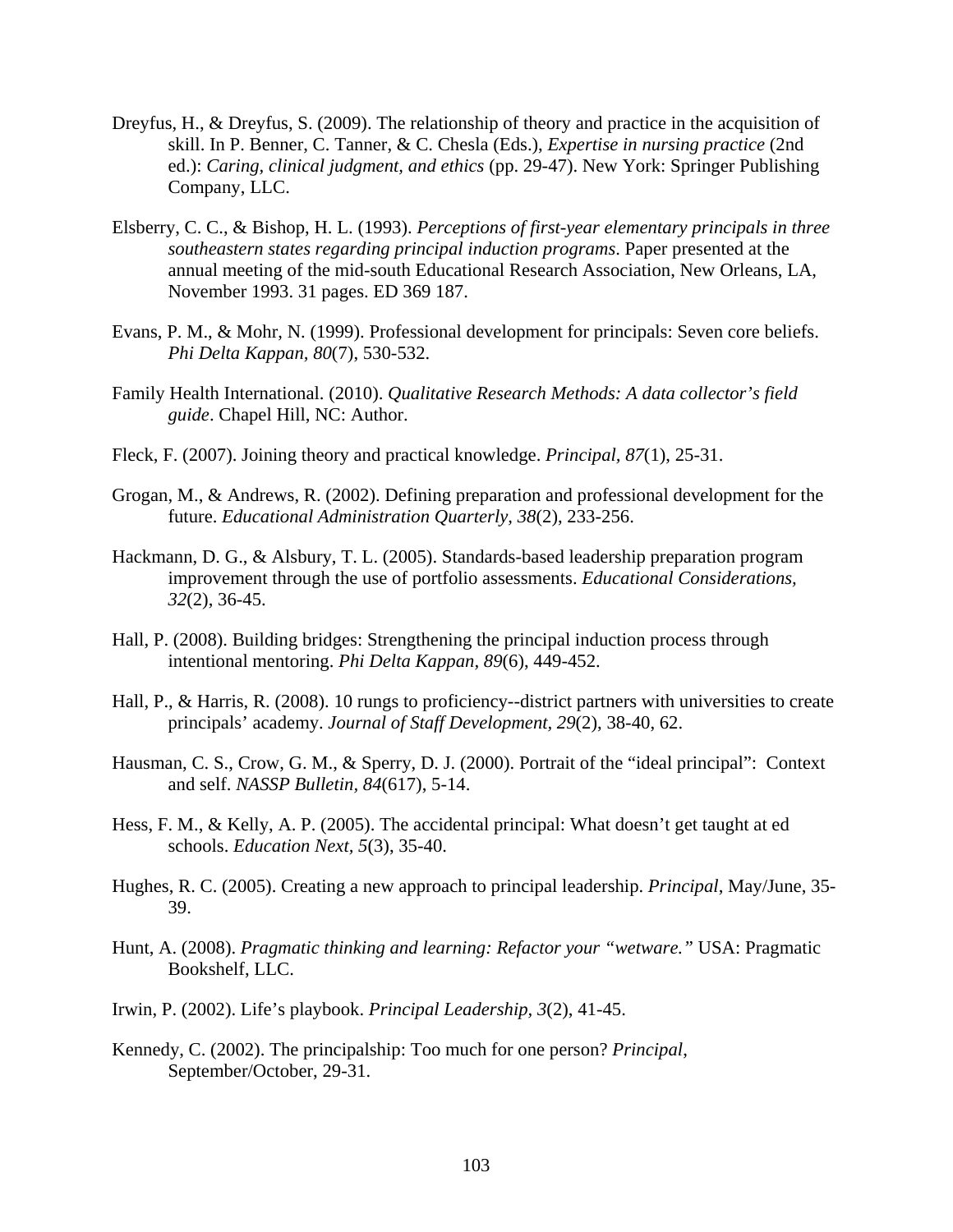Dreyfus, H., & Dreyfus, S. (2009). The relationship of theory and practice in the acquisition of skill. In P. Benner, C. Tanner, & C. Chesla (Eds.), *Expertise in nursing practice* (2nd ed.): *Caring, clinical judgment, and ethics* (pp. 29-47). New York: Springer Publishing Company, LLC.

Elsberry, C. C., & Bishop, H. L. (1993). *Perceptions of first-year elementary principals in three southeastern states regarding principal induction programs*. Paper presented at the annual meeting of the mid-south Educational Research Association, New Orleans, LA, November 1993. 31 pages. ED 369 187.

Evans, P. M., & Mohr, N. (1999). Professional development for principals: Seven core beliefs. *Phi Delta Kappan, 80*(7), 530-532.

Family Health International. (2010). *Qualitative Research Methods: A data collector's field guide*. Chapel Hill, NC: Author.

Fleck, F. (2007). Joining theory and practical knowledge. *Principal, 87*(1), 25-31.

Grogan, M., & Andrews, R. (2002). Defining preparation and professional development for the future. *Educational Administration Quarterly, 38*(2), 233-256.

Hackmann, D. G., & Alsbury, T. L. (2005). Standards-based leadership preparation program improvement through the use of portfolio assessments. *Educational Considerations, 32*(2), 36-45.

Hall, P. (2008). Building bridges: Strengthening the principal induction process through intentional mentoring. *Phi Delta Kappan, 89*(6), 449-452.

Hall, P., & Harris, R. (2008). 10 rungs to proficiency--district partners with universities to create principals' academy. *Journal of Staff Development, 29*(2), 38-40, 62.

Hausman, C. S., Crow, G. M., & Sperry, D. J. (2000). Portrait of the "ideal principal": Context and self. *NASSP Bulletin, 84*(617), 5-14.

Hess, F. M., & Kelly, A. P. (2005). The accidental principal: What doesn't get taught at ed schools. *Education Next, 5*(3), 35-40.

Hughes, R. C. (2005). Creating a new approach to principal leadership. *Principal*, May/June, 35-39.

Hunt, A. (2008). *Pragmatic thinking and learning: Refactor your "wetware."* USA: Pragmatic Bookshelf, LLC.

Irwin, P. (2002). Life's playbook. *Principal Leadership, 3*(2), 41-45.

Kennedy, C. (2002). The principalship: Too much for one person? *Principal*, September/October, 29-31.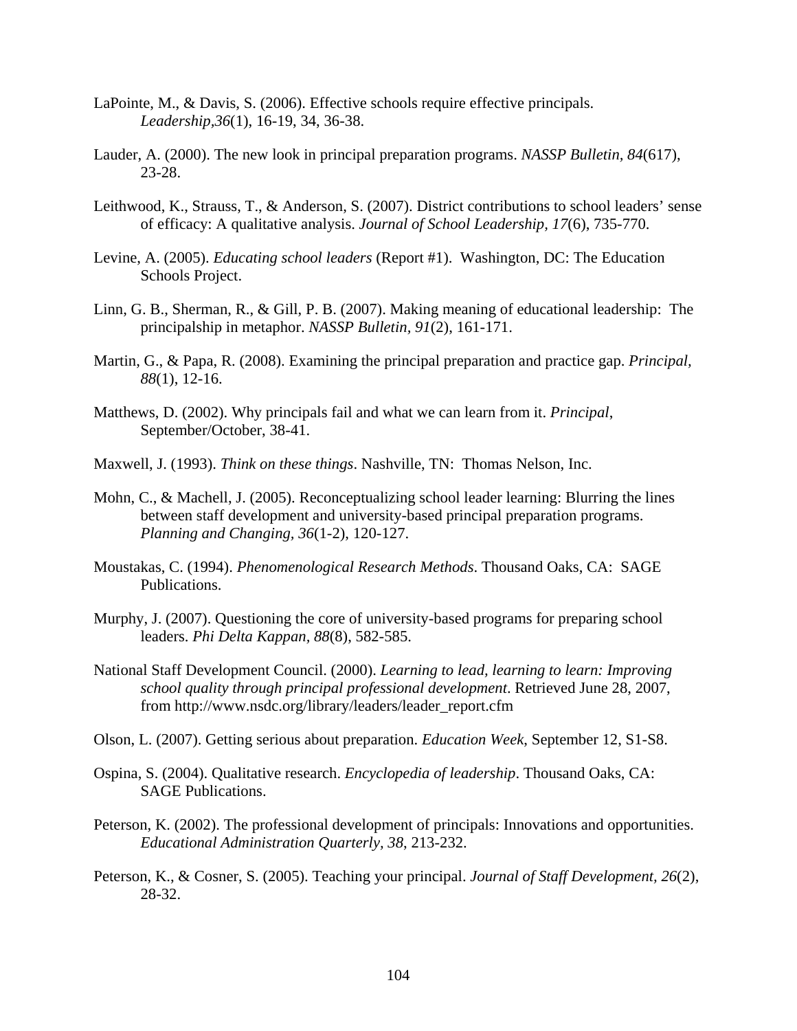LaPointe, M., & Davis, S. (2006). Effective schools require effective principals. *Leadership,36*(1), 16-19, 34, 36-38.

Lauder, A. (2000). The new look in principal preparation programs. *NASSP Bulletin, 84*(617), 23-28.

Leithwood, K., Strauss, T., & Anderson, S. (2007). District contributions to school leaders' sense of efficacy: A qualitative analysis. *Journal of School Leadership, 17*(6), 735-770.

Levine, A. (2005). *Educating school leaders* (Report #1). Washington, DC: The Education Schools Project.

Linn, G. B., Sherman, R., & Gill, P. B. (2007). Making meaning of educational leadership: The principalship in metaphor. *NASSP Bulletin, 91*(2), 161-171.

Martin, G., & Papa, R. (2008). Examining the principal preparation and practice gap. *Principal, 88*(1), 12-16.

Matthews, D. (2002). Why principals fail and what we can learn from it. *Principal*, September/October, 38-41.

Maxwell, J. (1993). *Think on these things*. Nashville, TN: Thomas Nelson, Inc.

Mohn, C., & Machell, J. (2005). Reconceptualizing school leader learning: Blurring the lines between staff development and university-based principal preparation programs. *Planning and Changing, 36*(1-2), 120-127.

Moustakas, C. (1994). *Phenomenological Research Methods*. Thousand Oaks, CA: SAGE Publications.

Murphy, J. (2007). Questioning the core of university-based programs for preparing school leaders. *Phi Delta Kappan, 88*(8), 582-585.

National Staff Development Council. (2000). *Learning to lead, learning to learn: Improving school quality through principal professional development*. Retrieved June 28, 2007, from http://www.nsdc.org/library/leaders/leader_report.cfm

Olson, L. (2007). Getting serious about preparation. *Education Week*, September 12, S1-S8.

Ospina, S. (2004). Qualitative research. *Encyclopedia of leadership*. Thousand Oaks, CA: SAGE Publications.

Peterson, K. (2002). The professional development of principals: Innovations and opportunities. *Educational Administration Quarterly, 38*, 213-232.

Peterson, K., & Cosner, S. (2005). Teaching your principal. *Journal of Staff Development, 26*(2), 28-32.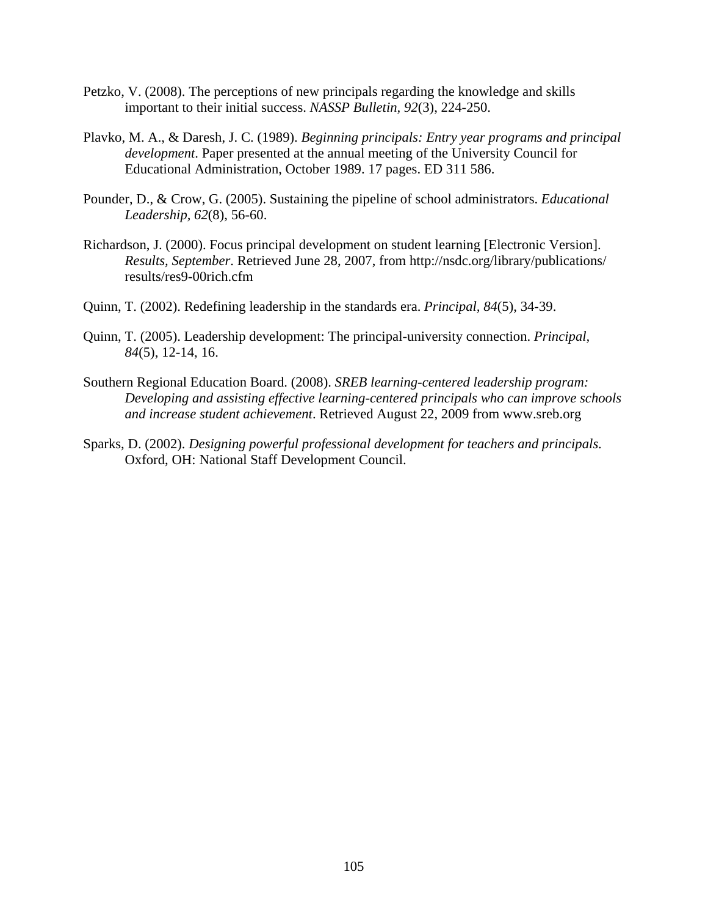Petzko, V. (2008). The perceptions of new principals regarding the knowledge and skills important to their initial success. *NASSP Bulletin, 92*(3), 224-250.

Plavko, M. A., & Daresh, J. C. (1989). *Beginning principals: Entry year programs and principal development*. Paper presented at the annual meeting of the University Council for Educational Administration, October 1989. 17 pages. ED 311 586.

Pounder, D., & Crow, G. (2005). Sustaining the pipeline of school administrators. *Educational Leadership, 62*(8), 56-60.

Richardson, J. (2000). Focus principal development on student learning [Electronic Version]. *Results, September*. Retrieved June 28, 2007, from http://nsdc.org/library/publications/results/res9-00rich.cfm

Quinn, T. (2002). Redefining leadership in the standards era. *Principal, 84*(5), 34-39.

Quinn, T. (2005). Leadership development: The principal-university connection. *Principal, 84*(5), 12-14, 16.

Southern Regional Education Board. (2008). *SREB learning-centered leadership program: Developing and assisting effective learning-centered principals who can improve schools and increase student achievement*. Retrieved August 22, 2009 from www.sreb.org

Sparks, D. (2002). *Designing powerful professional development for teachers and principals*. Oxford, OH: National Staff Development Council.